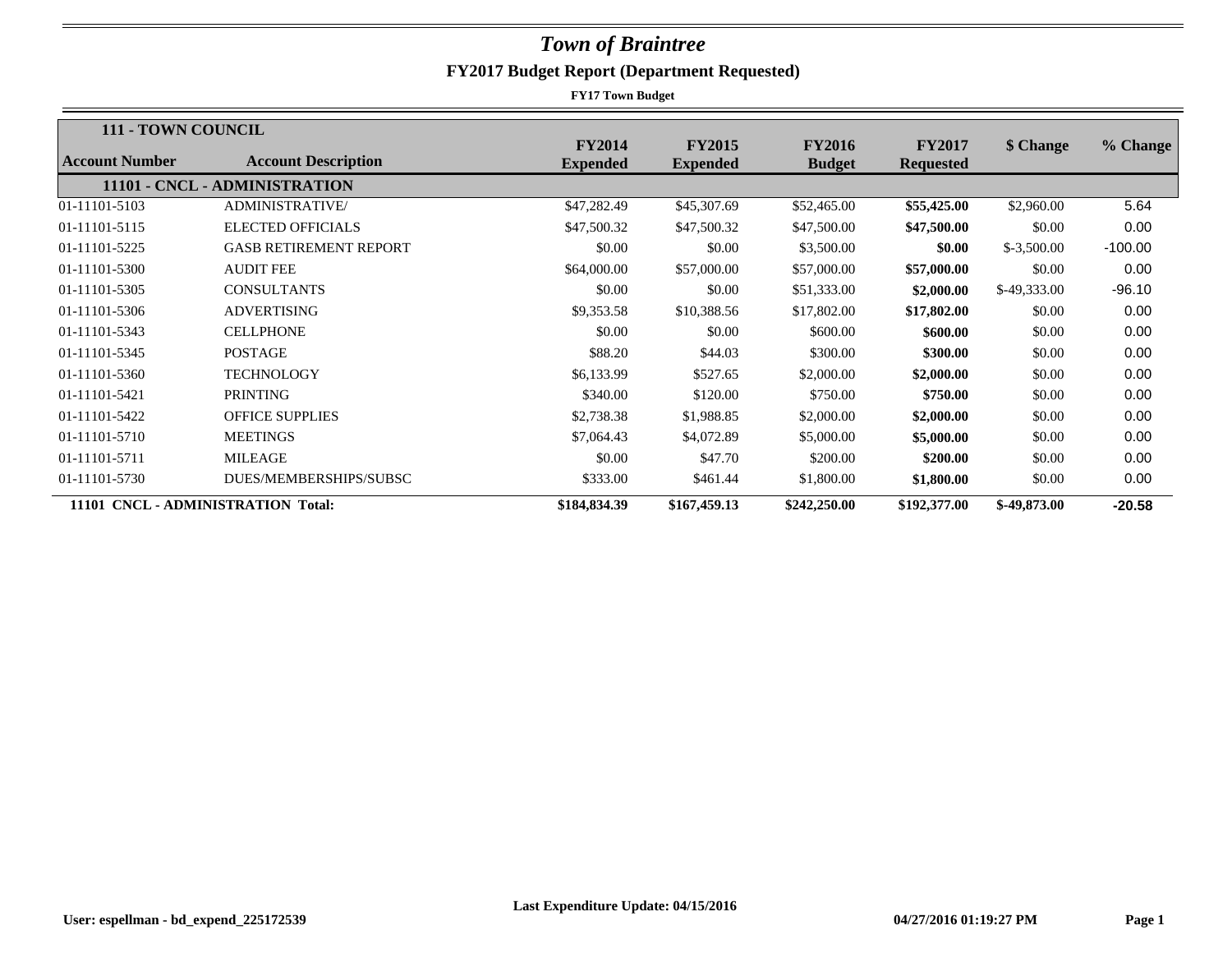# *Town of Braintree*

## FY2017 Budget Report (Department Requested)

**FY17 Town Budget**

| **111 - TOWN COUNCIL** | | | | | | | |
|---|---|---|---|---|---|---|---|
| **Account Number** | **Account Description** | **FY2014 Expended** | **FY2015 Expended** | **FY2016 Budget** | **FY2017 Requested** | **$ Change** | **% Change** |
| **11101 - CNCL - ADMINISTRATION** | | | | | | | |
| 01-11101-5103 | ADMINISTRATIVE/ | $47,282.49 | $45,307.69 | $52,465.00 | **$55,425.00** | $2,960.00 | 5.64 |
| 01-11101-5115 | ELECTED OFFICIALS | $47,500.32 | $47,500.32 | $47,500.00 | **$47,500.00** | $0.00 | 0.00 |
| 01-11101-5225 | GASB RETIREMENT REPORT | $0.00 | $0.00 | $3,500.00 | **$0.00** | $-3,500.00 | -100.00 |
| 01-11101-5300 | AUDIT FEE | $64,000.00 | $57,000.00 | $57,000.00 | **$57,000.00** | $0.00 | 0.00 |
| 01-11101-5305 | CONSULTANTS | $0.00 | $0.00 | $51,333.00 | **$2,000.00** | $-49,333.00 | -96.10 |
| 01-11101-5306 | ADVERTISING | $9,353.58 | $10,388.56 | $17,802.00 | **$17,802.00** | $0.00 | 0.00 |
| 01-11101-5343 | CELLPHONE | $0.00 | $0.00 | $600.00 | **$600.00** | $0.00 | 0.00 |
| 01-11101-5345 | POSTAGE | $88.20 | $44.03 | $300.00 | **$300.00** | $0.00 | 0.00 |
| 01-11101-5360 | TECHNOLOGY | $6,133.99 | $527.65 | $2,000.00 | **$2,000.00** | $0.00 | 0.00 |
| 01-11101-5421 | PRINTING | $340.00 | $120.00 | $750.00 | **$750.00** | $0.00 | 0.00 |
| 01-11101-5422 | OFFICE SUPPLIES | $2,738.38 | $1,988.85 | $2,000.00 | **$2,000.00** | $0.00 | 0.00 |
| 01-11101-5710 | MEETINGS | $7,064.43 | $4,072.89 | $5,000.00 | **$5,000.00** | $0.00 | 0.00 |
| 01-11101-5711 | MILEAGE | $0.00 | $47.70 | $200.00 | **$200.00** | $0.00 | 0.00 |
| 01-11101-5730 | DUES/MEMBERSHIPS/SUBSC | $333.00 | $461.44 | $1,800.00 | **$1,800.00** | $0.00 | 0.00 |
| **11101 CNCL - ADMINISTRATION Total:** | | **$184,834.39** | **$167,459.13** | **$242,250.00** | **$192,377.00** | **$-49,873.00** | **-20.58** |

**Last Expenditure Update: 04/15/2016**

**User: espellman - bd_expend_225172539** **04/27/2016 01:19:27 PM**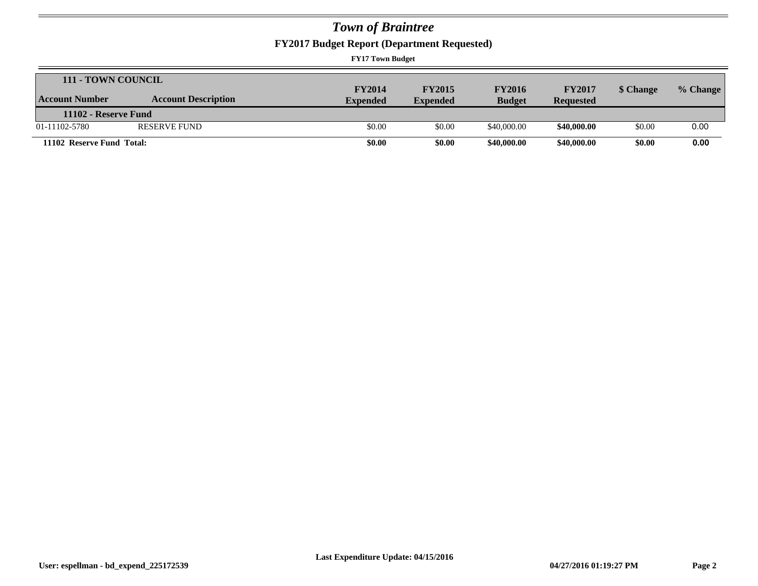# *Town of Braintree*

## FY2017 Budget Report (Department Requested)

**FY17 Town Budget**

| **111 - TOWN COUNCIL** | | | | | | | |
|---|---|---|---|---|---|---|---|
| **Account Number** | **Account Description** | **FY2014 Expended** | **FY2015 Expended** | **FY2016 Budget** | **FY2017 Requested** | **$ Change** | **% Change** |
| **11102 - Reserve Fund** | | | | | | | |
| 01-11102-5780 | RESERVE FUND | $0.00 | $0.00 | $40,000.00 | **$40,000.00** | $0.00 | 0.00 |
| **11102 Reserve Fund Total:** | | **$0.00** | **$0.00** | **$40,000.00** | **$40,000.00** | **$0.00** | **0.00** |

**Last Expenditure Update: 04/15/2016**

**User: espellman - bd_expend_225172539** **04/27/2016 01:19:27 PM**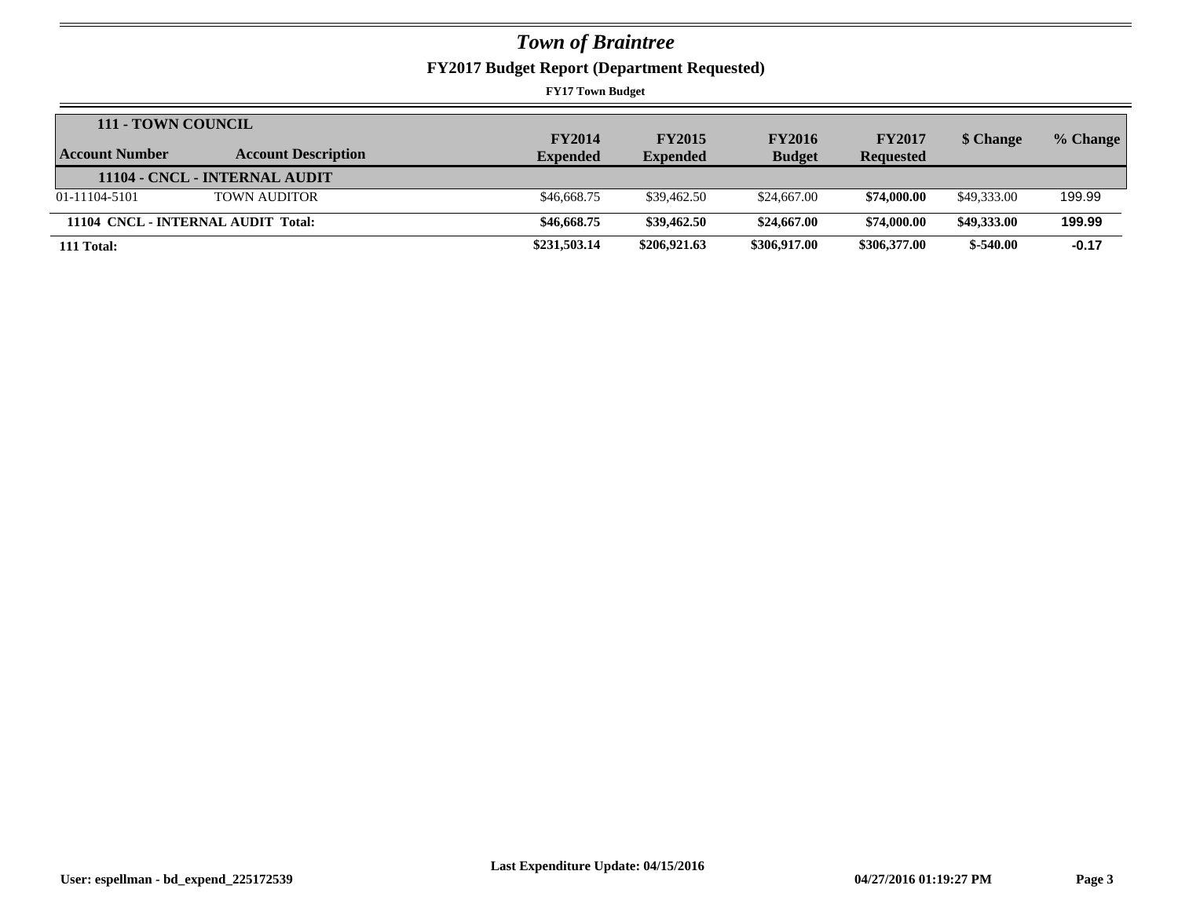# *Town of Braintree*

## FY2017 Budget Report (Department Requested)

**FY17 Town Budget**

| **111 - TOWN COUNCIL** | | | | | | | |
|---|---|---|---|---|---|---|---|
| **Account Number** | **Account Description** | **FY2014 Expended** | **FY2015 Expended** | **FY2016 Budget** | **FY2017 Requested** | **$ Change** | **% Change** |
| **11104 - CNCL - INTERNAL AUDIT** | | | | | | | |
| 01-11104-5101 | TOWN AUDITOR | $46,668.75 | $39,462.50 | $24,667.00 | **$74,000.00** | $49,333.00 | 199.99 |
| **11104 CNCL - INTERNAL AUDIT Total:** | | **$46,668.75** | **$39,462.50** | **$24,667.00** | **$74,000.00** | **$49,333.00** | **199.99** |
| **111 Total:** | | **$231,503.14** | **$206,921.63** | **$306,917.00** | **$306,377.00** | **$-540.00** | **-0.17** |

**Last Expenditure Update: 04/15/2016**

**User: espellman - bd_expend_225172539** **04/27/2016 01:19:27 PM**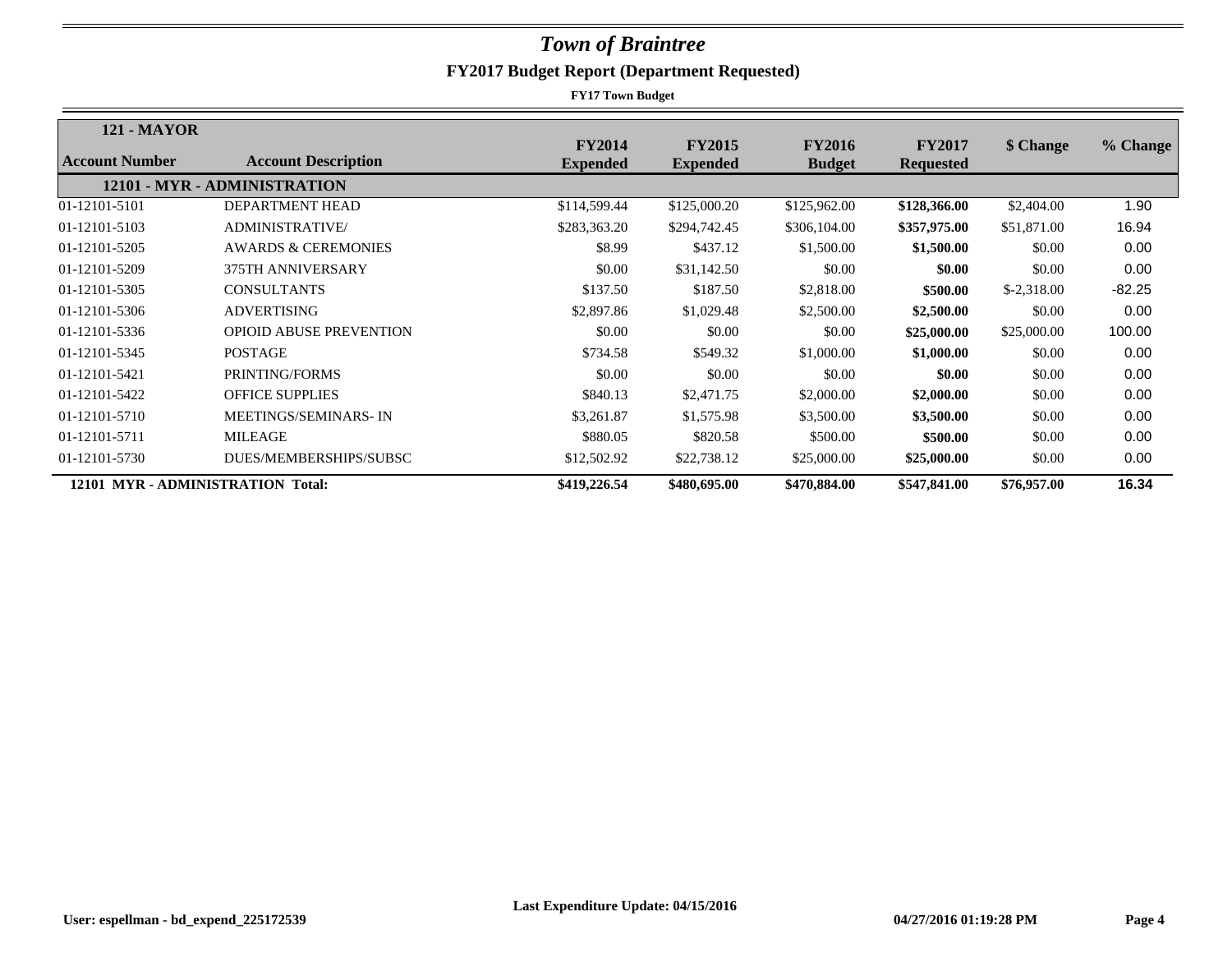# *Town of Braintree*

## FY2017 Budget Report (Department Requested)

**FY17 Town Budget**

| **121 - MAYOR** | | | | | | | |
|---|---|---|---|---|---|---|---|
| **Account Number** | **Account Description** | **FY2014 Expended** | **FY2015 Expended** | **FY2016 Budget** | **FY2017 Requested** | **$ Change** | **% Change** |
| | **12101 - MYR - ADMINISTRATION** | | | | | | |
| 01-12101-5101 | DEPARTMENT HEAD | $114,599.44 | $125,000.20 | $125,962.00 | **$128,366.00** | $2,404.00 | 1.90 |
| 01-12101-5103 | ADMINISTRATIVE/ | $283,363.20 | $294,742.45 | $306,104.00 | **$357,975.00** | $51,871.00 | 16.94 |
| 01-12101-5205 | AWARDS & CEREMONIES | $8.99 | $437.12 | $1,500.00 | **$1,500.00** | $0.00 | 0.00 |
| 01-12101-5209 | 375TH ANNIVERSARY | $0.00 | $31,142.50 | $0.00 | **$0.00** | $0.00 | 0.00 |
| 01-12101-5305 | CONSULTANTS | $137.50 | $187.50 | $2,818.00 | **$500.00** | $-2,318.00 | -82.25 |
| 01-12101-5306 | ADVERTISING | $2,897.86 | $1,029.48 | $2,500.00 | **$2,500.00** | $0.00 | 0.00 |
| 01-12101-5336 | OPIOID ABUSE PREVENTION | $0.00 | $0.00 | $0.00 | **$25,000.00** | $25,000.00 | 100.00 |
| 01-12101-5345 | POSTAGE | $734.58 | $549.32 | $1,000.00 | **$1,000.00** | $0.00 | 0.00 |
| 01-12101-5421 | PRINTING/FORMS | $0.00 | $0.00 | $0.00 | **$0.00** | $0.00 | 0.00 |
| 01-12101-5422 | OFFICE SUPPLIES | $840.13 | $2,471.75 | $2,000.00 | **$2,000.00** | $0.00 | 0.00 |
| 01-12101-5710 | MEETINGS/SEMINARS- IN | $3,261.87 | $1,575.98 | $3,500.00 | **$3,500.00** | $0.00 | 0.00 |
| 01-12101-5711 | MILEAGE | $880.05 | $820.58 | $500.00 | **$500.00** | $0.00 | 0.00 |
| 01-12101-5730 | DUES/MEMBERSHIPS/SUBSC | $12,502.92 | $22,738.12 | $25,000.00 | **$25,000.00** | $0.00 | 0.00 |
| **12101 MYR - ADMINISTRATION Total:** | | **$419,226.54** | **$480,695.00** | **$470,884.00** | **$547,841.00** | **$76,957.00** | **16.34** |

**Last Expenditure Update: 04/15/2016**

**User: espellman - bd_expend_225172539** **04/27/2016 01:19:28 PM**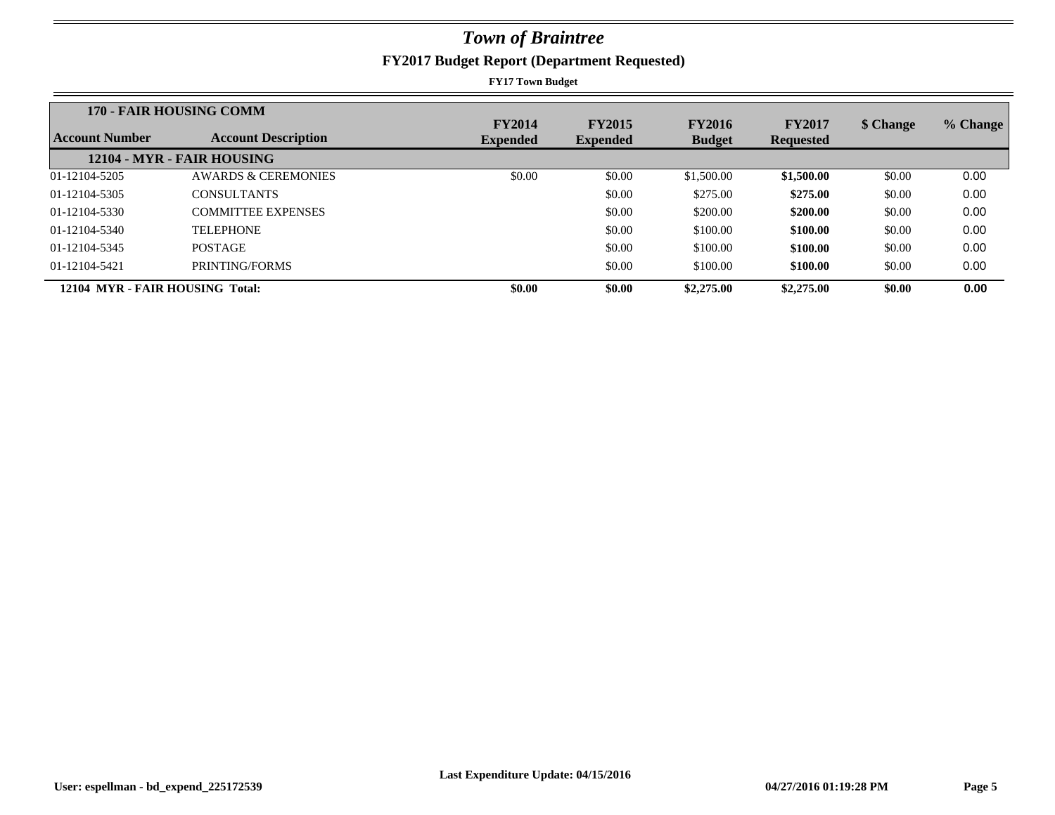# Town of Braintree

## FY2017 Budget Report (Department Requested)

**FY17 Town Budget**

| Account Number | Account Description | FY2014 Expended | FY2015 Expended | FY2016 Budget | FY2017 Requested | $ Change | % Change |
|---|---|---|---|---|---|---|---|
| **170 - FAIR HOUSING COMM** | | | | | | | |
| **12104 - MYR - FAIR HOUSING** | | | | | | | |
| 01-12104-5205 | AWARDS & CEREMONIES | $0.00 | $0.00 | $1,500.00 | **$1,500.00** | $0.00 | 0.00 |
| 01-12104-5305 | CONSULTANTS | | $0.00 | $275.00 | **$275.00** | $0.00 | 0.00 |
| 01-12104-5330 | COMMITTEE EXPENSES | | $0.00 | $200.00 | **$200.00** | $0.00 | 0.00 |
| 01-12104-5340 | TELEPHONE | | $0.00 | $100.00 | **$100.00** | $0.00 | 0.00 |
| 01-12104-5345 | POSTAGE | | $0.00 | $100.00 | **$100.00** | $0.00 | 0.00 |
| 01-12104-5421 | PRINTING/FORMS | | $0.00 | $100.00 | **$100.00** | $0.00 | 0.00 |
| **12104 MYR - FAIR HOUSING Total:** | | **$0.00** | **$0.00** | **$2,275.00** | **$2,275.00** | **$0.00** | **0.00** |

Last Expenditure Update: 04/15/2016

User: espellman - bd_expend_225172539 04/27/2016 01:19:28 PM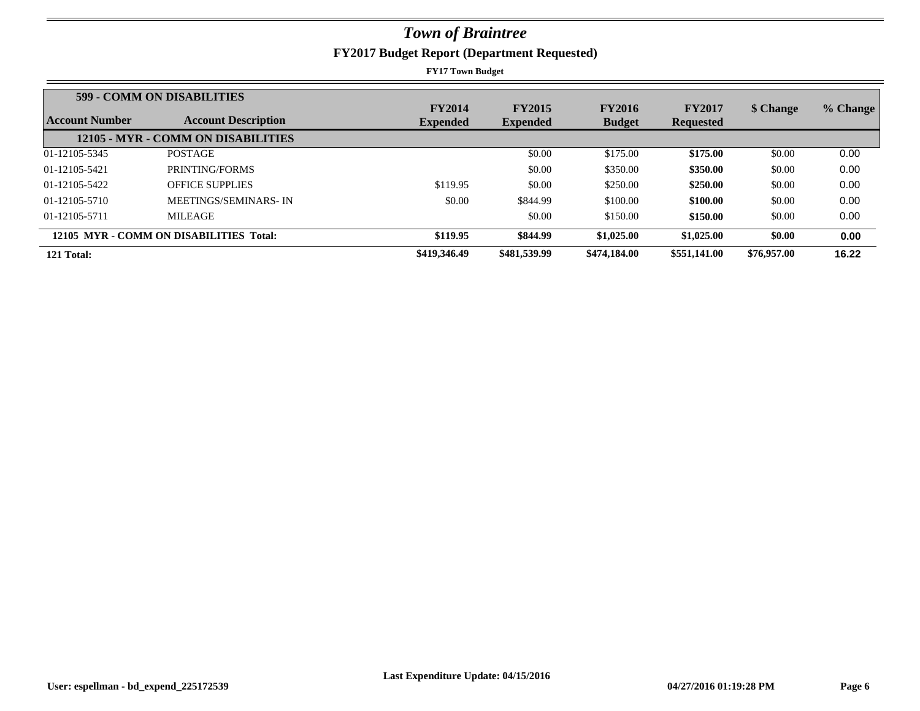# *Town of Braintree*

## FY2017 Budget Report (Department Requested)

**FY17 Town Budget**

| Account Number | Account Description | FY2014 Expended | FY2015 Expended | FY2016 Budget | FY2017 Requested | $ Change | % Change |
|---|---|---|---|---|---|---|---|
| **599 - COMM ON DISABILITIES** | | | | | | | |
| **12105 - MYR - COMM ON DISABILITIES** | | | | | | | |
| 01-12105-5345 | POSTAGE | | $0.00 | $175.00 | **$175.00** | $0.00 | 0.00 |
| 01-12105-5421 | PRINTING/FORMS | | $0.00 | $350.00 | **$350.00** | $0.00 | 0.00 |
| 01-12105-5422 | OFFICE SUPPLIES | $119.95 | $0.00 | $250.00 | **$250.00** | $0.00 | 0.00 |
| 01-12105-5710 | MEETINGS/SEMINARS- IN | $0.00 | $844.99 | $100.00 | **$100.00** | $0.00 | 0.00 |
| 01-12105-5711 | MILEAGE | | $0.00 | $150.00 | **$150.00** | $0.00 | 0.00 |
| **12105 MYR - COMM ON DISABILITIES Total:** | | **$119.95** | **$844.99** | **$1,025.00** | **$1,025.00** | **$0.00** | **0.00** |
| **121 Total:** | | **$419,346.49** | **$481,539.99** | **$474,184.00** | **$551,141.00** | **$76,957.00** | **16.22** |

**Last Expenditure Update: 04/15/2016**

**User: espellman - bd_expend_225172539** **04/27/2016 01:19:28 PM**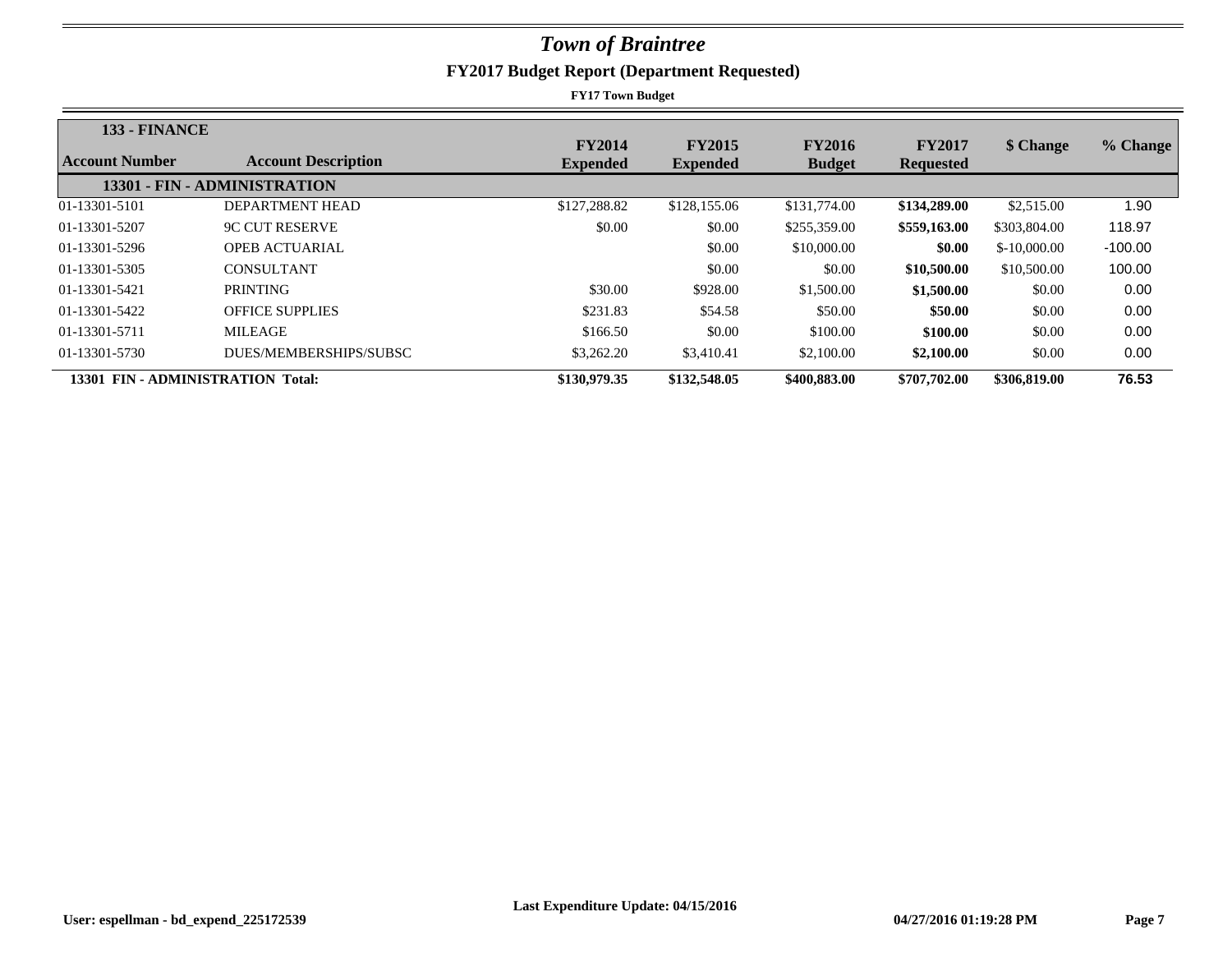# *Town of Braintree*

## FY2017 Budget Report (Department Requested)

**FY17 Town Budget**

| Account Number | Account Description | FY2014 Expended | FY2015 Expended | FY2016 Budget | FY2017 Requested | $ Change | % Change |
|---|---|---|---|---|---|---|---|
| **133 - FINANCE** | | | | | | | |
| **13301 - FIN - ADMINISTRATION** | | | | | | | |
| 01-13301-5101 | DEPARTMENT HEAD | $127,288.82 | $128,155.06 | $131,774.00 | **$134,289.00** | $2,515.00 | 1.90 |
| 01-13301-5207 | 9C CUT RESERVE | $0.00 | $0.00 | $255,359.00 | **$559,163.00** | $303,804.00 | 118.97 |
| 01-13301-5296 | OPEB ACTUARIAL | | $0.00 | $10,000.00 | **$0.00** | $-10,000.00 | -100.00 |
| 01-13301-5305 | CONSULTANT | | $0.00 | $0.00 | **$10,500.00** | $10,500.00 | 100.00 |
| 01-13301-5421 | PRINTING | $30.00 | $928.00 | $1,500.00 | **$1,500.00** | $0.00 | 0.00 |
| 01-13301-5422 | OFFICE SUPPLIES | $231.83 | $54.58 | $50.00 | **$50.00** | $0.00 | 0.00 |
| 01-13301-5711 | MILEAGE | $166.50 | $0.00 | $100.00 | **$100.00** | $0.00 | 0.00 |
| 01-13301-5730 | DUES/MEMBERSHIPS/SUBSC | $3,262.20 | $3,410.41 | $2,100.00 | **$2,100.00** | $0.00 | 0.00 |
| **13301 FIN - ADMINISTRATION Total:** | | **$130,979.35** | **$132,548.05** | **$400,883.00** | **$707,702.00** | **$306,819.00** | **76.53** |

Last Expenditure Update: 04/15/2016

User: espellman - bd_expend_225172539 04/27/2016 01:19:28 PM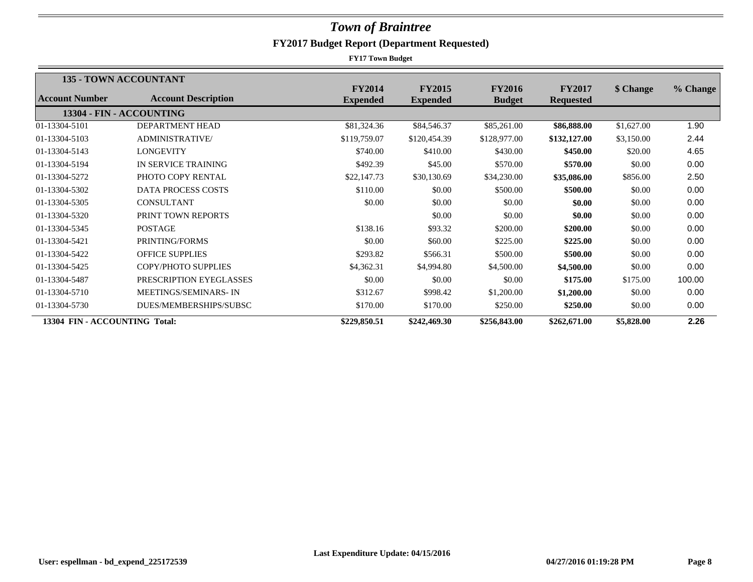# *Town of Braintree*

## FY2017 Budget Report (Department Requested)

**FY17 Town Budget**

| Account Number | Account Description | FY2014 Expended | FY2015 Expended | FY2016 Budget | FY2017 Requested | $ Change | % Change |
|---|---|---|---|---|---|---|---|
| **135 - TOWN ACCOUNTANT** | | | | | | | |
| **13304 - FIN - ACCOUNTING** | | | | | | | |
| 01-13304-5101 | DEPARTMENT HEAD | $81,324.36 | $84,546.37 | $85,261.00 | **$86,888.00** | $1,627.00 | 1.90 |
| 01-13304-5103 | ADMINISTRATIVE/ | $119,759.07 | $120,454.39 | $128,977.00 | **$132,127.00** | $3,150.00 | 2.44 |
| 01-13304-5143 | LONGEVITY | $740.00 | $410.00 | $430.00 | **$450.00** | $20.00 | 4.65 |
| 01-13304-5194 | IN SERVICE TRAINING | $492.39 | $45.00 | $570.00 | **$570.00** | $0.00 | 0.00 |
| 01-13304-5272 | PHOTO COPY RENTAL | $22,147.73 | $30,130.69 | $34,230.00 | **$35,086.00** | $856.00 | 2.50 |
| 01-13304-5302 | DATA PROCESS COSTS | $110.00 | $0.00 | $500.00 | **$500.00** | $0.00 | 0.00 |
| 01-13304-5305 | CONSULTANT | $0.00 | $0.00 | $0.00 | **$0.00** | $0.00 | 0.00 |
| 01-13304-5320 | PRINT TOWN REPORTS | | $0.00 | $0.00 | **$0.00** | $0.00 | 0.00 |
| 01-13304-5345 | POSTAGE | $138.16 | $93.32 | $200.00 | **$200.00** | $0.00 | 0.00 |
| 01-13304-5421 | PRINTING/FORMS | $0.00 | $60.00 | $225.00 | **$225.00** | $0.00 | 0.00 |
| 01-13304-5422 | OFFICE SUPPLIES | $293.82 | $566.31 | $500.00 | **$500.00** | $0.00 | 0.00 |
| 01-13304-5425 | COPY/PHOTO SUPPLIES | $4,362.31 | $4,994.80 | $4,500.00 | **$4,500.00** | $0.00 | 0.00 |
| 01-13304-5487 | PRESCRIPTION EYEGLASSES | $0.00 | $0.00 | $0.00 | **$175.00** | $175.00 | 100.00 |
| 01-13304-5710 | MEETINGS/SEMINARS- IN | $312.67 | $998.42 | $1,200.00 | **$1,200.00** | $0.00 | 0.00 |
| 01-13304-5730 | DUES/MEMBERSHIPS/SUBSC | $170.00 | $170.00 | $250.00 | **$250.00** | $0.00 | 0.00 |
| **13304 FIN - ACCOUNTING Total:** | | **$229,850.51** | **$242,469.30** | **$256,843.00** | **$262,671.00** | **$5,828.00** | **2.26** |

**Last Expenditure Update: 04/15/2016**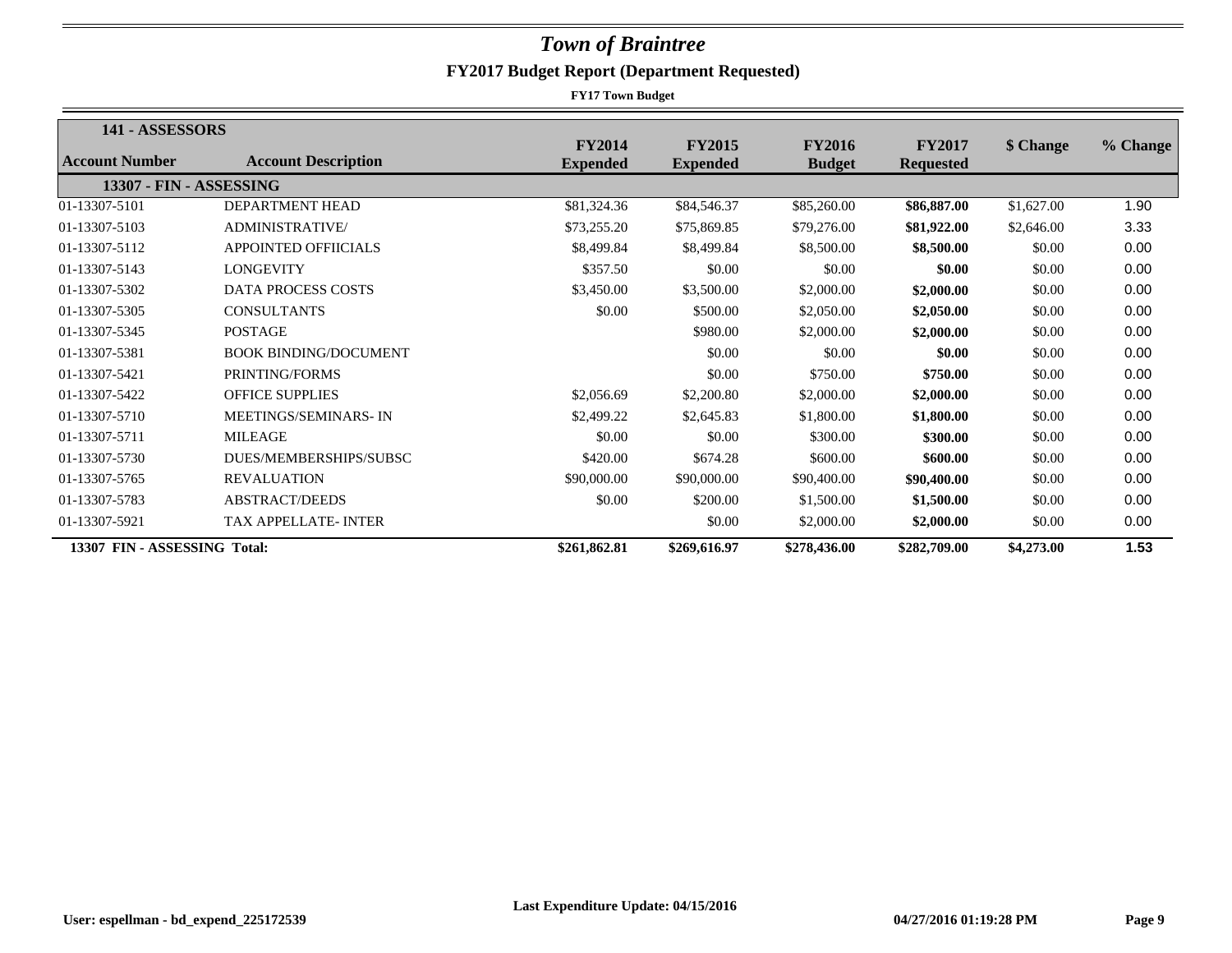# *Town of Braintree*

## FY2017 Budget Report (Department Requested)

**FY17 Town Budget**

| 141 - ASSESSORS | | | | | | | |
|---|---|---|---|---|---|---|---|
| **Account Number** | **Account Description** | **FY2014 Expended** | **FY2015 Expended** | **FY2016 Budget** | **FY2017 Requested** | **$ Change** | **% Change** |
| **13307 - FIN - ASSESSING** | | | | | | | |
| 01-13307-5101 | DEPARTMENT HEAD | $81,324.36 | $84,546.37 | $85,260.00 | **$86,887.00** | $1,627.00 | 1.90 |
| 01-13307-5103 | ADMINISTRATIVE/ | $73,255.20 | $75,869.85 | $79,276.00 | **$81,922.00** | $2,646.00 | 3.33 |
| 01-13307-5112 | APPOINTED OFFIICIALS | $8,499.84 | $8,499.84 | $8,500.00 | **$8,500.00** | $0.00 | 0.00 |
| 01-13307-5143 | LONGEVITY | $357.50 | $0.00 | $0.00 | **$0.00** | $0.00 | 0.00 |
| 01-13307-5302 | DATA PROCESS COSTS | $3,450.00 | $3,500.00 | $2,000.00 | **$2,000.00** | $0.00 | 0.00 |
| 01-13307-5305 | CONSULTANTS | $0.00 | $500.00 | $2,050.00 | **$2,050.00** | $0.00 | 0.00 |
| 01-13307-5345 | POSTAGE | | $980.00 | $2,000.00 | **$2,000.00** | $0.00 | 0.00 |
| 01-13307-5381 | BOOK BINDING/DOCUMENT | | $0.00 | $0.00 | **$0.00** | $0.00 | 0.00 |
| 01-13307-5421 | PRINTING/FORMS | | $0.00 | $750.00 | **$750.00** | $0.00 | 0.00 |
| 01-13307-5422 | OFFICE SUPPLIES | $2,056.69 | $2,200.80 | $2,000.00 | **$2,000.00** | $0.00 | 0.00 |
| 01-13307-5710 | MEETINGS/SEMINARS- IN | $2,499.22 | $2,645.83 | $1,800.00 | **$1,800.00** | $0.00 | 0.00 |
| 01-13307-5711 | MILEAGE | $0.00 | $0.00 | $300.00 | **$300.00** | $0.00 | 0.00 |
| 01-13307-5730 | DUES/MEMBERSHIPS/SUBSC | $420.00 | $674.28 | $600.00 | **$600.00** | $0.00 | 0.00 |
| 01-13307-5765 | REVALUATION | $90,000.00 | $90,000.00 | $90,400.00 | **$90,400.00** | $0.00 | 0.00 |
| 01-13307-5783 | ABSTRACT/DEEDS | $0.00 | $200.00 | $1,500.00 | **$1,500.00** | $0.00 | 0.00 |
| 01-13307-5921 | TAX APPELLATE- INTER | | $0.00 | $2,000.00 | **$2,000.00** | $0.00 | 0.00 |
| **13307 FIN - ASSESSING Total:** | | **$261,862.81** | **$269,616.97** | **$278,436.00** | **$282,709.00** | **$4,273.00** | **1.53** |

**Last Expenditure Update: 04/15/2016**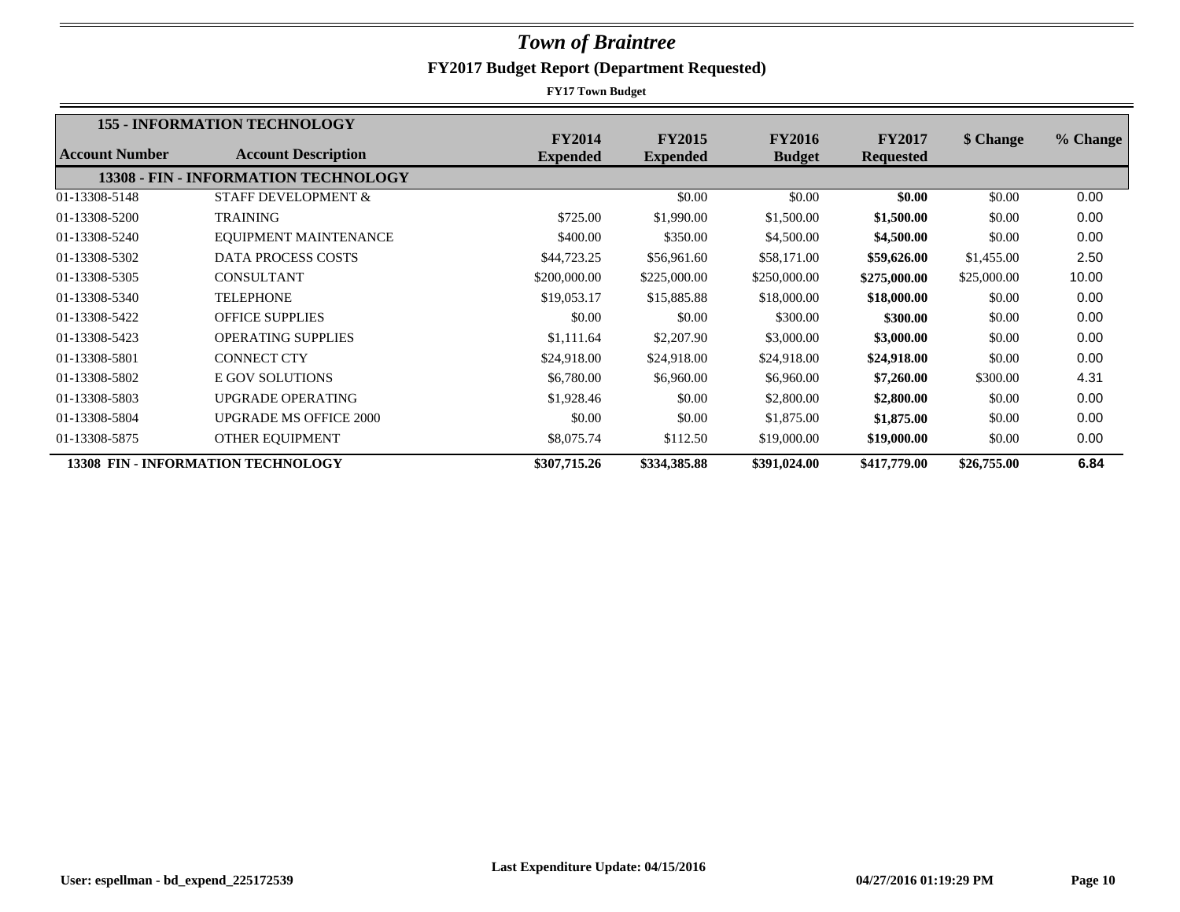# *Town of Braintree*

## FY2017 Budget Report (Department Requested)

**FY17 Town Budget**

| Account Number | Account Description | FY2014 Expended | FY2015 Expended | FY2016 Budget | FY2017 Requested | $ Change | % Change |
|---|---|---|---|---|---|---|---|
| **155 - INFORMATION TECHNOLOGY** | | | | | | | |
| **13308 - FIN - INFORMATION TECHNOLOGY** | | | | | | | |
| 01-13308-5148 | STAFF DEVELOPMENT & | | $0.00 | $0.00 | **$0.00** | $0.00 | 0.00 |
| 01-13308-5200 | TRAINING | $725.00 | $1,990.00 | $1,500.00 | **$1,500.00** | $0.00 | 0.00 |
| 01-13308-5240 | EQUIPMENT MAINTENANCE | $400.00 | $350.00 | $4,500.00 | **$4,500.00** | $0.00 | 0.00 |
| 01-13308-5302 | DATA PROCESS COSTS | $44,723.25 | $56,961.60 | $58,171.00 | **$59,626.00** | $1,455.00 | 2.50 |
| 01-13308-5305 | CONSULTANT | $200,000.00 | $225,000.00 | $250,000.00 | **$275,000.00** | $25,000.00 | 10.00 |
| 01-13308-5340 | TELEPHONE | $19,053.17 | $15,885.88 | $18,000.00 | **$18,000.00** | $0.00 | 0.00 |
| 01-13308-5422 | OFFICE SUPPLIES | $0.00 | $0.00 | $300.00 | **$300.00** | $0.00 | 0.00 |
| 01-13308-5423 | OPERATING SUPPLIES | $1,111.64 | $2,207.90 | $3,000.00 | **$3,000.00** | $0.00 | 0.00 |
| 01-13308-5801 | CONNECT CTY | $24,918.00 | $24,918.00 | $24,918.00 | **$24,918.00** | $0.00 | 0.00 |
| 01-13308-5802 | E GOV SOLUTIONS | $6,780.00 | $6,960.00 | $6,960.00 | **$7,260.00** | $300.00 | 4.31 |
| 01-13308-5803 | UPGRADE OPERATING | $1,928.46 | $0.00 | $2,800.00 | **$2,800.00** | $0.00 | 0.00 |
| 01-13308-5804 | UPGRADE MS OFFICE 2000 | $0.00 | $0.00 | $1,875.00 | **$1,875.00** | $0.00 | 0.00 |
| 01-13308-5875 | OTHER EQUIPMENT | $8,075.74 | $112.50 | $19,000.00 | **$19,000.00** | $0.00 | 0.00 |
| **13308 FIN - INFORMATION TECHNOLOGY** | | **$307,715.26** | **$334,385.88** | **$391,024.00** | **$417,779.00** | **$26,755.00** | **6.84** |

**Last Expenditure Update: 04/15/2016**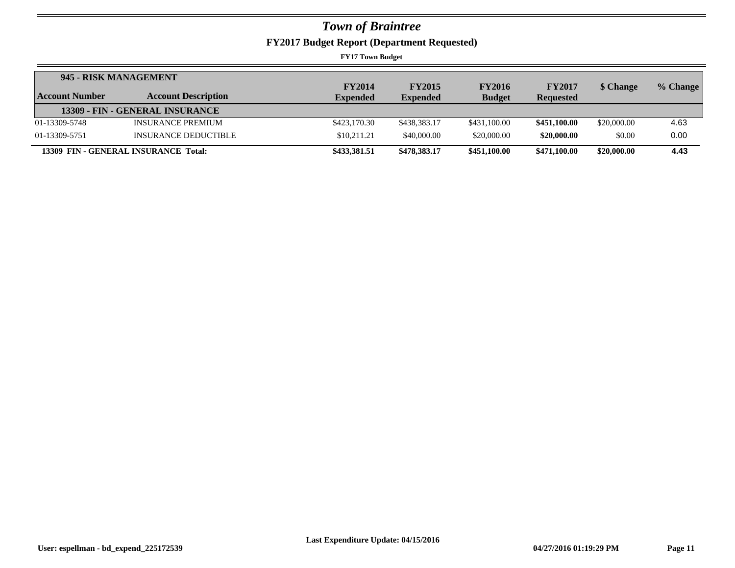# *Town of Braintree*

## FY2017 Budget Report (Department Requested)

**FY17 Town Budget**

| **945 - RISK MANAGEMENT** | | | | | | | |
|---|---|---|---|---|---|---|---|
| **Account Number** | **Account Description** | **FY2014 Expended** | **FY2015 Expended** | **FY2016 Budget** | **FY2017 Requested** | **$ Change** | **% Change** |
| **13309 - FIN - GENERAL INSURANCE** | | | | | | | |
| 01-13309-5748 | INSURANCE PREMIUM | $423,170.30 | $438,383.17 | $431,100.00 | **$451,100.00** | $20,000.00 | 4.63 |
| 01-13309-5751 | INSURANCE DEDUCTIBLE | $10,211.21 | $40,000.00 | $20,000.00 | **$20,000.00** | $0.00 | 0.00 |
| **13309 FIN - GENERAL INSURANCE Total:** | | **$433,381.51** | **$478,383.17** | **$451,100.00** | **$471,100.00** | **$20,000.00** | **4.43** |

**Last Expenditure Update: 04/15/2016**

**User: espellman - bd_expend_225172539** **04/27/2016 01:19:29 PM**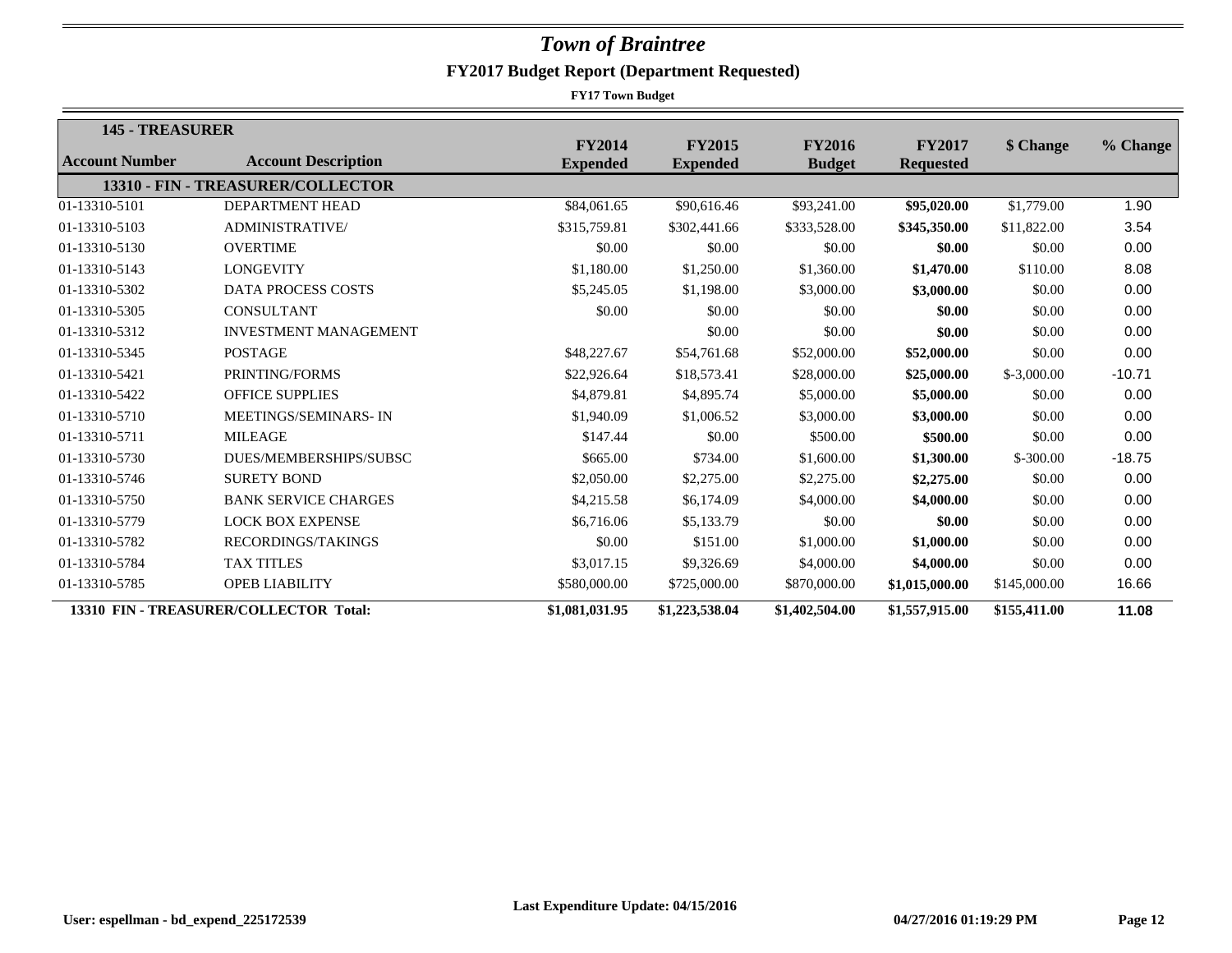# *Town of Braintree*

## FY2017 Budget Report (Department Requested)

**FY17 Town Budget**

| 145 - TREASURER | | | | | | | |
|---|---|---|---|---|---|---|---|
| **Account Number** | **Account Description** | **FY2014 Expended** | **FY2015 Expended** | **FY2016 Budget** | **FY2017 Requested** | **$ Change** | **% Change** |
| | **13310 - FIN - TREASURER/COLLECTOR** | | | | | | |
| 01-13310-5101 | DEPARTMENT HEAD | $84,061.65 | $90,616.46 | $93,241.00 | **$95,020.00** | $1,779.00 | 1.90 |
| 01-13310-5103 | ADMINISTRATIVE/ | $315,759.81 | $302,441.66 | $333,528.00 | **$345,350.00** | $11,822.00 | 3.54 |
| 01-13310-5130 | OVERTIME | $0.00 | $0.00 | $0.00 | **$0.00** | $0.00 | 0.00 |
| 01-13310-5143 | LONGEVITY | $1,180.00 | $1,250.00 | $1,360.00 | **$1,470.00** | $110.00 | 8.08 |
| 01-13310-5302 | DATA PROCESS COSTS | $5,245.05 | $1,198.00 | $3,000.00 | **$3,000.00** | $0.00 | 0.00 |
| 01-13310-5305 | CONSULTANT | $0.00 | $0.00 | $0.00 | **$0.00** | $0.00 | 0.00 |
| 01-13310-5312 | INVESTMENT MANAGEMENT | | $0.00 | $0.00 | **$0.00** | $0.00 | 0.00 |
| 01-13310-5345 | POSTAGE | $48,227.67 | $54,761.68 | $52,000.00 | **$52,000.00** | $0.00 | 0.00 |
| 01-13310-5421 | PRINTING/FORMS | $22,926.64 | $18,573.41 | $28,000.00 | **$25,000.00** | $-3,000.00 | -10.71 |
| 01-13310-5422 | OFFICE SUPPLIES | $4,879.81 | $4,895.74 | $5,000.00 | **$5,000.00** | $0.00 | 0.00 |
| 01-13310-5710 | MEETINGS/SEMINARS- IN | $1,940.09 | $1,006.52 | $3,000.00 | **$3,000.00** | $0.00 | 0.00 |
| 01-13310-5711 | MILEAGE | $147.44 | $0.00 | $500.00 | **$500.00** | $0.00 | 0.00 |
| 01-13310-5730 | DUES/MEMBERSHIPS/SUBSC | $665.00 | $734.00 | $1,600.00 | **$1,300.00** | $-300.00 | -18.75 |
| 01-13310-5746 | SURETY BOND | $2,050.00 | $2,275.00 | $2,275.00 | **$2,275.00** | $0.00 | 0.00 |
| 01-13310-5750 | BANK SERVICE CHARGES | $4,215.58 | $6,174.09 | $4,000.00 | **$4,000.00** | $0.00 | 0.00 |
| 01-13310-5779 | LOCK BOX EXPENSE | $6,716.06 | $5,133.79 | $0.00 | **$0.00** | $0.00 | 0.00 |
| 01-13310-5782 | RECORDINGS/TAKINGS | $0.00 | $151.00 | $1,000.00 | **$1,000.00** | $0.00 | 0.00 |
| 01-13310-5784 | TAX TITLES | $3,017.15 | $9,326.69 | $4,000.00 | **$4,000.00** | $0.00 | 0.00 |
| 01-13310-5785 | OPEB LIABILITY | $580,000.00 | $725,000.00 | $870,000.00 | **$1,015,000.00** | $145,000.00 | 16.66 |
| **13310 FIN - TREASURER/COLLECTOR Total:** | | **$1,081,031.95** | **$1,223,538.04** | **$1,402,504.00** | **$1,557,915.00** | **$155,411.00** | **11.08** |

**Last Expenditure Update: 04/15/2016**

**User: espellman - bd_expend_225172539** **04/27/2016 01:19:29 PM**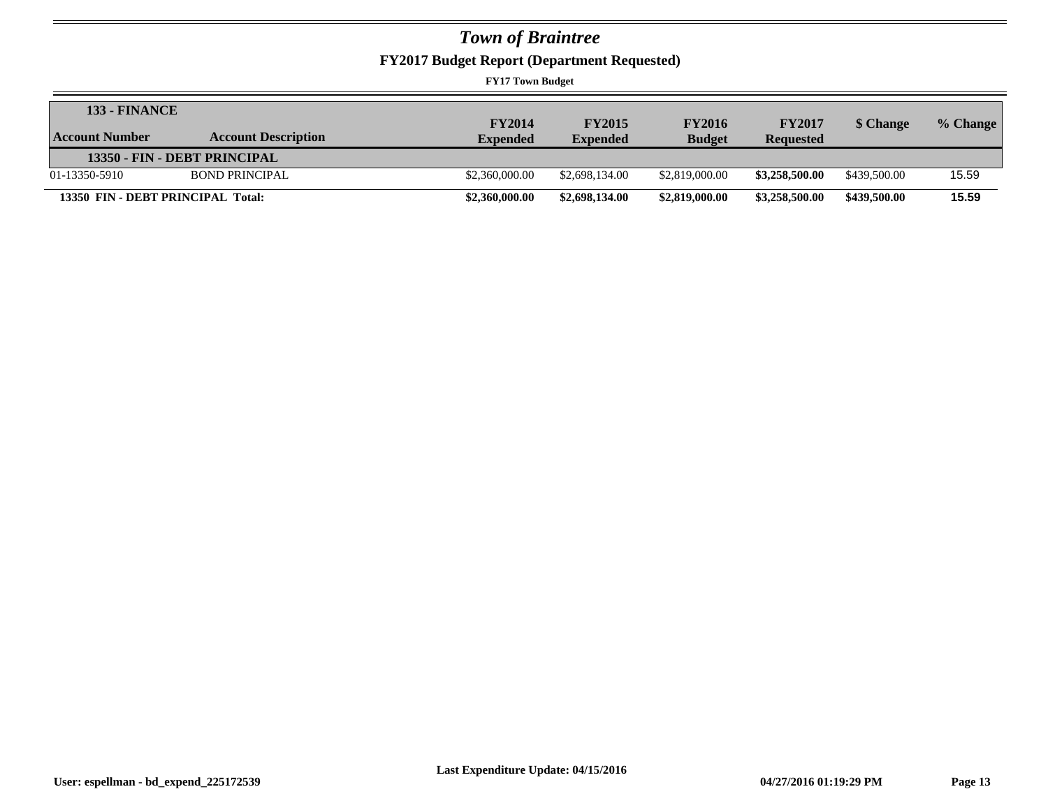# *Town of Braintree*

## FY2017 Budget Report (Department Requested)

**FY17 Town Budget**

| **133 - FINANCE** | | | | | | | |
|---|---|---|---|---|---|---|---|
| **Account Number** | **Account Description** | **FY2014 Expended** | **FY2015 Expended** | **FY2016 Budget** | **FY2017 Requested** | **$ Change** | **% Change** |
| **13350 - FIN - DEBT PRINCIPAL** | | | | | | | |
| 01-13350-5910 | BOND PRINCIPAL | $2,360,000.00 | $2,698,134.00 | $2,819,000.00 | **$3,258,500.00** | $439,500.00 | 15.59 |
| **13350 FIN - DEBT PRINCIPAL Total:** | | **$2,360,000.00** | **$2,698,134.00** | **$2,819,000.00** | **$3,258,500.00** | **$439,500.00** | **15.59** |

**Last Expenditure Update: 04/15/2016**

**User: espellman - bd_expend_225172539** **04/27/2016 01:19:29 PM**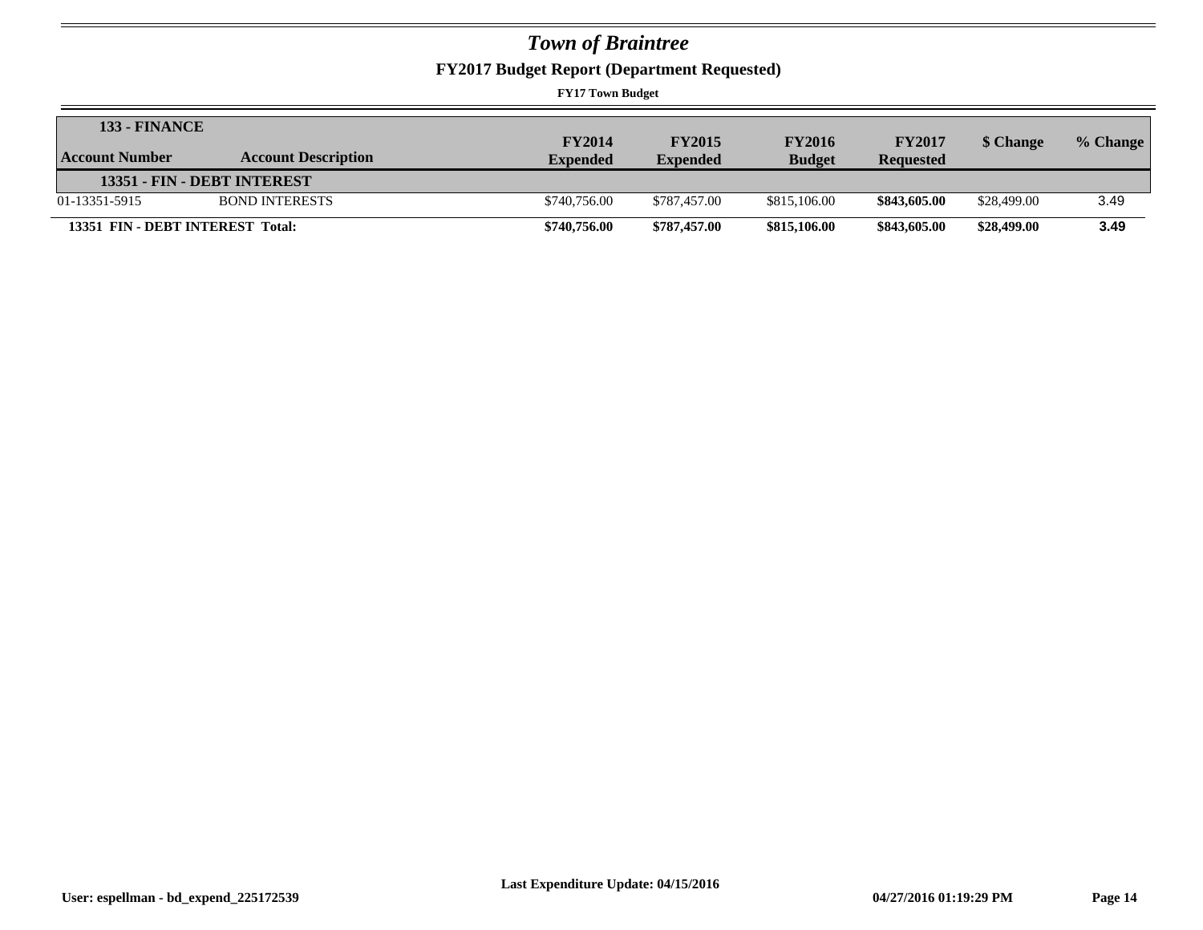# *Town of Braintree*

## FY2017 Budget Report (Department Requested)

**FY17 Town Budget**

| **133 - FINANCE** | | | | | | | |
|---|---|---|---|---|---|---|---|
| **Account Number** | **Account Description** | **FY2014 Expended** | **FY2015 Expended** | **FY2016 Budget** | **FY2017 Requested** | **$ Change** | **% Change** |
| **13351 - FIN - DEBT INTEREST** | | | | | | | |
| 01-13351-5915 | BOND INTERESTS | $740,756.00 | $787,457.00 | $815,106.00 | **$843,605.00** | $28,499.00 | 3.49 |
| **13351 FIN - DEBT INTEREST Total:** | | **$740,756.00** | **$787,457.00** | **$815,106.00** | **$843,605.00** | **$28,499.00** | **3.49** |

**Last Expenditure Update: 04/15/2016**

**User: espellman - bd_expend_225172539** **04/27/2016 01:19:29 PM**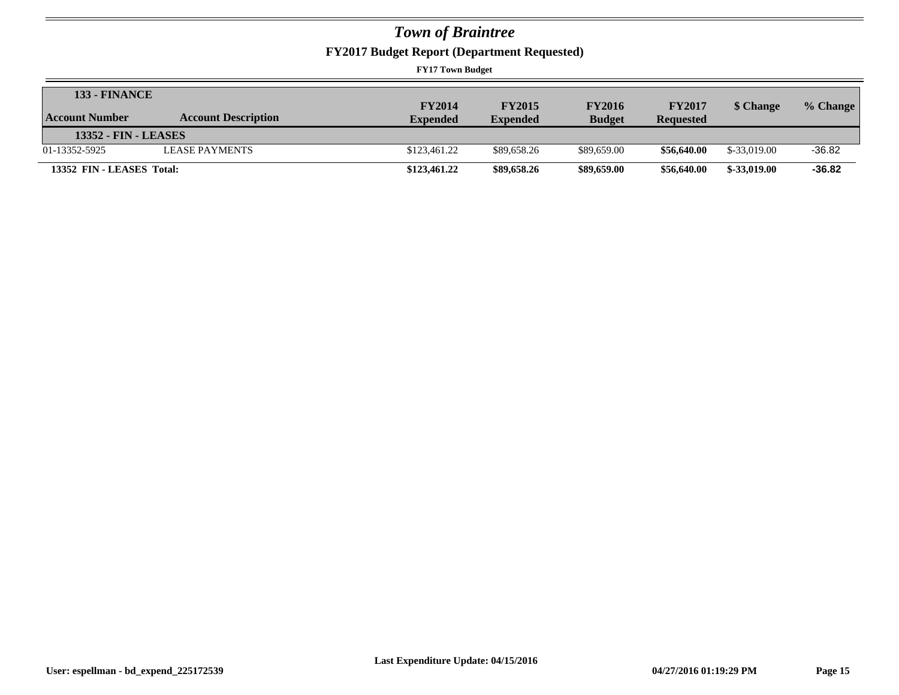# *Town of Braintree*

## FY2017 Budget Report (Department Requested)

**FY17 Town Budget**

| Account Number | Account Description | FY2014 Expended | FY2015 Expended | FY2016 Budget | FY2017 Requested | $ Change | % Change |
|---|---|---|---|---|---|---|---|
| **133 - FINANCE** | | | | | | | |
| **13352 - FIN - LEASES** | | | | | | | |
| 01-13352-5925 | LEASE PAYMENTS | $123,461.22 | $89,658.26 | $89,659.00 | **$56,640.00** | $-33,019.00 | -36.82 |
| **13352 FIN - LEASES Total:** | | **$123,461.22** | **$89,658.26** | **$89,659.00** | **$56,640.00** | **$-33,019.00** | **-36.82** |

**Last Expenditure Update: 04/15/2016**

**User: espellman - bd_expend_225172539** **04/27/2016 01:19:29 PM**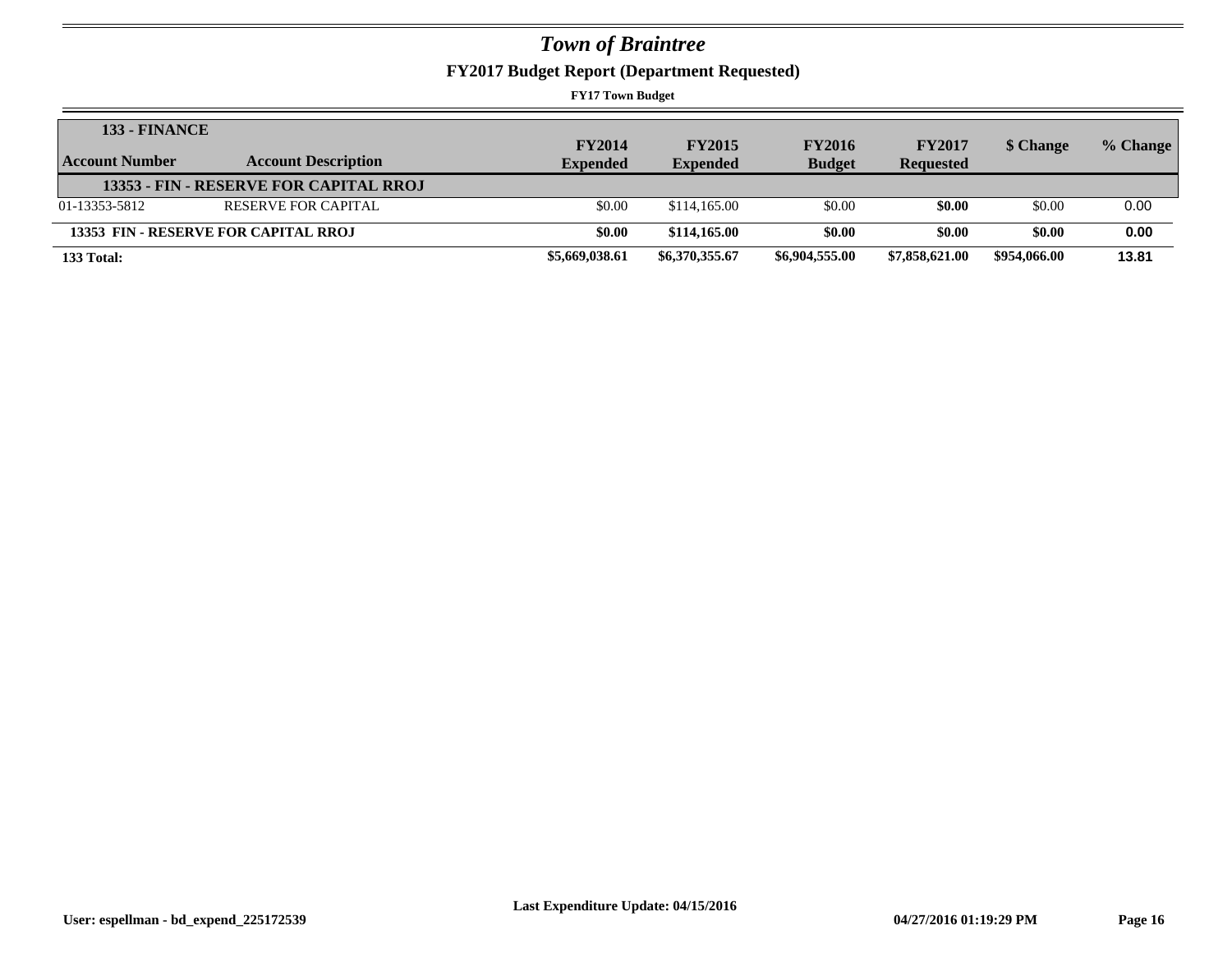# Town of Braintree

## FY2017 Budget Report (Department Requested)

**FY17 Town Budget**

| **133 - FINANCE** | | | | | | | |
|---|---|---|---|---|---|---|---|
| **Account Number** | **Account Description** | **FY2014 Expended** | **FY2015 Expended** | **FY2016 Budget** | **FY2017 Requested** | **$ Change** | **% Change** |
| | **13353 - FIN - RESERVE FOR CAPITAL RROJ** | | | | | | |
| 01-13353-5812 | RESERVE FOR CAPITAL | $0.00 | $114,165.00 | $0.00 | **$0.00** | $0.00 | 0.00 |
| **13353 FIN - RESERVE FOR CAPITAL RROJ** | | **$0.00** | **$114,165.00** | **$0.00** | **$0.00** | **$0.00** | **0.00** |
| **133 Total:** | | **$5,669,038.61** | **$6,370,355.67** | **$6,904,555.00** | **$7,858,621.00** | **$954,066.00** | **13.81** |

**Last Expenditure Update: 04/15/2016**

**User: espellman - bd_expend_225172539** **04/27/2016 01:19:29 PM**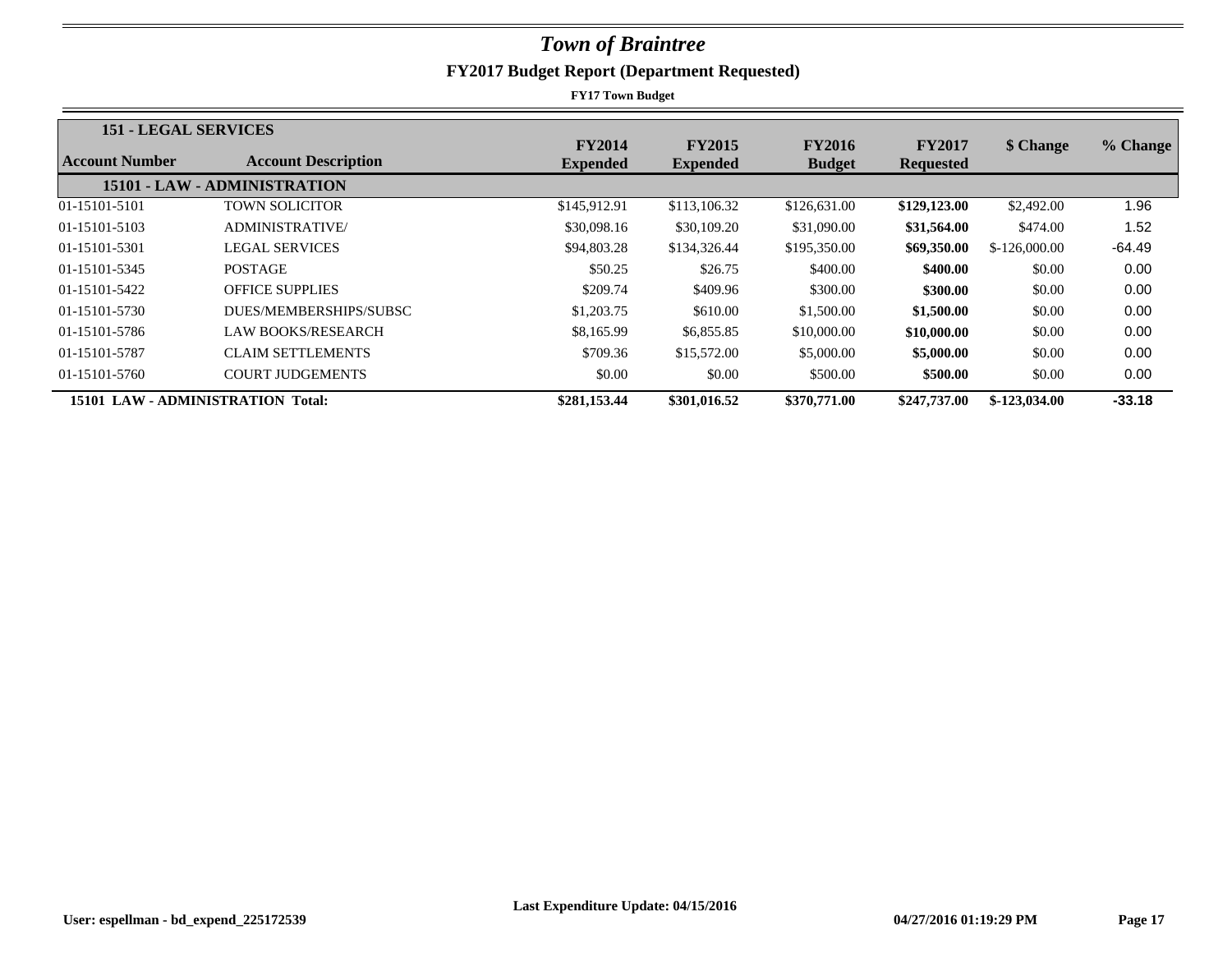# *Town of Braintree*

## FY2017 Budget Report (Department Requested)

**FY17 Town Budget**

| Account Number | Account Description | FY2014 Expended | FY2015 Expended | FY2016 Budget | FY2017 Requested | $ Change | % Change |
|---|---|---|---|---|---|---|---|
| **151 - LEGAL SERVICES** | | | | | | | |
| **15101 - LAW - ADMINISTRATION** | | | | | | | |
| 01-15101-5101 | TOWN SOLICITOR | $145,912.91 | $113,106.32 | $126,631.00 | **$129,123.00** | $2,492.00 | 1.96 |
| 01-15101-5103 | ADMINISTRATIVE/ | $30,098.16 | $30,109.20 | $31,090.00 | **$31,564.00** | $474.00 | 1.52 |
| 01-15101-5301 | LEGAL SERVICES | $94,803.28 | $134,326.44 | $195,350.00 | **$69,350.00** | $-126,000.00 | -64.49 |
| 01-15101-5345 | POSTAGE | $50.25 | $26.75 | $400.00 | **$400.00** | $0.00 | 0.00 |
| 01-15101-5422 | OFFICE SUPPLIES | $209.74 | $409.96 | $300.00 | **$300.00** | $0.00 | 0.00 |
| 01-15101-5730 | DUES/MEMBERSHIPS/SUBSC | $1,203.75 | $610.00 | $1,500.00 | **$1,500.00** | $0.00 | 0.00 |
| 01-15101-5786 | LAW BOOKS/RESEARCH | $8,165.99 | $6,855.85 | $10,000.00 | **$10,000.00** | $0.00 | 0.00 |
| 01-15101-5787 | CLAIM SETTLEMENTS | $709.36 | $15,572.00 | $5,000.00 | **$5,000.00** | $0.00 | 0.00 |
| 01-15101-5760 | COURT JUDGEMENTS | $0.00 | $0.00 | $500.00 | **$500.00** | $0.00 | 0.00 |
| **15101 LAW - ADMINISTRATION Total:** | | **$281,153.44** | **$301,016.52** | **$370,771.00** | **$247,737.00** | **$-123,034.00** | **-33.18** |

**Last Expenditure Update: 04/15/2016**

**User: espellman - bd_expend_225172539** **04/27/2016 01:19:29 PM**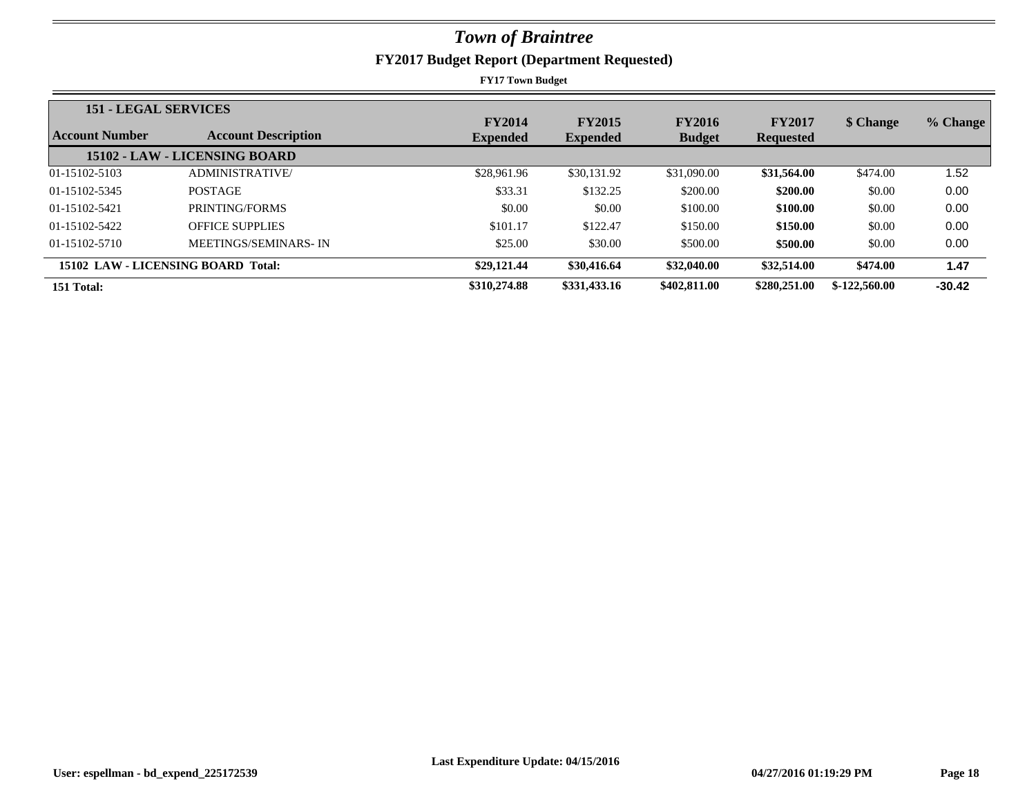# *Town of Braintree*

## FY2017 Budget Report (Department Requested)

**FY17 Town Budget**

| Account Number | Account Description | FY2014 Expended | FY2015 Expended | FY2016 Budget | FY2017 Requested | $ Change | % Change |
|---|---|---|---|---|---|---|---|
| **151 - LEGAL SERVICES** | | | | | | | |
| **15102 - LAW - LICENSING BOARD** | | | | | | | |
| 01-15102-5103 | ADMINISTRATIVE/ | $28,961.96 | $30,131.92 | $31,090.00 | **$31,564.00** | $474.00 | 1.52 |
| 01-15102-5345 | POSTAGE | $33.31 | $132.25 | $200.00 | **$200.00** | $0.00 | 0.00 |
| 01-15102-5421 | PRINTING/FORMS | $0.00 | $0.00 | $100.00 | **$100.00** | $0.00 | 0.00 |
| 01-15102-5422 | OFFICE SUPPLIES | $101.17 | $122.47 | $150.00 | **$150.00** | $0.00 | 0.00 |
| 01-15102-5710 | MEETINGS/SEMINARS- IN | $25.00 | $30.00 | $500.00 | **$500.00** | $0.00 | 0.00 |
| **15102 LAW - LICENSING BOARD Total:** | | **$29,121.44** | **$30,416.64** | **$32,040.00** | **$32,514.00** | **$474.00** | **1.47** |
| **151 Total:** | | **$310,274.88** | **$331,433.16** | **$402,811.00** | **$280,251.00** | **$-122,560.00** | **-30.42** |

**Last Expenditure Update: 04/15/2016**

**User: espellman - bd_expend_225172539** **04/27/2016 01:19:29 PM**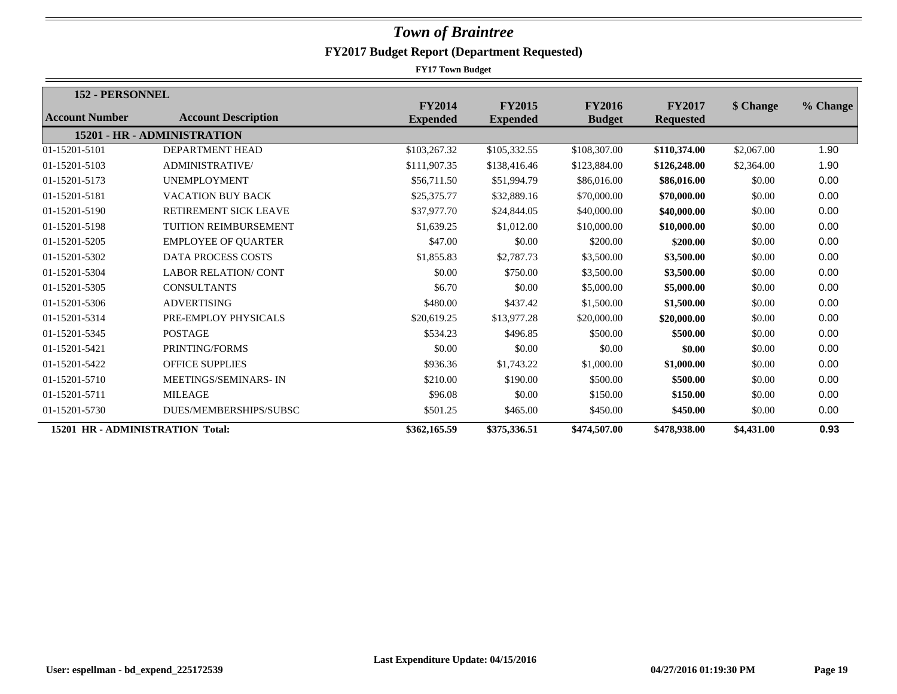# *Town of Braintree*

## FY2017 Budget Report (Department Requested)

**FY17 Town Budget**

| **152 - PERSONNEL** | | | | | | | |
|---|---|---|---|---|---|---|---|
| **Account Number** | **Account Description** | **FY2014 Expended** | **FY2015 Expended** | **FY2016 Budget** | **FY2017 Requested** | **$ Change** | **% Change** |
| | **15201 - HR - ADMINISTRATION** | | | | | | |
| 01-15201-5101 | DEPARTMENT HEAD | $103,267.32 | $105,332.55 | $108,307.00 | **$110,374.00** | $2,067.00 | 1.90 |
| 01-15201-5103 | ADMINISTRATIVE/ | $111,907.35 | $138,416.46 | $123,884.00 | **$126,248.00** | $2,364.00 | 1.90 |
| 01-15201-5173 | UNEMPLOYMENT | $56,711.50 | $51,994.79 | $86,016.00 | **$86,016.00** | $0.00 | 0.00 |
| 01-15201-5181 | VACATION BUY BACK | $25,375.77 | $32,889.16 | $70,000.00 | **$70,000.00** | $0.00 | 0.00 |
| 01-15201-5190 | RETIREMENT SICK LEAVE | $37,977.70 | $24,844.05 | $40,000.00 | **$40,000.00** | $0.00 | 0.00 |
| 01-15201-5198 | TUITION REIMBURSEMENT | $1,639.25 | $1,012.00 | $10,000.00 | **$10,000.00** | $0.00 | 0.00 |
| 01-15201-5205 | EMPLOYEE OF QUARTER | $47.00 | $0.00 | $200.00 | **$200.00** | $0.00 | 0.00 |
| 01-15201-5302 | DATA PROCESS COSTS | $1,855.83 | $2,787.73 | $3,500.00 | **$3,500.00** | $0.00 | 0.00 |
| 01-15201-5304 | LABOR RELATION/ CONT | $0.00 | $750.00 | $3,500.00 | **$3,500.00** | $0.00 | 0.00 |
| 01-15201-5305 | CONSULTANTS | $6.70 | $0.00 | $5,000.00 | **$5,000.00** | $0.00 | 0.00 |
| 01-15201-5306 | ADVERTISING | $480.00 | $437.42 | $1,500.00 | **$1,500.00** | $0.00 | 0.00 |
| 01-15201-5314 | PRE-EMPLOY PHYSICALS | $20,619.25 | $13,977.28 | $20,000.00 | **$20,000.00** | $0.00 | 0.00 |
| 01-15201-5345 | POSTAGE | $534.23 | $496.85 | $500.00 | **$500.00** | $0.00 | 0.00 |
| 01-15201-5421 | PRINTING/FORMS | $0.00 | $0.00 | $0.00 | **$0.00** | $0.00 | 0.00 |
| 01-15201-5422 | OFFICE SUPPLIES | $936.36 | $1,743.22 | $1,000.00 | **$1,000.00** | $0.00 | 0.00 |
| 01-15201-5710 | MEETINGS/SEMINARS- IN | $210.00 | $190.00 | $500.00 | **$500.00** | $0.00 | 0.00 |
| 01-15201-5711 | MILEAGE | $96.08 | $0.00 | $150.00 | **$150.00** | $0.00 | 0.00 |
| 01-15201-5730 | DUES/MEMBERSHIPS/SUBSC | $501.25 | $465.00 | $450.00 | **$450.00** | $0.00 | 0.00 |
| **15201 HR - ADMINISTRATION Total:** | | **$362,165.59** | **$375,336.51** | **$474,507.00** | **$478,938.00** | **$4,431.00** | **0.93** |

**Last Expenditure Update: 04/15/2016**

**User: espellman - bd_expend_225172539** **04/27/2016 01:19:30 PM**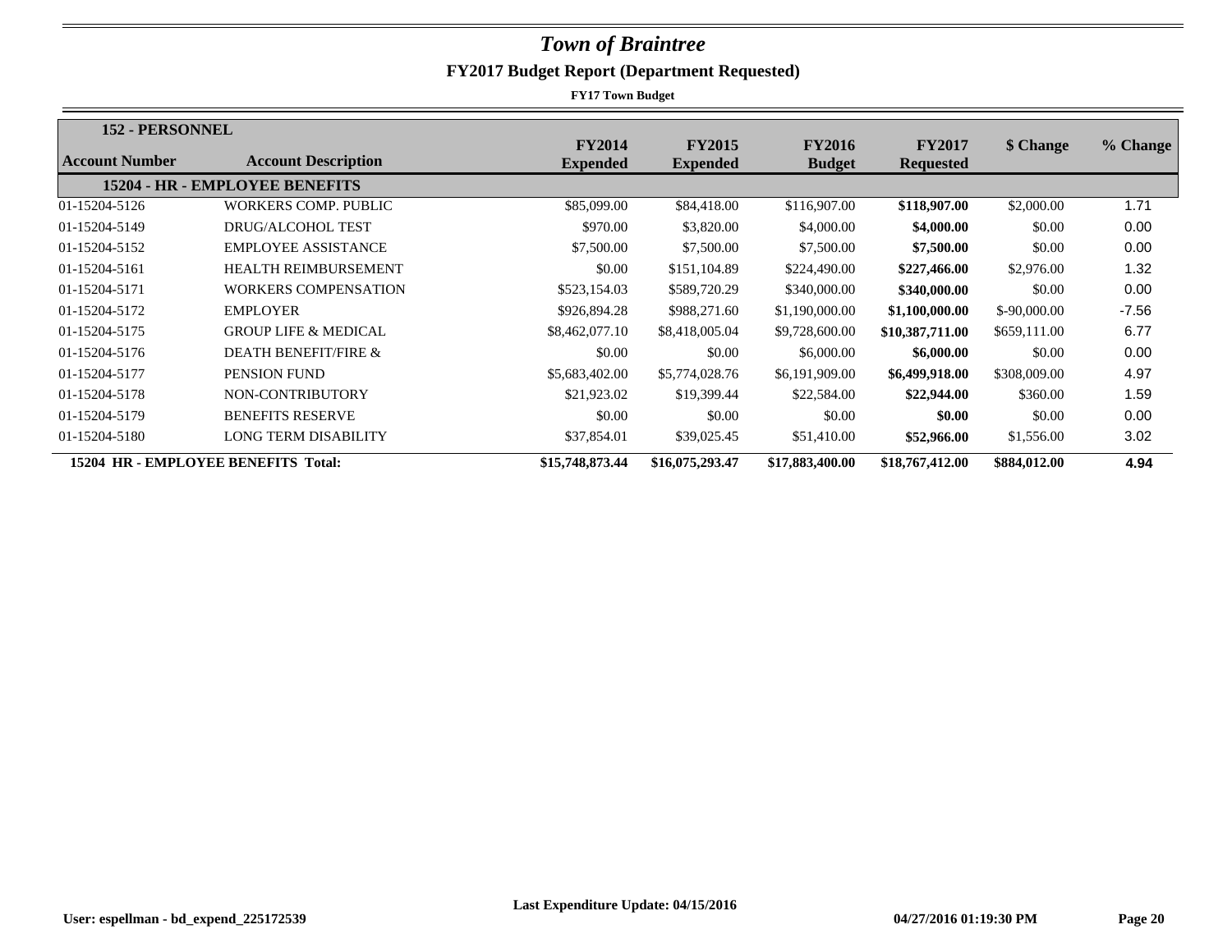# *Town of Braintree*

## FY2017 Budget Report (Department Requested)

**FY17 Town Budget**

| **152 - PERSONNEL** | | | | | | | |
|---|---|---|---|---|---|---|---|
| **Account Number** | **Account Description** | **FY2014 Expended** | **FY2015 Expended** | **FY2016 Budget** | **FY2017 Requested** | **$ Change** | **% Change** |
| | **15204 - HR - EMPLOYEE BENEFITS** | | | | | | |
| 01-15204-5126 | WORKERS COMP. PUBLIC | $85,099.00 | $84,418.00 | $116,907.00 | **$118,907.00** | $2,000.00 | 1.71 |
| 01-15204-5149 | DRUG/ALCOHOL TEST | $970.00 | $3,820.00 | $4,000.00 | **$4,000.00** | $0.00 | 0.00 |
| 01-15204-5152 | EMPLOYEE ASSISTANCE | $7,500.00 | $7,500.00 | $7,500.00 | **$7,500.00** | $0.00 | 0.00 |
| 01-15204-5161 | HEALTH REIMBURSEMENT | $0.00 | $151,104.89 | $224,490.00 | **$227,466.00** | $2,976.00 | 1.32 |
| 01-15204-5171 | WORKERS COMPENSATION | $523,154.03 | $589,720.29 | $340,000.00 | **$340,000.00** | $0.00 | 0.00 |
| 01-15204-5172 | EMPLOYER | $926,894.28 | $988,271.60 | $1,190,000.00 | **$1,100,000.00** | $-90,000.00 | -7.56 |
| 01-15204-5175 | GROUP LIFE & MEDICAL | $8,462,077.10 | $8,418,005.04 | $9,728,600.00 | **$10,387,711.00** | $659,111.00 | 6.77 |
| 01-15204-5176 | DEATH BENEFIT/FIRE & | $0.00 | $0.00 | $6,000.00 | **$6,000.00** | $0.00 | 0.00 |
| 01-15204-5177 | PENSION FUND | $5,683,402.00 | $5,774,028.76 | $6,191,909.00 | **$6,499,918.00** | $308,009.00 | 4.97 |
| 01-15204-5178 | NON-CONTRIBUTORY | $21,923.02 | $19,399.44 | $22,584.00 | **$22,944.00** | $360.00 | 1.59 |
| 01-15204-5179 | BENEFITS RESERVE | $0.00 | $0.00 | $0.00 | **$0.00** | $0.00 | 0.00 |
| 01-15204-5180 | LONG TERM DISABILITY | $37,854.01 | $39,025.45 | $51,410.00 | **$52,966.00** | $1,556.00 | 3.02 |
| **15204 HR - EMPLOYEE BENEFITS Total:** | | **$15,748,873.44** | **$16,075,293.47** | **$17,883,400.00** | **$18,767,412.00** | **$884,012.00** | **4.94** |

**Last Expenditure Update: 04/15/2016**

**User: espellman - bd_expend_225172539** **04/27/2016 01:19:30 PM**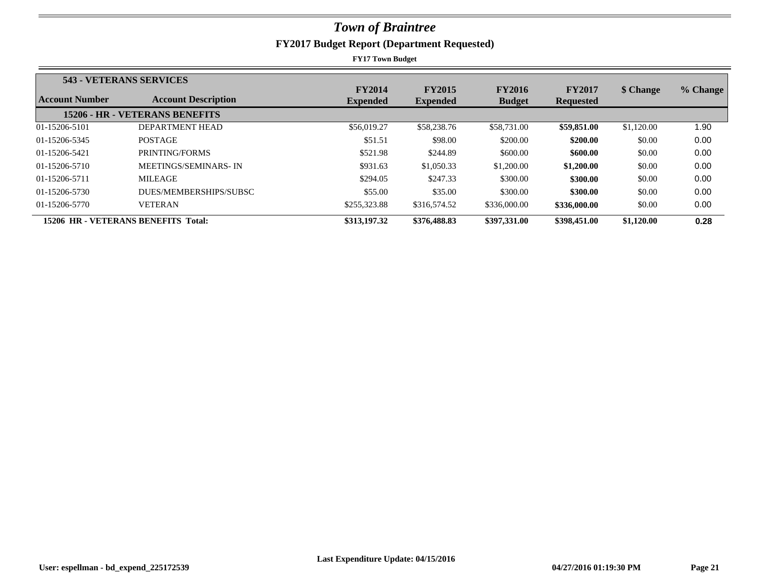# *Town of Braintree*

## FY2017 Budget Report (Department Requested)

**FY17 Town Budget**

| Account Number | Account Description | FY2014 Expended | FY2015 Expended | FY2016 Budget | FY2017 Requested | $ Change | % Change |
|---|---|---|---|---|---|---|---|
| **543 - VETERANS SERVICES** | | | | | | | |
| **15206 - HR - VETERANS BENEFITS** | | | | | | | |
| 01-15206-5101 | DEPARTMENT HEAD | $56,019.27 | $58,238.76 | $58,731.00 | **$59,851.00** | $1,120.00 | 1.90 |
| 01-15206-5345 | POSTAGE | $51.51 | $98.00 | $200.00 | **$200.00** | $0.00 | 0.00 |
| 01-15206-5421 | PRINTING/FORMS | $521.98 | $244.89 | $600.00 | **$600.00** | $0.00 | 0.00 |
| 01-15206-5710 | MEETINGS/SEMINARS- IN | $931.63 | $1,050.33 | $1,200.00 | **$1,200.00** | $0.00 | 0.00 |
| 01-15206-5711 | MILEAGE | $294.05 | $247.33 | $300.00 | **$300.00** | $0.00 | 0.00 |
| 01-15206-5730 | DUES/MEMBERSHIPS/SUBSC | $55.00 | $35.00 | $300.00 | **$300.00** | $0.00 | 0.00 |
| 01-15206-5770 | VETERAN | $255,323.88 | $316,574.52 | $336,000.00 | **$336,000.00** | $0.00 | 0.00 |
| **15206 HR - VETERANS BENEFITS Total:** | | **$313,197.32** | **$376,488.83** | **$397,331.00** | **$398,451.00** | **$1,120.00** | **0.28** |

Last Expenditure Update: 04/15/2016

User: espellman - bd_expend_225172539 | 04/27/2016 01:19:30 PM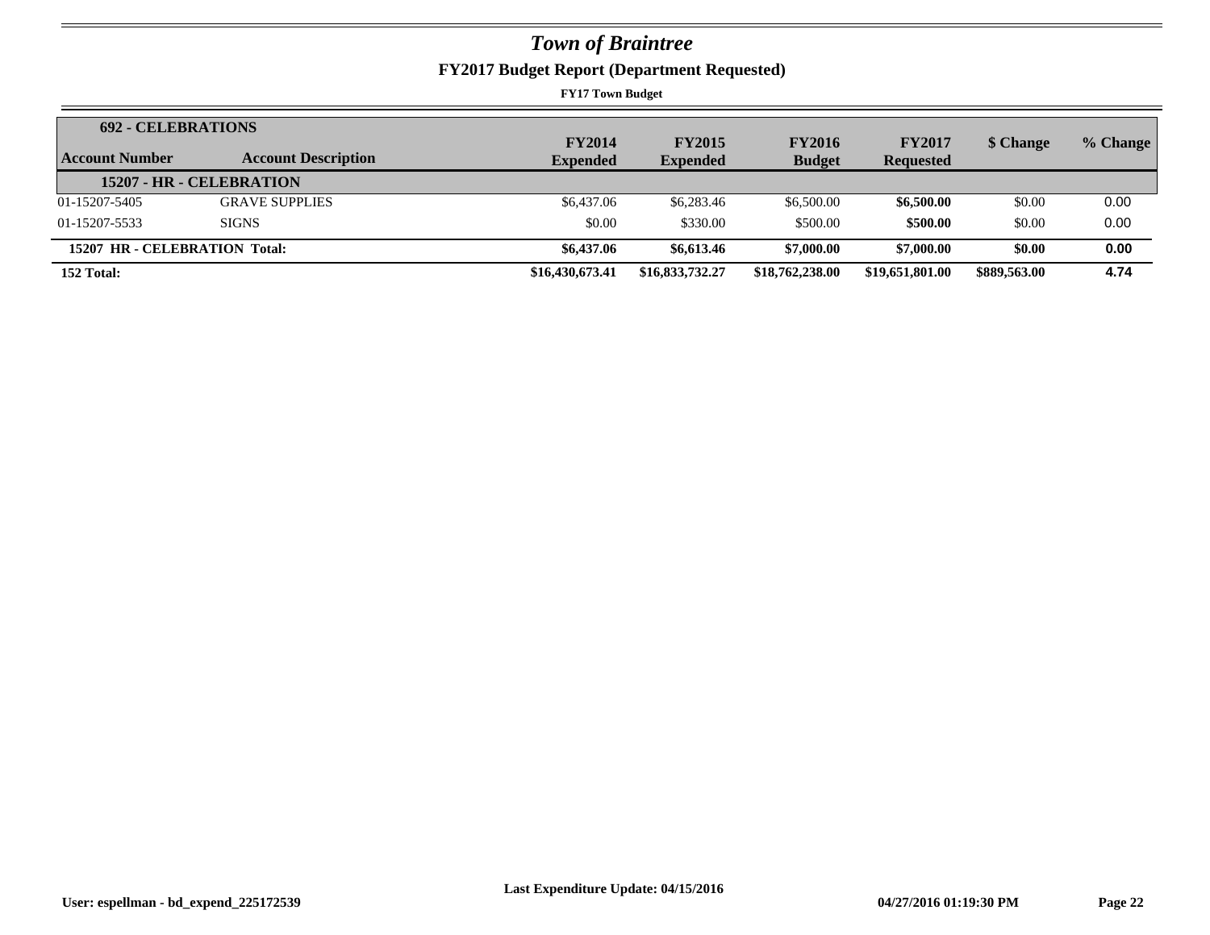# *Town of Braintree*

## FY2017 Budget Report (Department Requested)

**FY17 Town Budget**

| **692 - CELEBRATIONS** | | | | | | | |
|---|---|---|---|---|---|---|---|
| **Account Number** | **Account Description** | **FY2014 Expended** | **FY2015 Expended** | **FY2016 Budget** | **FY2017 Requested** | **$ Change** | **% Change** |
| **15207 - HR - CELEBRATION** | | | | | | | |
| 01-15207-5405 | GRAVE SUPPLIES | $6,437.06 | $6,283.46 | $6,500.00 | **$6,500.00** | $0.00 | 0.00 |
| 01-15207-5533 | SIGNS | $0.00 | $330.00 | $500.00 | **$500.00** | $0.00 | 0.00 |
| **15207 HR - CELEBRATION Total:** | | **$6,437.06** | **$6,613.46** | **$7,000.00** | **$7,000.00** | **$0.00** | **0.00** |
| **152 Total:** | | **$16,430,673.41** | **$16,833,732.27** | **$18,762,238.00** | **$19,651,801.00** | **$889,563.00** | **4.74** |

**Last Expenditure Update: 04/15/2016**

**User: espellman - bd_expend_225172539** **04/27/2016 01:19:30 PM**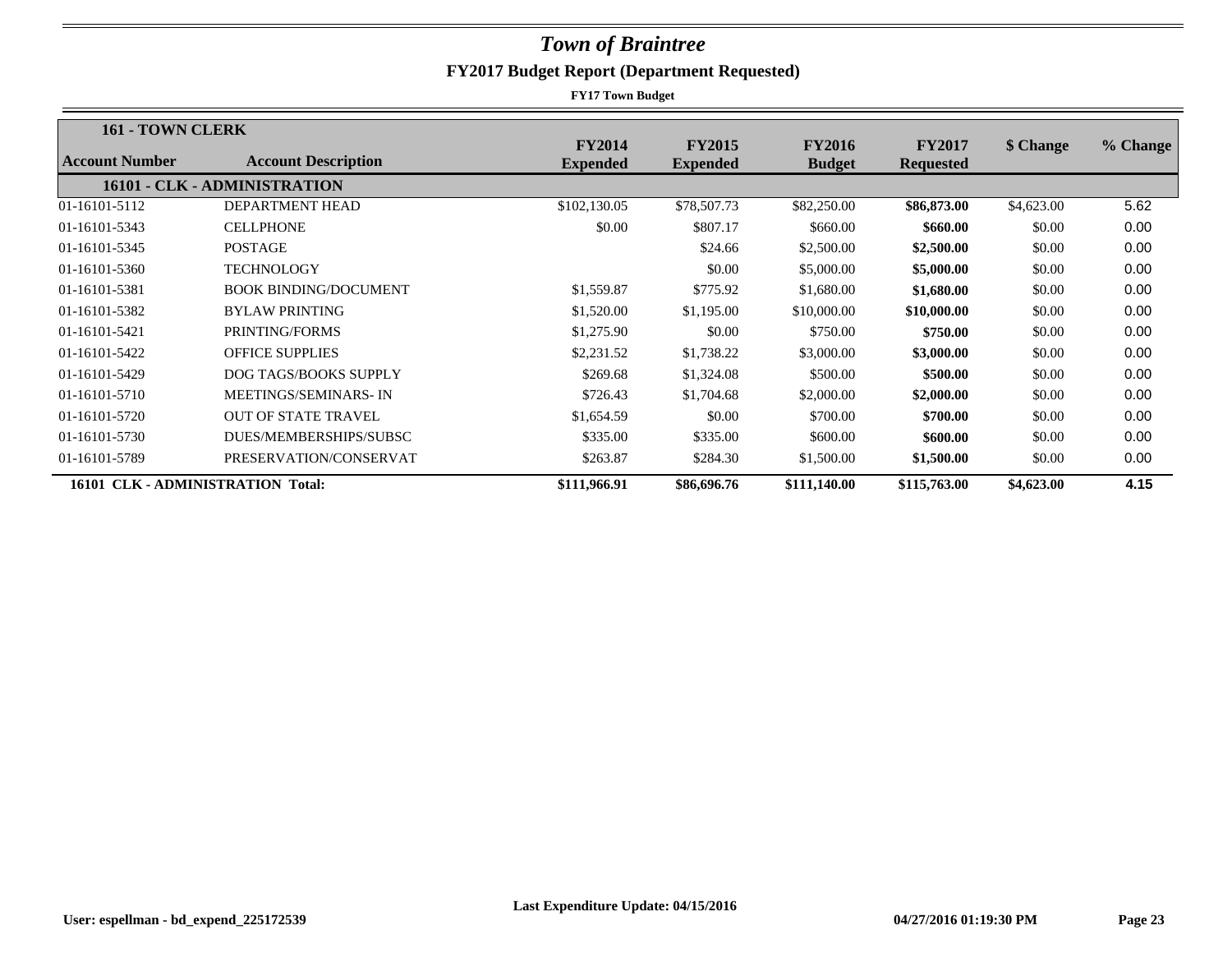# *Town of Braintree*

## FY2017 Budget Report (Department Requested)

**FY17 Town Budget**

| 161 - TOWN CLERK | | | | | | | |
|---|---|---|---|---|---|---|---|
| **Account Number** | **Account Description** | **FY2014 Expended** | **FY2015 Expended** | **FY2016 Budget** | **FY2017 Requested** | **$ Change** | **% Change** |
| **16101 - CLK - ADMINISTRATION** | | | | | | | |
| 01-16101-5112 | DEPARTMENT HEAD | $102,130.05 | $78,507.73 | $82,250.00 | **$86,873.00** | $4,623.00 | 5.62 |
| 01-16101-5343 | CELLPHONE | $0.00 | $807.17 | $660.00 | **$660.00** | $0.00 | 0.00 |
| 01-16101-5345 | POSTAGE | | $24.66 | $2,500.00 | **$2,500.00** | $0.00 | 0.00 |
| 01-16101-5360 | TECHNOLOGY | | $0.00 | $5,000.00 | **$5,000.00** | $0.00 | 0.00 |
| 01-16101-5381 | BOOK BINDING/DOCUMENT | $1,559.87 | $775.92 | $1,680.00 | **$1,680.00** | $0.00 | 0.00 |
| 01-16101-5382 | BYLAW PRINTING | $1,520.00 | $1,195.00 | $10,000.00 | **$10,000.00** | $0.00 | 0.00 |
| 01-16101-5421 | PRINTING/FORMS | $1,275.90 | $0.00 | $750.00 | **$750.00** | $0.00 | 0.00 |
| 01-16101-5422 | OFFICE SUPPLIES | $2,231.52 | $1,738.22 | $3,000.00 | **$3,000.00** | $0.00 | 0.00 |
| 01-16101-5429 | DOG TAGS/BOOKS SUPPLY | $269.68 | $1,324.08 | $500.00 | **$500.00** | $0.00 | 0.00 |
| 01-16101-5710 | MEETINGS/SEMINARS- IN | $726.43 | $1,704.68 | $2,000.00 | **$2,000.00** | $0.00 | 0.00 |
| 01-16101-5720 | OUT OF STATE TRAVEL | $1,654.59 | $0.00 | $700.00 | **$700.00** | $0.00 | 0.00 |
| 01-16101-5730 | DUES/MEMBERSHIPS/SUBSC | $335.00 | $335.00 | $600.00 | **$600.00** | $0.00 | 0.00 |
| 01-16101-5789 | PRESERVATION/CONSERVAT | $263.87 | $284.30 | $1,500.00 | **$1,500.00** | $0.00 | 0.00 |
| **16101 CLK - ADMINISTRATION Total:** | | **$111,966.91** | **$86,696.76** | **$111,140.00** | **$115,763.00** | **$4,623.00** | **4.15** |

Last Expenditure Update: 04/15/2016

User: espellman - bd_expend_225172539 | 04/27/2016 01:19:30 PM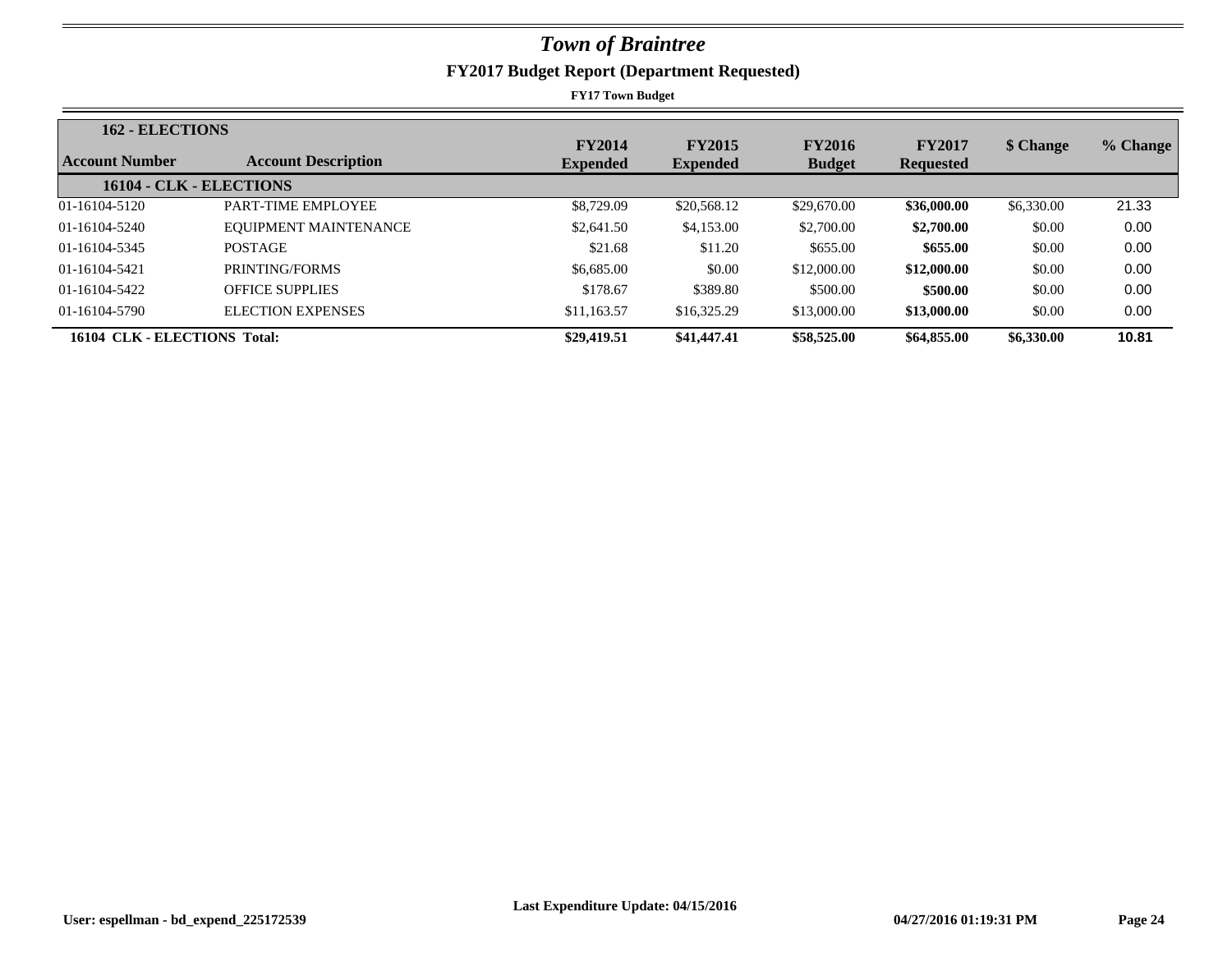# *Town of Braintree*

## FY2017 Budget Report (Department Requested)

**FY17 Town Budget**

| Account Number | Account Description | FY2014 Expended | FY2015 Expended | FY2016 Budget | FY2017 Requested | $ Change | % Change |
|---|---|---|---|---|---|---|---|
| **162 - ELECTIONS** | | | | | | | |
| **16104 - CLK - ELECTIONS** | | | | | | | |
| 01-16104-5120 | PART-TIME EMPLOYEE | $8,729.09 | $20,568.12 | $29,670.00 | **$36,000.00** | $6,330.00 | 21.33 |
| 01-16104-5240 | EQUIPMENT MAINTENANCE | $2,641.50 | $4,153.00 | $2,700.00 | **$2,700.00** | $0.00 | 0.00 |
| 01-16104-5345 | POSTAGE | $21.68 | $11.20 | $655.00 | **$655.00** | $0.00 | 0.00 |
| 01-16104-5421 | PRINTING/FORMS | $6,685.00 | $0.00 | $12,000.00 | **$12,000.00** | $0.00 | 0.00 |
| 01-16104-5422 | OFFICE SUPPLIES | $178.67 | $389.80 | $500.00 | **$500.00** | $0.00 | 0.00 |
| 01-16104-5790 | ELECTION EXPENSES | $11,163.57 | $16,325.29 | $13,000.00 | **$13,000.00** | $0.00 | 0.00 |
| **16104 CLK - ELECTIONS Total:** | | **$29,419.51** | **$41,447.41** | **$58,525.00** | **$64,855.00** | **$6,330.00** | **10.81** |

Last Expenditure Update: 04/15/2016

User: espellman - bd_expend_225172539 | 04/27/2016 01:19:31 PM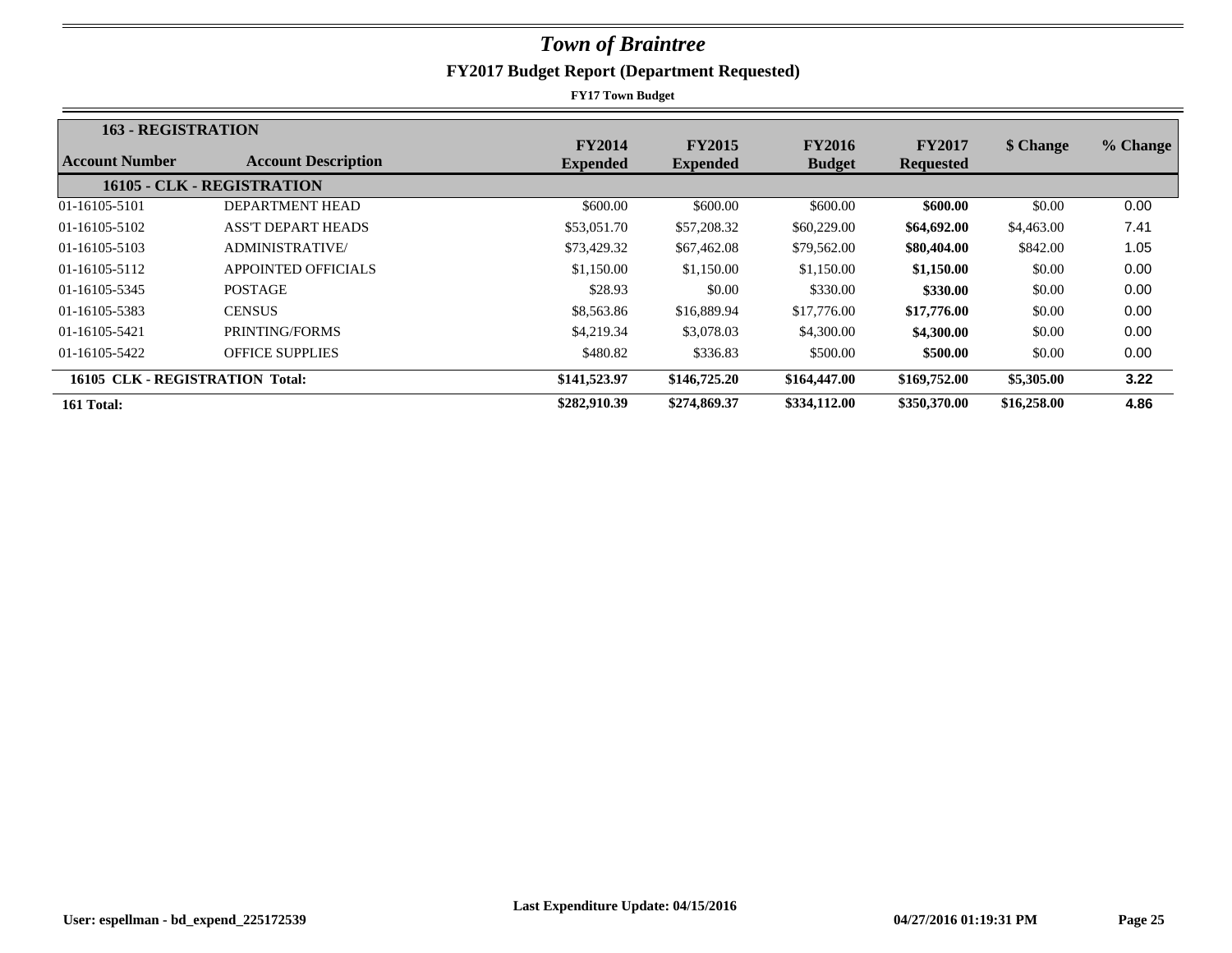# *Town of Braintree*

## FY2017 Budget Report (Department Requested)

**FY17 Town Budget**

| **163 - REGISTRATION** | | | | | | | |
|---|---|---|---|---|---|---|---|
| **Account Number** | **Account Description** | **FY2014 Expended** | **FY2015 Expended** | **FY2016 Budget** | **FY2017 Requested** | **$ Change** | **% Change** |
| **16105 - CLK - REGISTRATION** | | | | | | | |
| 01-16105-5101 | DEPARTMENT HEAD | $600.00 | $600.00 | $600.00 | **$600.00** | $0.00 | 0.00 |
| 01-16105-5102 | ASS'T DEPART HEADS | $53,051.70 | $57,208.32 | $60,229.00 | **$64,692.00** | $4,463.00 | 7.41 |
| 01-16105-5103 | ADMINISTRATIVE/ | $73,429.32 | $67,462.08 | $79,562.00 | **$80,404.00** | $842.00 | 1.05 |
| 01-16105-5112 | APPOINTED OFFICIALS | $1,150.00 | $1,150.00 | $1,150.00 | **$1,150.00** | $0.00 | 0.00 |
| 01-16105-5345 | POSTAGE | $28.93 | $0.00 | $330.00 | **$330.00** | $0.00 | 0.00 |
| 01-16105-5383 | CENSUS | $8,563.86 | $16,889.94 | $17,776.00 | **$17,776.00** | $0.00 | 0.00 |
| 01-16105-5421 | PRINTING/FORMS | $4,219.34 | $3,078.03 | $4,300.00 | **$4,300.00** | $0.00 | 0.00 |
| 01-16105-5422 | OFFICE SUPPLIES | $480.82 | $336.83 | $500.00 | **$500.00** | $0.00 | 0.00 |
| **16105 CLK - REGISTRATION Total:** | | **$141,523.97** | **$146,725.20** | **$164,447.00** | **$169,752.00** | **$5,305.00** | **3.22** |
| **161 Total:** | | **$282,910.39** | **$274,869.37** | **$334,112.00** | **$350,370.00** | **$16,258.00** | **4.86** |

**Last Expenditure Update: 04/15/2016**

**User: espellman - bd_expend_225172539** **04/27/2016 01:19:31 PM**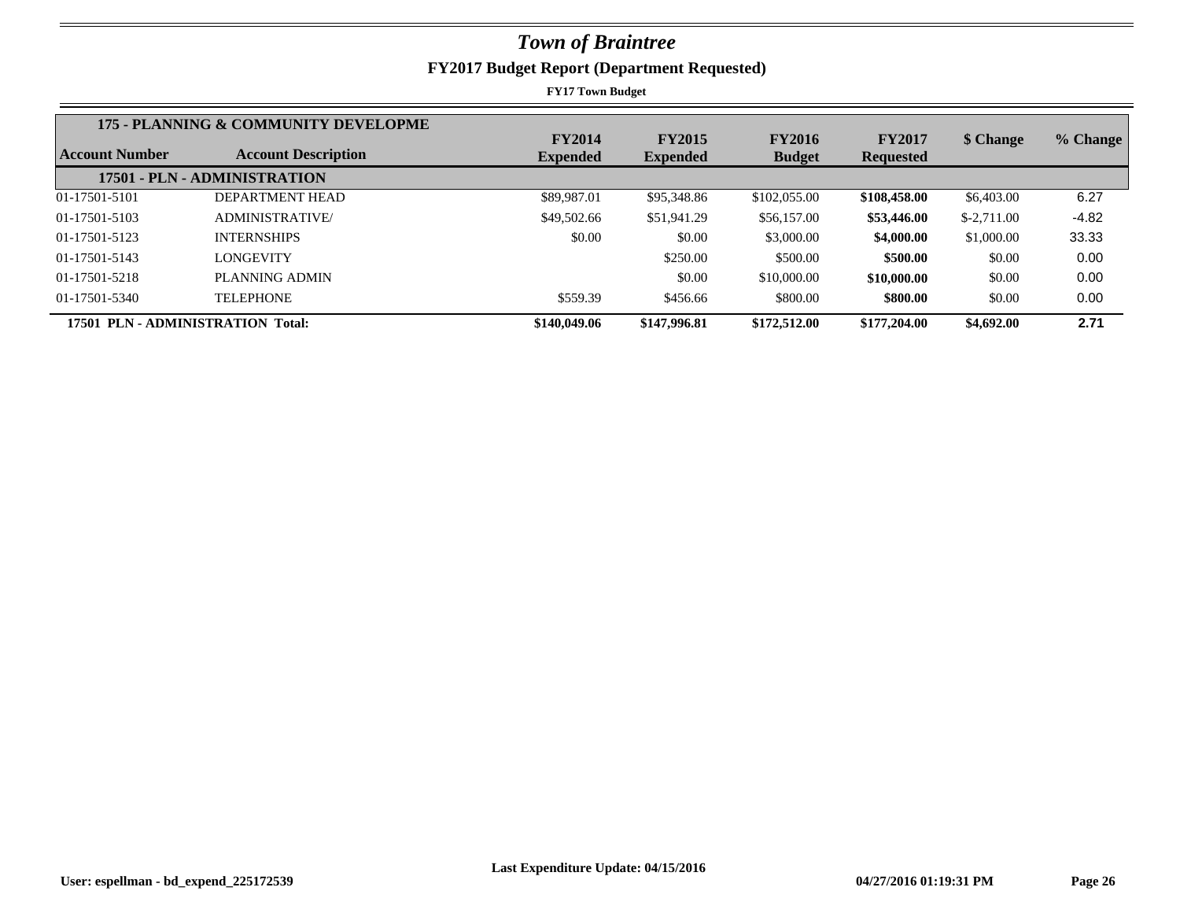# *Town of Braintree*

## FY2017 Budget Report (Department Requested)

**FY17 Town Budget**

| Account Number | Account Description | FY2014 Expended | FY2015 Expended | FY2016 Budget | FY2017 Requested | $ Change | % Change |
|---|---|---|---|---|---|---|---|
| **175 - PLANNING & COMMUNITY DEVELOPME** | | | | | | | |
| **17501 - PLN - ADMINISTRATION** | | | | | | | |
| 01-17501-5101 | DEPARTMENT HEAD | $89,987.01 | $95,348.86 | $102,055.00 | **$108,458.00** | $6,403.00 | 6.27 |
| 01-17501-5103 | ADMINISTRATIVE/ | $49,502.66 | $51,941.29 | $56,157.00 | **$53,446.00** | $-2,711.00 | -4.82 |
| 01-17501-5123 | INTERNSHIPS | $0.00 | $0.00 | $3,000.00 | **$4,000.00** | $1,000.00 | 33.33 |
| 01-17501-5143 | LONGEVITY | | $250.00 | $500.00 | **$500.00** | $0.00 | 0.00 |
| 01-17501-5218 | PLANNING ADMIN | | $0.00 | $10,000.00 | **$10,000.00** | $0.00 | 0.00 |
| 01-17501-5340 | TELEPHONE | $559.39 | $456.66 | $800.00 | **$800.00** | $0.00 | 0.00 |
| **17501 PLN - ADMINISTRATION Total:** | | **$140,049.06** | **$147,996.81** | **$172,512.00** | **$177,204.00** | **$4,692.00** | **2.71** |

**Last Expenditure Update: 04/15/2016**

**User: espellman - bd_expend_225172539** **04/27/2016 01:19:31 PM**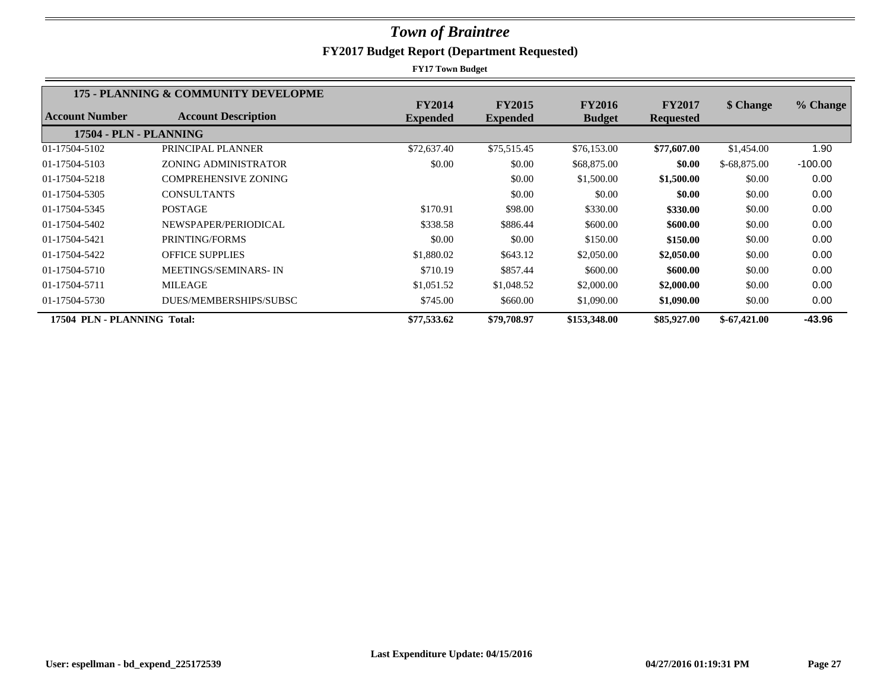# Town of Braintree

## FY2017 Budget Report (Department Requested)

**FY17 Town Budget**

| Account Number | Account Description | FY2014 Expended | FY2015 Expended | FY2016 Budget | FY2017 Requested | $ Change | % Change |
|---|---|---|---|---|---|---|---|
| **175 - PLANNING & COMMUNITY DEVELOPME** | | | | | | | |
| **17504 - PLN - PLANNING** | | | | | | | |
| 01-17504-5102 | PRINCIPAL PLANNER | $72,637.40 | $75,515.45 | $76,153.00 | **$77,607.00** | $1,454.00 | 1.90 |
| 01-17504-5103 | ZONING ADMINISTRATOR | $0.00 | $0.00 | $68,875.00 | **$0.00** | $-68,875.00 | -100.00 |
| 01-17504-5218 | COMPREHENSIVE ZONING | | $0.00 | $1,500.00 | **$1,500.00** | $0.00 | 0.00 |
| 01-17504-5305 | CONSULTANTS | | $0.00 | $0.00 | **$0.00** | $0.00 | 0.00 |
| 01-17504-5345 | POSTAGE | $170.91 | $98.00 | $330.00 | **$330.00** | $0.00 | 0.00 |
| 01-17504-5402 | NEWSPAPER/PERIODICAL | $338.58 | $886.44 | $600.00 | **$600.00** | $0.00 | 0.00 |
| 01-17504-5421 | PRINTING/FORMS | $0.00 | $0.00 | $150.00 | **$150.00** | $0.00 | 0.00 |
| 01-17504-5422 | OFFICE SUPPLIES | $1,880.02 | $643.12 | $2,050.00 | **$2,050.00** | $0.00 | 0.00 |
| 01-17504-5710 | MEETINGS/SEMINARS- IN | $710.19 | $857.44 | $600.00 | **$600.00** | $0.00 | 0.00 |
| 01-17504-5711 | MILEAGE | $1,051.52 | $1,048.52 | $2,000.00 | **$2,000.00** | $0.00 | 0.00 |
| 01-17504-5730 | DUES/MEMBERSHIPS/SUBSC | $745.00 | $660.00 | $1,090.00 | **$1,090.00** | $0.00 | 0.00 |
| **17504 PLN - PLANNING Total:** | | **$77,533.62** | **$79,708.97** | **$153,348.00** | **$85,927.00** | **$-67,421.00** | **-43.96** |

Last Expenditure Update: 04/15/2016

User: espellman - bd_expend_225172539 04/27/2016 01:19:31 PM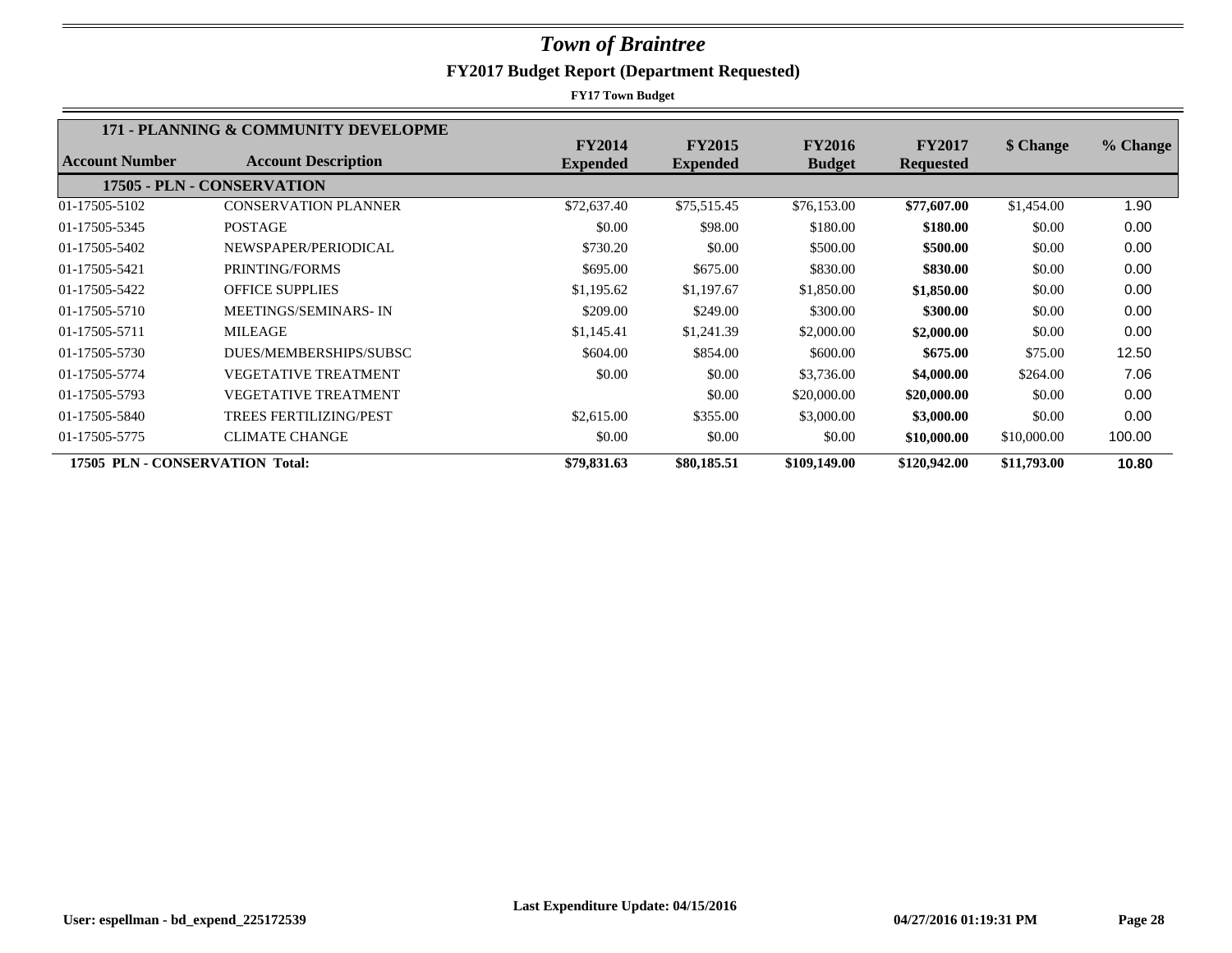# *Town of Braintree*

## FY2017 Budget Report (Department Requested)

**FY17 Town Budget**

| Account Number | Account Description | FY2014 Expended | FY2015 Expended | FY2016 Budget | FY2017 Requested | $ Change | % Change |
|---|---|---|---|---|---|---|---|
| **171 - PLANNING & COMMUNITY DEVELOPME** | | | | | | | |
| **17505 - PLN - CONSERVATION** | | | | | | | |
| 01-17505-5102 | CONSERVATION PLANNER | $72,637.40 | $75,515.45 | $76,153.00 | **$77,607.00** | $1,454.00 | 1.90 |
| 01-17505-5345 | POSTAGE | $0.00 | $98.00 | $180.00 | **$180.00** | $0.00 | 0.00 |
| 01-17505-5402 | NEWSPAPER/PERIODICAL | $730.20 | $0.00 | $500.00 | **$500.00** | $0.00 | 0.00 |
| 01-17505-5421 | PRINTING/FORMS | $695.00 | $675.00 | $830.00 | **$830.00** | $0.00 | 0.00 |
| 01-17505-5422 | OFFICE SUPPLIES | $1,195.62 | $1,197.67 | $1,850.00 | **$1,850.00** | $0.00 | 0.00 |
| 01-17505-5710 | MEETINGS/SEMINARS- IN | $209.00 | $249.00 | $300.00 | **$300.00** | $0.00 | 0.00 |
| 01-17505-5711 | MILEAGE | $1,145.41 | $1,241.39 | $2,000.00 | **$2,000.00** | $0.00 | 0.00 |
| 01-17505-5730 | DUES/MEMBERSHIPS/SUBSC | $604.00 | $854.00 | $600.00 | **$675.00** | $75.00 | 12.50 |
| 01-17505-5774 | VEGETATIVE TREATMENT | $0.00 | $0.00 | $3,736.00 | **$4,000.00** | $264.00 | 7.06 |
| 01-17505-5793 | VEGETATIVE TREATMENT | | $0.00 | $20,000.00 | **$20,000.00** | $0.00 | 0.00 |
| 01-17505-5840 | TREES FERTILIZING/PEST | $2,615.00 | $355.00 | $3,000.00 | **$3,000.00** | $0.00 | 0.00 |
| 01-17505-5775 | CLIMATE CHANGE | $0.00 | $0.00 | $0.00 | **$10,000.00** | $10,000.00 | 100.00 |
| **17505 PLN - CONSERVATION Total:** | | **$79,831.63** | **$80,185.51** | **$109,149.00** | **$120,942.00** | **$11,793.00** | **10.80** |

**Last Expenditure Update: 04/15/2016**

**User: espellman - bd_expend_225172539** **04/27/2016 01:19:31 PM**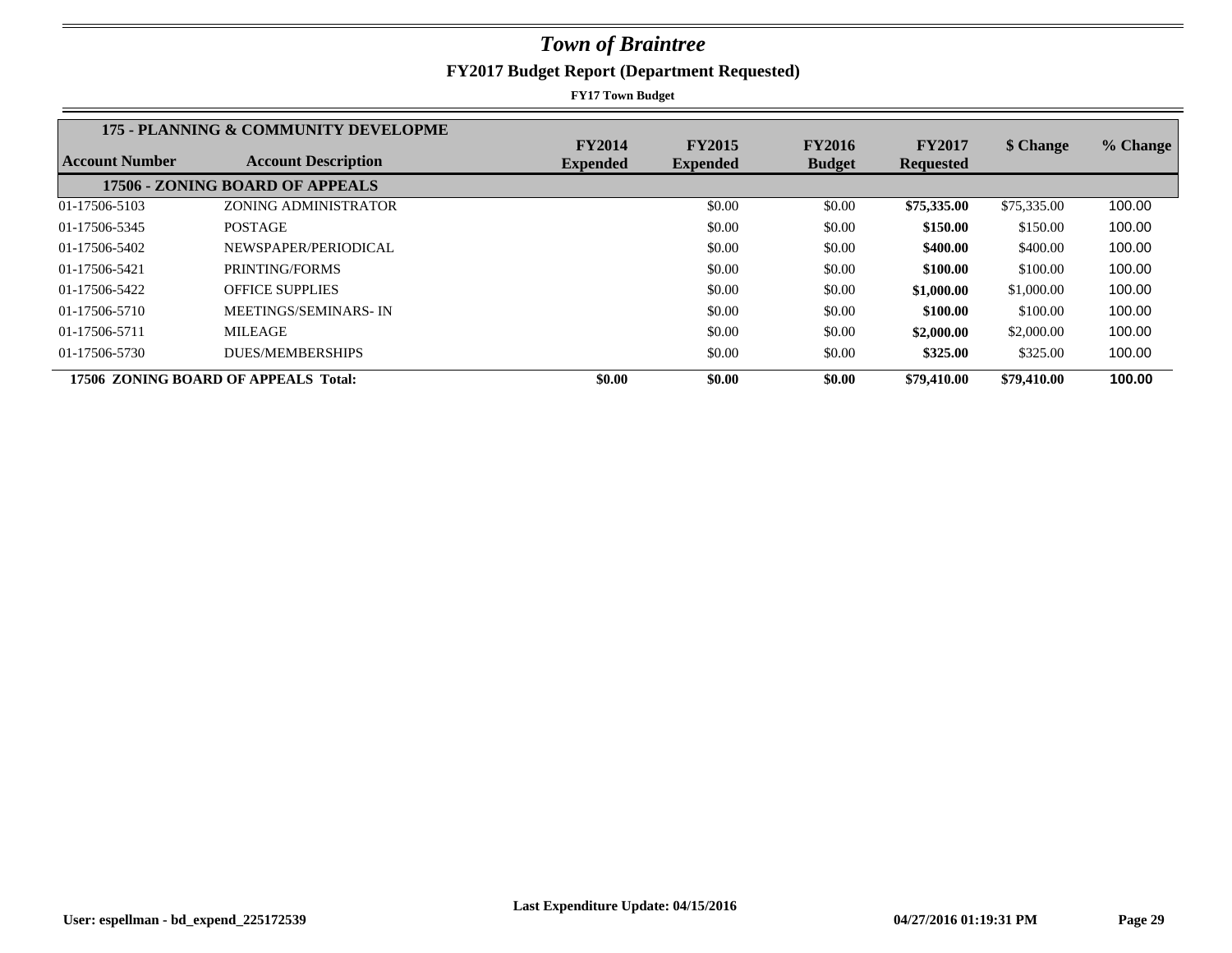# *Town of Braintree*

## FY2017 Budget Report (Department Requested)

**FY17 Town Budget**

| Account Number | Account Description | FY2014 Expended | FY2015 Expended | FY2016 Budget | FY2017 Requested | $ Change | % Change |
|---|---|---|---|---|---|---|---|
| **175 - PLANNING & COMMUNITY DEVELOPME** | | | | | | | |
| **17506 - ZONING BOARD OF APPEALS** | | | | | | | |
| 01-17506-5103 | ZONING ADMINISTRATOR | | $0.00 | $0.00 | **$75,335.00** | $75,335.00 | 100.00 |
| 01-17506-5345 | POSTAGE | | $0.00 | $0.00 | **$150.00** | $150.00 | 100.00 |
| 01-17506-5402 | NEWSPAPER/PERIODICAL | | $0.00 | $0.00 | **$400.00** | $400.00 | 100.00 |
| 01-17506-5421 | PRINTING/FORMS | | $0.00 | $0.00 | **$100.00** | $100.00 | 100.00 |
| 01-17506-5422 | OFFICE SUPPLIES | | $0.00 | $0.00 | **$1,000.00** | $1,000.00 | 100.00 |
| 01-17506-5710 | MEETINGS/SEMINARS- IN | | $0.00 | $0.00 | **$100.00** | $100.00 | 100.00 |
| 01-17506-5711 | MILEAGE | | $0.00 | $0.00 | **$2,000.00** | $2,000.00 | 100.00 |
| 01-17506-5730 | DUES/MEMBERSHIPS | | $0.00 | $0.00 | **$325.00** | $325.00 | 100.00 |
| **17506 ZONING BOARD OF APPEALS Total:** | | **$0.00** | **$0.00** | **$0.00** | **$79,410.00** | **$79,410.00** | **100.00** |

Last Expenditure Update: 04/15/2016

User: espellman - bd_expend_225172539 04/27/2016 01:19:31 PM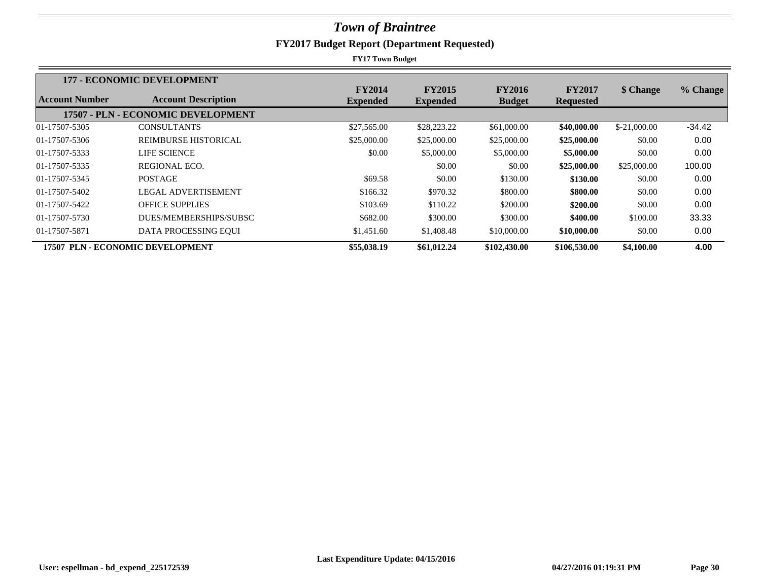# *Town of Braintree*

## FY2017 Budget Report (Department Requested)

**FY17 Town Budget**

| **177 - ECONOMIC DEVELOPMENT** | | | | | | | |
|---|---|---|---|---|---|---|---|
| **Account Number** | **Account Description** | **FY2014 Expended** | **FY2015 Expended** | **FY2016 Budget** | **FY2017 Requested** | **$ Change** | **% Change** |
| **17507 - PLN - ECONOMIC DEVELOPMENT** | | | | | | | |
| 01-17507-5305 | CONSULTANTS | $27,565.00 | $28,223.22 | $61,000.00 | **$40,000.00** | $-21,000.00 | -34.42 |
| 01-17507-5306 | REIMBURSE HISTORICAL | $25,000.00 | $25,000.00 | $25,000.00 | **$25,000.00** | $0.00 | 0.00 |
| 01-17507-5333 | LIFE SCIENCE | $0.00 | $5,000.00 | $5,000.00 | **$5,000.00** | $0.00 | 0.00 |
| 01-17507-5335 | REGIONAL ECO. | | $0.00 | $0.00 | **$25,000.00** | $25,000.00 | 100.00 |
| 01-17507-5345 | POSTAGE | $69.58 | $0.00 | $130.00 | **$130.00** | $0.00 | 0.00 |
| 01-17507-5402 | LEGAL ADVERTISEMENT | $166.32 | $970.32 | $800.00 | **$800.00** | $0.00 | 0.00 |
| 01-17507-5422 | OFFICE SUPPLIES | $103.69 | $110.22 | $200.00 | **$200.00** | $0.00 | 0.00 |
| 01-17507-5730 | DUES/MEMBERSHIPS/SUBSC | $682.00 | $300.00 | $300.00 | **$400.00** | $100.00 | 33.33 |
| 01-17507-5871 | DATA PROCESSING EQUI | $1,451.60 | $1,408.48 | $10,000.00 | **$10,000.00** | $0.00 | 0.00 |
| **17507 PLN - ECONOMIC DEVELOPMENT** | | **$55,038.19** | **$61,012.24** | **$102,430.00** | **$106,530.00** | **$4,100.00** | **4.00** |

**Last Expenditure Update: 04/15/2016**

**User: espellman - bd_expend_225172539** **04/27/2016 01:19:31 PM**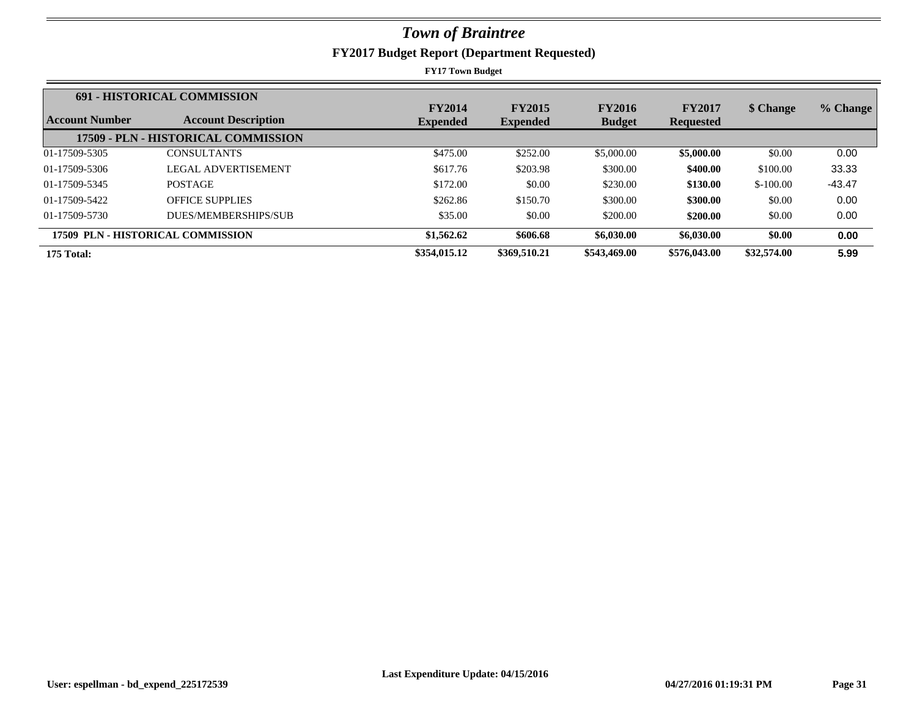# *Town of Braintree*

## FY2017 Budget Report (Department Requested)

**FY17 Town Budget**

| Account Number | Account Description | FY2014 Expended | FY2015 Expended | FY2016 Budget | FY2017 Requested | $ Change | % Change |
|---|---|---|---|---|---|---|---|
| **691 - HISTORICAL COMMISSION** | | | | | | | |
| **17509 - PLN - HISTORICAL COMMISSION** | | | | | | | |
| 01-17509-5305 | CONSULTANTS | $475.00 | $252.00 | $5,000.00 | **$5,000.00** | $0.00 | 0.00 |
| 01-17509-5306 | LEGAL ADVERTISEMENT | $617.76 | $203.98 | $300.00 | **$400.00** | $100.00 | 33.33 |
| 01-17509-5345 | POSTAGE | $172.00 | $0.00 | $230.00 | **$130.00** | $-100.00 | -43.47 |
| 01-17509-5422 | OFFICE SUPPLIES | $262.86 | $150.70 | $300.00 | **$300.00** | $0.00 | 0.00 |
| 01-17509-5730 | DUES/MEMBERSHIPS/SUB | $35.00 | $0.00 | $200.00 | **$200.00** | $0.00 | 0.00 |
| **17509 PLN - HISTORICAL COMMISSION** | | **$1,562.62** | **$606.68** | **$6,030.00** | **$6,030.00** | **$0.00** | **0.00** |
| **175 Total:** | | **$354,015.12** | **$369,510.21** | **$543,469.00** | **$576,043.00** | **$32,574.00** | **5.99** |

**Last Expenditure Update: 04/15/2016**

**User: espellman - bd_expend_225172539** **04/27/2016 01:19:31 PM**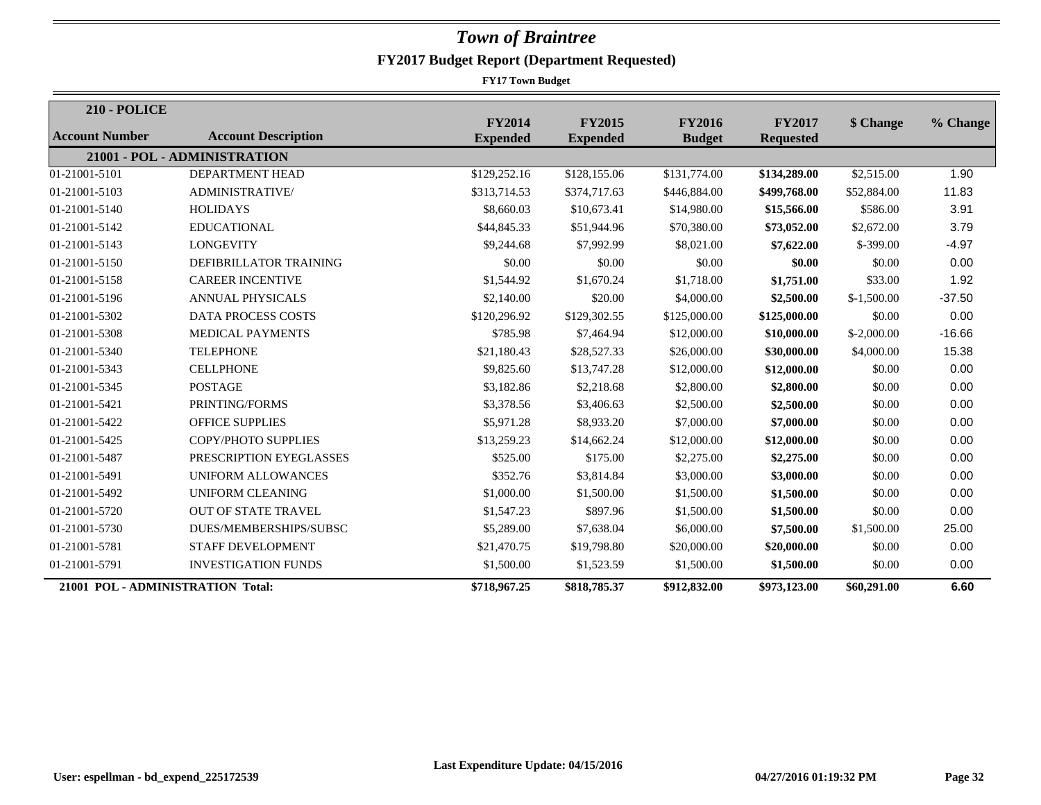# *Town of Braintree*

## FY2017 Budget Report (Department Requested)

**FY17 Town Budget**

**210 - POLICE**

| Account Number | Account Description | FY2014 Expended | FY2015 Expended | FY2016 Budget | FY2017 Requested | $ Change | % Change |
|---|---|---|---|---|---|---|---|
| **21001 - POL - ADMINISTRATION** | | | | | | | |
| 01-21001-5101 | DEPARTMENT HEAD | $129,252.16 | $128,155.06 | $131,774.00 | **$134,289.00** | $2,515.00 | 1.90 |
| 01-21001-5103 | ADMINISTRATIVE/ | $313,714.53 | $374,717.63 | $446,884.00 | **$499,768.00** | $52,884.00 | 11.83 |
| 01-21001-5140 | HOLIDAYS | $8,660.03 | $10,673.41 | $14,980.00 | **$15,566.00** | $586.00 | 3.91 |
| 01-21001-5142 | EDUCATIONAL | $44,845.33 | $51,944.96 | $70,380.00 | **$73,052.00** | $2,672.00 | 3.79 |
| 01-21001-5143 | LONGEVITY | $9,244.68 | $7,992.99 | $8,021.00 | **$7,622.00** | $-399.00 | -4.97 |
| 01-21001-5150 | DEFIBRILLATOR TRAINING | $0.00 | $0.00 | $0.00 | **$0.00** | $0.00 | 0.00 |
| 01-21001-5158 | CAREER INCENTIVE | $1,544.92 | $1,670.24 | $1,718.00 | **$1,751.00** | $33.00 | 1.92 |
| 01-21001-5196 | ANNUAL PHYSICALS | $2,140.00 | $20.00 | $4,000.00 | **$2,500.00** | $-1,500.00 | -37.50 |
| 01-21001-5302 | DATA PROCESS COSTS | $120,296.92 | $129,302.55 | $125,000.00 | **$125,000.00** | $0.00 | 0.00 |
| 01-21001-5308 | MEDICAL PAYMENTS | $785.98 | $7,464.94 | $12,000.00 | **$10,000.00** | $-2,000.00 | -16.66 |
| 01-21001-5340 | TELEPHONE | $21,180.43 | $28,527.33 | $26,000.00 | **$30,000.00** | $4,000.00 | 15.38 |
| 01-21001-5343 | CELLPHONE | $9,825.60 | $13,747.28 | $12,000.00 | **$12,000.00** | $0.00 | 0.00 |
| 01-21001-5345 | POSTAGE | $3,182.86 | $2,218.68 | $2,800.00 | **$2,800.00** | $0.00 | 0.00 |
| 01-21001-5421 | PRINTING/FORMS | $3,378.56 | $3,406.63 | $2,500.00 | **$2,500.00** | $0.00 | 0.00 |
| 01-21001-5422 | OFFICE SUPPLIES | $5,971.28 | $8,933.20 | $7,000.00 | **$7,000.00** | $0.00 | 0.00 |
| 01-21001-5425 | COPY/PHOTO SUPPLIES | $13,259.23 | $14,662.24 | $12,000.00 | **$12,000.00** | $0.00 | 0.00 |
| 01-21001-5487 | PRESCRIPTION EYEGLASSES | $525.00 | $175.00 | $2,275.00 | **$2,275.00** | $0.00 | 0.00 |
| 01-21001-5491 | UNIFORM ALLOWANCES | $352.76 | $3,814.84 | $3,000.00 | **$3,000.00** | $0.00 | 0.00 |
| 01-21001-5492 | UNIFORM CLEANING | $1,000.00 | $1,500.00 | $1,500.00 | **$1,500.00** | $0.00 | 0.00 |
| 01-21001-5720 | OUT OF STATE TRAVEL | $1,547.23 | $897.96 | $1,500.00 | **$1,500.00** | $0.00 | 0.00 |
| 01-21001-5730 | DUES/MEMBERSHIPS/SUBSC | $5,289.00 | $7,638.04 | $6,000.00 | **$7,500.00** | $1,500.00 | 25.00 |
| 01-21001-5781 | STAFF DEVELOPMENT | $21,470.75 | $19,798.80 | $20,000.00 | **$20,000.00** | $0.00 | 0.00 |
| 01-21001-5791 | INVESTIGATION FUNDS | $1,500.00 | $1,523.59 | $1,500.00 | **$1,500.00** | $0.00 | 0.00 |
| **21001 POL - ADMINISTRATION Total:** | | **$718,967.25** | **$818,785.37** | **$912,832.00** | **$973,123.00** | **$60,291.00** | **6.60** |

**Last Expenditure Update: 04/15/2016**

**User: espellman - bd_expend_225172539** **04/27/2016 01:19:32 PM**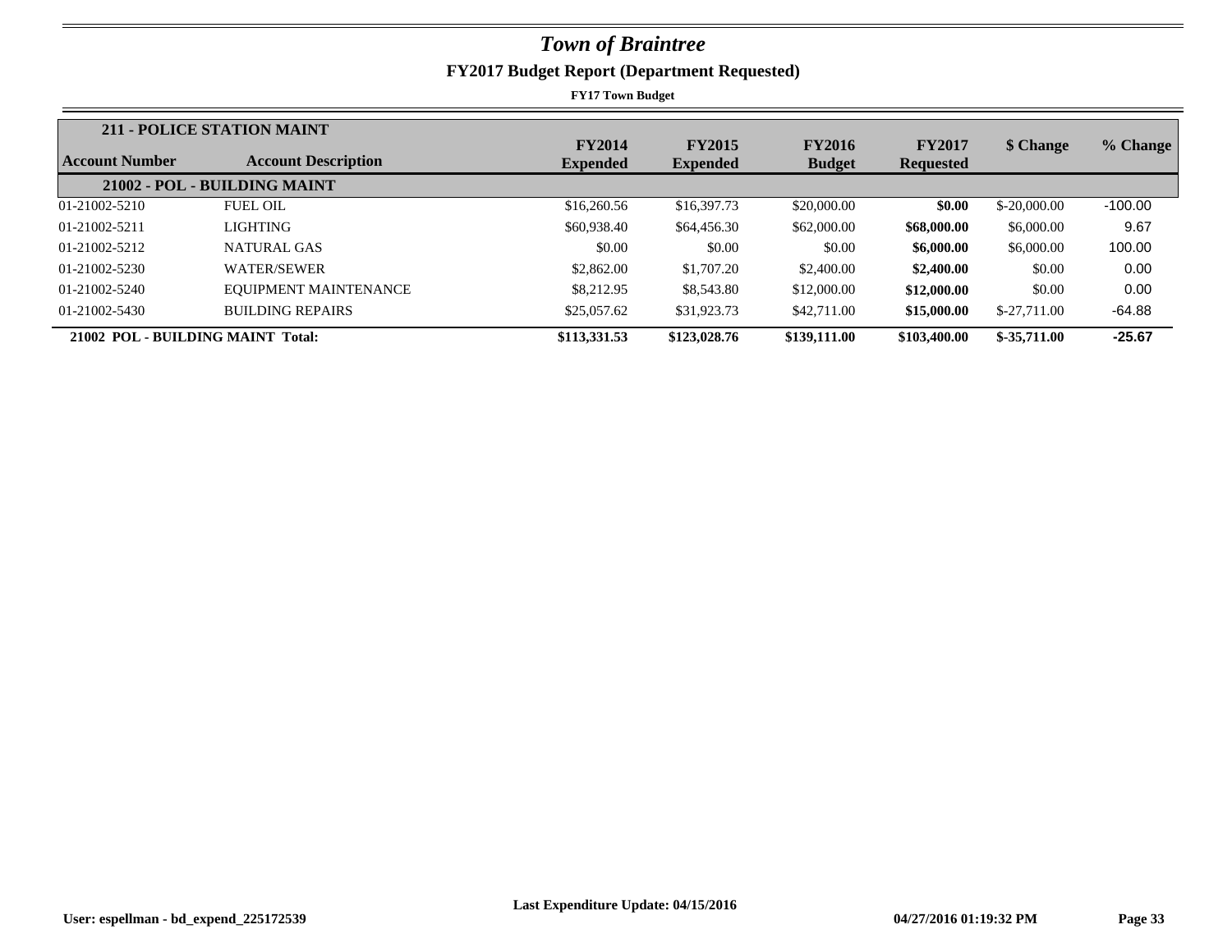# Town of Braintree

## FY2017 Budget Report (Department Requested)

**FY17 Town Budget**

| Account Number | Account Description | FY2014 Expended | FY2015 Expended | FY2016 Budget | FY2017 Requested | $ Change | % Change |
|---|---|---|---|---|---|---|---|
| **211 - POLICE STATION MAINT** | | | | | | | |
| **21002 - POL - BUILDING MAINT** | | | | | | | |
| 01-21002-5210 | FUEL OIL | $16,260.56 | $16,397.73 | $20,000.00 | **$0.00** | $-20,000.00 | -100.00 |
| 01-21002-5211 | LIGHTING | $60,938.40 | $64,456.30 | $62,000.00 | **$68,000.00** | $6,000.00 | 9.67 |
| 01-21002-5212 | NATURAL GAS | $0.00 | $0.00 | $0.00 | **$6,000.00** | $6,000.00 | 100.00 |
| 01-21002-5230 | WATER/SEWER | $2,862.00 | $1,707.20 | $2,400.00 | **$2,400.00** | $0.00 | 0.00 |
| 01-21002-5240 | EQUIPMENT MAINTENANCE | $8,212.95 | $8,543.80 | $12,000.00 | **$12,000.00** | $0.00 | 0.00 |
| 01-21002-5430 | BUILDING REPAIRS | $25,057.62 | $31,923.73 | $42,711.00 | **$15,000.00** | $-27,711.00 | -64.88 |
| **21002 POL - BUILDING MAINT Total:** | | **$113,331.53** | **$123,028.76** | **$139,111.00** | **$103,400.00** | **$-35,711.00** | **-25.67** |

Last Expenditure Update: 04/15/2016

User: espellman - bd_expend_225172539 | 04/27/2016 01:19:32 PM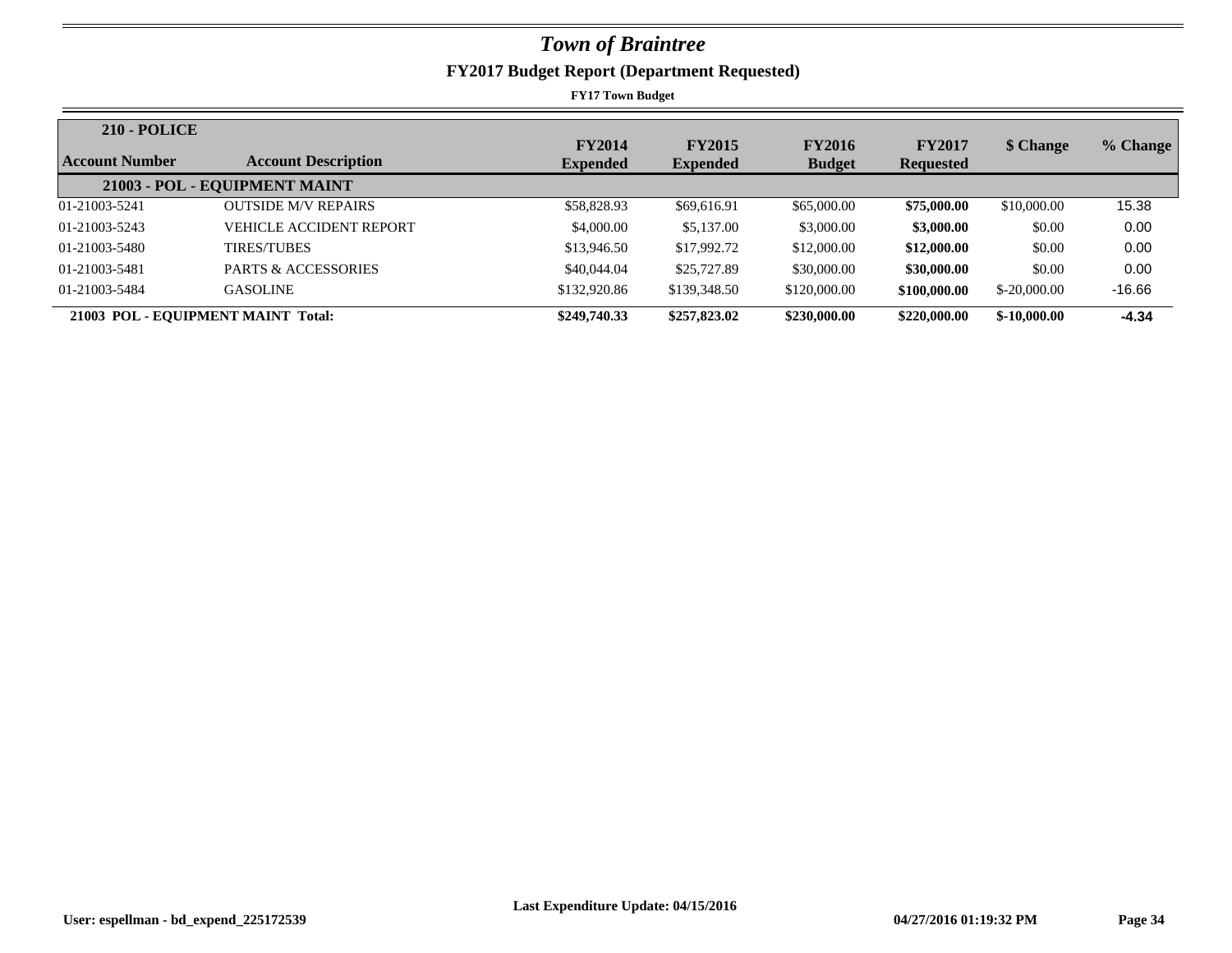# *Town of Braintree*

## FY2017 Budget Report (Department Requested)

**FY17 Town Budget**

| **210 - POLICE** | | | | | | | |
|---|---|---|---|---|---|---|---|
| **Account Number** | **Account Description** | **FY2014 Expended** | **FY2015 Expended** | **FY2016 Budget** | **FY2017 Requested** | **$ Change** | **% Change** |
| | **21003 - POL - EQUIPMENT MAINT** | | | | | | |
| 01-21003-5241 | OUTSIDE M/V REPAIRS | $58,828.93 | $69,616.91 | $65,000.00 | **$75,000.00** | $10,000.00 | 15.38 |
| 01-21003-5243 | VEHICLE ACCIDENT REPORT | $4,000.00 | $5,137.00 | $3,000.00 | **$3,000.00** | $0.00 | 0.00 |
| 01-21003-5480 | TIRES/TUBES | $13,946.50 | $17,992.72 | $12,000.00 | **$12,000.00** | $0.00 | 0.00 |
| 01-21003-5481 | PARTS & ACCESSORIES | $40,044.04 | $25,727.89 | $30,000.00 | **$30,000.00** | $0.00 | 0.00 |
| 01-21003-5484 | GASOLINE | $132,920.86 | $139,348.50 | $120,000.00 | **$100,000.00** | $-20,000.00 | -16.66 |
| **21003 POL - EQUIPMENT MAINT Total:** | | **$249,740.33** | **$257,823.02** | **$230,000.00** | **$220,000.00** | **$-10,000.00** | **-4.34** |

**Last Expenditure Update: 04/15/2016**

**User: espellman - bd_expend_225172539** **04/27/2016 01:19:32 PM**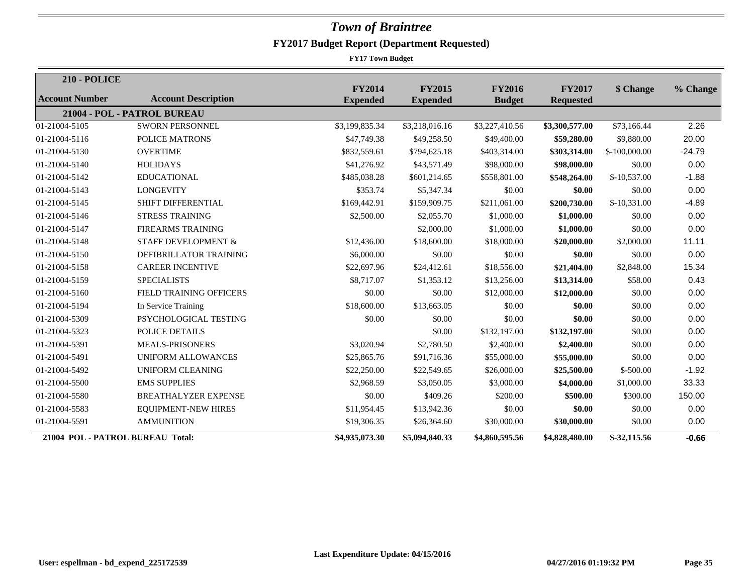# *Town of Braintree*

## FY2017 Budget Report (Department Requested)

**FY17 Town Budget**

| Account Number | Account Description | FY2014 Expended | FY2015 Expended | FY2016 Budget | FY2017 Requested | $ Change | % Change |
|---|---|---|---|---|---|---|---|
| **210 - POLICE** | | | | | | | |
| **21004 - POL - PATROL BUREAU** | | | | | | | |
| 01-21004-5105 | SWORN PERSONNEL | $3,199,835.34 | $3,218,016.16 | $3,227,410.56 | **$3,300,577.00** | $73,166.44 | 2.26 |
| 01-21004-5116 | POLICE MATRONS | $47,749.38 | $49,258.50 | $49,400.00 | **$59,280.00** | $9,880.00 | 20.00 |
| 01-21004-5130 | OVERTIME | $832,559.61 | $794,625.18 | $403,314.00 | **$303,314.00** | $-100,000.00 | -24.79 |
| 01-21004-5140 | HOLIDAYS | $41,276.92 | $43,571.49 | $98,000.00 | **$98,000.00** | $0.00 | 0.00 |
| 01-21004-5142 | EDUCATIONAL | $485,038.28 | $601,214.65 | $558,801.00 | **$548,264.00** | $-10,537.00 | -1.88 |
| 01-21004-5143 | LONGEVITY | $353.74 | $5,347.34 | $0.00 | **$0.00** | $0.00 | 0.00 |
| 01-21004-5145 | SHIFT DIFFERENTIAL | $169,442.91 | $159,909.75 | $211,061.00 | **$200,730.00** | $-10,331.00 | -4.89 |
| 01-21004-5146 | STRESS TRAINING | $2,500.00 | $2,055.70 | $1,000.00 | **$1,000.00** | $0.00 | 0.00 |
| 01-21004-5147 | FIREARMS TRAINING | | $2,000.00 | $1,000.00 | **$1,000.00** | $0.00 | 0.00 |
| 01-21004-5148 | STAFF DEVELOPMENT & | $12,436.00 | $18,600.00 | $18,000.00 | **$20,000.00** | $2,000.00 | 11.11 |
| 01-21004-5150 | DEFIBRILLATOR TRAINING | $6,000.00 | $0.00 | $0.00 | **$0.00** | $0.00 | 0.00 |
| 01-21004-5158 | CAREER INCENTIVE | $22,697.96 | $24,412.61 | $18,556.00 | **$21,404.00** | $2,848.00 | 15.34 |
| 01-21004-5159 | SPECIALISTS | $8,717.07 | $1,353.12 | $13,256.00 | **$13,314.00** | $58.00 | 0.43 |
| 01-21004-5160 | FIELD TRAINING OFFICERS | $0.00 | $0.00 | $12,000.00 | **$12,000.00** | $0.00 | 0.00 |
| 01-21004-5194 | In Service Training | $18,600.00 | $13,663.05 | $0.00 | **$0.00** | $0.00 | 0.00 |
| 01-21004-5309 | PSYCHOLOGICAL TESTING | $0.00 | $0.00 | $0.00 | **$0.00** | $0.00 | 0.00 |
| 01-21004-5323 | POLICE DETAILS | | $0.00 | $132,197.00 | **$132,197.00** | $0.00 | 0.00 |
| 01-21004-5391 | MEALS-PRISONERS | $3,020.94 | $2,780.50 | $2,400.00 | **$2,400.00** | $0.00 | 0.00 |
| 01-21004-5491 | UNIFORM ALLOWANCES | $25,865.76 | $91,716.36 | $55,000.00 | **$55,000.00** | $0.00 | 0.00 |
| 01-21004-5492 | UNIFORM CLEANING | $22,250.00 | $22,549.65 | $26,000.00 | **$25,500.00** | $-500.00 | -1.92 |
| 01-21004-5500 | EMS SUPPLIES | $2,968.59 | $3,050.05 | $3,000.00 | **$4,000.00** | $1,000.00 | 33.33 |
| 01-21004-5580 | BREATHALYZER EXPENSE | $0.00 | $409.26 | $200.00 | **$500.00** | $300.00 | 150.00 |
| 01-21004-5583 | EQUIPMENT-NEW HIRES | $11,954.45 | $13,942.36 | $0.00 | **$0.00** | $0.00 | 0.00 |
| 01-21004-5591 | AMMUNITION | $19,306.35 | $26,364.60 | $30,000.00 | **$30,000.00** | $0.00 | 0.00 |
| **21004 POL - PATROL BUREAU Total:** | | **$4,935,073.30** | **$5,094,840.33** | **$4,860,595.56** | **$4,828,480.00** | **$-32,115.56** | **-0.66** |

**Last Expenditure Update: 04/15/2016**

**User: espellman - bd_expend_225172539** **04/27/2016 01:19:32 PM**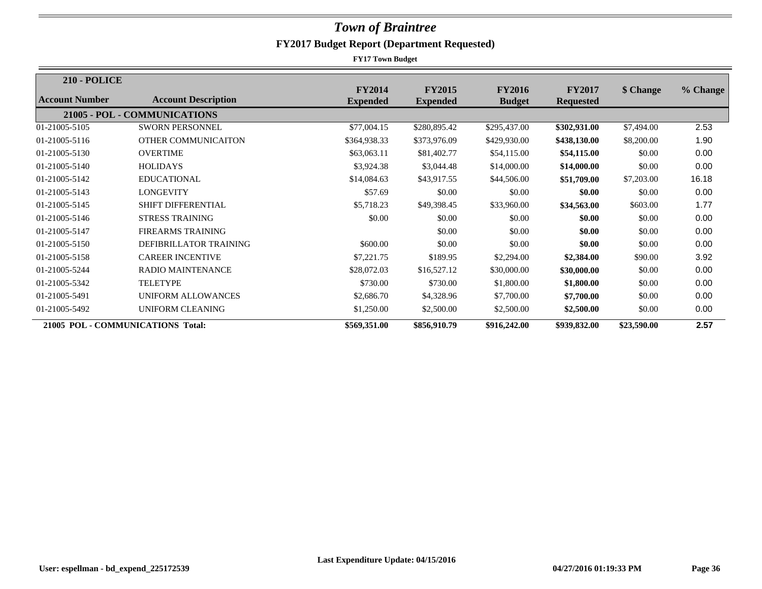# Town of Braintree

## FY2017 Budget Report (Department Requested)

**FY17 Town Budget**

**210 - POLICE**

| Account Number | Account Description | FY2014 Expended | FY2015 Expended | FY2016 Budget | FY2017 Requested | $ Change | % Change |
|---|---|---|---|---|---|---|---|
| **21005 - POL - COMMUNICATIONS** | | | | | | | |
| 01-21005-5105 | SWORN PERSONNEL | $77,004.15 | $280,895.42 | $295,437.00 | **$302,931.00** | $7,494.00 | 2.53 |
| 01-21005-5116 | OTHER COMMUNICAITON | $364,938.33 | $373,976.09 | $429,930.00 | **$438,130.00** | $8,200.00 | 1.90 |
| 01-21005-5130 | OVERTIME | $63,063.11 | $81,402.77 | $54,115.00 | **$54,115.00** | $0.00 | 0.00 |
| 01-21005-5140 | HOLIDAYS | $3,924.38 | $3,044.48 | $14,000.00 | **$14,000.00** | $0.00 | 0.00 |
| 01-21005-5142 | EDUCATIONAL | $14,084.63 | $43,917.55 | $44,506.00 | **$51,709.00** | $7,203.00 | 16.18 |
| 01-21005-5143 | LONGEVITY | $57.69 | $0.00 | $0.00 | **$0.00** | $0.00 | 0.00 |
| 01-21005-5145 | SHIFT DIFFERENTIAL | $5,718.23 | $49,398.45 | $33,960.00 | **$34,563.00** | $603.00 | 1.77 |
| 01-21005-5146 | STRESS TRAINING | $0.00 | $0.00 | $0.00 | **$0.00** | $0.00 | 0.00 |
| 01-21005-5147 | FIREARMS TRAINING | | $0.00 | $0.00 | **$0.00** | $0.00 | 0.00 |
| 01-21005-5150 | DEFIBRILLATOR TRAINING | $600.00 | $0.00 | $0.00 | **$0.00** | $0.00 | 0.00 |
| 01-21005-5158 | CAREER INCENTIVE | $7,221.75 | $189.95 | $2,294.00 | **$2,384.00** | $90.00 | 3.92 |
| 01-21005-5244 | RADIO MAINTENANCE | $28,072.03 | $16,527.12 | $30,000.00 | **$30,000.00** | $0.00 | 0.00 |
| 01-21005-5342 | TELETYPE | $730.00 | $730.00 | $1,800.00 | **$1,800.00** | $0.00 | 0.00 |
| 01-21005-5491 | UNIFORM ALLOWANCES | $2,686.70 | $4,328.96 | $7,700.00 | **$7,700.00** | $0.00 | 0.00 |
| 01-21005-5492 | UNIFORM CLEANING | $1,250.00 | $2,500.00 | $2,500.00 | **$2,500.00** | $0.00 | 0.00 |
| **21005 POL - COMMUNICATIONS Total:** | | **$569,351.00** | **$856,910.79** | **$916,242.00** | **$939,832.00** | **$23,590.00** | **2.57** |

Last Expenditure Update: 04/15/2016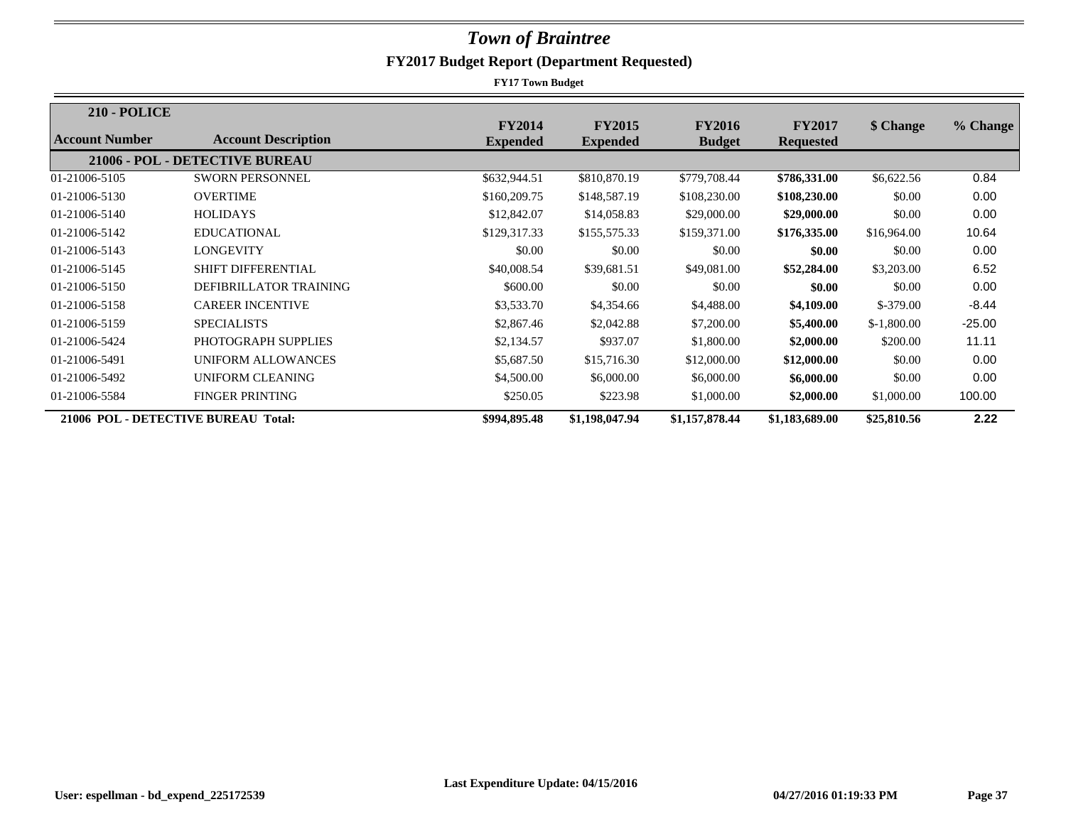# Town of Braintree

## FY2017 Budget Report (Department Requested)

**FY17 Town Budget**

| **210 - POLICE** | | | | | | | |
|---|---|---|---|---|---|---|---|
| **Account Number** | **Account Description** | **FY2014 Expended** | **FY2015 Expended** | **FY2016 Budget** | **FY2017 Requested** | **$ Change** | **% Change** |
| | **21006 - POL - DETECTIVE BUREAU** | | | | | | |
| 01-21006-5105 | SWORN PERSONNEL | $632,944.51 | $810,870.19 | $779,708.44 | **$786,331.00** | $6,622.56 | 0.84 |
| 01-21006-5130 | OVERTIME | $160,209.75 | $148,587.19 | $108,230.00 | **$108,230.00** | $0.00 | 0.00 |
| 01-21006-5140 | HOLIDAYS | $12,842.07 | $14,058.83 | $29,000.00 | **$29,000.00** | $0.00 | 0.00 |
| 01-21006-5142 | EDUCATIONAL | $129,317.33 | $155,575.33 | $159,371.00 | **$176,335.00** | $16,964.00 | 10.64 |
| 01-21006-5143 | LONGEVITY | $0.00 | $0.00 | $0.00 | **$0.00** | $0.00 | 0.00 |
| 01-21006-5145 | SHIFT DIFFERENTIAL | $40,008.54 | $39,681.51 | $49,081.00 | **$52,284.00** | $3,203.00 | 6.52 |
| 01-21006-5150 | DEFIBRILLATOR TRAINING | $600.00 | $0.00 | $0.00 | **$0.00** | $0.00 | 0.00 |
| 01-21006-5158 | CAREER INCENTIVE | $3,533.70 | $4,354.66 | $4,488.00 | **$4,109.00** | $-379.00 | -8.44 |
| 01-21006-5159 | SPECIALISTS | $2,867.46 | $2,042.88 | $7,200.00 | **$5,400.00** | $-1,800.00 | -25.00 |
| 01-21006-5424 | PHOTOGRAPH SUPPLIES | $2,134.57 | $937.07 | $1,800.00 | **$2,000.00** | $200.00 | 11.11 |
| 01-21006-5491 | UNIFORM ALLOWANCES | $5,687.50 | $15,716.30 | $12,000.00 | **$12,000.00** | $0.00 | 0.00 |
| 01-21006-5492 | UNIFORM CLEANING | $4,500.00 | $6,000.00 | $6,000.00 | **$6,000.00** | $0.00 | 0.00 |
| 01-21006-5584 | FINGER PRINTING | $250.05 | $223.98 | $1,000.00 | **$2,000.00** | $1,000.00 | 100.00 |
| **21006 POL - DETECTIVE BUREAU Total:** | | **$994,895.48** | **$1,198,047.94** | **$1,157,878.44** | **$1,183,689.00** | **$25,810.56** | **2.22** |

**Last Expenditure Update: 04/15/2016**

**User: espellman - bd_expend_225172539** **04/27/2016 01:19:33 PM**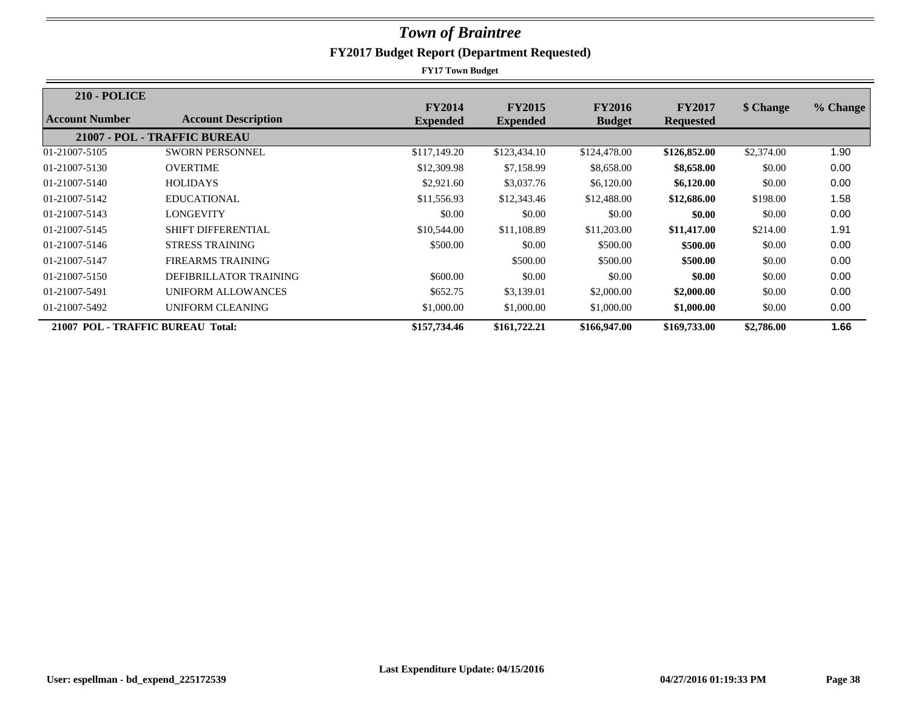# *Town of Braintree*

## FY2017 Budget Report (Department Requested)

**FY17 Town Budget**

| 210 - POLICE | | | | | | | |
|---|---|---|---|---|---|---|---|
| **Account Number** | **Account Description** | **FY2014 Expended** | **FY2015 Expended** | **FY2016 Budget** | **FY2017 Requested** | **$ Change** | **% Change** |
| | **21007 - POL - TRAFFIC BUREAU** | | | | | | |
| 01-21007-5105 | SWORN PERSONNEL | $117,149.20 | $123,434.10 | $124,478.00 | **$126,852.00** | $2,374.00 | 1.90 |
| 01-21007-5130 | OVERTIME | $12,309.98 | $7,158.99 | $8,658.00 | **$8,658.00** | $0.00 | 0.00 |
| 01-21007-5140 | HOLIDAYS | $2,921.60 | $3,037.76 | $6,120.00 | **$6,120.00** | $0.00 | 0.00 |
| 01-21007-5142 | EDUCATIONAL | $11,556.93 | $12,343.46 | $12,488.00 | **$12,686.00** | $198.00 | 1.58 |
| 01-21007-5143 | LONGEVITY | $0.00 | $0.00 | $0.00 | **$0.00** | $0.00 | 0.00 |
| 01-21007-5145 | SHIFT DIFFERENTIAL | $10,544.00 | $11,108.89 | $11,203.00 | **$11,417.00** | $214.00 | 1.91 |
| 01-21007-5146 | STRESS TRAINING | $500.00 | $0.00 | $500.00 | **$500.00** | $0.00 | 0.00 |
| 01-21007-5147 | FIREARMS TRAINING | | $500.00 | $500.00 | **$500.00** | $0.00 | 0.00 |
| 01-21007-5150 | DEFIBRILLATOR TRAINING | $600.00 | $0.00 | $0.00 | **$0.00** | $0.00 | 0.00 |
| 01-21007-5491 | UNIFORM ALLOWANCES | $652.75 | $3,139.01 | $2,000.00 | **$2,000.00** | $0.00 | 0.00 |
| 01-21007-5492 | UNIFORM CLEANING | $1,000.00 | $1,000.00 | $1,000.00 | **$1,000.00** | $0.00 | 0.00 |
| **21007 POL - TRAFFIC BUREAU Total:** | | **$157,734.46** | **$161,722.21** | **$166,947.00** | **$169,733.00** | **$2,786.00** | **1.66** |

Last Expenditure Update: 04/15/2016

User: espellman - bd_expend_225172539 — 04/27/2016 01:19:33 PM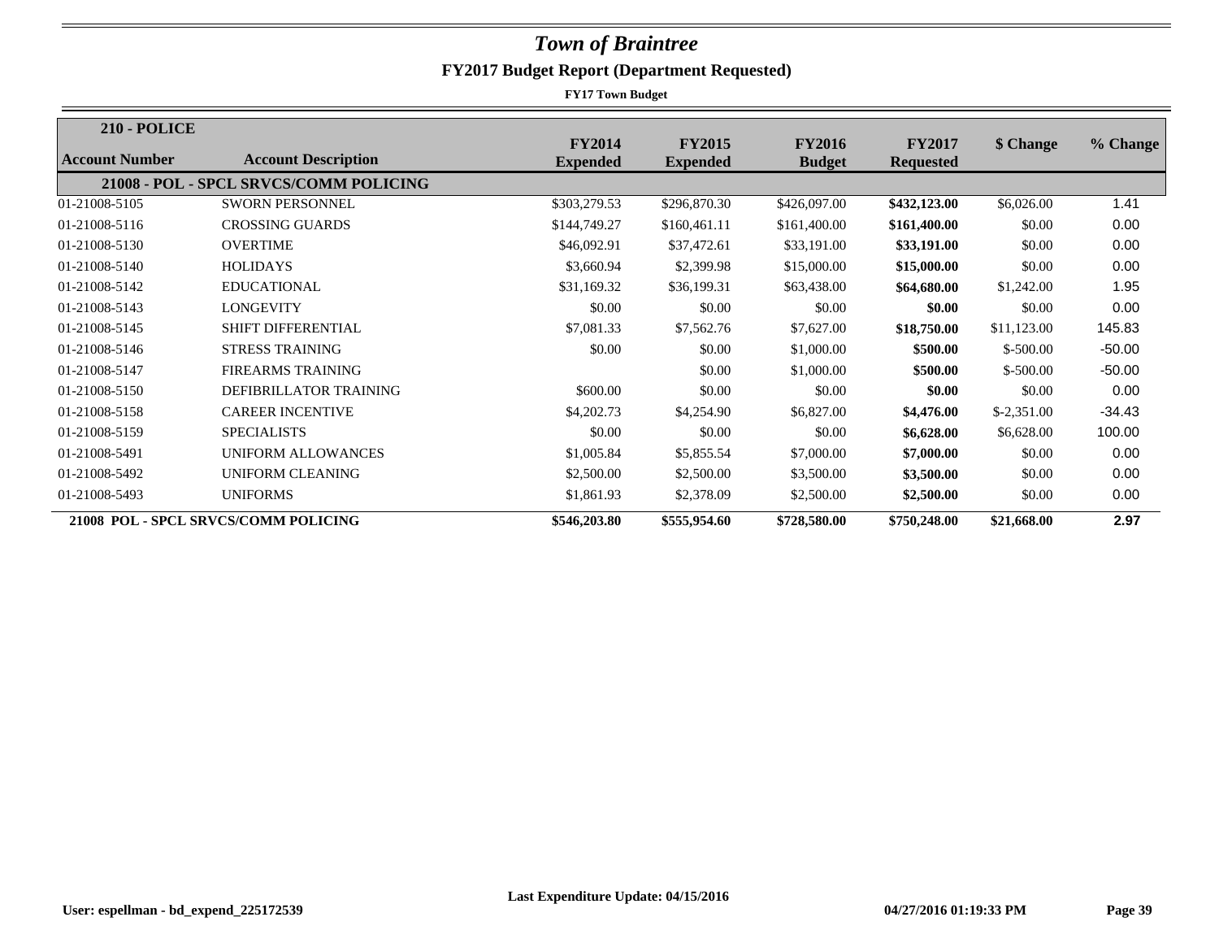# *Town of Braintree*

## FY2017 Budget Report (Department Requested)

**FY17 Town Budget**

| **210 - POLICE** | | | | | | | |
|---|---|---|---|---|---|---|---|
| **Account Number** | **Account Description** | **FY2014 Expended** | **FY2015 Expended** | **FY2016 Budget** | **FY2017 Requested** | **$ Change** | **% Change** |
| | **21008 - POL - SPCL SRVCS/COMM POLICING** | | | | | | |
| 01-21008-5105 | SWORN PERSONNEL | $303,279.53 | $296,870.30 | $426,097.00 | **$432,123.00** | $6,026.00 | 1.41 |
| 01-21008-5116 | CROSSING GUARDS | $144,749.27 | $160,461.11 | $161,400.00 | **$161,400.00** | $0.00 | 0.00 |
| 01-21008-5130 | OVERTIME | $46,092.91 | $37,472.61 | $33,191.00 | **$33,191.00** | $0.00 | 0.00 |
| 01-21008-5140 | HOLIDAYS | $3,660.94 | $2,399.98 | $15,000.00 | **$15,000.00** | $0.00 | 0.00 |
| 01-21008-5142 | EDUCATIONAL | $31,169.32 | $36,199.31 | $63,438.00 | **$64,680.00** | $1,242.00 | 1.95 |
| 01-21008-5143 | LONGEVITY | $0.00 | $0.00 | $0.00 | **$0.00** | $0.00 | 0.00 |
| 01-21008-5145 | SHIFT DIFFERENTIAL | $7,081.33 | $7,562.76 | $7,627.00 | **$18,750.00** | $11,123.00 | 145.83 |
| 01-21008-5146 | STRESS TRAINING | $0.00 | $0.00 | $1,000.00 | **$500.00** | $-500.00 | -50.00 |
| 01-21008-5147 | FIREARMS TRAINING | | $0.00 | $1,000.00 | **$500.00** | $-500.00 | -50.00 |
| 01-21008-5150 | DEFIBRILLATOR TRAINING | $600.00 | $0.00 | $0.00 | **$0.00** | $0.00 | 0.00 |
| 01-21008-5158 | CAREER INCENTIVE | $4,202.73 | $4,254.90 | $6,827.00 | **$4,476.00** | $-2,351.00 | -34.43 |
| 01-21008-5159 | SPECIALISTS | $0.00 | $0.00 | $0.00 | **$6,628.00** | $6,628.00 | 100.00 |
| 01-21008-5491 | UNIFORM ALLOWANCES | $1,005.84 | $5,855.54 | $7,000.00 | **$7,000.00** | $0.00 | 0.00 |
| 01-21008-5492 | UNIFORM CLEANING | $2,500.00 | $2,500.00 | $3,500.00 | **$3,500.00** | $0.00 | 0.00 |
| 01-21008-5493 | UNIFORMS | $1,861.93 | $2,378.09 | $2,500.00 | **$2,500.00** | $0.00 | 0.00 |
| **21008 POL - SPCL SRVCS/COMM POLICING** | | **$546,203.80** | **$555,954.60** | **$728,580.00** | **$750,248.00** | **$21,668.00** | **2.97** |

**Last Expenditure Update: 04/15/2016**

**User: espellman - bd_expend_225172539** **04/27/2016 01:19:33 PM**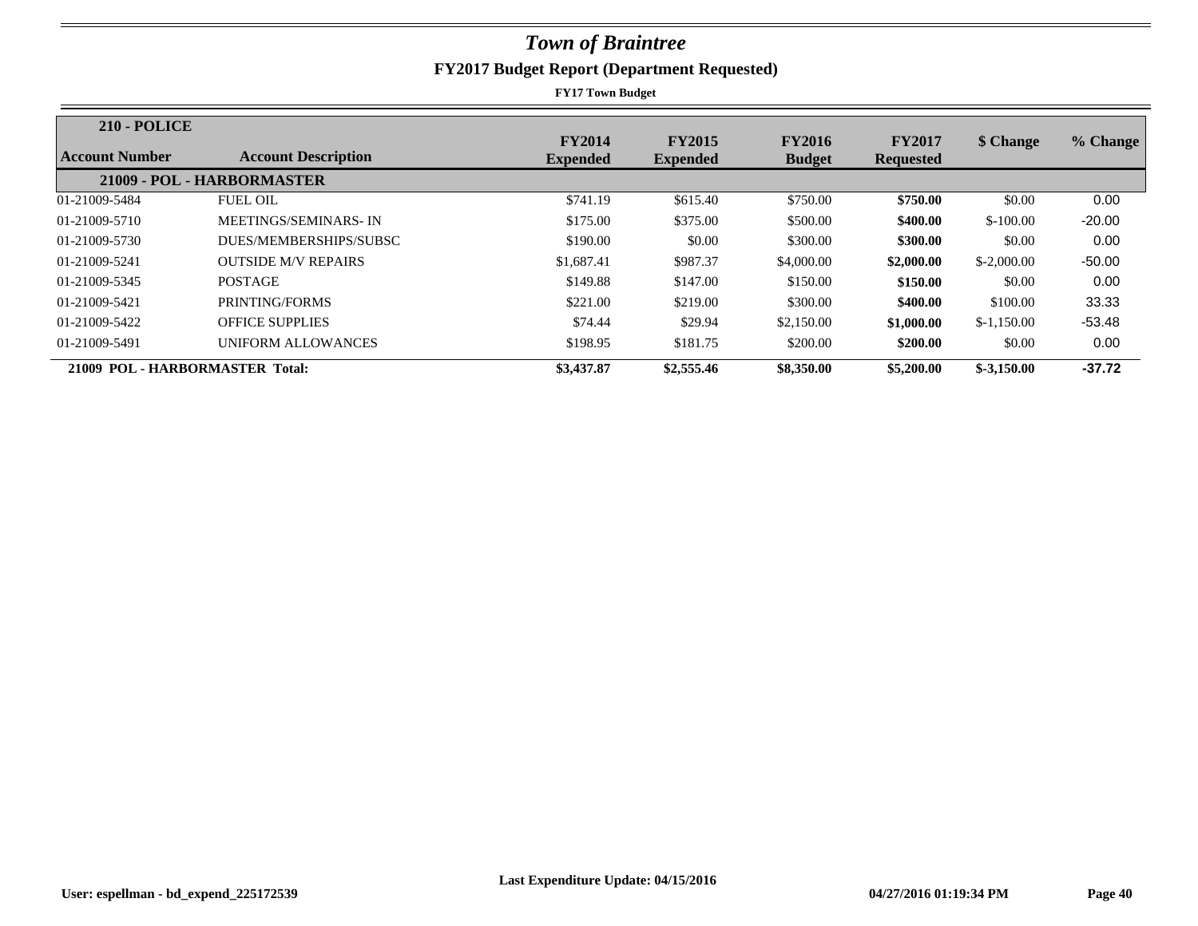# *Town of Braintree*

## FY2017 Budget Report (Department Requested)

**FY17 Town Budget**

| **210 - POLICE** | | | | | | | |
|---|---|---|---|---|---|---|---|
| **Account Number** | **Account Description** | **FY2014 Expended** | **FY2015 Expended** | **FY2016 Budget** | **FY2017 Requested** | **$ Change** | **% Change** |
| **21009 - POL - HARBORMASTER** | | | | | | | |
| 01-21009-5484 | FUEL OIL | $741.19 | $615.40 | $750.00 | **$750.00** | $0.00 | 0.00 |
| 01-21009-5710 | MEETINGS/SEMINARS- IN | $175.00 | $375.00 | $500.00 | **$400.00** | $-100.00 | -20.00 |
| 01-21009-5730 | DUES/MEMBERSHIPS/SUBSC | $190.00 | $0.00 | $300.00 | **$300.00** | $0.00 | 0.00 |
| 01-21009-5241 | OUTSIDE M/V REPAIRS | $1,687.41 | $987.37 | $4,000.00 | **$2,000.00** | $-2,000.00 | -50.00 |
| 01-21009-5345 | POSTAGE | $149.88 | $147.00 | $150.00 | **$150.00** | $0.00 | 0.00 |
| 01-21009-5421 | PRINTING/FORMS | $221.00 | $219.00 | $300.00 | **$400.00** | $100.00 | 33.33 |
| 01-21009-5422 | OFFICE SUPPLIES | $74.44 | $29.94 | $2,150.00 | **$1,000.00** | $-1,150.00 | -53.48 |
| 01-21009-5491 | UNIFORM ALLOWANCES | $198.95 | $181.75 | $200.00 | **$200.00** | $0.00 | 0.00 |
| **21009 POL - HARBORMASTER Total:** | | **$3,437.87** | **$2,555.46** | **$8,350.00** | **$5,200.00** | **$-3,150.00** | **-37.72** |

**Last Expenditure Update: 04/15/2016**

**User: espellman - bd_expend_225172539** **04/27/2016 01:19:34 PM**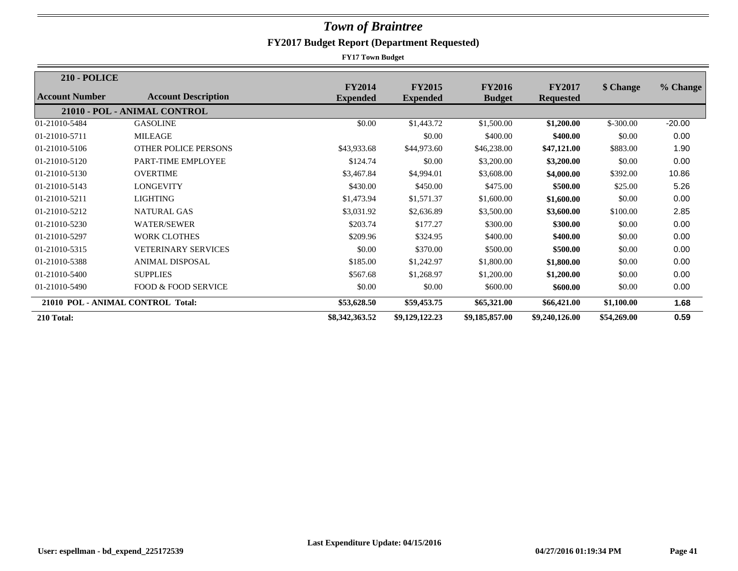# *Town of Braintree*

## FY2017 Budget Report (Department Requested)

**FY17 Town Budget**

| **210 - POLICE** | | | | | | | |
|---|---|---|---|---|---|---|---|
| **Account Number** | **Account Description** | **FY2014 Expended** | **FY2015 Expended** | **FY2016 Budget** | **FY2017 Requested** | **$ Change** | **% Change** |
| | **21010 - POL - ANIMAL CONTROL** | | | | | | |
| 01-21010-5484 | GASOLINE | $0.00 | $1,443.72 | $1,500.00 | **$1,200.00** | $-300.00 | -20.00 |
| 01-21010-5711 | MILEAGE | | $0.00 | $400.00 | **$400.00** | $0.00 | 0.00 |
| 01-21010-5106 | OTHER POLICE PERSONS | $43,933.68 | $44,973.60 | $46,238.00 | **$47,121.00** | $883.00 | 1.90 |
| 01-21010-5120 | PART-TIME EMPLOYEE | $124.74 | $0.00 | $3,200.00 | **$3,200.00** | $0.00 | 0.00 |
| 01-21010-5130 | OVERTIME | $3,467.84 | $4,994.01 | $3,608.00 | **$4,000.00** | $392.00 | 10.86 |
| 01-21010-5143 | LONGEVITY | $430.00 | $450.00 | $475.00 | **$500.00** | $25.00 | 5.26 |
| 01-21010-5211 | LIGHTING | $1,473.94 | $1,571.37 | $1,600.00 | **$1,600.00** | $0.00 | 0.00 |
| 01-21010-5212 | NATURAL GAS | $3,031.92 | $2,636.89 | $3,500.00 | **$3,600.00** | $100.00 | 2.85 |
| 01-21010-5230 | WATER/SEWER | $203.74 | $177.27 | $300.00 | **$300.00** | $0.00 | 0.00 |
| 01-21010-5297 | WORK CLOTHES | $209.96 | $324.95 | $400.00 | **$400.00** | $0.00 | 0.00 |
| 01-21010-5315 | VETERINARY SERVICES | $0.00 | $370.00 | $500.00 | **$500.00** | $0.00 | 0.00 |
| 01-21010-5388 | ANIMAL DISPOSAL | $185.00 | $1,242.97 | $1,800.00 | **$1,800.00** | $0.00 | 0.00 |
| 01-21010-5400 | SUPPLIES | $567.68 | $1,268.97 | $1,200.00 | **$1,200.00** | $0.00 | 0.00 |
| 01-21010-5490 | FOOD & FOOD SERVICE | $0.00 | $0.00 | $600.00 | **$600.00** | $0.00 | 0.00 |
| **21010 POL - ANIMAL CONTROL Total:** | | **$53,628.50** | **$59,453.75** | **$65,321.00** | **$66,421.00** | **$1,100.00** | **1.68** |
| **210 Total:** | | **$8,342,363.52** | **$9,129,122.23** | **$9,185,857.00** | **$9,240,126.00** | **$54,269.00** | **0.59** |

**Last Expenditure Update: 04/15/2016**

**User: espellman - bd_expend_225172539** **04/27/2016 01:19:34 PM**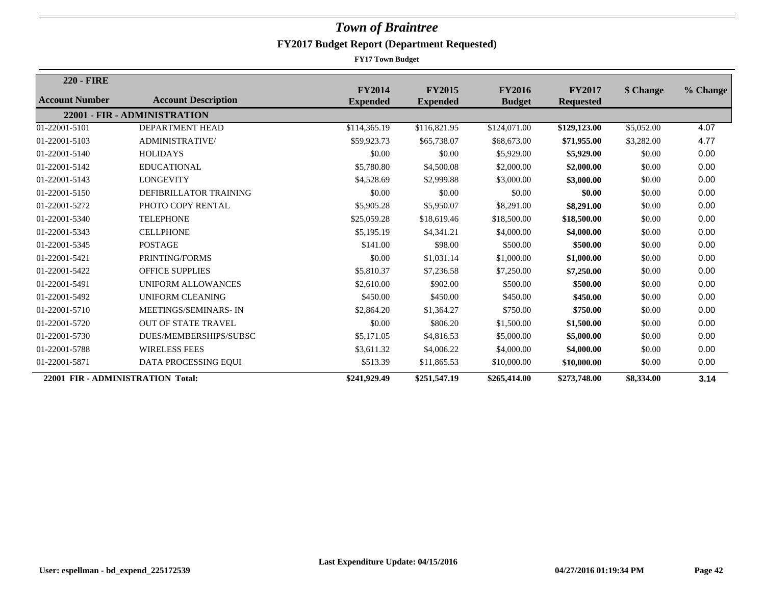# *Town of Braintree*

## FY2017 Budget Report (Department Requested)

**FY17 Town Budget**

| 220 - FIRE | | | | | | | |
|---|---|---|---|---|---|---|---|
| **Account Number** | **Account Description** | **FY2014 Expended** | **FY2015 Expended** | **FY2016 Budget** | **FY2017 Requested** | **$ Change** | **% Change** |
| | **22001 - FIR - ADMINISTRATION** | | | | | | |
| 01-22001-5101 | DEPARTMENT HEAD | $114,365.19 | $116,821.95 | $124,071.00 | **$129,123.00** | $5,052.00 | 4.07 |
| 01-22001-5103 | ADMINISTRATIVE/ | $59,923.73 | $65,738.07 | $68,673.00 | **$71,955.00** | $3,282.00 | 4.77 |
| 01-22001-5140 | HOLIDAYS | $0.00 | $0.00 | $5,929.00 | **$5,929.00** | $0.00 | 0.00 |
| 01-22001-5142 | EDUCATIONAL | $5,780.80 | $4,500.08 | $2,000.00 | **$2,000.00** | $0.00 | 0.00 |
| 01-22001-5143 | LONGEVITY | $4,528.69 | $2,999.88 | $3,000.00 | **$3,000.00** | $0.00 | 0.00 |
| 01-22001-5150 | DEFIBRILLATOR TRAINING | $0.00 | $0.00 | $0.00 | **$0.00** | $0.00 | 0.00 |
| 01-22001-5272 | PHOTO COPY RENTAL | $5,905.28 | $5,950.07 | $8,291.00 | **$8,291.00** | $0.00 | 0.00 |
| 01-22001-5340 | TELEPHONE | $25,059.28 | $18,619.46 | $18,500.00 | **$18,500.00** | $0.00 | 0.00 |
| 01-22001-5343 | CELLPHONE | $5,195.19 | $4,341.21 | $4,000.00 | **$4,000.00** | $0.00 | 0.00 |
| 01-22001-5345 | POSTAGE | $141.00 | $98.00 | $500.00 | **$500.00** | $0.00 | 0.00 |
| 01-22001-5421 | PRINTING/FORMS | $0.00 | $1,031.14 | $1,000.00 | **$1,000.00** | $0.00 | 0.00 |
| 01-22001-5422 | OFFICE SUPPLIES | $5,810.37 | $7,236.58 | $7,250.00 | **$7,250.00** | $0.00 | 0.00 |
| 01-22001-5491 | UNIFORM ALLOWANCES | $2,610.00 | $902.00 | $500.00 | **$500.00** | $0.00 | 0.00 |
| 01-22001-5492 | UNIFORM CLEANING | $450.00 | $450.00 | $450.00 | **$450.00** | $0.00 | 0.00 |
| 01-22001-5710 | MEETINGS/SEMINARS- IN | $2,864.20 | $1,364.27 | $750.00 | **$750.00** | $0.00 | 0.00 |
| 01-22001-5720 | OUT OF STATE TRAVEL | $0.00 | $806.20 | $1,500.00 | **$1,500.00** | $0.00 | 0.00 |
| 01-22001-5730 | DUES/MEMBERSHIPS/SUBSC | $5,171.05 | $4,816.53 | $5,000.00 | **$5,000.00** | $0.00 | 0.00 |
| 01-22001-5788 | WIRELESS FEES | $3,611.32 | $4,006.22 | $4,000.00 | **$4,000.00** | $0.00 | 0.00 |
| 01-22001-5871 | DATA PROCESSING EQUI | $513.39 | $11,865.53 | $10,000.00 | **$10,000.00** | $0.00 | 0.00 |
| **22001 FIR - ADMINISTRATION Total:** | | **$241,929.49** | **$251,547.19** | **$265,414.00** | **$273,748.00** | **$8,334.00** | **3.14** |

**Last Expenditure Update: 04/15/2016**

**User: espellman - bd_expend_225172539** **04/27/2016 01:19:34 PM**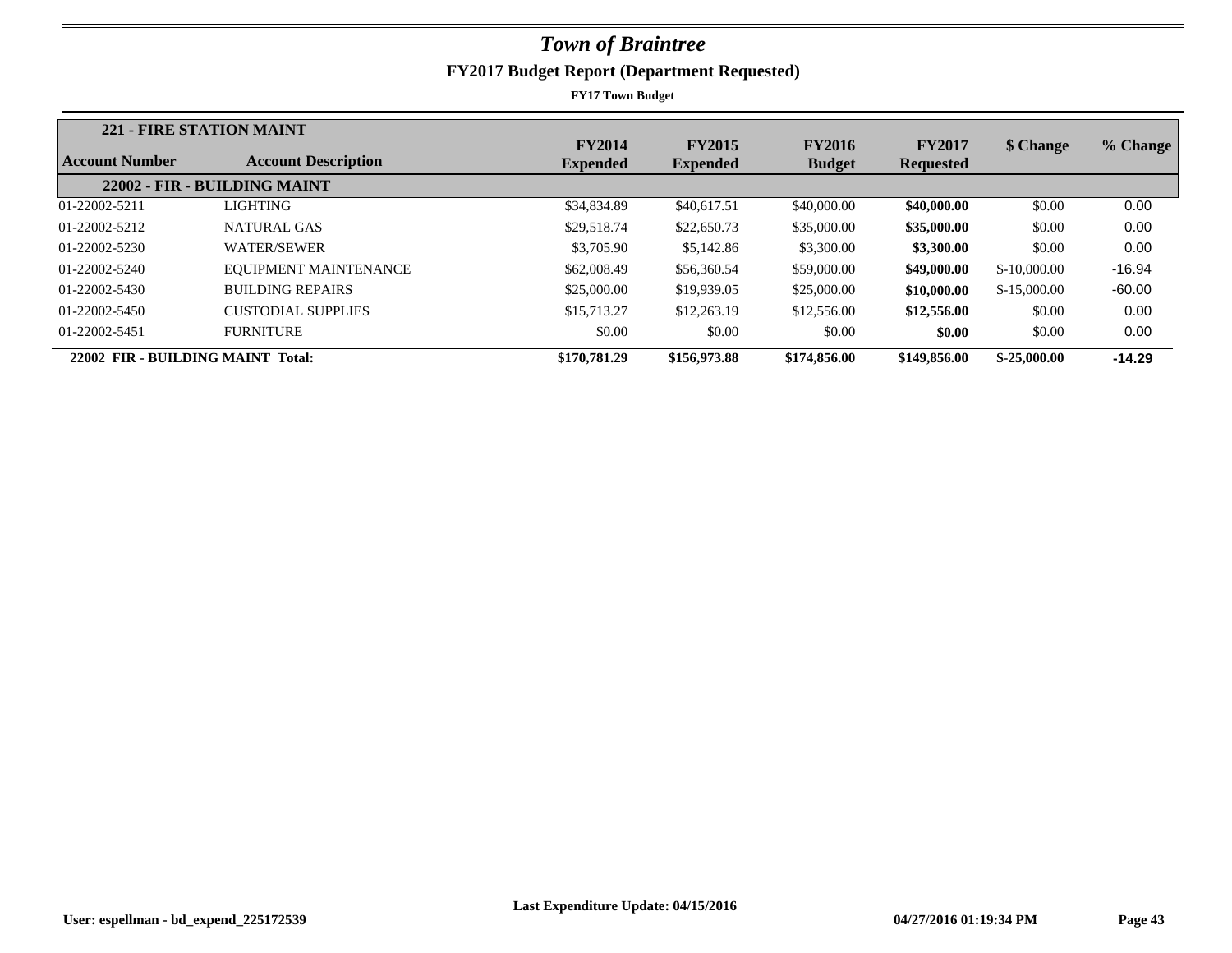# *Town of Braintree*

## FY2017 Budget Report (Department Requested)

**FY17 Town Budget**

| **221 - FIRE STATION MAINT** | | | | | | | |
|---|---|---|---|---|---|---|---|
| **Account Number** | **Account Description** | **FY2014 Expended** | **FY2015 Expended** | **FY2016 Budget** | **FY2017 Requested** | **$ Change** | **% Change** |
| **22002 - FIR - BUILDING MAINT** | | | | | | | |
| 01-22002-5211 | LIGHTING | $34,834.89 | $40,617.51 | $40,000.00 | **$40,000.00** | $0.00 | 0.00 |
| 01-22002-5212 | NATURAL GAS | $29,518.74 | $22,650.73 | $35,000.00 | **$35,000.00** | $0.00 | 0.00 |
| 01-22002-5230 | WATER/SEWER | $3,705.90 | $5,142.86 | $3,300.00 | **$3,300.00** | $0.00 | 0.00 |
| 01-22002-5240 | EQUIPMENT MAINTENANCE | $62,008.49 | $56,360.54 | $59,000.00 | **$49,000.00** | $-10,000.00 | -16.94 |
| 01-22002-5430 | BUILDING REPAIRS | $25,000.00 | $19,939.05 | $25,000.00 | **$10,000.00** | $-15,000.00 | -60.00 |
| 01-22002-5450 | CUSTODIAL SUPPLIES | $15,713.27 | $12,263.19 | $12,556.00 | **$12,556.00** | $0.00 | 0.00 |
| 01-22002-5451 | FURNITURE | $0.00 | $0.00 | $0.00 | **$0.00** | $0.00 | 0.00 |
| **22002 FIR - BUILDING MAINT Total:** | | **$170,781.29** | **$156,973.88** | **$174,856.00** | **$149,856.00** | **$-25,000.00** | **-14.29** |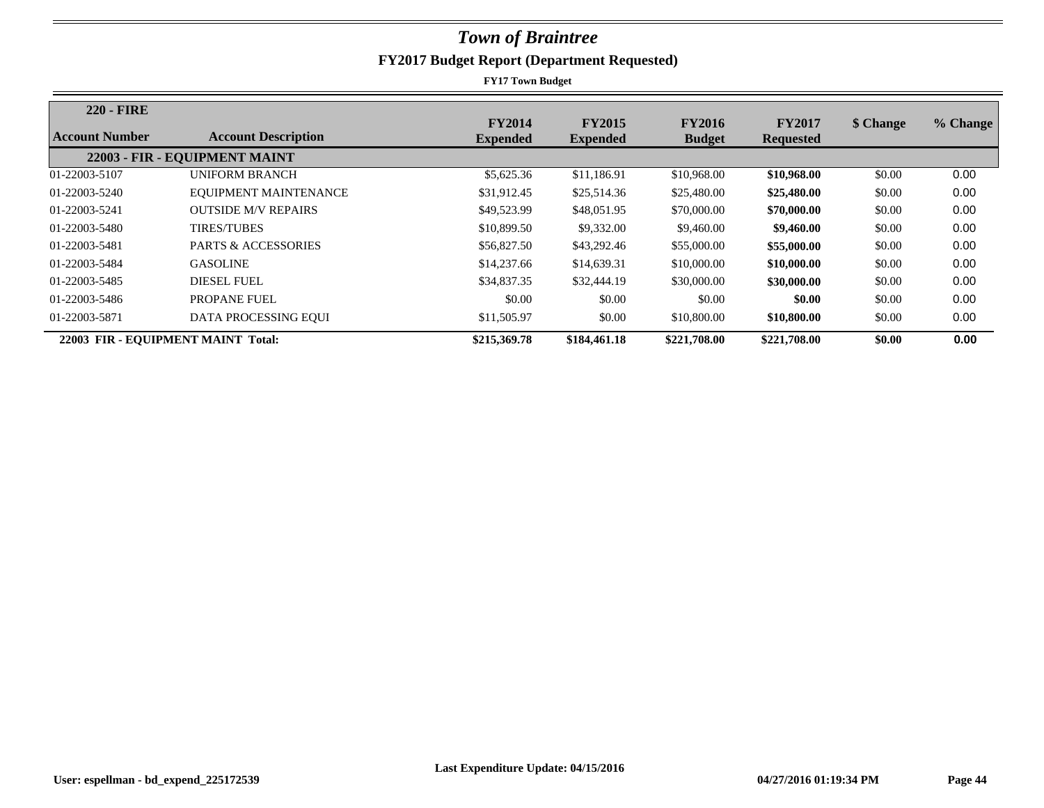# Town of Braintree

## FY2017 Budget Report (Department Requested)

**FY17 Town Budget**

**220 - FIRE**

| Account Number | Account Description | FY2014 Expended | FY2015 Expended | FY2016 Budget | FY2017 Requested | $ Change | % Change |
|---|---|---|---|---|---|---|---|
| | **22003 - FIR - EQUIPMENT MAINT** | | | | | | |
| 01-22003-5107 | UNIFORM BRANCH | $5,625.36 | $11,186.91 | $10,968.00 | **$10,968.00** | $0.00 | 0.00 |
| 01-22003-5240 | EQUIPMENT MAINTENANCE | $31,912.45 | $25,514.36 | $25,480.00 | **$25,480.00** | $0.00 | 0.00 |
| 01-22003-5241 | OUTSIDE M/V REPAIRS | $49,523.99 | $48,051.95 | $70,000.00 | **$70,000.00** | $0.00 | 0.00 |
| 01-22003-5480 | TIRES/TUBES | $10,899.50 | $9,332.00 | $9,460.00 | **$9,460.00** | $0.00 | 0.00 |
| 01-22003-5481 | PARTS & ACCESSORIES | $56,827.50 | $43,292.46 | $55,000.00 | **$55,000.00** | $0.00 | 0.00 |
| 01-22003-5484 | GASOLINE | $14,237.66 | $14,639.31 | $10,000.00 | **$10,000.00** | $0.00 | 0.00 |
| 01-22003-5485 | DIESEL FUEL | $34,837.35 | $32,444.19 | $30,000.00 | **$30,000.00** | $0.00 | 0.00 |
| 01-22003-5486 | PROPANE FUEL | $0.00 | $0.00 | $0.00 | **$0.00** | $0.00 | 0.00 |
| 01-22003-5871 | DATA PROCESSING EQUI | $11,505.97 | $0.00 | $10,800.00 | **$10,800.00** | $0.00 | 0.00 |
| **22003 FIR - EQUIPMENT MAINT Total:** | | **$215,369.78** | **$184,461.18** | **$221,708.00** | **$221,708.00** | **$0.00** | **0.00** |

Last Expenditure Update: 04/15/2016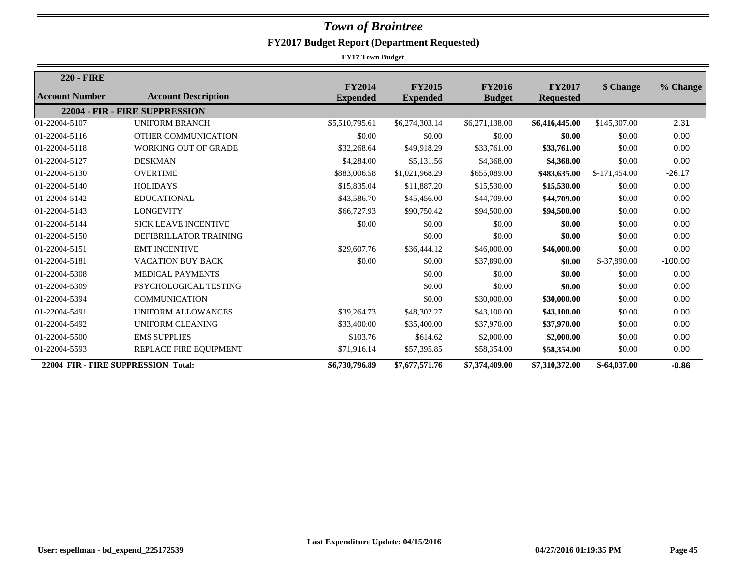# Town of Braintree

## FY2017 Budget Report (Department Requested)

**FY17 Town Budget**

| 220 - FIRE<br>Account Number | Account Description | FY2014 Expended | FY2015 Expended | FY2016 Budget | FY2017 Requested | $ Change | % Change |
|---|---|---|---|---|---|---|---|
| **22004 - FIR - FIRE SUPPRESSION** | | | | | | | |
| 01-22004-5107 | UNIFORM BRANCH | $5,510,795.61 | $6,274,303.14 | $6,271,138.00 | **$6,416,445.00** | $145,307.00 | 2.31 |
| 01-22004-5116 | OTHER COMMUNICATION | $0.00 | $0.00 | $0.00 | **$0.00** | $0.00 | 0.00 |
| 01-22004-5118 | WORKING OUT OF GRADE | $32,268.64 | $49,918.29 | $33,761.00 | **$33,761.00** | $0.00 | 0.00 |
| 01-22004-5127 | DESKMAN | $4,284.00 | $5,131.56 | $4,368.00 | **$4,368.00** | $0.00 | 0.00 |
| 01-22004-5130 | OVERTIME | $883,006.58 | $1,021,968.29 | $655,089.00 | **$483,635.00** | $-171,454.00 | -26.17 |
| 01-22004-5140 | HOLIDAYS | $15,835.04 | $11,887.20 | $15,530.00 | **$15,530.00** | $0.00 | 0.00 |
| 01-22004-5142 | EDUCATIONAL | $43,586.70 | $45,456.00 | $44,709.00 | **$44,709.00** | $0.00 | 0.00 |
| 01-22004-5143 | LONGEVITY | $66,727.93 | $90,750.42 | $94,500.00 | **$94,500.00** | $0.00 | 0.00 |
| 01-22004-5144 | SICK LEAVE INCENTIVE | $0.00 | $0.00 | $0.00 | **$0.00** | $0.00 | 0.00 |
| 01-22004-5150 | DEFIBRILLATOR TRAINING | | $0.00 | $0.00 | **$0.00** | $0.00 | 0.00 |
| 01-22004-5151 | EMT INCENTIVE | $29,607.76 | $36,444.12 | $46,000.00 | **$46,000.00** | $0.00 | 0.00 |
| 01-22004-5181 | VACATION BUY BACK | $0.00 | $0.00 | $37,890.00 | **$0.00** | $-37,890.00 | -100.00 |
| 01-22004-5308 | MEDICAL PAYMENTS | | $0.00 | $0.00 | **$0.00** | $0.00 | 0.00 |
| 01-22004-5309 | PSYCHOLOGICAL TESTING | | $0.00 | $0.00 | **$0.00** | $0.00 | 0.00 |
| 01-22004-5394 | COMMUNICATION | | $0.00 | $30,000.00 | **$30,000.00** | $0.00 | 0.00 |
| 01-22004-5491 | UNIFORM ALLOWANCES | $39,264.73 | $48,302.27 | $43,100.00 | **$43,100.00** | $0.00 | 0.00 |
| 01-22004-5492 | UNIFORM CLEANING | $33,400.00 | $35,400.00 | $37,970.00 | **$37,970.00** | $0.00 | 0.00 |
| 01-22004-5500 | EMS SUPPLIES | $103.76 | $614.62 | $2,000.00 | **$2,000.00** | $0.00 | 0.00 |
| 01-22004-5593 | REPLACE FIRE EQUIPMENT | $71,916.14 | $57,395.85 | $58,354.00 | **$58,354.00** | $0.00 | 0.00 |
| **22004 FIR - FIRE SUPPRESSION Total:** | | **$6,730,796.89** | **$7,677,571.76** | **$7,374,409.00** | **$7,310,372.00** | **$-64,037.00** | **-0.86** |

Last Expenditure Update: 04/15/2016

User: espellman - bd_expend_225172539 04/27/2016 01:19:35 PM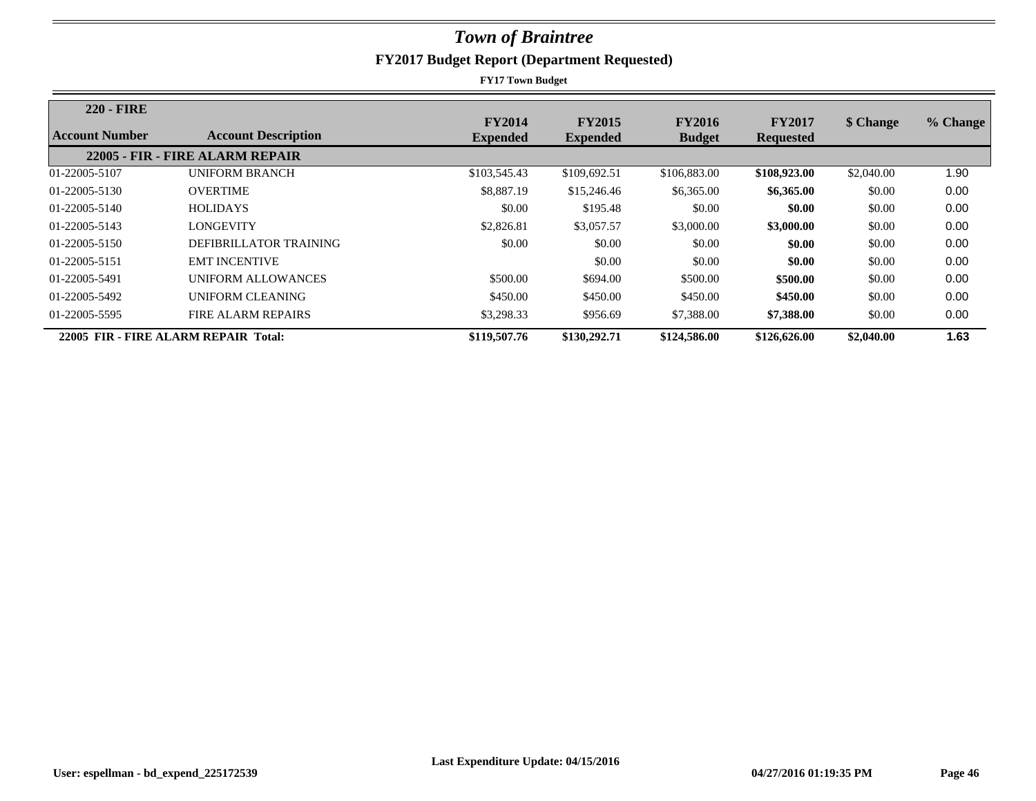# *Town of Braintree*

## FY2017 Budget Report (Department Requested)

**FY17 Town Budget**

| **220 - FIRE**<br>**Account Number** | **Account Description** | **FY2014 Expended** | **FY2015 Expended** | **FY2016 Budget** | **FY2017 Requested** | **$ Change** | **% Change** |
|---|---|---|---|---|---|---|---|
| **22005 - FIR - FIRE ALARM REPAIR** | | | | | | | |
| 01-22005-5107 | UNIFORM BRANCH | $103,545.43 | $109,692.51 | $106,883.00 | **$108,923.00** | $2,040.00 | 1.90 |
| 01-22005-5130 | OVERTIME | $8,887.19 | $15,246.46 | $6,365.00 | **$6,365.00** | $0.00 | 0.00 |
| 01-22005-5140 | HOLIDAYS | $0.00 | $195.48 | $0.00 | **$0.00** | $0.00 | 0.00 |
| 01-22005-5143 | LONGEVITY | $2,826.81 | $3,057.57 | $3,000.00 | **$3,000.00** | $0.00 | 0.00 |
| 01-22005-5150 | DEFIBRILLATOR TRAINING | $0.00 | $0.00 | $0.00 | **$0.00** | $0.00 | 0.00 |
| 01-22005-5151 | EMT INCENTIVE | | $0.00 | $0.00 | **$0.00** | $0.00 | 0.00 |
| 01-22005-5491 | UNIFORM ALLOWANCES | $500.00 | $694.00 | $500.00 | **$500.00** | $0.00 | 0.00 |
| 01-22005-5492 | UNIFORM CLEANING | $450.00 | $450.00 | $450.00 | **$450.00** | $0.00 | 0.00 |
| 01-22005-5595 | FIRE ALARM REPAIRS | $3,298.33 | $956.69 | $7,388.00 | **$7,388.00** | $0.00 | 0.00 |
| **22005 FIR - FIRE ALARM REPAIR Total:** | | **$119,507.76** | **$130,292.71** | **$124,586.00** | **$126,626.00** | **$2,040.00** | **1.63** |

Last Expenditure Update: 04/15/2016

User: espellman - bd_expend_225172539 04/27/2016 01:19:35 PM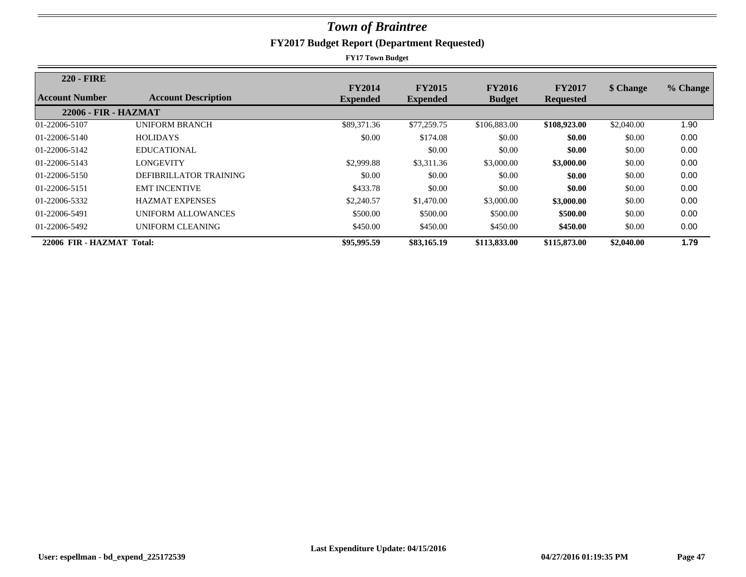# *Town of Braintree*

## FY2017 Budget Report (Department Requested)

**FY17 Town Budget**

| **220 - FIRE** Account Number | Account Description | FY2014 Expended | FY2015 Expended | FY2016 Budget | FY2017 Requested | $ Change | % Change |
|---|---|---|---|---|---|---|---|
| **22006 - FIR - HAZMAT** | | | | | | | |
| 01-22006-5107 | UNIFORM BRANCH | $89,371.36 | $77,259.75 | $106,883.00 | **$108,923.00** | $2,040.00 | 1.90 |
| 01-22006-5140 | HOLIDAYS | $0.00 | $174.08 | $0.00 | **$0.00** | $0.00 | 0.00 |
| 01-22006-5142 | EDUCATIONAL | | $0.00 | $0.00 | **$0.00** | $0.00 | 0.00 |
| 01-22006-5143 | LONGEVITY | $2,999.88 | $3,311.36 | $3,000.00 | **$3,000.00** | $0.00 | 0.00 |
| 01-22006-5150 | DEFIBRILLATOR TRAINING | $0.00 | $0.00 | $0.00 | **$0.00** | $0.00 | 0.00 |
| 01-22006-5151 | EMT INCENTIVE | $433.78 | $0.00 | $0.00 | **$0.00** | $0.00 | 0.00 |
| 01-22006-5332 | HAZMAT EXPENSES | $2,240.57 | $1,470.00 | $3,000.00 | **$3,000.00** | $0.00 | 0.00 |
| 01-22006-5491 | UNIFORM ALLOWANCES | $500.00 | $500.00 | $500.00 | **$500.00** | $0.00 | 0.00 |
| 01-22006-5492 | UNIFORM CLEANING | $450.00 | $450.00 | $450.00 | **$450.00** | $0.00 | 0.00 |
| **22006 FIR - HAZMAT Total:** | | **$95,995.59** | **$83,165.19** | **$113,833.00** | **$115,873.00** | **$2,040.00** | **1.79** |

Last Expenditure Update: 04/15/2016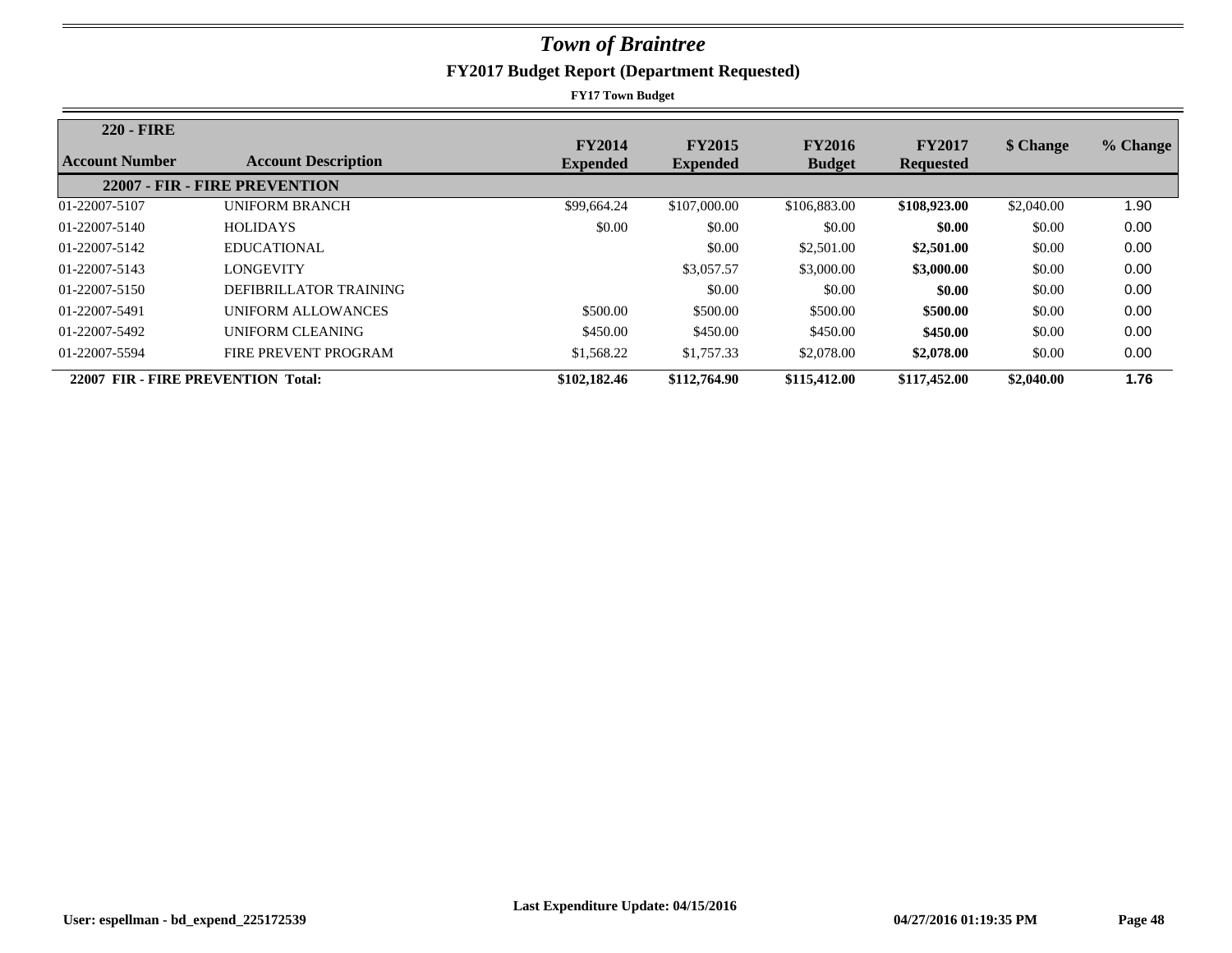# *Town of Braintree*

## FY2017 Budget Report (Department Requested)

**FY17 Town Budget**

| 220 - FIRE<br>Account Number | Account Description | FY2014 Expended | FY2015 Expended | FY2016 Budget | FY2017 Requested | $ Change | % Change |
|---|---|---|---|---|---|---|---|
| **22007 - FIR - FIRE PREVENTION** | | | | | | | |
| 01-22007-5107 | UNIFORM BRANCH | $99,664.24 | $107,000.00 | $106,883.00 | **$108,923.00** | $2,040.00 | 1.90 |
| 01-22007-5140 | HOLIDAYS | $0.00 | $0.00 | $0.00 | **$0.00** | $0.00 | 0.00 |
| 01-22007-5142 | EDUCATIONAL | | $0.00 | $2,501.00 | **$2,501.00** | $0.00 | 0.00 |
| 01-22007-5143 | LONGEVITY | | $3,057.57 | $3,000.00 | **$3,000.00** | $0.00 | 0.00 |
| 01-22007-5150 | DEFIBRILLATOR TRAINING | | $0.00 | $0.00 | **$0.00** | $0.00 | 0.00 |
| 01-22007-5491 | UNIFORM ALLOWANCES | $500.00 | $500.00 | $500.00 | **$500.00** | $0.00 | 0.00 |
| 01-22007-5492 | UNIFORM CLEANING | $450.00 | $450.00 | $450.00 | **$450.00** | $0.00 | 0.00 |
| 01-22007-5594 | FIRE PREVENT PROGRAM | $1,568.22 | $1,757.33 | $2,078.00 | **$2,078.00** | $0.00 | 0.00 |
| **22007 FIR - FIRE PREVENTION Total:** | | **$102,182.46** | **$112,764.90** | **$115,412.00** | **$117,452.00** | **$2,040.00** | **1.76** |

Last Expenditure Update: 04/15/2016

User: espellman - bd_expend_225172539 04/27/2016 01:19:35 PM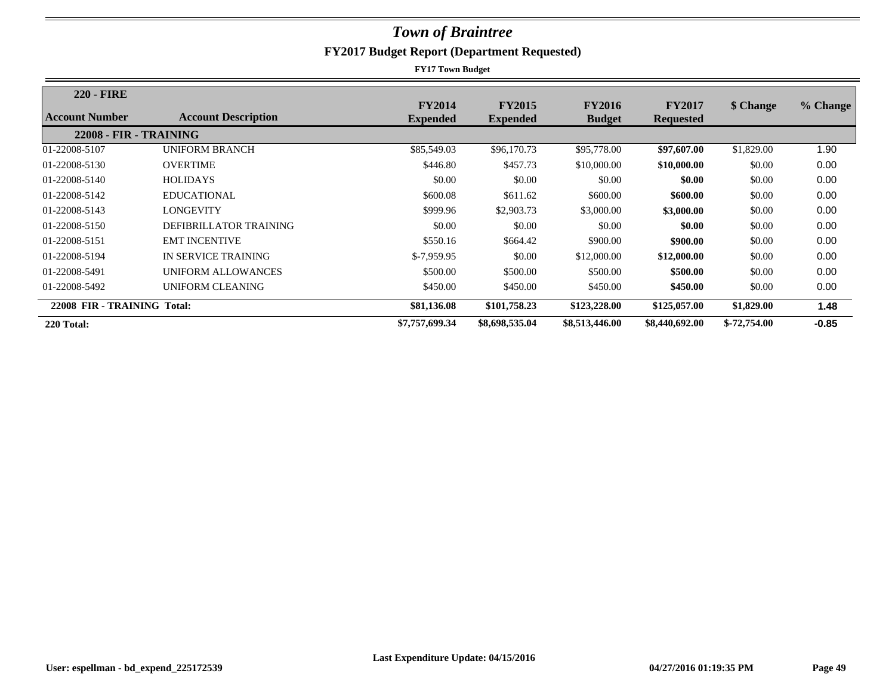# *Town of Braintree*

## FY2017 Budget Report (Department Requested)

**FY17 Town Budget**

| 220 - FIRE<br>Account Number | Account Description | FY2014 Expended | FY2015 Expended | FY2016 Budget | FY2017 Requested | $ Change | % Change |
|---|---|---|---|---|---|---|---|
| **22008 - FIR - TRAINING** | | | | | | | |
| 01-22008-5107 | UNIFORM BRANCH | $85,549.03 | $96,170.73 | $95,778.00 | **$97,607.00** | $1,829.00 | 1.90 |
| 01-22008-5130 | OVERTIME | $446.80 | $457.73 | $10,000.00 | **$10,000.00** | $0.00 | 0.00 |
| 01-22008-5140 | HOLIDAYS | $0.00 | $0.00 | $0.00 | **$0.00** | $0.00 | 0.00 |
| 01-22008-5142 | EDUCATIONAL | $600.08 | $611.62 | $600.00 | **$600.00** | $0.00 | 0.00 |
| 01-22008-5143 | LONGEVITY | $999.96 | $2,903.73 | $3,000.00 | **$3,000.00** | $0.00 | 0.00 |
| 01-22008-5150 | DEFIBRILLATOR TRAINING | $0.00 | $0.00 | $0.00 | **$0.00** | $0.00 | 0.00 |
| 01-22008-5151 | EMT INCENTIVE | $550.16 | $664.42 | $900.00 | **$900.00** | $0.00 | 0.00 |
| 01-22008-5194 | IN SERVICE TRAINING | $-7,959.95 | $0.00 | $12,000.00 | **$12,000.00** | $0.00 | 0.00 |
| 01-22008-5491 | UNIFORM ALLOWANCES | $500.00 | $500.00 | $500.00 | **$500.00** | $0.00 | 0.00 |
| 01-22008-5492 | UNIFORM CLEANING | $450.00 | $450.00 | $450.00 | **$450.00** | $0.00 | 0.00 |
| **22008 FIR - TRAINING Total:** | | **$81,136.08** | **$101,758.23** | **$123,228.00** | **$125,057.00** | **$1,829.00** | **1.48** |
| **220 Total:** | | **$7,757,699.34** | **$8,698,535.04** | **$8,513,446.00** | **$8,440,692.00** | **$-72,754.00** | **-0.85** |

**Last Expenditure Update: 04/15/2016**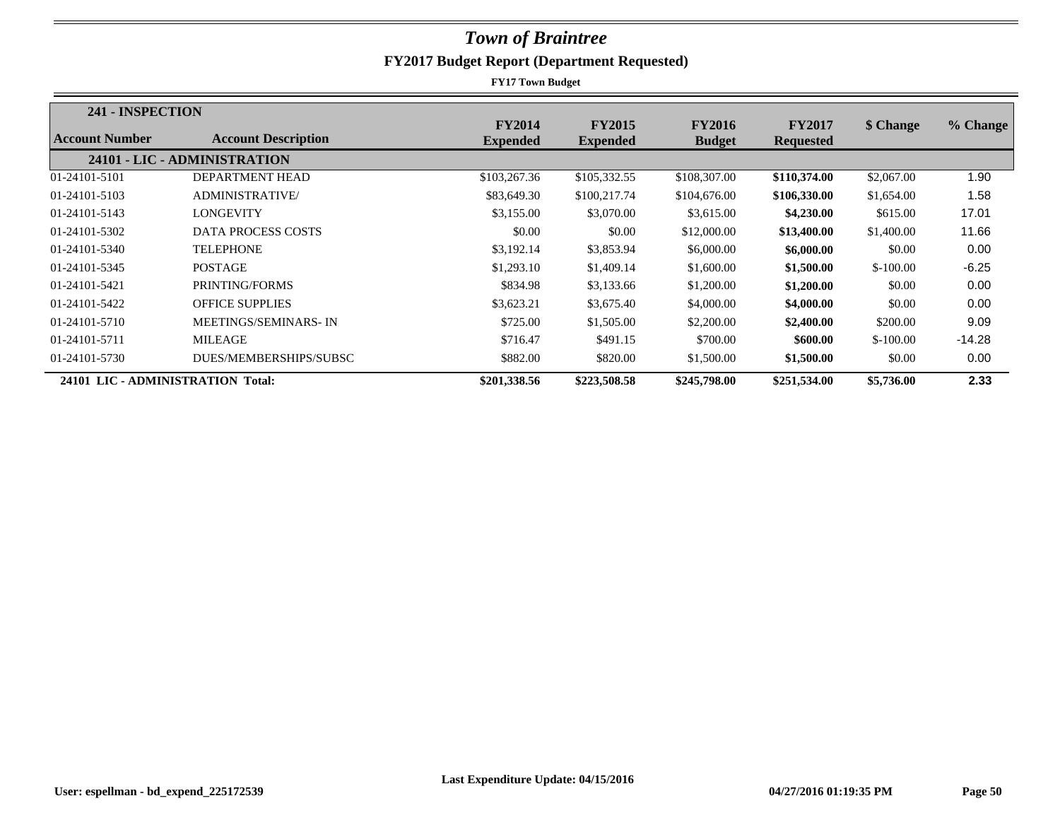# *Town of Braintree*

## FY2017 Budget Report (Department Requested)

**FY17 Town Budget**

| **241 - INSPECTION** | | | | | | | |
|---|---|---|---|---|---|---|---|
| **Account Number** | **Account Description** | **FY2014 Expended** | **FY2015 Expended** | **FY2016 Budget** | **FY2017 Requested** | **$ Change** | **% Change** |
| | **24101 - LIC - ADMINISTRATION** | | | | | | |
| 01-24101-5101 | DEPARTMENT HEAD | $103,267.36 | $105,332.55 | $108,307.00 | **$110,374.00** | $2,067.00 | 1.90 |
| 01-24101-5103 | ADMINISTRATIVE/ | $83,649.30 | $100,217.74 | $104,676.00 | **$106,330.00** | $1,654.00 | 1.58 |
| 01-24101-5143 | LONGEVITY | $3,155.00 | $3,070.00 | $3,615.00 | **$4,230.00** | $615.00 | 17.01 |
| 01-24101-5302 | DATA PROCESS COSTS | $0.00 | $0.00 | $12,000.00 | **$13,400.00** | $1,400.00 | 11.66 |
| 01-24101-5340 | TELEPHONE | $3,192.14 | $3,853.94 | $6,000.00 | **$6,000.00** | $0.00 | 0.00 |
| 01-24101-5345 | POSTAGE | $1,293.10 | $1,409.14 | $1,600.00 | **$1,500.00** | $-100.00 | -6.25 |
| 01-24101-5421 | PRINTING/FORMS | $834.98 | $3,133.66 | $1,200.00 | **$1,200.00** | $0.00 | 0.00 |
| 01-24101-5422 | OFFICE SUPPLIES | $3,623.21 | $3,675.40 | $4,000.00 | **$4,000.00** | $0.00 | 0.00 |
| 01-24101-5710 | MEETINGS/SEMINARS- IN | $725.00 | $1,505.00 | $2,200.00 | **$2,400.00** | $200.00 | 9.09 |
| 01-24101-5711 | MILEAGE | $716.47 | $491.15 | $700.00 | **$600.00** | $-100.00 | -14.28 |
| 01-24101-5730 | DUES/MEMBERSHIPS/SUBSC | $882.00 | $820.00 | $1,500.00 | **$1,500.00** | $0.00 | 0.00 |
| **24101 LIC - ADMINISTRATION Total:** | | **$201,338.56** | **$223,508.58** | **$245,798.00** | **$251,534.00** | **$5,736.00** | **2.33** |

Last Expenditure Update: 04/15/2016

User: espellman - bd_expend_225172539 04/27/2016 01:19:35 PM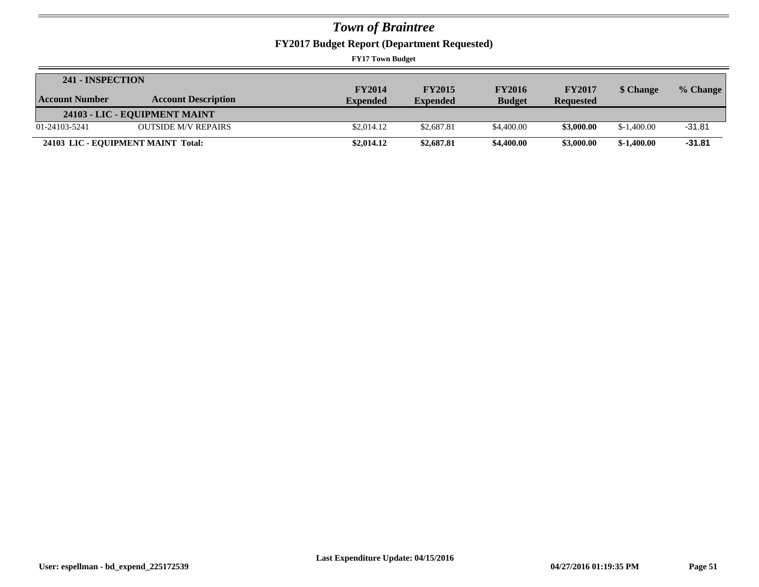# *Town of Braintree*

## FY2017 Budget Report (Department Requested)

**FY17 Town Budget**

| **241 - INSPECTION** | | | | | | | |
|---|---|---|---|---|---|---|---|
| **Account Number** | **Account Description** | **FY2014 Expended** | **FY2015 Expended** | **FY2016 Budget** | **FY2017 Requested** | **$ Change** | **% Change** |
| | **24103 - LIC - EQUIPMENT MAINT** | | | | | | |
| 01-24103-5241 | OUTSIDE M/V REPAIRS | $2,014.12 | $2,687.81 | $4,400.00 | **$3,000.00** | $-1,400.00 | -31.81 |
| **24103 LIC - EQUIPMENT MAINT Total:** | | **$2,014.12** | **$2,687.81** | **$4,400.00** | **$3,000.00** | **$-1,400.00** | **-31.81** |

**Last Expenditure Update: 04/15/2016**

**User: espellman - bd_expend_225172539** **04/27/2016 01:19:35 PM**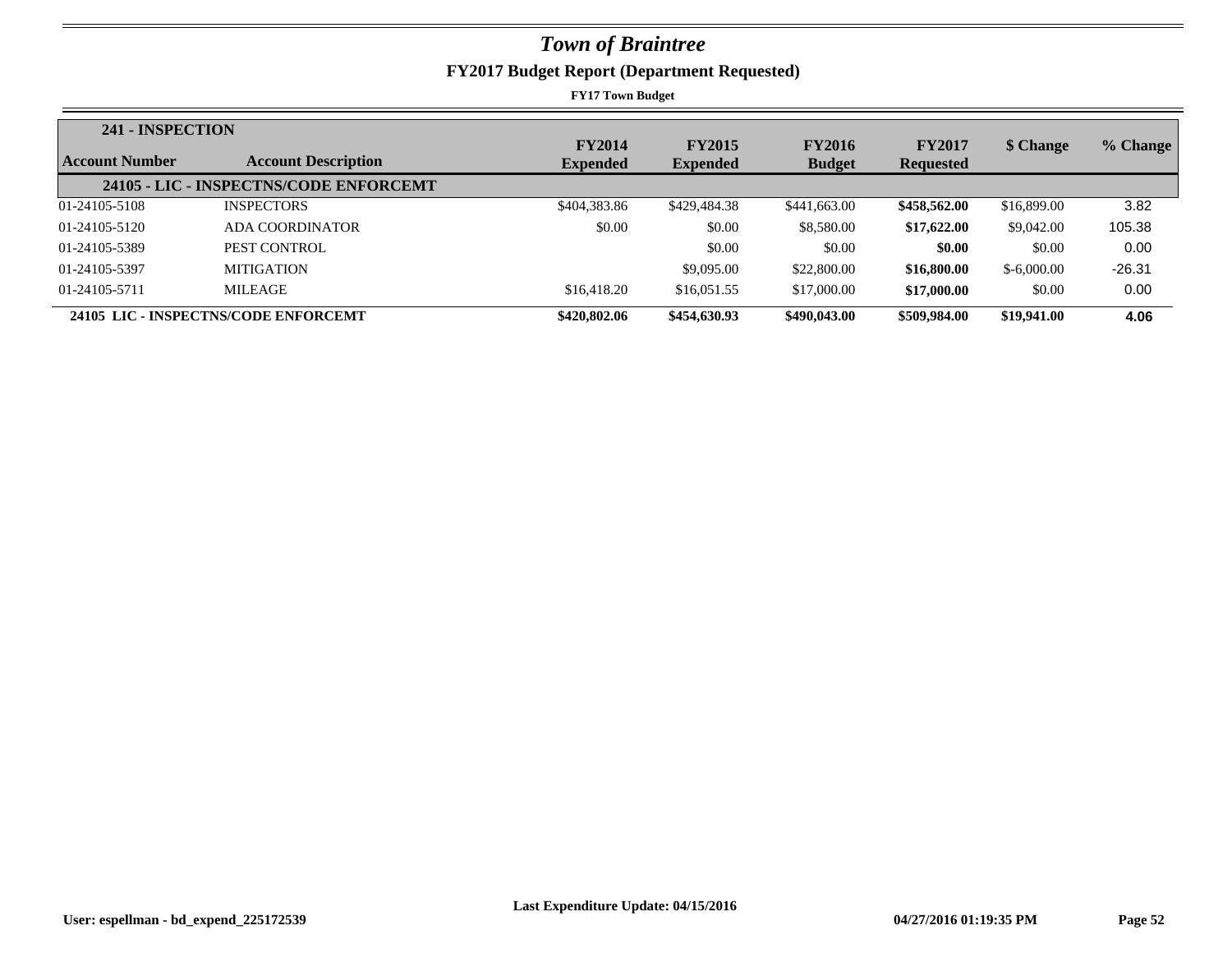# *Town of Braintree*

## FY2017 Budget Report (Department Requested)

**FY17 Town Budget**

| **241 - INSPECTION** | | | | | | | |
|---|---|---|---|---|---|---|---|
| **Account Number** | **Account Description** | **FY2014 Expended** | **FY2015 Expended** | **FY2016 Budget** | **FY2017 Requested** | **$ Change** | **% Change** |
| | **24105 - LIC - INSPECTNS/CODE ENFORCEMT** | | | | | | |
| 01-24105-5108 | INSPECTORS | $404,383.86 | $429,484.38 | $441,663.00 | **$458,562.00** | $16,899.00 | 3.82 |
| 01-24105-5120 | ADA COORDINATOR | $0.00 | $0.00 | $8,580.00 | **$17,622.00** | $9,042.00 | 105.38 |
| 01-24105-5389 | PEST CONTROL | | $0.00 | $0.00 | **$0.00** | $0.00 | 0.00 |
| 01-24105-5397 | MITIGATION | | $9,095.00 | $22,800.00 | **$16,800.00** | $-6,000.00 | -26.31 |
| 01-24105-5711 | MILEAGE | $16,418.20 | $16,051.55 | $17,000.00 | **$17,000.00** | $0.00 | 0.00 |
| **24105 LIC - INSPECTNS/CODE ENFORCEMT** | | **$420,802.06** | **$454,630.93** | **$490,043.00** | **$509,984.00** | **$19,941.00** | **4.06** |

**User: espellman - bd_expend_225172539** **Last Expenditure Update: 04/15/2016** **04/27/2016 01:19:35 PM**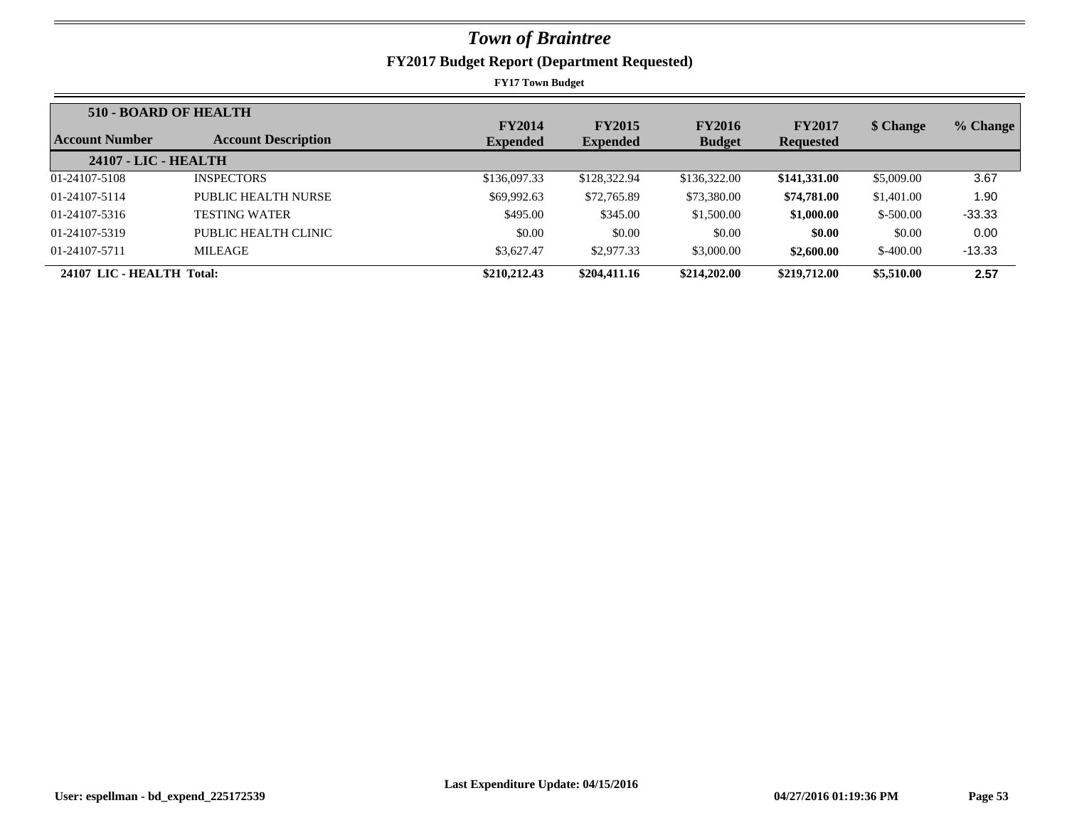# *Town of Braintree*

## FY2017 Budget Report (Department Requested)

**FY17 Town Budget**

| **510 - BOARD OF HEALTH** | | | | | | | |
|---|---|---|---|---|---|---|---|
| **Account Number** | **Account Description** | **FY2014 Expended** | **FY2015 Expended** | **FY2016 Budget** | **FY2017 Requested** | **$ Change** | **% Change** |
| **24107 - LIC - HEALTH** | | | | | | | |
| 01-24107-5108 | INSPECTORS | $136,097.33 | $128,322.94 | $136,322.00 | **$141,331.00** | $5,009.00 | 3.67 |
| 01-24107-5114 | PUBLIC HEALTH NURSE | $69,992.63 | $72,765.89 | $73,380.00 | **$74,781.00** | $1,401.00 | 1.90 |
| 01-24107-5316 | TESTING WATER | $495.00 | $345.00 | $1,500.00 | **$1,000.00** | $-500.00 | -33.33 |
| 01-24107-5319 | PUBLIC HEALTH CLINIC | $0.00 | $0.00 | $0.00 | **$0.00** | $0.00 | 0.00 |
| 01-24107-5711 | MILEAGE | $3,627.47 | $2,977.33 | $3,000.00 | **$2,600.00** | $-400.00 | -13.33 |
| **24107 LIC - HEALTH Total:** | | **$210,212.43** | **$204,411.16** | **$214,202.00** | **$219,712.00** | **$5,510.00** | **2.57** |

Last Expenditure Update: 04/15/2016

User: espellman - bd_expend_225172539 | 04/27/2016 01:19:36 PM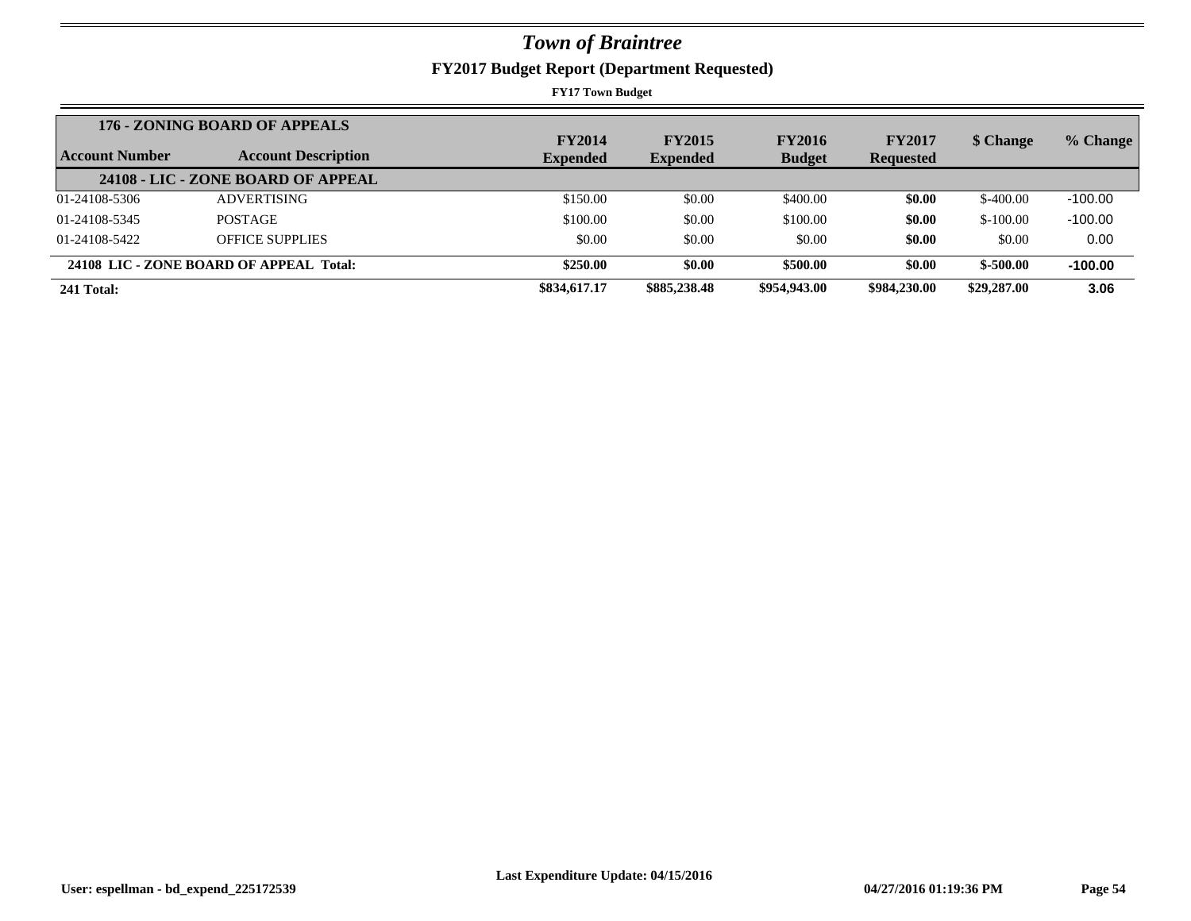# *Town of Braintree*

## FY2017 Budget Report (Department Requested)

**FY17 Town Budget**

| Account Number | Account Description | FY2014 Expended | FY2015 Expended | FY2016 Budget | FY2017 Requested | $ Change | % Change |
|---|---|---|---|---|---|---|---|
| **176 - ZONING BOARD OF APPEALS** | | | | | | | |
| **24108 - LIC - ZONE BOARD OF APPEAL** | | | | | | | |
| 01-24108-5306 | ADVERTISING | $150.00 | $0.00 | $400.00 | **$0.00** | $-400.00 | -100.00 |
| 01-24108-5345 | POSTAGE | $100.00 | $0.00 | $100.00 | **$0.00** | $-100.00 | -100.00 |
| 01-24108-5422 | OFFICE SUPPLIES | $0.00 | $0.00 | $0.00 | **$0.00** | $0.00 | 0.00 |
| **24108 LIC - ZONE BOARD OF APPEAL Total:** | | **$250.00** | **$0.00** | **$500.00** | **$0.00** | **$-500.00** | **-100.00** |
| **241 Total:** | | **$834,617.17** | **$885,238.48** | **$954,943.00** | **$984,230.00** | **$29,287.00** | **3.06** |

**Last Expenditure Update: 04/15/2016**

**User: espellman - bd_expend_225172539** **04/27/2016 01:19:36 PM**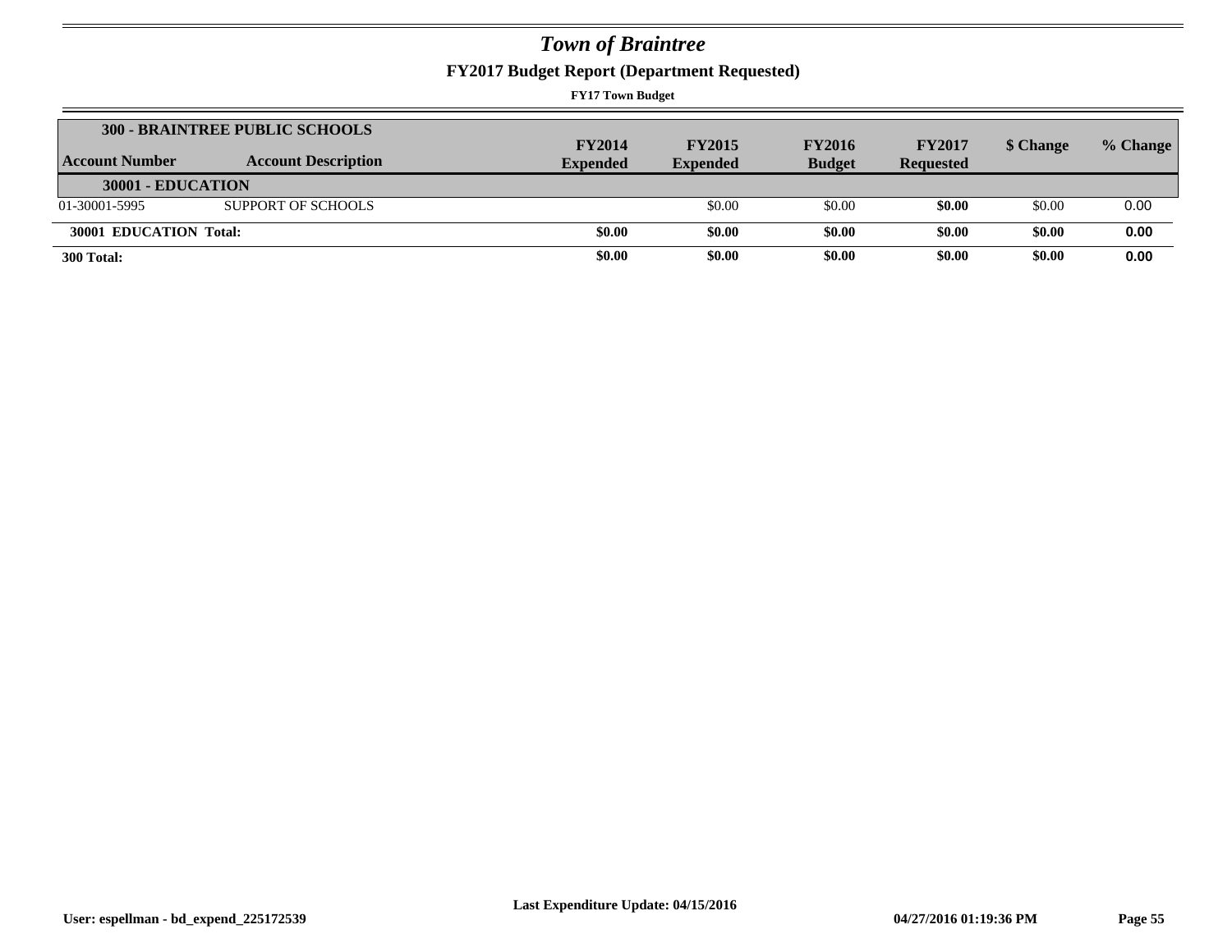# Town of Braintree

## FY2017 Budget Report (Department Requested)

**FY17 Town Budget**

| Account Number | Account Description | FY2014 Expended | FY2015 Expended | FY2016 Budget | FY2017 Requested | $ Change | % Change |
|---|---|---|---|---|---|---|---|
| **300 - BRAINTREE PUBLIC SCHOOLS** | | | | | | | |
| **30001 - EDUCATION** | | | | | | | |
| 01-30001-5995 | SUPPORT OF SCHOOLS | | $0.00 | $0.00 | **$0.00** | $0.00 | 0.00 |
| **30001 EDUCATION Total:** | | **$0.00** | **$0.00** | **$0.00** | **$0.00** | **$0.00** | **0.00** |
| **300 Total:** | | **$0.00** | **$0.00** | **$0.00** | **$0.00** | **$0.00** | **0.00** |

**Last Expenditure Update: 04/15/2016**

**User: espellman - bd_expend_225172539** **04/27/2016 01:19:36 PM**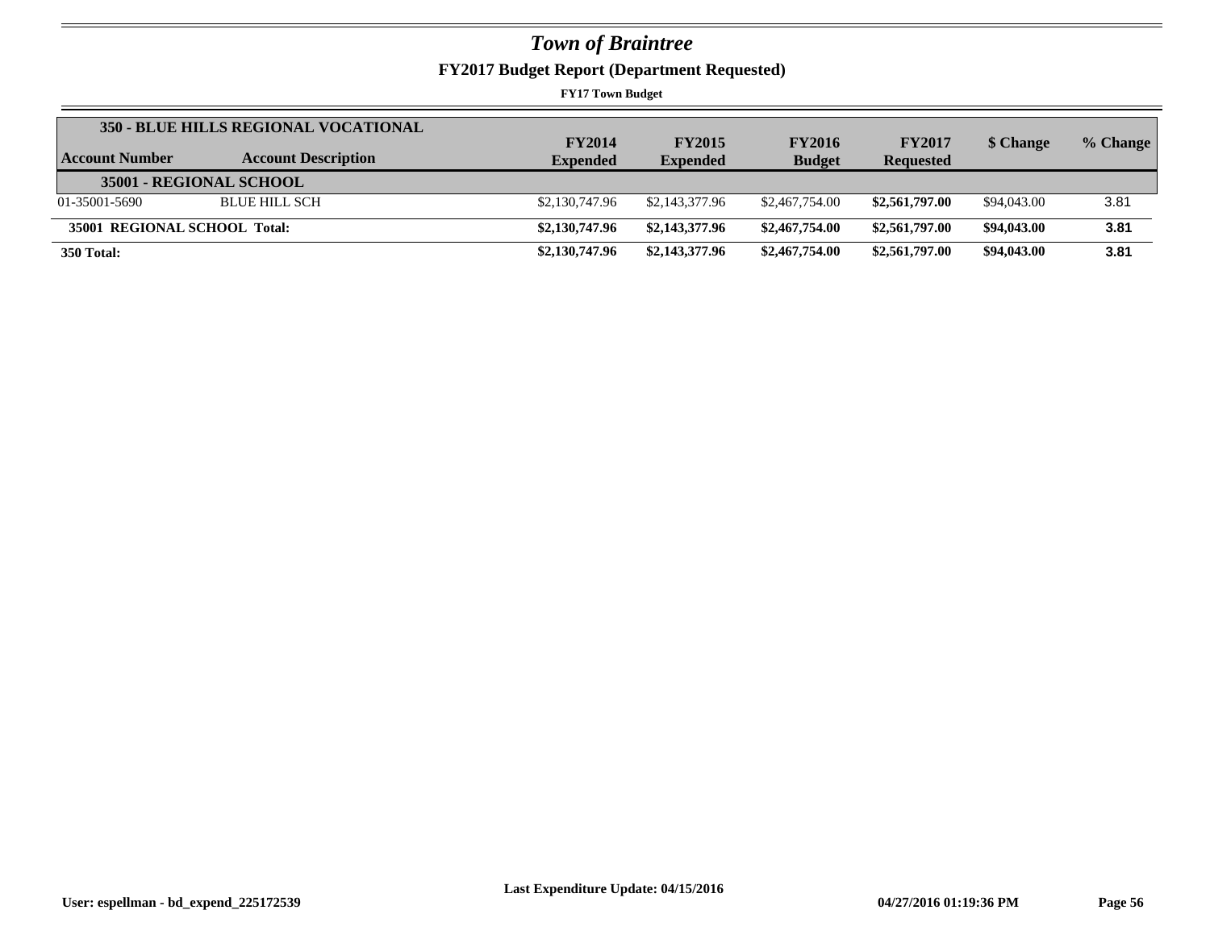# *Town of Braintree*

## FY2017 Budget Report (Department Requested)

**FY17 Town Budget**

| **350 - BLUE HILLS REGIONAL VOCATIONAL** | | | | | | | |
|---|---|---|---|---|---|---|---|
| **Account Number** | **Account Description** | **FY2014 Expended** | **FY2015 Expended** | **FY2016 Budget** | **FY2017 Requested** | **$ Change** | **% Change** |
| **35001 - REGIONAL SCHOOL** | | | | | | | |
| 01-35001-5690 | BLUE HILL SCH | $2,130,747.96 | $2,143,377.96 | $2,467,754.00 | **$2,561,797.00** | $94,043.00 | 3.81 |
| **35001 REGIONAL SCHOOL Total:** | | **$2,130,747.96** | **$2,143,377.96** | **$2,467,754.00** | **$2,561,797.00** | **$94,043.00** | **3.81** |
| **350 Total:** | | **$2,130,747.96** | **$2,143,377.96** | **$2,467,754.00** | **$2,561,797.00** | **$94,043.00** | **3.81** |

**Last Expenditure Update: 04/15/2016**

**User: espellman - bd_expend_225172539** **04/27/2016 01:19:36 PM**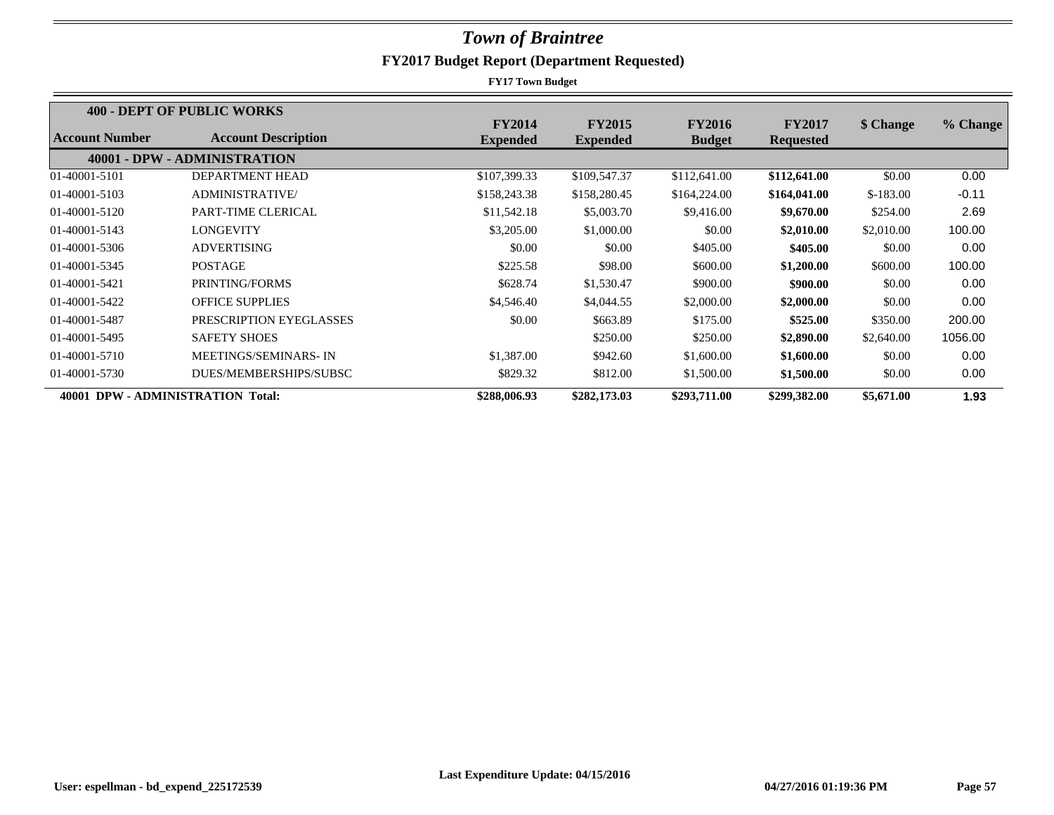# *Town of Braintree*

## FY2017 Budget Report (Department Requested)

**FY17 Town Budget**

| **400 - DEPT OF PUBLIC WORKS** | | | | | | | |
|---|---|---|---|---|---|---|---|
| **Account Number** | **Account Description** | **FY2014 Expended** | **FY2015 Expended** | **FY2016 Budget** | **FY2017 Requested** | **$ Change** | **% Change** |
| | **40001 - DPW - ADMINISTRATION** | | | | | | |
| 01-40001-5101 | DEPARTMENT HEAD | $107,399.33 | $109,547.37 | $112,641.00 | **$112,641.00** | $0.00 | 0.00 |
| 01-40001-5103 | ADMINISTRATIVE/ | $158,243.38 | $158,280.45 | $164,224.00 | **$164,041.00** | $-183.00 | -0.11 |
| 01-40001-5120 | PART-TIME CLERICAL | $11,542.18 | $5,003.70 | $9,416.00 | **$9,670.00** | $254.00 | 2.69 |
| 01-40001-5143 | LONGEVITY | $3,205.00 | $1,000.00 | $0.00 | **$2,010.00** | $2,010.00 | 100.00 |
| 01-40001-5306 | ADVERTISING | $0.00 | $0.00 | $405.00 | **$405.00** | $0.00 | 0.00 |
| 01-40001-5345 | POSTAGE | $225.58 | $98.00 | $600.00 | **$1,200.00** | $600.00 | 100.00 |
| 01-40001-5421 | PRINTING/FORMS | $628.74 | $1,530.47 | $900.00 | **$900.00** | $0.00 | 0.00 |
| 01-40001-5422 | OFFICE SUPPLIES | $4,546.40 | $4,044.55 | $2,000.00 | **$2,000.00** | $0.00 | 0.00 |
| 01-40001-5487 | PRESCRIPTION EYEGLASSES | $0.00 | $663.89 | $175.00 | **$525.00** | $350.00 | 200.00 |
| 01-40001-5495 | SAFETY SHOES | | $250.00 | $250.00 | **$2,890.00** | $2,640.00 | 1056.00 |
| 01-40001-5710 | MEETINGS/SEMINARS- IN | $1,387.00 | $942.60 | $1,600.00 | **$1,600.00** | $0.00 | 0.00 |
| 01-40001-5730 | DUES/MEMBERSHIPS/SUBSC | $829.32 | $812.00 | $1,500.00 | **$1,500.00** | $0.00 | 0.00 |
| **40001 DPW - ADMINISTRATION Total:** | | **$288,006.93** | **$282,173.03** | **$293,711.00** | **$299,382.00** | **$5,671.00** | **1.93** |

**Last Expenditure Update: 04/15/2016**

**User: espellman - bd_expend_225172539** **04/27/2016 01:19:36 PM**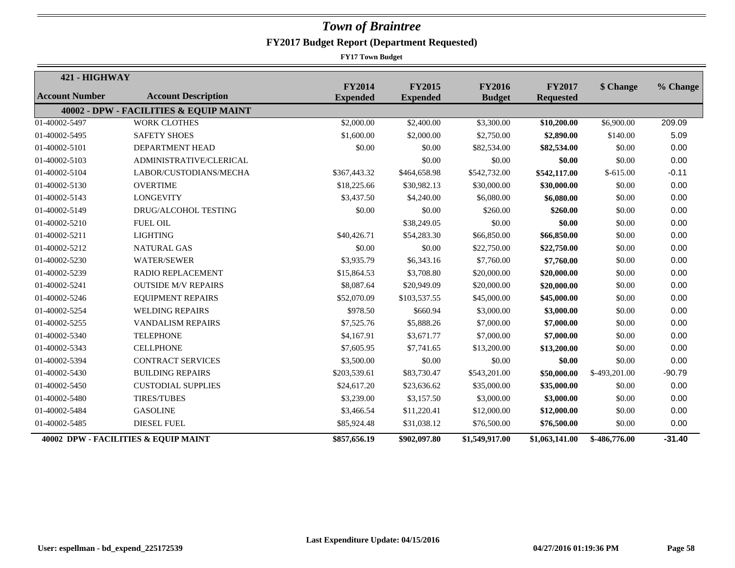# *Town of Braintree*

## FY2017 Budget Report (Department Requested)

**FY17 Town Budget**

| **421 - HIGHWAY** | | | | | | | |
|---|---|---|---|---|---|---|---|
| **Account Number** | **Account Description** | **FY2014 Expended** | **FY2015 Expended** | **FY2016 Budget** | **FY2017 Requested** | **$ Change** | **% Change** |
| | **40002 - DPW - FACILITIES & EQUIP MAINT** | | | | | | |
| 01-40002-5497 | WORK CLOTHES | $2,000.00 | $2,400.00 | $3,300.00 | **$10,200.00** | $6,900.00 | 209.09 |
| 01-40002-5495 | SAFETY SHOES | $1,600.00 | $2,000.00 | $2,750.00 | **$2,890.00** | $140.00 | 5.09 |
| 01-40002-5101 | DEPARTMENT HEAD | $0.00 | $0.00 | $82,534.00 | **$82,534.00** | $0.00 | 0.00 |
| 01-40002-5103 | ADMINISTRATIVE/CLERICAL | | $0.00 | $0.00 | **$0.00** | $0.00 | 0.00 |
| 01-40002-5104 | LABOR/CUSTODIANS/MECHA | $367,443.32 | $464,658.98 | $542,732.00 | **$542,117.00** | $-615.00 | -0.11 |
| 01-40002-5130 | OVERTIME | $18,225.66 | $30,982.13 | $30,000.00 | **$30,000.00** | $0.00 | 0.00 |
| 01-40002-5143 | LONGEVITY | $3,437.50 | $4,240.00 | $6,080.00 | **$6,080.00** | $0.00 | 0.00 |
| 01-40002-5149 | DRUG/ALCOHOL TESTING | $0.00 | $0.00 | $260.00 | **$260.00** | $0.00 | 0.00 |
| 01-40002-5210 | FUEL OIL | | $38,249.05 | $0.00 | **$0.00** | $0.00 | 0.00 |
| 01-40002-5211 | LIGHTING | $40,426.71 | $54,283.30 | $66,850.00 | **$66,850.00** | $0.00 | 0.00 |
| 01-40002-5212 | NATURAL GAS | $0.00 | $0.00 | $22,750.00 | **$22,750.00** | $0.00 | 0.00 |
| 01-40002-5230 | WATER/SEWER | $3,935.79 | $6,343.16 | $7,760.00 | **$7,760.00** | $0.00 | 0.00 |
| 01-40002-5239 | RADIO REPLACEMENT | $15,864.53 | $3,708.80 | $20,000.00 | **$20,000.00** | $0.00 | 0.00 |
| 01-40002-5241 | OUTSIDE M/V REPAIRS | $8,087.64 | $20,949.09 | $20,000.00 | **$20,000.00** | $0.00 | 0.00 |
| 01-40002-5246 | EQUIPMENT REPAIRS | $52,070.09 | $103,537.55 | $45,000.00 | **$45,000.00** | $0.00 | 0.00 |
| 01-40002-5254 | WELDING REPAIRS | $978.50 | $660.94 | $3,000.00 | **$3,000.00** | $0.00 | 0.00 |
| 01-40002-5255 | VANDALISM REPAIRS | $7,525.76 | $5,888.26 | $7,000.00 | **$7,000.00** | $0.00 | 0.00 |
| 01-40002-5340 | TELEPHONE | $4,167.91 | $3,671.77 | $7,000.00 | **$7,000.00** | $0.00 | 0.00 |
| 01-40002-5343 | CELLPHONE | $7,605.95 | $7,741.65 | $13,200.00 | **$13,200.00** | $0.00 | 0.00 |
| 01-40002-5394 | CONTRACT SERVICES | $3,500.00 | $0.00 | $0.00 | **$0.00** | $0.00 | 0.00 |
| 01-40002-5430 | BUILDING REPAIRS | $203,539.61 | $83,730.47 | $543,201.00 | **$50,000.00** | $-493,201.00 | -90.79 |
| 01-40002-5450 | CUSTODIAL SUPPLIES | $24,617.20 | $23,636.62 | $35,000.00 | **$35,000.00** | $0.00 | 0.00 |
| 01-40002-5480 | TIRES/TUBES | $3,239.00 | $3,157.50 | $3,000.00 | **$3,000.00** | $0.00 | 0.00 |
| 01-40002-5484 | GASOLINE | $3,466.54 | $11,220.41 | $12,000.00 | **$12,000.00** | $0.00 | 0.00 |
| 01-40002-5485 | DIESEL FUEL | $85,924.48 | $31,038.12 | $76,500.00 | **$76,500.00** | $0.00 | 0.00 |
| **40002 DPW - FACILITIES & EQUIP MAINT** | | **$857,656.19** | **$902,097.80** | **$1,549,917.00** | **$1,063,141.00** | **$-486,776.00** | **-31.40** |

**Last Expenditure Update: 04/15/2016**

**User: espellman - bd_expend_225172539** **04/27/2016 01:19:36 PM**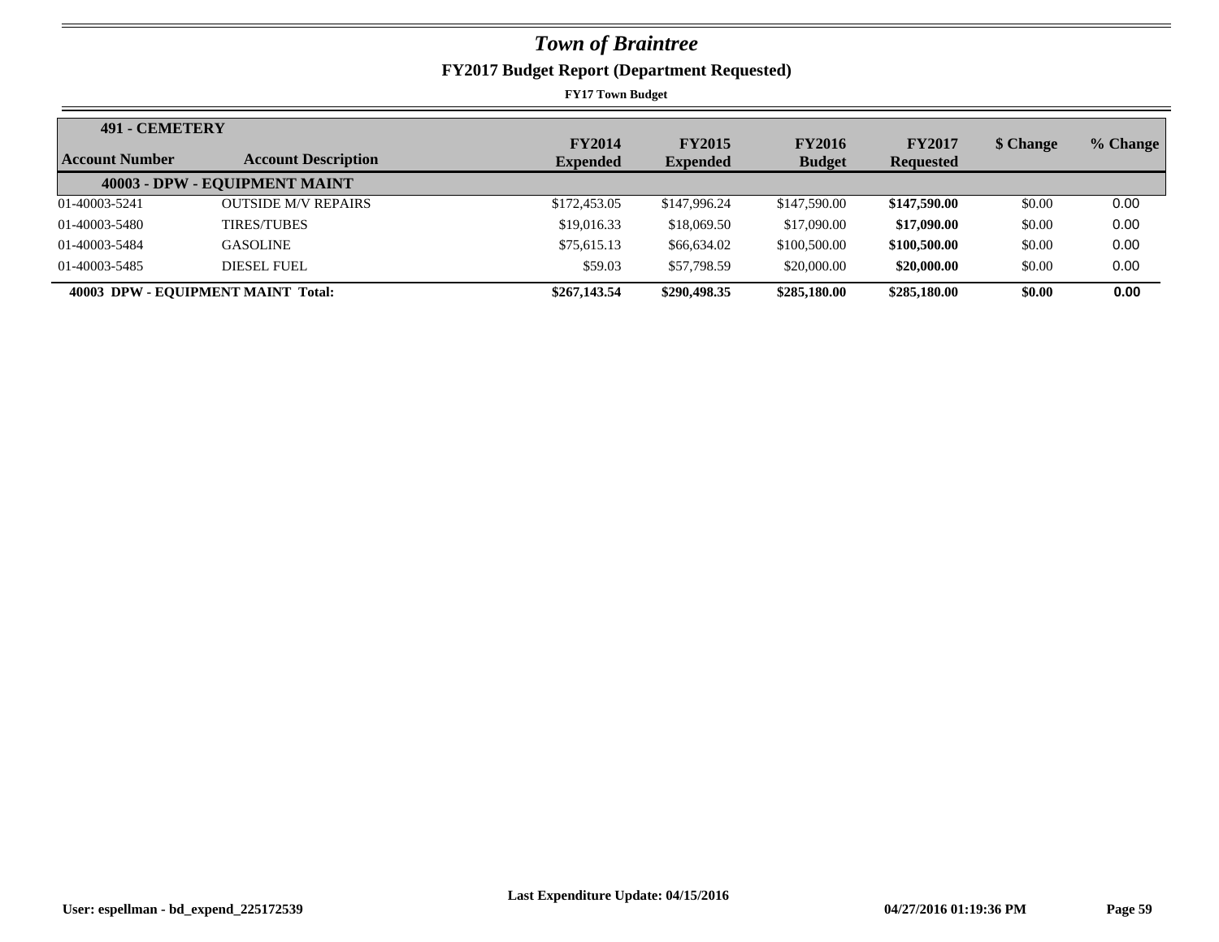# *Town of Braintree*

## FY2017 Budget Report (Department Requested)

**FY17 Town Budget**

**491 - CEMETERY**

| Account Number | Account Description | FY2014 Expended | FY2015 Expended | FY2016 Budget | FY2017 Requested | $ Change | % Change |
|---|---|---|---|---|---|---|---|
| | **40003 - DPW - EQUIPMENT MAINT** | | | | | | |
| 01-40003-5241 | OUTSIDE M/V REPAIRS | $172,453.05 | $147,996.24 | $147,590.00 | **$147,590.00** | $0.00 | 0.00 |
| 01-40003-5480 | TIRES/TUBES | $19,016.33 | $18,069.50 | $17,090.00 | **$17,090.00** | $0.00 | 0.00 |
| 01-40003-5484 | GASOLINE | $75,615.13 | $66,634.02 | $100,500.00 | **$100,500.00** | $0.00 | 0.00 |
| 01-40003-5485 | DIESEL FUEL | $59.03 | $57,798.59 | $20,000.00 | **$20,000.00** | $0.00 | 0.00 |
| **40003 DPW - EQUIPMENT MAINT Total:** | | **$267,143.54** | **$290,498.35** | **$285,180.00** | **$285,180.00** | **$0.00** | **0.00** |

Last Expenditure Update: 04/15/2016

User: espellman - bd_expend_225172539 04/27/2016 01:19:36 PM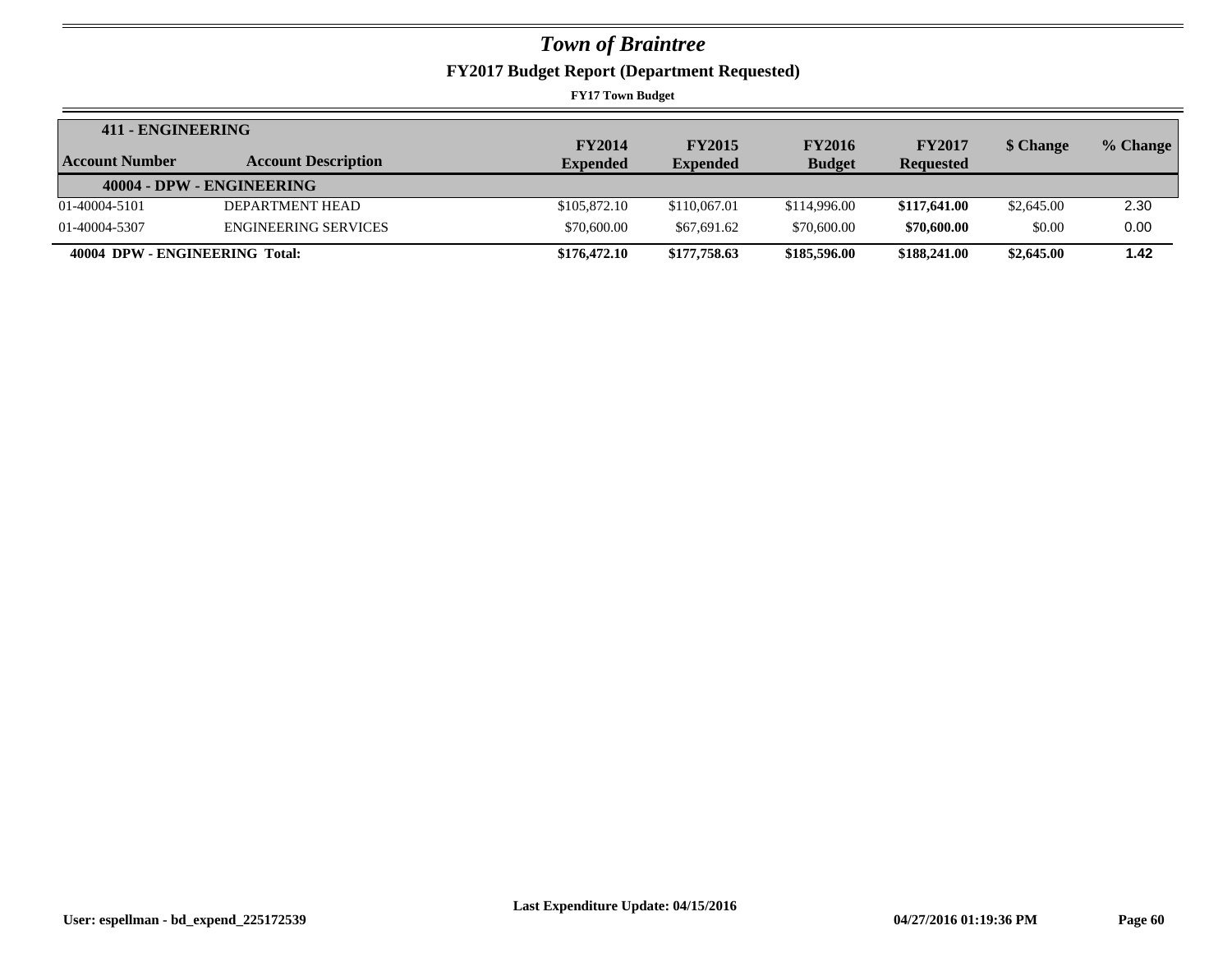# *Town of Braintree*

## FY2017 Budget Report (Department Requested)

**FY17 Town Budget**

| **411 - ENGINEERING** | | | | | | | |
|---|---|---|---|---|---|---|---|
| **Account Number** | **Account Description** | **FY2014 Expended** | **FY2015 Expended** | **FY2016 Budget** | **FY2017 Requested** | **$ Change** | **% Change** |
| **40004 - DPW - ENGINEERING** | | | | | | | |
| 01-40004-5101 | DEPARTMENT HEAD | $105,872.10 | $110,067.01 | $114,996.00 | **$117,641.00** | $2,645.00 | 2.30 |
| 01-40004-5307 | ENGINEERING SERVICES | $70,600.00 | $67,691.62 | $70,600.00 | **$70,600.00** | $0.00 | 0.00 |
| **40004 DPW - ENGINEERING Total:** | | **$176,472.10** | **$177,758.63** | **$185,596.00** | **$188,241.00** | **$2,645.00** | **1.42** |

**Last Expenditure Update: 04/15/2016**

**User: espellman - bd_expend_225172539** **04/27/2016 01:19:36 PM**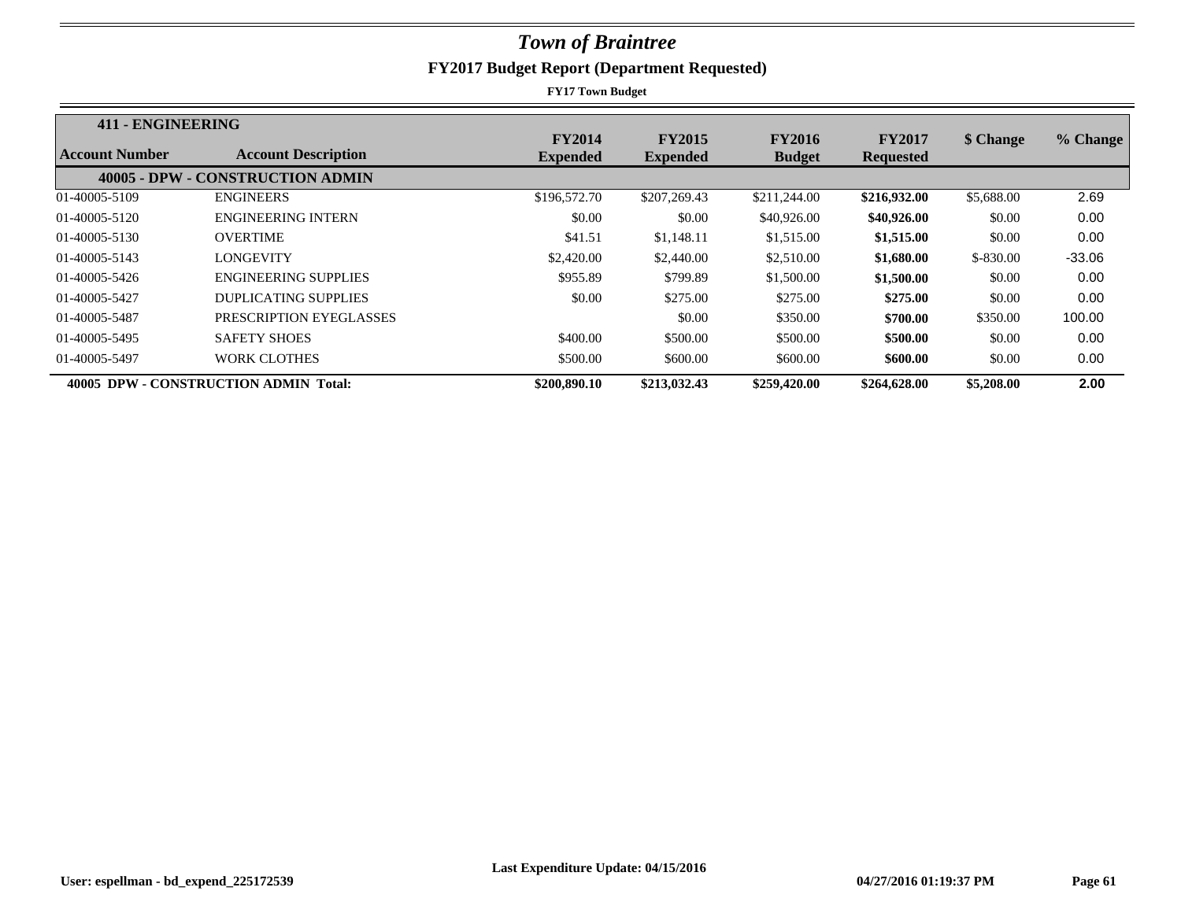# Town of Braintree

## FY2017 Budget Report (Department Requested)

**FY17 Town Budget**

**411 - ENGINEERING**

| Account Number | Account Description | FY2014 Expended | FY2015 Expended | FY2016 Budget | FY2017 Requested | $ Change | % Change |
|---|---|---|---|---|---|---|---|
| | **40005 - DPW - CONSTRUCTION ADMIN** | | | | | | |
| 01-40005-5109 | ENGINEERS | $196,572.70 | $207,269.43 | $211,244.00 | **$216,932.00** | $5,688.00 | 2.69 |
| 01-40005-5120 | ENGINEERING INTERN | $0.00 | $0.00 | $40,926.00 | **$40,926.00** | $0.00 | 0.00 |
| 01-40005-5130 | OVERTIME | $41.51 | $1,148.11 | $1,515.00 | **$1,515.00** | $0.00 | 0.00 |
| 01-40005-5143 | LONGEVITY | $2,420.00 | $2,440.00 | $2,510.00 | **$1,680.00** | $-830.00 | -33.06 |
| 01-40005-5426 | ENGINEERING SUPPLIES | $955.89 | $799.89 | $1,500.00 | **$1,500.00** | $0.00 | 0.00 |
| 01-40005-5427 | DUPLICATING SUPPLIES | $0.00 | $275.00 | $275.00 | **$275.00** | $0.00 | 0.00 |
| 01-40005-5487 | PRESCRIPTION EYEGLASSES | | $0.00 | $350.00 | **$700.00** | $350.00 | 100.00 |
| 01-40005-5495 | SAFETY SHOES | $400.00 | $500.00 | $500.00 | **$500.00** | $0.00 | 0.00 |
| 01-40005-5497 | WORK CLOTHES | $500.00 | $600.00 | $600.00 | **$600.00** | $0.00 | 0.00 |
| **40005 DPW - CONSTRUCTION ADMIN Total:** | | **$200,890.10** | **$213,032.43** | **$259,420.00** | **$264,628.00** | **$5,208.00** | **2.00** |

**Last Expenditure Update: 04/15/2016**

**User: espellman - bd_expend_225172539** **04/27/2016 01:19:37 PM**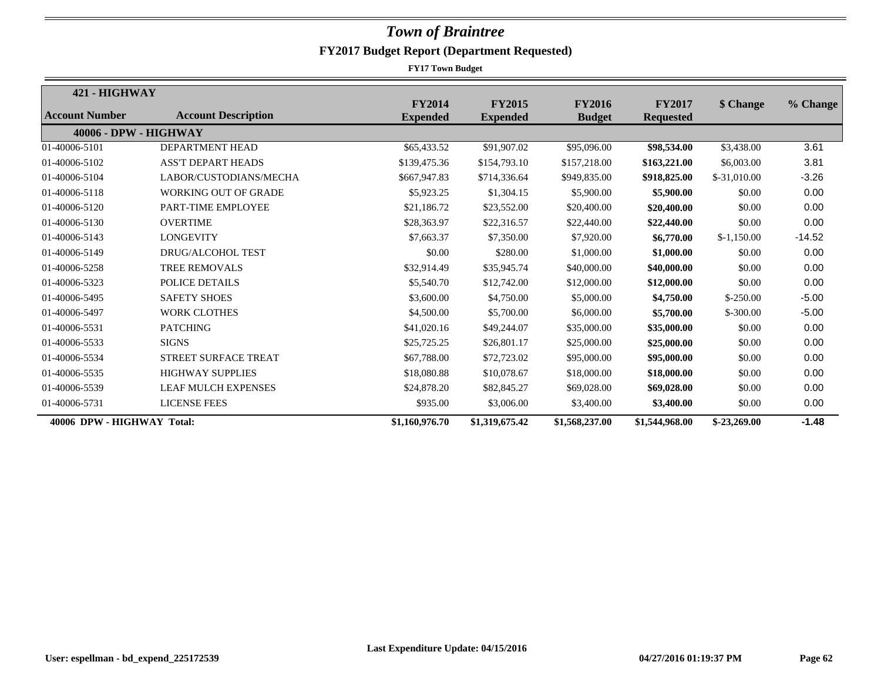# *Town of Braintree*

## FY2017 Budget Report (Department Requested)

**FY17 Town Budget**

| **421 - HIGHWAY** | | | | | | | |
|---|---|---|---|---|---|---|---|
| **Account Number** | **Account Description** | **FY2014 Expended** | **FY2015 Expended** | **FY2016 Budget** | **FY2017 Requested** | **$ Change** | **% Change** |
| **40006 - DPW - HIGHWAY** | | | | | | | |
| 01-40006-5101 | DEPARTMENT HEAD | $65,433.52 | $91,907.02 | $95,096.00 | **$98,534.00** | $3,438.00 | 3.61 |
| 01-40006-5102 | ASS'T DEPART HEADS | $139,475.36 | $154,793.10 | $157,218.00 | **$163,221.00** | $6,003.00 | 3.81 |
| 01-40006-5104 | LABOR/CUSTODIANS/MECHA | $667,947.83 | $714,336.64 | $949,835.00 | **$918,825.00** | $-31,010.00 | -3.26 |
| 01-40006-5118 | WORKING OUT OF GRADE | $5,923.25 | $1,304.15 | $5,900.00 | **$5,900.00** | $0.00 | 0.00 |
| 01-40006-5120 | PART-TIME EMPLOYEE | $21,186.72 | $23,552.00 | $20,400.00 | **$20,400.00** | $0.00 | 0.00 |
| 01-40006-5130 | OVERTIME | $28,363.97 | $22,316.57 | $22,440.00 | **$22,440.00** | $0.00 | 0.00 |
| 01-40006-5143 | LONGEVITY | $7,663.37 | $7,350.00 | $7,920.00 | **$6,770.00** | $-1,150.00 | -14.52 |
| 01-40006-5149 | DRUG/ALCOHOL TEST | $0.00 | $280.00 | $1,000.00 | **$1,000.00** | $0.00 | 0.00 |
| 01-40006-5258 | TREE REMOVALS | $32,914.49 | $35,945.74 | $40,000.00 | **$40,000.00** | $0.00 | 0.00 |
| 01-40006-5323 | POLICE DETAILS | $5,540.70 | $12,742.00 | $12,000.00 | **$12,000.00** | $0.00 | 0.00 |
| 01-40006-5495 | SAFETY SHOES | $3,600.00 | $4,750.00 | $5,000.00 | **$4,750.00** | $-250.00 | -5.00 |
| 01-40006-5497 | WORK CLOTHES | $4,500.00 | $5,700.00 | $6,000.00 | **$5,700.00** | $-300.00 | -5.00 |
| 01-40006-5531 | PATCHING | $41,020.16 | $49,244.07 | $35,000.00 | **$35,000.00** | $0.00 | 0.00 |
| 01-40006-5533 | SIGNS | $25,725.25 | $26,801.17 | $25,000.00 | **$25,000.00** | $0.00 | 0.00 |
| 01-40006-5534 | STREET SURFACE TREAT | $67,788.00 | $72,723.02 | $95,000.00 | **$95,000.00** | $0.00 | 0.00 |
| 01-40006-5535 | HIGHWAY SUPPLIES | $18,080.88 | $10,078.67 | $18,000.00 | **$18,000.00** | $0.00 | 0.00 |
| 01-40006-5539 | LEAF MULCH EXPENSES | $24,878.20 | $82,845.27 | $69,028.00 | **$69,028.00** | $0.00 | 0.00 |
| 01-40006-5731 | LICENSE FEES | $935.00 | $3,006.00 | $3,400.00 | **$3,400.00** | $0.00 | 0.00 |
| **40006 DPW - HIGHWAY Total:** | | **$1,160,976.70** | **$1,319,675.42** | **$1,568,237.00** | **$1,544,968.00** | **$-23,269.00** | **-1.48** |

**Last Expenditure Update: 04/15/2016**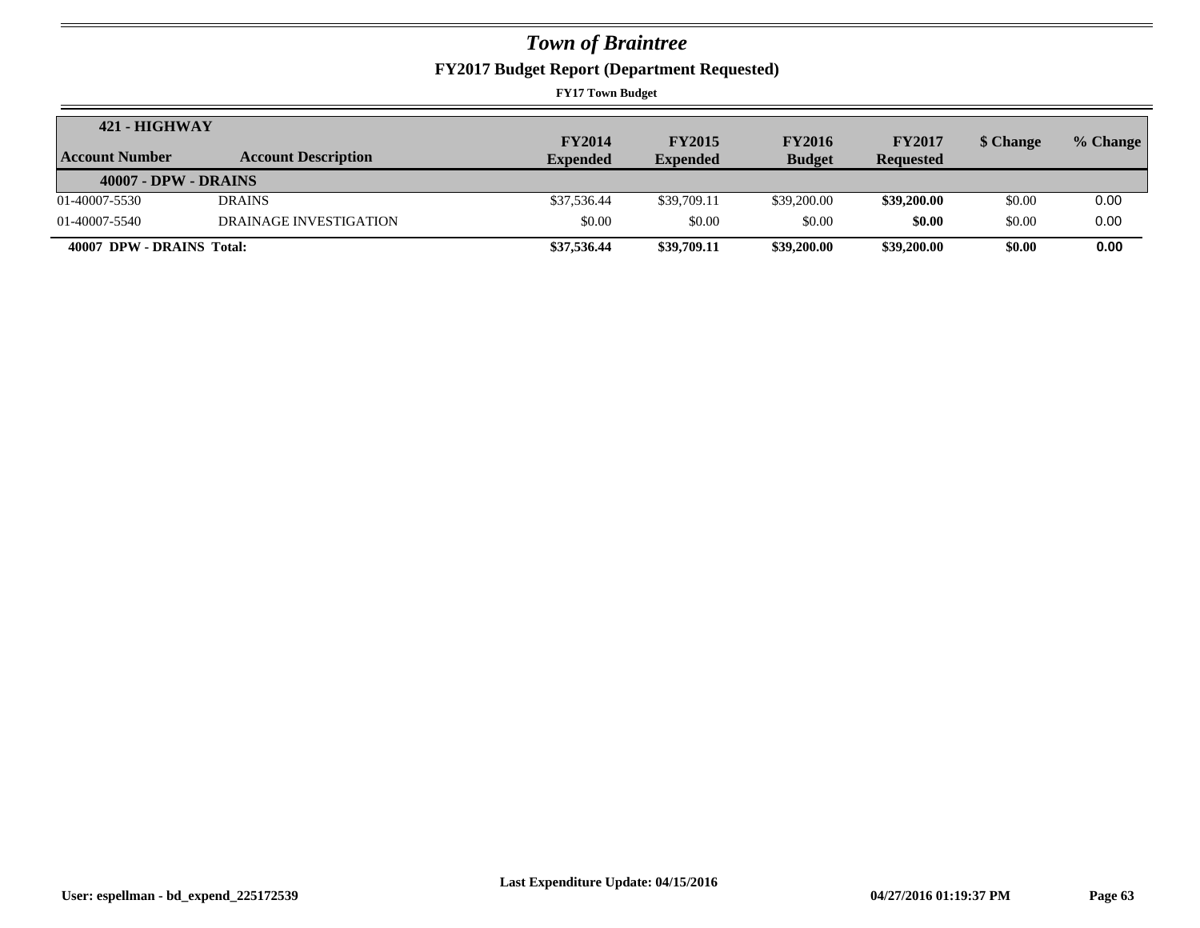# Town of Braintree

## FY2017 Budget Report (Department Requested)

**FY17 Town Budget**

| **421 - HIGHWAY** | | | | | | | |
|---|---|---|---|---|---|---|---|
| **Account Number** | **Account Description** | **FY2014 Expended** | **FY2015 Expended** | **FY2016 Budget** | **FY2017 Requested** | **$ Change** | **% Change** |
| **40007 - DPW - DRAINS** | | | | | | | |
| 01-40007-5530 | DRAINS | $37,536.44 | $39,709.11 | $39,200.00 | **$39,200.00** | $0.00 | 0.00 |
| 01-40007-5540 | DRAINAGE INVESTIGATION | $0.00 | $0.00 | $0.00 | **$0.00** | $0.00 | 0.00 |
| **40007 DPW - DRAINS Total:** | | **$37,536.44** | **$39,709.11** | **$39,200.00** | **$39,200.00** | **$0.00** | **0.00** |

**Last Expenditure Update: 04/15/2016**

**User: espellman - bd_expend_225172539** **04/27/2016 01:19:37 PM**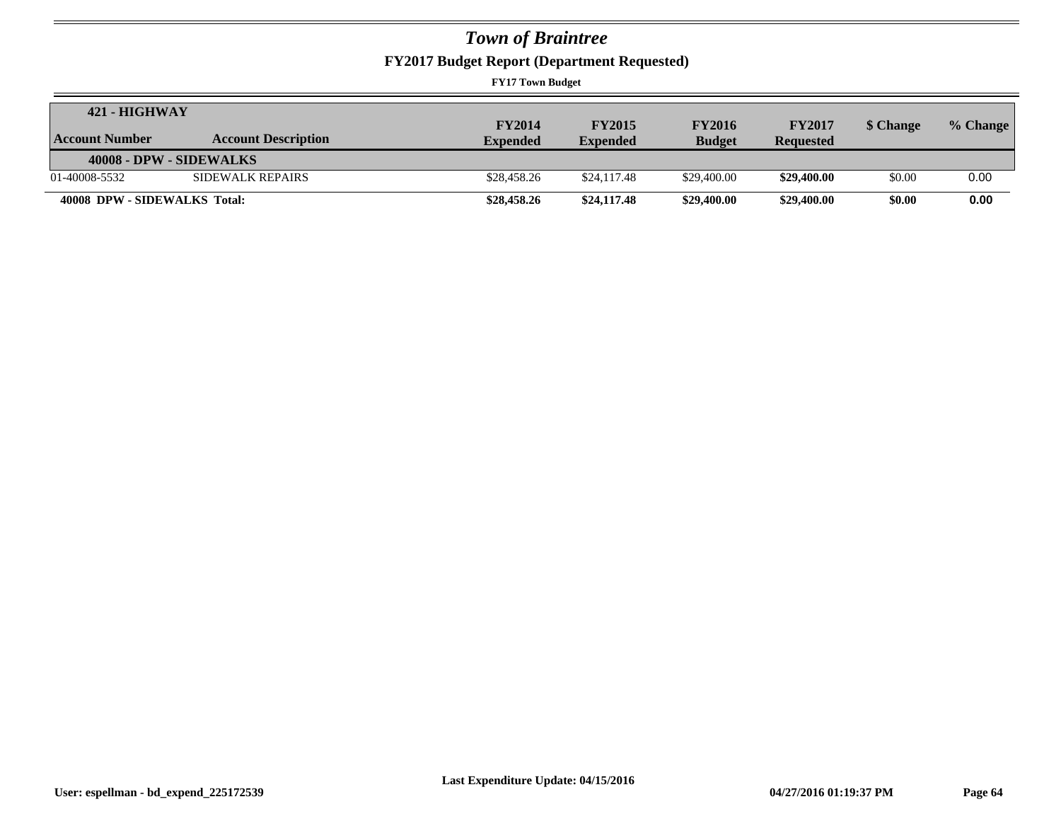# *Town of Braintree*

## FY2017 Budget Report (Department Requested)

**FY17 Town Budget**

| **421 - HIGHWAY** | | | | | | | |
|---|---|---|---|---|---|---|---|
| **Account Number** | **Account Description** | **FY2014 Expended** | **FY2015 Expended** | **FY2016 Budget** | **FY2017 Requested** | **$ Change** | **% Change** |
| **40008 - DPW - SIDEWALKS** | | | | | | | |
| 01-40008-5532 | SIDEWALK REPAIRS | $28,458.26 | $24,117.48 | $29,400.00 | **$29,400.00** | $0.00 | 0.00 |
| **40008 DPW - SIDEWALKS Total:** | | **$28,458.26** | **$24,117.48** | **$29,400.00** | **$29,400.00** | **$0.00** | **0.00** |

**Last Expenditure Update: 04/15/2016**

**User: espellman - bd_expend_225172539** **04/27/2016 01:19:37 PM**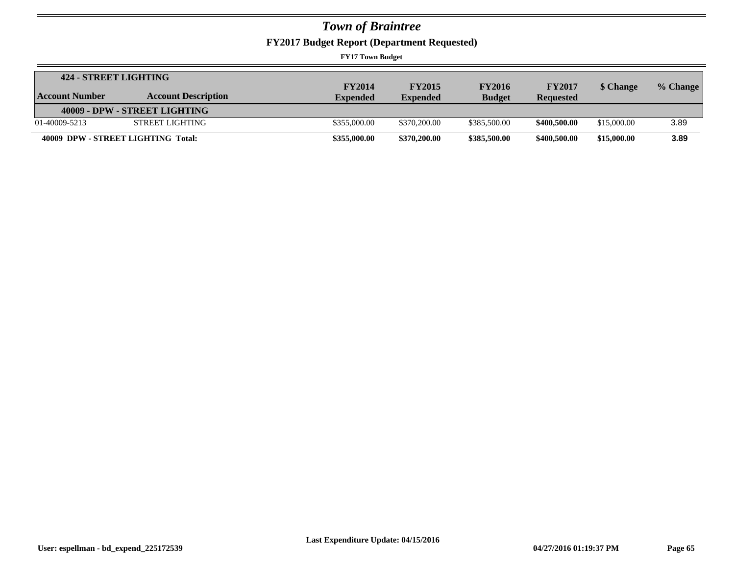# *Town of Braintree*

## FY2017 Budget Report (Department Requested)

**FY17 Town Budget**

| **424 - STREET LIGHTING** | | | | | | | |
|---|---|---|---|---|---|---|---|
| **Account Number** | **Account Description** | **FY2014 Expended** | **FY2015 Expended** | **FY2016 Budget** | **FY2017 Requested** | **$ Change** | **% Change** |
| **40009 - DPW - STREET LIGHTING** | | | | | | | |
| 01-40009-5213 | STREET LIGHTING | $355,000.00 | $370,200.00 | $385,500.00 | **$400,500.00** | $15,000.00 | 3.89 |
| **40009 DPW - STREET LIGHTING Total:** | | **$355,000.00** | **$370,200.00** | **$385,500.00** | **$400,500.00** | **$15,000.00** | **3.89** |

**Last Expenditure Update: 04/15/2016**

**User: espellman - bd_expend_225172539** **04/27/2016 01:19:37 PM**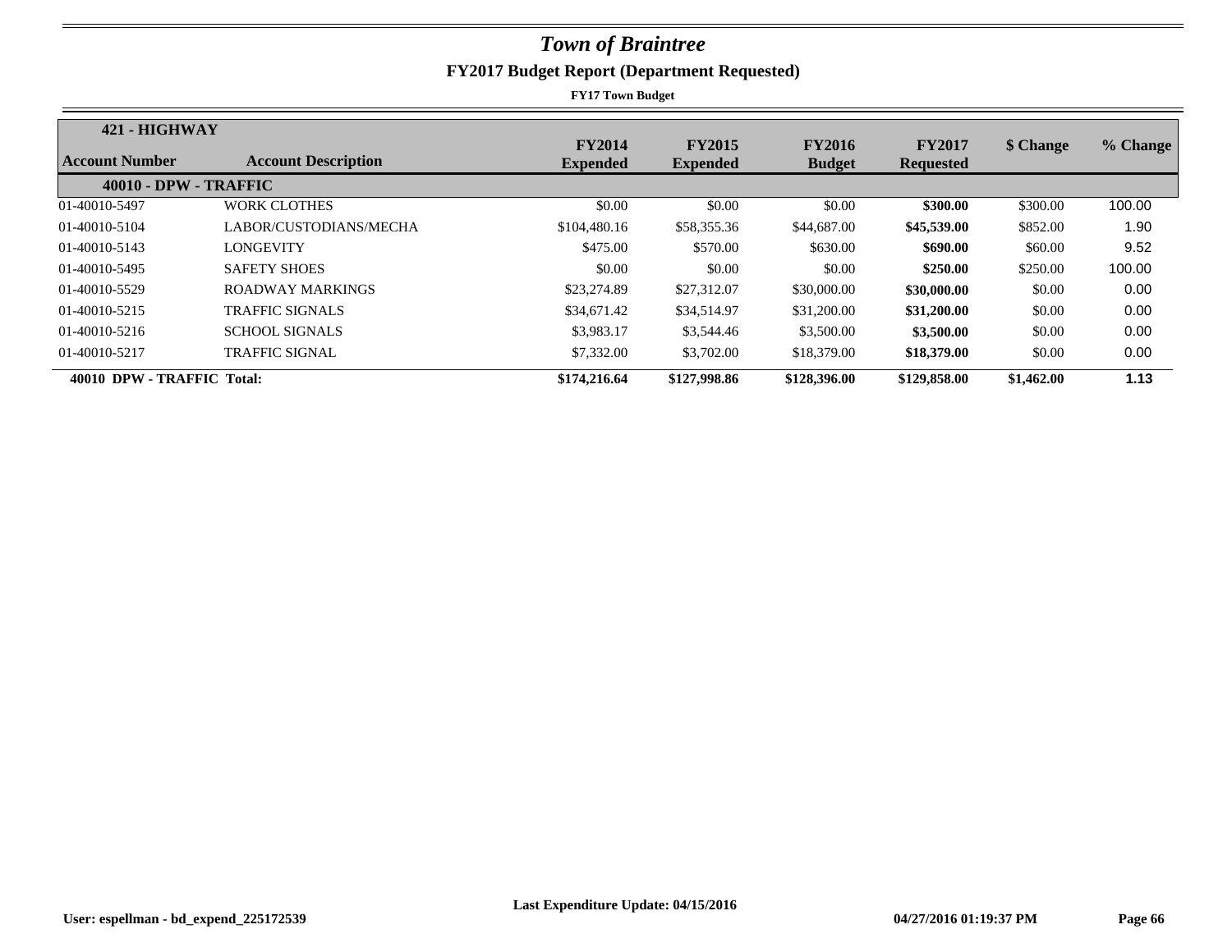# *Town of Braintree*

## FY2017 Budget Report (Department Requested)

**FY17 Town Budget**

| **421 - HIGHWAY** | | | | | | | |
|---|---|---|---|---|---|---|---|
| **Account Number** | **Account Description** | **FY2014 Expended** | **FY2015 Expended** | **FY2016 Budget** | **FY2017 Requested** | **$ Change** | **% Change** |
| **40010 - DPW - TRAFFIC** | | | | | | | |
| 01-40010-5497 | WORK CLOTHES | $0.00 | $0.00 | $0.00 | **$300.00** | $300.00 | 100.00 |
| 01-40010-5104 | LABOR/CUSTODIANS/MECHA | $104,480.16 | $58,355.36 | $44,687.00 | **$45,539.00** | $852.00 | 1.90 |
| 01-40010-5143 | LONGEVITY | $475.00 | $570.00 | $630.00 | **$690.00** | $60.00 | 9.52 |
| 01-40010-5495 | SAFETY SHOES | $0.00 | $0.00 | $0.00 | **$250.00** | $250.00 | 100.00 |
| 01-40010-5529 | ROADWAY MARKINGS | $23,274.89 | $27,312.07 | $30,000.00 | **$30,000.00** | $0.00 | 0.00 |
| 01-40010-5215 | TRAFFIC SIGNALS | $34,671.42 | $34,514.97 | $31,200.00 | **$31,200.00** | $0.00 | 0.00 |
| 01-40010-5216 | SCHOOL SIGNALS | $3,983.17 | $3,544.46 | $3,500.00 | **$3,500.00** | $0.00 | 0.00 |
| 01-40010-5217 | TRAFFIC SIGNAL | $7,332.00 | $3,702.00 | $18,379.00 | **$18,379.00** | $0.00 | 0.00 |
| **40010 DPW - TRAFFIC Total:** | | **$174,216.64** | **$127,998.86** | **$128,396.00** | **$129,858.00** | **$1,462.00** | **1.13** |

Last Expenditure Update: 04/15/2016

User: espellman - bd_expend_225172539 | 04/27/2016 01:19:37 PM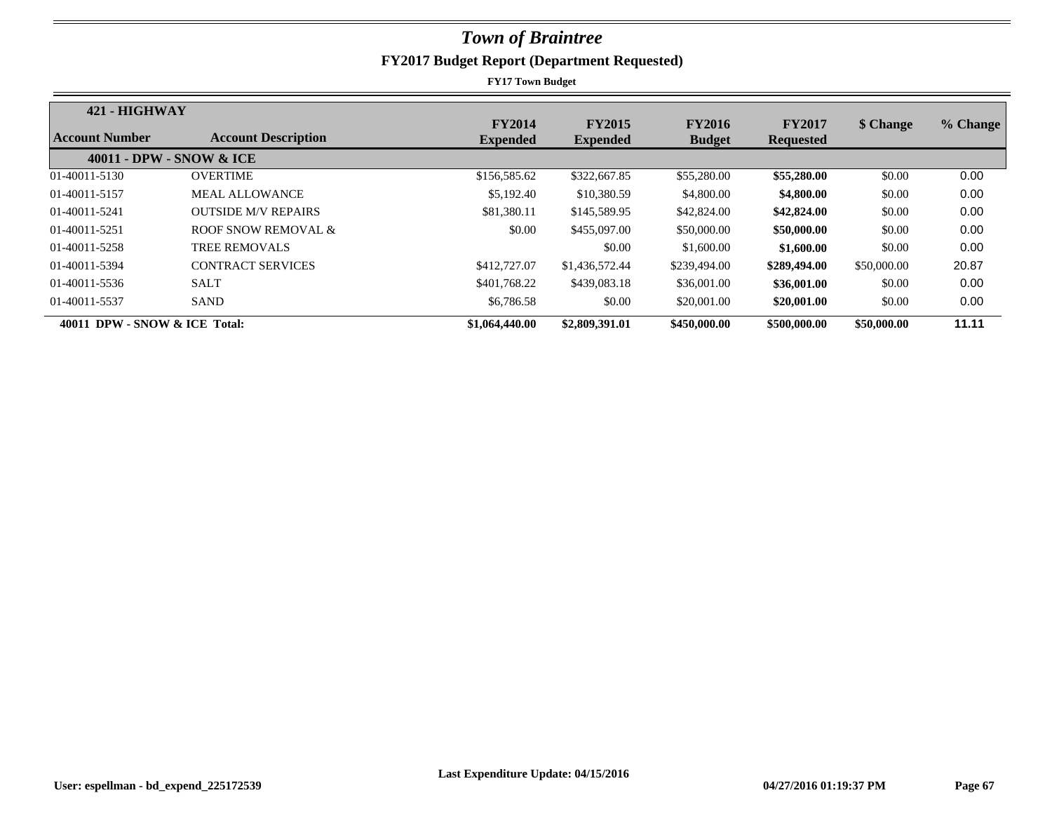# *Town of Braintree*

## FY2017 Budget Report (Department Requested)

**FY17 Town Budget**

| **421 - HIGHWAY** | | | | | | | |
|---|---|---|---|---|---|---|---|
| **Account Number** | **Account Description** | **FY2014 Expended** | **FY2015 Expended** | **FY2016 Budget** | **FY2017 Requested** | **$ Change** | **% Change** |
| **40011 - DPW - SNOW & ICE** | | | | | | | |
| 01-40011-5130 | OVERTIME | $156,585.62 | $322,667.85 | $55,280.00 | **$55,280.00** | $0.00 | 0.00 |
| 01-40011-5157 | MEAL ALLOWANCE | $5,192.40 | $10,380.59 | $4,800.00 | **$4,800.00** | $0.00 | 0.00 |
| 01-40011-5241 | OUTSIDE M/V REPAIRS | $81,380.11 | $145,589.95 | $42,824.00 | **$42,824.00** | $0.00 | 0.00 |
| 01-40011-5251 | ROOF SNOW REMOVAL & | $0.00 | $455,097.00 | $50,000.00 | **$50,000.00** | $0.00 | 0.00 |
| 01-40011-5258 | TREE REMOVALS | | $0.00 | $1,600.00 | **$1,600.00** | $0.00 | 0.00 |
| 01-40011-5394 | CONTRACT SERVICES | $412,727.07 | $1,436,572.44 | $239,494.00 | **$289,494.00** | $50,000.00 | 20.87 |
| 01-40011-5536 | SALT | $401,768.22 | $439,083.18 | $36,001.00 | **$36,001.00** | $0.00 | 0.00 |
| 01-40011-5537 | SAND | $6,786.58 | $0.00 | $20,001.00 | **$20,001.00** | $0.00 | 0.00 |
| **40011 DPW - SNOW & ICE Total:** | | **$1,064,440.00** | **$2,809,391.01** | **$450,000.00** | **$500,000.00** | **$50,000.00** | **11.11** |

**Last Expenditure Update: 04/15/2016**

**User: espellman - bd_expend_225172539** **04/27/2016 01:19:37 PM**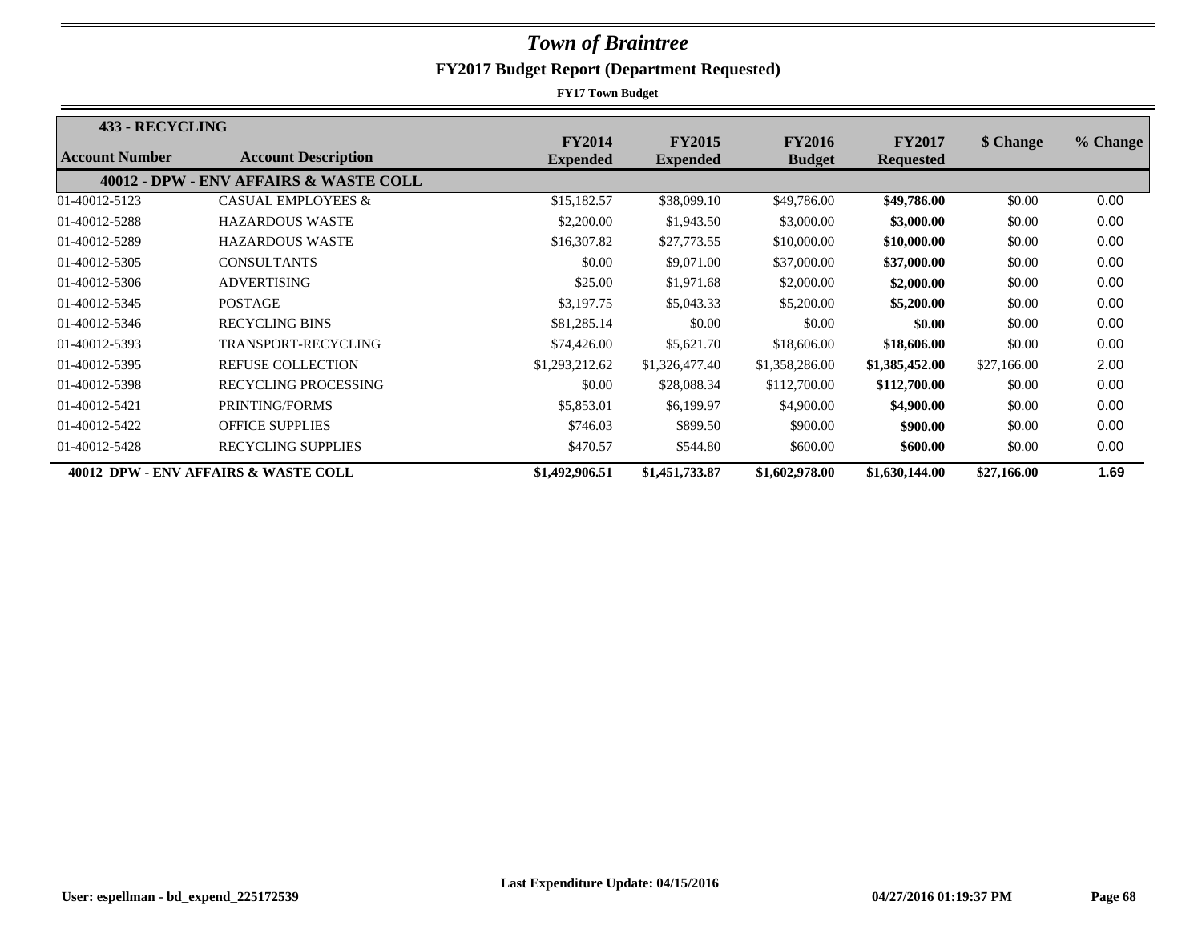# *Town of Braintree*

## FY2017 Budget Report (Department Requested)

**FY17 Town Budget**

| **433 - RECYCLING** | | | | | | | |
|---|---|---|---|---|---|---|---|
| **Account Number** | **Account Description** | **FY2014 Expended** | **FY2015 Expended** | **FY2016 Budget** | **FY2017 Requested** | **$ Change** | **% Change** |
| | **40012 - DPW - ENV AFFAIRS & WASTE COLL** | | | | | | |
| 01-40012-5123 | CASUAL EMPLOYEES & | $15,182.57 | $38,099.10 | $49,786.00 | **$49,786.00** | $0.00 | 0.00 |
| 01-40012-5288 | HAZARDOUS WASTE | $2,200.00 | $1,943.50 | $3,000.00 | **$3,000.00** | $0.00 | 0.00 |
| 01-40012-5289 | HAZARDOUS WASTE | $16,307.82 | $27,773.55 | $10,000.00 | **$10,000.00** | $0.00 | 0.00 |
| 01-40012-5305 | CONSULTANTS | $0.00 | $9,071.00 | $37,000.00 | **$37,000.00** | $0.00 | 0.00 |
| 01-40012-5306 | ADVERTISING | $25.00 | $1,971.68 | $2,000.00 | **$2,000.00** | $0.00 | 0.00 |
| 01-40012-5345 | POSTAGE | $3,197.75 | $5,043.33 | $5,200.00 | **$5,200.00** | $0.00 | 0.00 |
| 01-40012-5346 | RECYCLING BINS | $81,285.14 | $0.00 | $0.00 | **$0.00** | $0.00 | 0.00 |
| 01-40012-5393 | TRANSPORT-RECYCLING | $74,426.00 | $5,621.70 | $18,606.00 | **$18,606.00** | $0.00 | 0.00 |
| 01-40012-5395 | REFUSE COLLECTION | $1,293,212.62 | $1,326,477.40 | $1,358,286.00 | **$1,385,452.00** | $27,166.00 | 2.00 |
| 01-40012-5398 | RECYCLING PROCESSING | $0.00 | $28,088.34 | $112,700.00 | **$112,700.00** | $0.00 | 0.00 |
| 01-40012-5421 | PRINTING/FORMS | $5,853.01 | $6,199.97 | $4,900.00 | **$4,900.00** | $0.00 | 0.00 |
| 01-40012-5422 | OFFICE SUPPLIES | $746.03 | $899.50 | $900.00 | **$900.00** | $0.00 | 0.00 |
| 01-40012-5428 | RECYCLING SUPPLIES | $470.57 | $544.80 | $600.00 | **$600.00** | $0.00 | 0.00 |
| **40012 DPW - ENV AFFAIRS & WASTE COLL** | | **$1,492,906.51** | **$1,451,733.87** | **$1,602,978.00** | **$1,630,144.00** | **$27,166.00** | **1.69** |

**Last Expenditure Update: 04/15/2016**

**User: espellman - bd_expend_225172539** **04/27/2016 01:19:37 PM**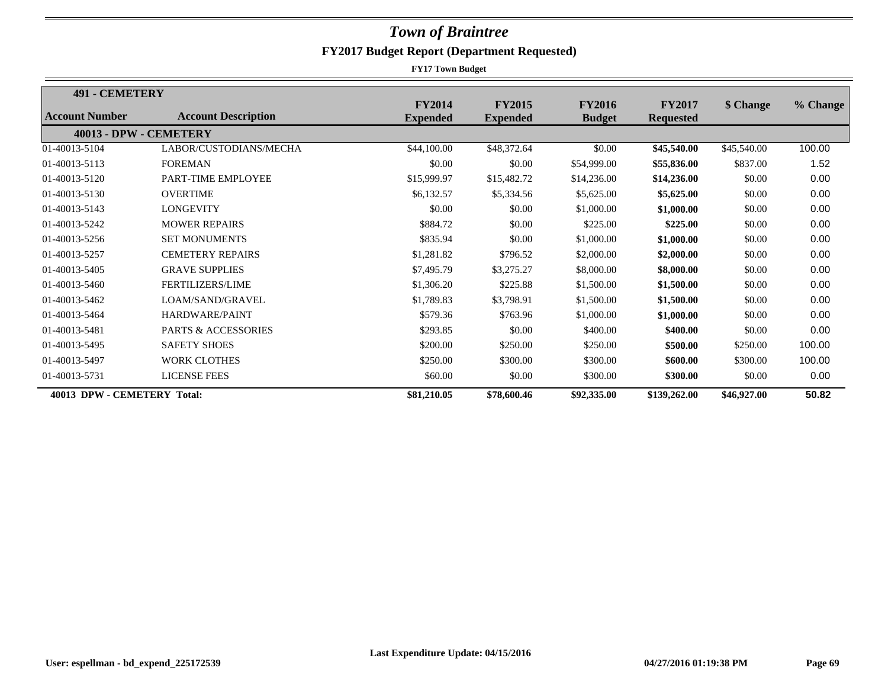# *Town of Braintree*

## FY2017 Budget Report (Department Requested)

**FY17 Town Budget**

**491 - CEMETERY**

| Account Number | Account Description | FY2014 Expended | FY2015 Expended | FY2016 Budget | FY2017 Requested | $ Change | % Change |
|---|---|---|---|---|---|---|---|
| **40013 - DPW - CEMETERY** | | | | | | | |
| 01-40013-5104 | LABOR/CUSTODIANS/MECHA | $44,100.00 | $48,372.64 | $0.00 | **$45,540.00** | $45,540.00 | 100.00 |
| 01-40013-5113 | FOREMAN | $0.00 | $0.00 | $54,999.00 | **$55,836.00** | $837.00 | 1.52 |
| 01-40013-5120 | PART-TIME EMPLOYEE | $15,999.97 | $15,482.72 | $14,236.00 | **$14,236.00** | $0.00 | 0.00 |
| 01-40013-5130 | OVERTIME | $6,132.57 | $5,334.56 | $5,625.00 | **$5,625.00** | $0.00 | 0.00 |
| 01-40013-5143 | LONGEVITY | $0.00 | $0.00 | $1,000.00 | **$1,000.00** | $0.00 | 0.00 |
| 01-40013-5242 | MOWER REPAIRS | $884.72 | $0.00 | $225.00 | **$225.00** | $0.00 | 0.00 |
| 01-40013-5256 | SET MONUMENTS | $835.94 | $0.00 | $1,000.00 | **$1,000.00** | $0.00 | 0.00 |
| 01-40013-5257 | CEMETERY REPAIRS | $1,281.82 | $796.52 | $2,000.00 | **$2,000.00** | $0.00 | 0.00 |
| 01-40013-5405 | GRAVE SUPPLIES | $7,495.79 | $3,275.27 | $8,000.00 | **$8,000.00** | $0.00 | 0.00 |
| 01-40013-5460 | FERTILIZERS/LIME | $1,306.20 | $225.88 | $1,500.00 | **$1,500.00** | $0.00 | 0.00 |
| 01-40013-5462 | LOAM/SAND/GRAVEL | $1,789.83 | $3,798.91 | $1,500.00 | **$1,500.00** | $0.00 | 0.00 |
| 01-40013-5464 | HARDWARE/PAINT | $579.36 | $763.96 | $1,000.00 | **$1,000.00** | $0.00 | 0.00 |
| 01-40013-5481 | PARTS & ACCESSORIES | $293.85 | $0.00 | $400.00 | **$400.00** | $0.00 | 0.00 |
| 01-40013-5495 | SAFETY SHOES | $200.00 | $250.00 | $250.00 | **$500.00** | $250.00 | 100.00 |
| 01-40013-5497 | WORK CLOTHES | $250.00 | $300.00 | $300.00 | **$600.00** | $300.00 | 100.00 |
| 01-40013-5731 | LICENSE FEES | $60.00 | $0.00 | $300.00 | **$300.00** | $0.00 | 0.00 |
| **40013 DPW - CEMETERY Total:** | | **$81,210.05** | **$78,600.46** | **$92,335.00** | **$139,262.00** | **$46,927.00** | **50.82** |

**Last Expenditure Update: 04/15/2016**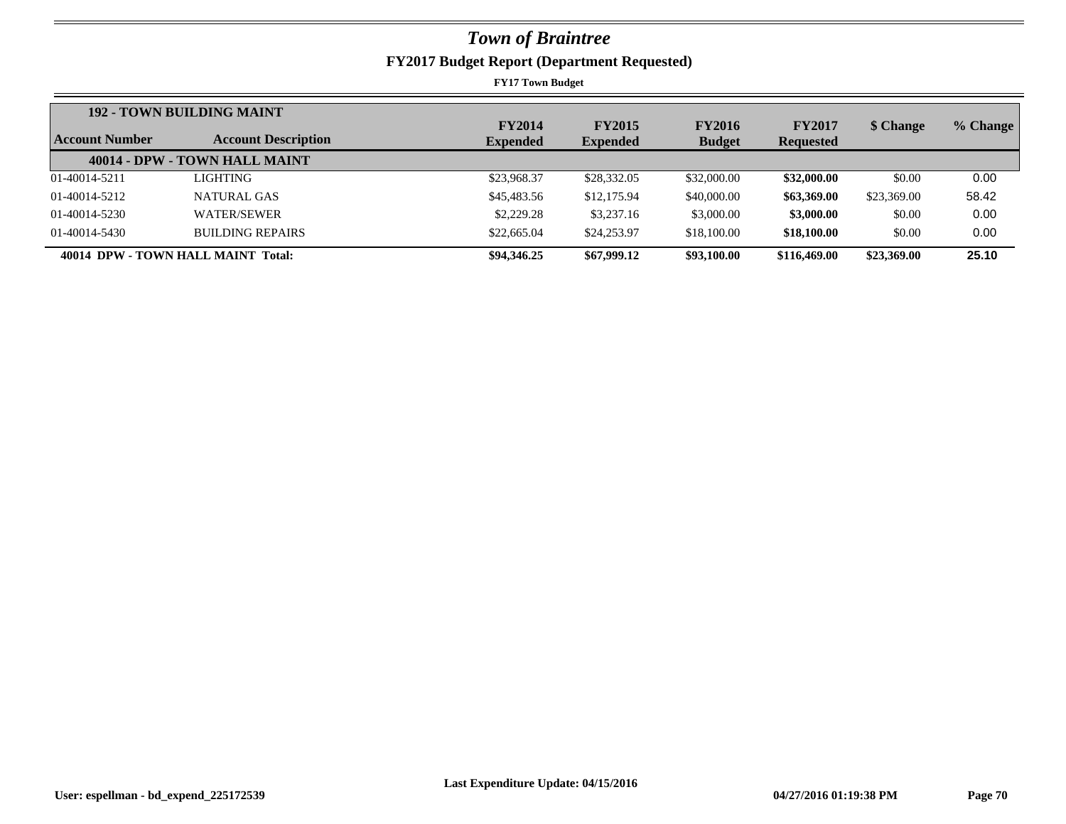# *Town of Braintree*

## FY2017 Budget Report (Department Requested)

**FY17 Town Budget**

| **192 - TOWN BUILDING MAINT** | | | | | | | |
|---|---|---|---|---|---|---|---|
| **Account Number** | **Account Description** | **FY2014 Expended** | **FY2015 Expended** | **FY2016 Budget** | **FY2017 Requested** | **$ Change** | **% Change** |
| | **40014 - DPW - TOWN HALL MAINT** | | | | | | |
| 01-40014-5211 | LIGHTING | $23,968.37 | $28,332.05 | $32,000.00 | **$32,000.00** | $0.00 | 0.00 |
| 01-40014-5212 | NATURAL GAS | $45,483.56 | $12,175.94 | $40,000.00 | **$63,369.00** | $23,369.00 | 58.42 |
| 01-40014-5230 | WATER/SEWER | $2,229.28 | $3,237.16 | $3,000.00 | **$3,000.00** | $0.00 | 0.00 |
| 01-40014-5430 | BUILDING REPAIRS | $22,665.04 | $24,253.97 | $18,100.00 | **$18,100.00** | $0.00 | 0.00 |
| **40014 DPW - TOWN HALL MAINT Total:** | | **$94,346.25** | **$67,999.12** | **$93,100.00** | **$116,469.00** | **$23,369.00** | **25.10** |

**Last Expenditure Update: 04/15/2016**

**User: espellman - bd_expend_225172539** **04/27/2016 01:19:38 PM**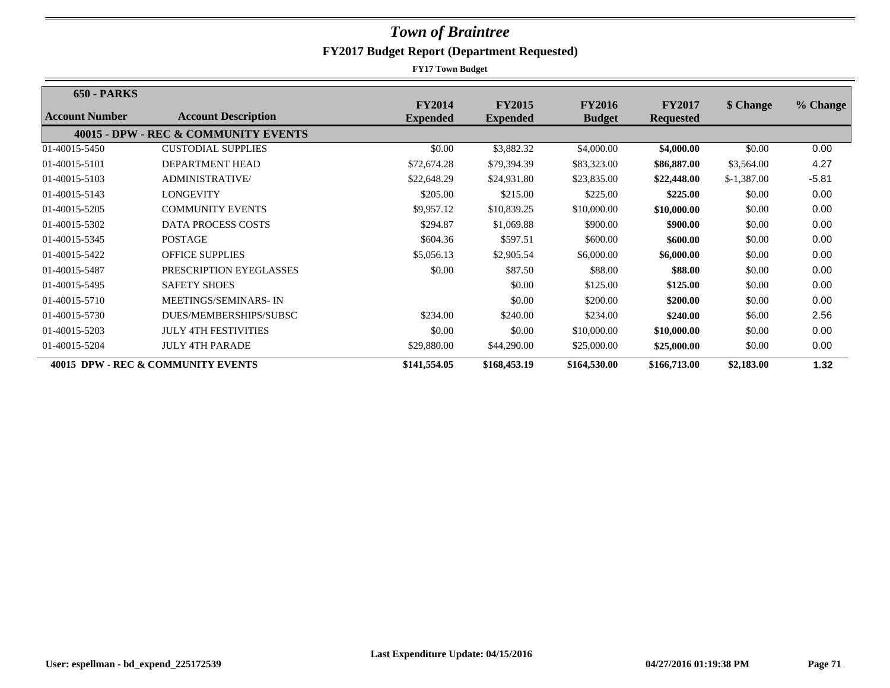# Town of Braintree

## FY2017 Budget Report (Department Requested)

**FY17 Town Budget**

| 650 - PARKS Account Number | Account Description | FY2014 Expended | FY2015 Expended | FY2016 Budget | FY2017 Requested | $ Change | % Change |
|---|---|---|---|---|---|---|---|
| **40015 - DPW - REC & COMMUNITY EVENTS** | | | | | | | |
| 01-40015-5450 | CUSTODIAL SUPPLIES | $0.00 | $3,882.32 | $4,000.00 | **$4,000.00** | $0.00 | 0.00 |
| 01-40015-5101 | DEPARTMENT HEAD | $72,674.28 | $79,394.39 | $83,323.00 | **$86,887.00** | $3,564.00 | 4.27 |
| 01-40015-5103 | ADMINISTRATIVE/ | $22,648.29 | $24,931.80 | $23,835.00 | **$22,448.00** | $-1,387.00 | -5.81 |
| 01-40015-5143 | LONGEVITY | $205.00 | $215.00 | $225.00 | **$225.00** | $0.00 | 0.00 |
| 01-40015-5205 | COMMUNITY EVENTS | $9,957.12 | $10,839.25 | $10,000.00 | **$10,000.00** | $0.00 | 0.00 |
| 01-40015-5302 | DATA PROCESS COSTS | $294.87 | $1,069.88 | $900.00 | **$900.00** | $0.00 | 0.00 |
| 01-40015-5345 | POSTAGE | $604.36 | $597.51 | $600.00 | **$600.00** | $0.00 | 0.00 |
| 01-40015-5422 | OFFICE SUPPLIES | $5,056.13 | $2,905.54 | $6,000.00 | **$6,000.00** | $0.00 | 0.00 |
| 01-40015-5487 | PRESCRIPTION EYEGLASSES | $0.00 | $87.50 | $88.00 | **$88.00** | $0.00 | 0.00 |
| 01-40015-5495 | SAFETY SHOES | | $0.00 | $125.00 | **$125.00** | $0.00 | 0.00 |
| 01-40015-5710 | MEETINGS/SEMINARS- IN | | $0.00 | $200.00 | **$200.00** | $0.00 | 0.00 |
| 01-40015-5730 | DUES/MEMBERSHIPS/SUBSC | $234.00 | $240.00 | $234.00 | **$240.00** | $6.00 | 2.56 |
| 01-40015-5203 | JULY 4TH FESTIVITIES | $0.00 | $0.00 | $10,000.00 | **$10,000.00** | $0.00 | 0.00 |
| 01-40015-5204 | JULY 4TH PARADE | $29,880.00 | $44,290.00 | $25,000.00 | **$25,000.00** | $0.00 | 0.00 |
| **40015 DPW - REC & COMMUNITY EVENTS** | | **$141,554.05** | **$168,453.19** | **$164,530.00** | **$166,713.00** | **$2,183.00** | **1.32** |

Last Expenditure Update: 04/15/2016

User: espellman - bd_expend_225172539 04/27/2016 01:19:38 PM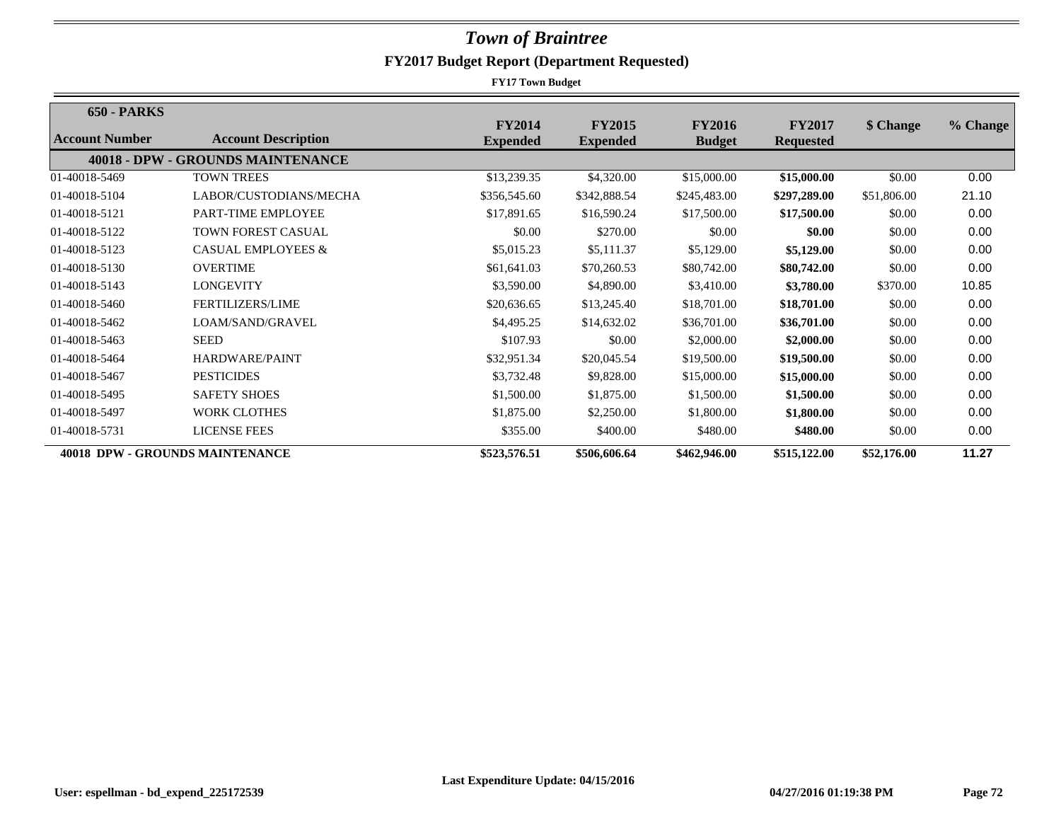# *Town of Braintree*

## FY2017 Budget Report (Department Requested)

**FY17 Town Budget**

**650 - PARKS**

| Account Number | Account Description | FY2014 Expended | FY2015 Expended | FY2016 Budget | FY2017 Requested | $ Change | % Change |
|---|---|---|---|---|---|---|---|
| | **40018 - DPW - GROUNDS MAINTENANCE** | | | | | | |
| 01-40018-5469 | TOWN TREES | $13,239.35 | $4,320.00 | $15,000.00 | **$15,000.00** | $0.00 | 0.00 |
| 01-40018-5104 | LABOR/CUSTODIANS/MECHA | $356,545.60 | $342,888.54 | $245,483.00 | **$297,289.00** | $51,806.00 | 21.10 |
| 01-40018-5121 | PART-TIME EMPLOYEE | $17,891.65 | $16,590.24 | $17,500.00 | **$17,500.00** | $0.00 | 0.00 |
| 01-40018-5122 | TOWN FOREST CASUAL | $0.00 | $270.00 | $0.00 | **$0.00** | $0.00 | 0.00 |
| 01-40018-5123 | CASUAL EMPLOYEES & | $5,015.23 | $5,111.37 | $5,129.00 | **$5,129.00** | $0.00 | 0.00 |
| 01-40018-5130 | OVERTIME | $61,641.03 | $70,260.53 | $80,742.00 | **$80,742.00** | $0.00 | 0.00 |
| 01-40018-5143 | LONGEVITY | $3,590.00 | $4,890.00 | $3,410.00 | **$3,780.00** | $370.00 | 10.85 |
| 01-40018-5460 | FERTILIZERS/LIME | $20,636.65 | $13,245.40 | $18,701.00 | **$18,701.00** | $0.00 | 0.00 |
| 01-40018-5462 | LOAM/SAND/GRAVEL | $4,495.25 | $14,632.02 | $36,701.00 | **$36,701.00** | $0.00 | 0.00 |
| 01-40018-5463 | SEED | $107.93 | $0.00 | $2,000.00 | **$2,000.00** | $0.00 | 0.00 |
| 01-40018-5464 | HARDWARE/PAINT | $32,951.34 | $20,045.54 | $19,500.00 | **$19,500.00** | $0.00 | 0.00 |
| 01-40018-5467 | PESTICIDES | $3,732.48 | $9,828.00 | $15,000.00 | **$15,000.00** | $0.00 | 0.00 |
| 01-40018-5495 | SAFETY SHOES | $1,500.00 | $1,875.00 | $1,500.00 | **$1,500.00** | $0.00 | 0.00 |
| 01-40018-5497 | WORK CLOTHES | $1,875.00 | $2,250.00 | $1,800.00 | **$1,800.00** | $0.00 | 0.00 |
| 01-40018-5731 | LICENSE FEES | $355.00 | $400.00 | $480.00 | **$480.00** | $0.00 | 0.00 |
| **40018 DPW - GROUNDS MAINTENANCE** | | **$523,576.51** | **$506,606.64** | **$462,946.00** | **$515,122.00** | **$52,176.00** | **11.27** |

Last Expenditure Update: 04/15/2016

User: espellman - bd_expend_225172539 04/27/2016 01:19:38 PM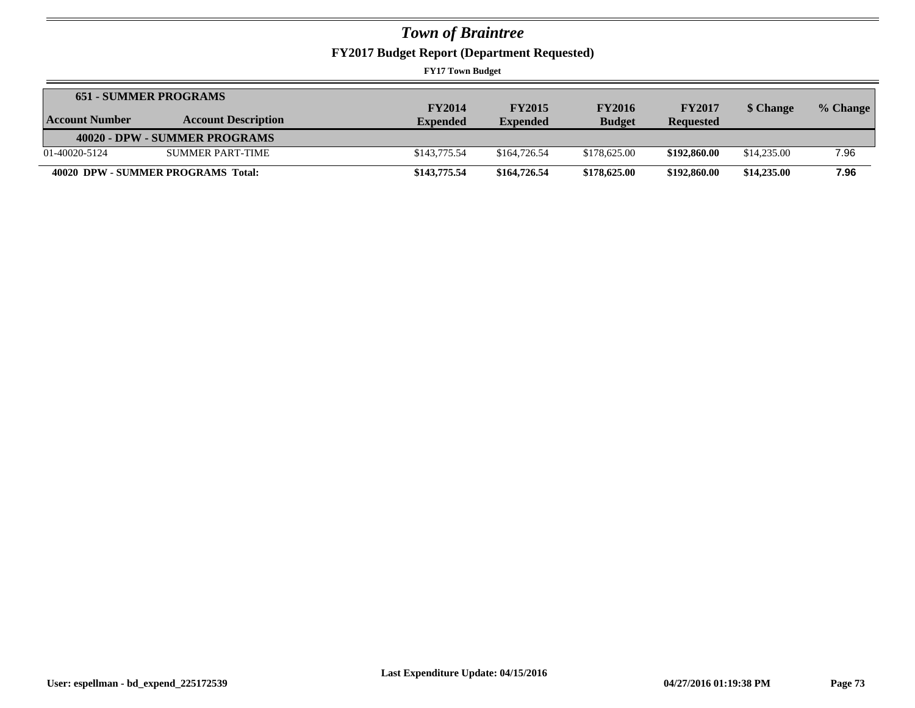# Town of Braintree

## FY2017 Budget Report (Department Requested)

**FY17 Town Budget**

| **651 - SUMMER PROGRAMS** | | | | | | | |
|---|---|---|---|---|---|---|---|
| **Account Number** | **Account Description** | **FY2014 Expended** | **FY2015 Expended** | **FY2016 Budget** | **FY2017 Requested** | **$ Change** | **% Change** |
| | **40020 - DPW - SUMMER PROGRAMS** | | | | | | |
| 01-40020-5124 | SUMMER PART-TIME | $143,775.54 | $164,726.54 | $178,625.00 | **$192,860.00** | $14,235.00 | 7.96 |
| **40020 DPW - SUMMER PROGRAMS Total:** | | **$143,775.54** | **$164,726.54** | **$178,625.00** | **$192,860.00** | **$14,235.00** | **7.96** |

Last Expenditure Update: 04/15/2016

User: espellman - bd_expend_225172539 | 04/27/2016 01:19:38 PM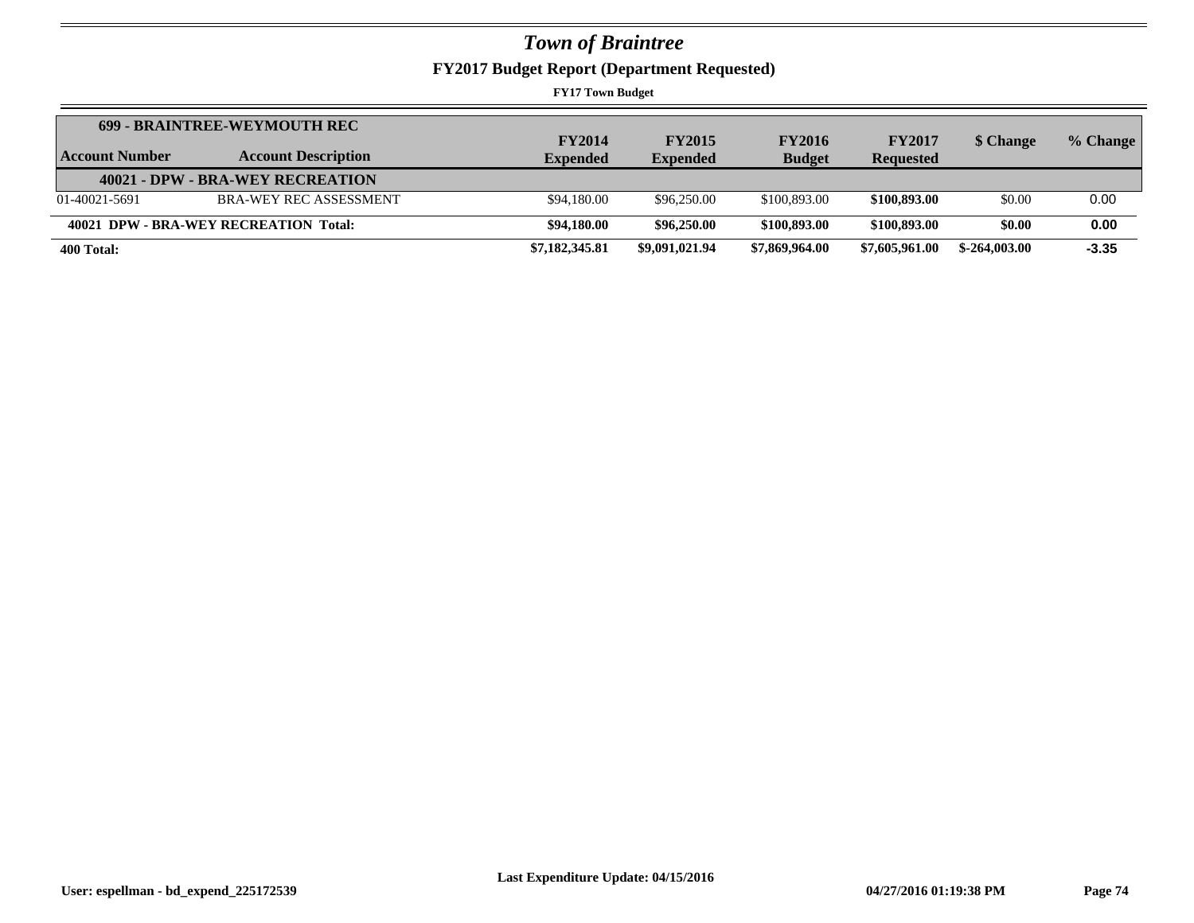# *Town of Braintree*

## FY2017 Budget Report (Department Requested)

**FY17 Town Budget**

| **699 - BRAINTREE-WEYMOUTH REC** | | | | | | | |
|---|---|---|---|---|---|---|---|
| **Account Number** | **Account Description** | **FY2014 Expended** | **FY2015 Expended** | **FY2016 Budget** | **FY2017 Requested** | **$ Change** | **% Change** |
| | **40021 - DPW - BRA-WEY RECREATION** | | | | | | |
| 01-40021-5691 | BRA-WEY REC ASSESSMENT | $94,180.00 | $96,250.00 | $100,893.00 | **$100,893.00** | $0.00 | 0.00 |
| **40021 DPW - BRA-WEY RECREATION Total:** | | **$94,180.00** | **$96,250.00** | **$100,893.00** | **$100,893.00** | **$0.00** | **0.00** |
| **400 Total:** | | **$7,182,345.81** | **$9,091,021.94** | **$7,869,964.00** | **$7,605,961.00** | **$-264,003.00** | **-3.35** |

**Last Expenditure Update: 04/15/2016**

**User: espellman - bd_expend_225172539** **04/27/2016 01:19:38 PM**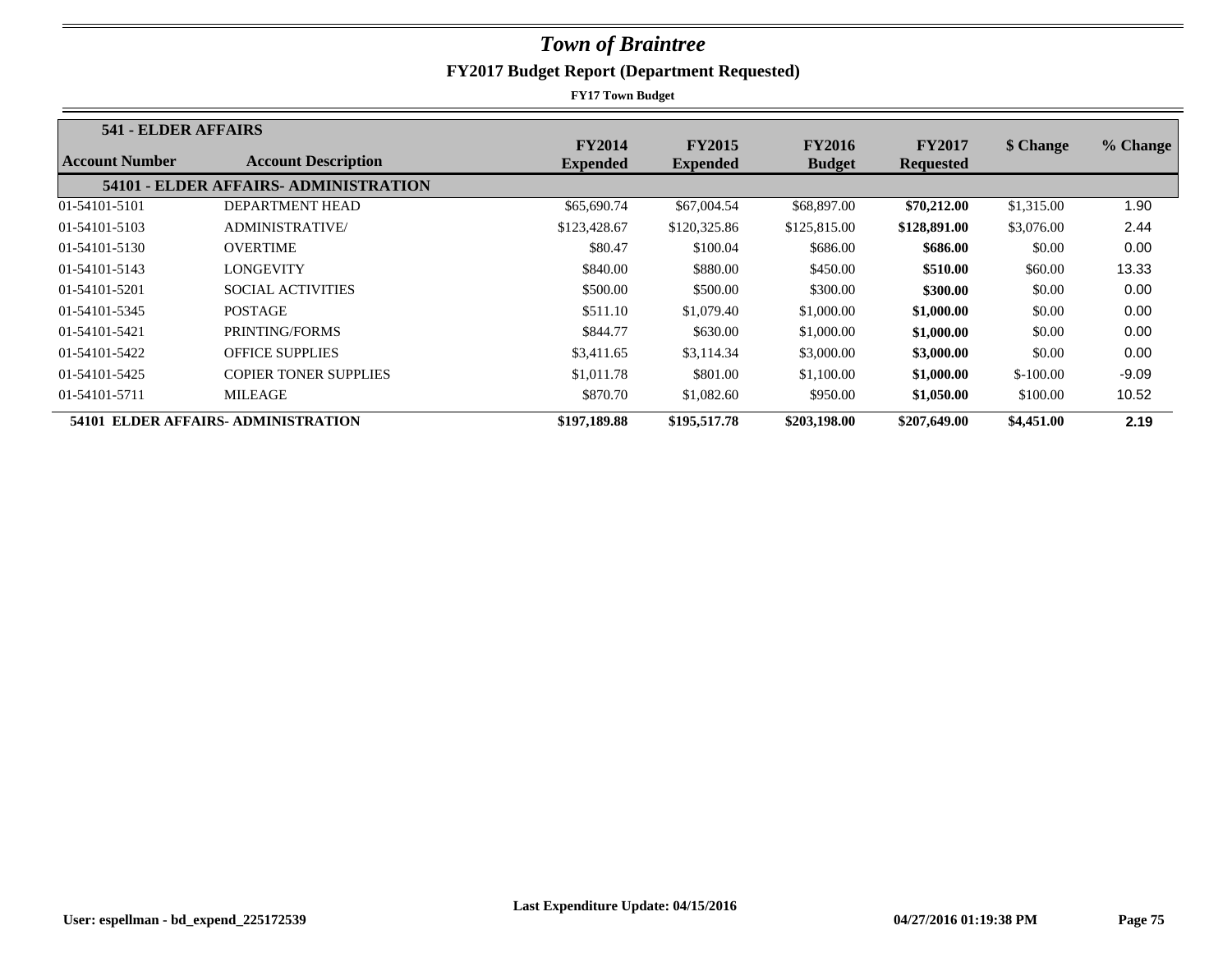# *Town of Braintree*

## FY2017 Budget Report (Department Requested)

**FY17 Town Budget**

**541 - ELDER AFFAIRS**

| Account Number | Account Description | FY2014 Expended | FY2015 Expended | FY2016 Budget | FY2017 Requested | $ Change | % Change |
|---|---|---|---|---|---|---|---|
| **54101 - ELDER AFFAIRS- ADMINISTRATION** | | | | | | | |
| 01-54101-5101 | DEPARTMENT HEAD | $65,690.74 | $67,004.54 | $68,897.00 | **$70,212.00** | $1,315.00 | 1.90 |
| 01-54101-5103 | ADMINISTRATIVE/ | $123,428.67 | $120,325.86 | $125,815.00 | **$128,891.00** | $3,076.00 | 2.44 |
| 01-54101-5130 | OVERTIME | $80.47 | $100.04 | $686.00 | **$686.00** | $0.00 | 0.00 |
| 01-54101-5143 | LONGEVITY | $840.00 | $880.00 | $450.00 | **$510.00** | $60.00 | 13.33 |
| 01-54101-5201 | SOCIAL ACTIVITIES | $500.00 | $500.00 | $300.00 | **$300.00** | $0.00 | 0.00 |
| 01-54101-5345 | POSTAGE | $511.10 | $1,079.40 | $1,000.00 | **$1,000.00** | $0.00 | 0.00 |
| 01-54101-5421 | PRINTING/FORMS | $844.77 | $630.00 | $1,000.00 | **$1,000.00** | $0.00 | 0.00 |
| 01-54101-5422 | OFFICE SUPPLIES | $3,411.65 | $3,114.34 | $3,000.00 | **$3,000.00** | $0.00 | 0.00 |
| 01-54101-5425 | COPIER TONER SUPPLIES | $1,011.78 | $801.00 | $1,100.00 | **$1,000.00** | $-100.00 | -9.09 |
| 01-54101-5711 | MILEAGE | $870.70 | $1,082.60 | $950.00 | **$1,050.00** | $100.00 | 10.52 |
| **54101 ELDER AFFAIRS- ADMINISTRATION** | | **$197,189.88** | **$195,517.78** | **$203,198.00** | **$207,649.00** | **$4,451.00** | **2.19** |

Last Expenditure Update: 04/15/2016

User: espellman - bd_expend_225172539 04/27/2016 01:19:38 PM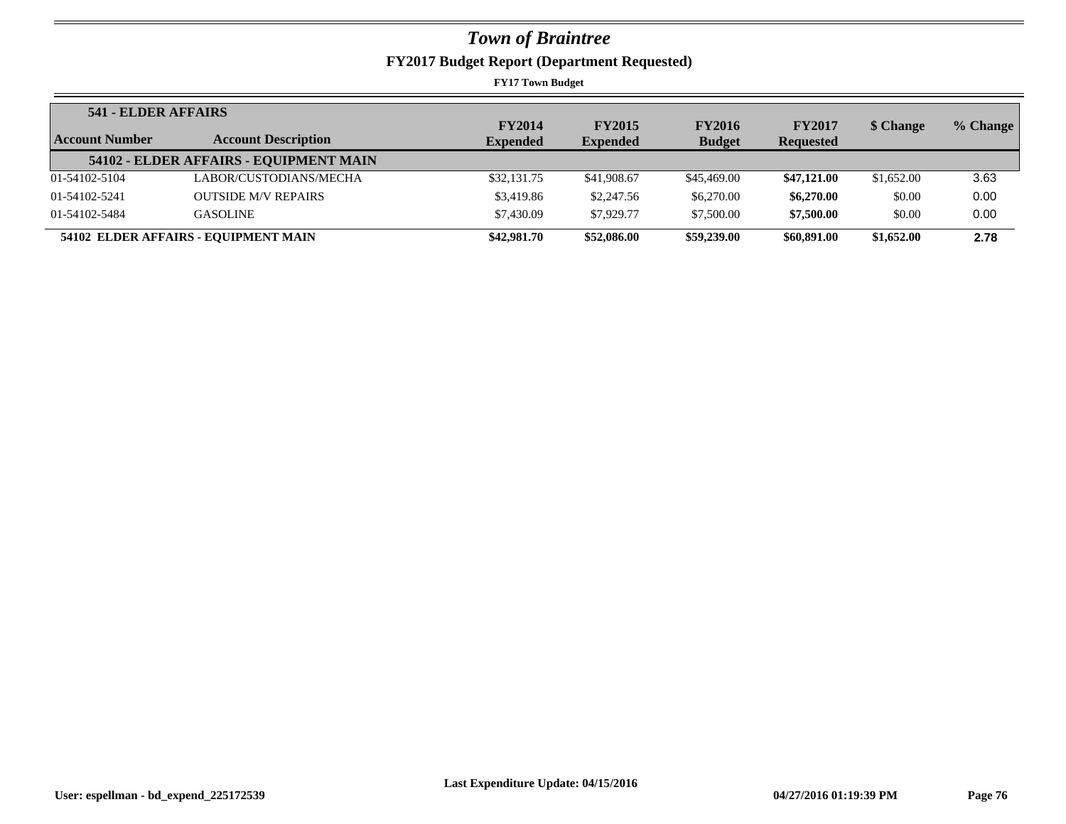# *Town of Braintree*

## FY2017 Budget Report (Department Requested)

**FY17 Town Budget**

| 541 - ELDER AFFAIRS | | | | | | | |
|---|---|---|---|---|---|---|---|
| **Account Number** | **Account Description** | **FY2014 Expended** | **FY2015 Expended** | **FY2016 Budget** | **FY2017 Requested** | **$ Change** | **% Change** |
| | **54102 - ELDER AFFAIRS - EQUIPMENT MAIN** | | | | | | |
| 01-54102-5104 | LABOR/CUSTODIANS/MECHA | $32,131.75 | $41,908.67 | $45,469.00 | **$47,121.00** | $1,652.00 | 3.63 |
| 01-54102-5241 | OUTSIDE M/V REPAIRS | $3,419.86 | $2,247.56 | $6,270.00 | **$6,270.00** | $0.00 | 0.00 |
| 01-54102-5484 | GASOLINE | $7,430.09 | $7,929.77 | $7,500.00 | **$7,500.00** | $0.00 | 0.00 |
| **54102 ELDER AFFAIRS - EQUIPMENT MAIN** | | **$42,981.70** | **$52,086.00** | **$59,239.00** | **$60,891.00** | **$1,652.00** | **2.78** |

**Last Expenditure Update: 04/15/2016**

**User: espellman - bd_expend_225172539** **04/27/2016 01:19:39 PM**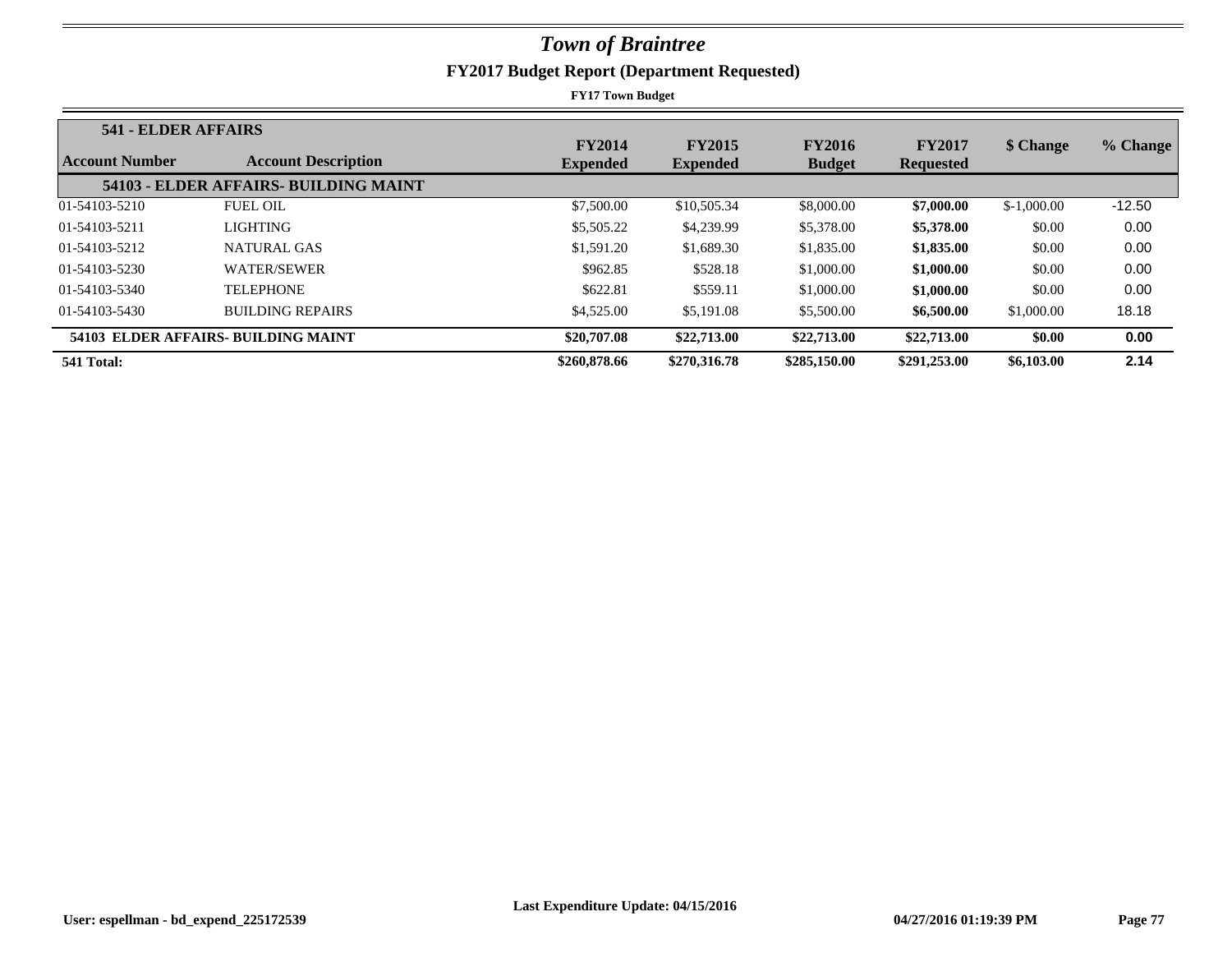# *Town of Braintree*

## FY2017 Budget Report (Department Requested)

**FY17 Town Budget**

| **541 - ELDER AFFAIRS** | | | | | | | |
|---|---|---|---|---|---|---|---|
| **Account Number** | **Account Description** | **FY2014 Expended** | **FY2015 Expended** | **FY2016 Budget** | **FY2017 Requested** | **$ Change** | **% Change** |
| | **54103 - ELDER AFFAIRS- BUILDING MAINT** | | | | | | |
| 01-54103-5210 | FUEL OIL | $7,500.00 | $10,505.34 | $8,000.00 | **$7,000.00** | $-1,000.00 | -12.50 |
| 01-54103-5211 | LIGHTING | $5,505.22 | $4,239.99 | $5,378.00 | **$5,378.00** | $0.00 | 0.00 |
| 01-54103-5212 | NATURAL GAS | $1,591.20 | $1,689.30 | $1,835.00 | **$1,835.00** | $0.00 | 0.00 |
| 01-54103-5230 | WATER/SEWER | $962.85 | $528.18 | $1,000.00 | **$1,000.00** | $0.00 | 0.00 |
| 01-54103-5340 | TELEPHONE | $622.81 | $559.11 | $1,000.00 | **$1,000.00** | $0.00 | 0.00 |
| 01-54103-5430 | BUILDING REPAIRS | $4,525.00 | $5,191.08 | $5,500.00 | **$6,500.00** | $1,000.00 | 18.18 |
| **54103 ELDER AFFAIRS- BUILDING MAINT** | | **$20,707.08** | **$22,713.00** | **$22,713.00** | **$22,713.00** | **$0.00** | **0.00** |
| **541 Total:** | | **$260,878.66** | **$270,316.78** | **$285,150.00** | **$291,253.00** | **$6,103.00** | **2.14** |

**Last Expenditure Update: 04/15/2016**

**User: espellman - bd_expend_225172539** **04/27/2016 01:19:39 PM**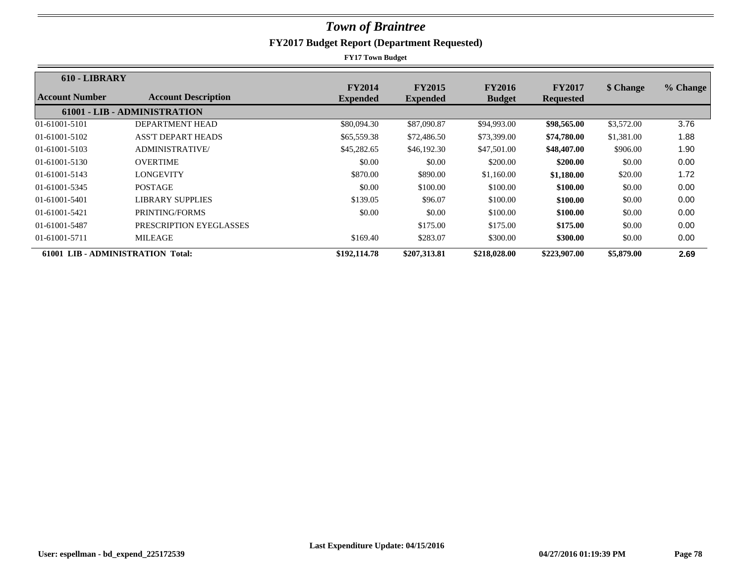# *Town of Braintree*

## FY2017 Budget Report (Department Requested)

**FY17 Town Budget**

| 610 - LIBRARY | | | | | | | |
|---|---|---|---|---|---|---|---|
| **Account Number** | **Account Description** | **FY2014 Expended** | **FY2015 Expended** | **FY2016 Budget** | **FY2017 Requested** | **$ Change** | **% Change** |
| | **61001 - LIB - ADMINISTRATION** | | | | | | |
| 01-61001-5101 | DEPARTMENT HEAD | $80,094.30 | $87,090.87 | $94,993.00 | **$98,565.00** | $3,572.00 | 3.76 |
| 01-61001-5102 | ASS'T DEPART HEADS | $65,559.38 | $72,486.50 | $73,399.00 | **$74,780.00** | $1,381.00 | 1.88 |
| 01-61001-5103 | ADMINISTRATIVE/ | $45,282.65 | $46,192.30 | $47,501.00 | **$48,407.00** | $906.00 | 1.90 |
| 01-61001-5130 | OVERTIME | $0.00 | $0.00 | $200.00 | **$200.00** | $0.00 | 0.00 |
| 01-61001-5143 | LONGEVITY | $870.00 | $890.00 | $1,160.00 | **$1,180.00** | $20.00 | 1.72 |
| 01-61001-5345 | POSTAGE | $0.00 | $100.00 | $100.00 | **$100.00** | $0.00 | 0.00 |
| 01-61001-5401 | LIBRARY SUPPLIES | $139.05 | $96.07 | $100.00 | **$100.00** | $0.00 | 0.00 |
| 01-61001-5421 | PRINTING/FORMS | $0.00 | $0.00 | $100.00 | **$100.00** | $0.00 | 0.00 |
| 01-61001-5487 | PRESCRIPTION EYEGLASSES | | $175.00 | $175.00 | **$175.00** | $0.00 | 0.00 |
| 01-61001-5711 | MILEAGE | $169.40 | $283.07 | $300.00 | **$300.00** | $0.00 | 0.00 |
| **61001 LIB - ADMINISTRATION Total:** | | **$192,114.78** | **$207,313.81** | **$218,028.00** | **$223,907.00** | **$5,879.00** | **2.69** |

**Last Expenditure Update: 04/15/2016**

**User: espellman - bd_expend_225172539** **04/27/2016 01:19:39 PM**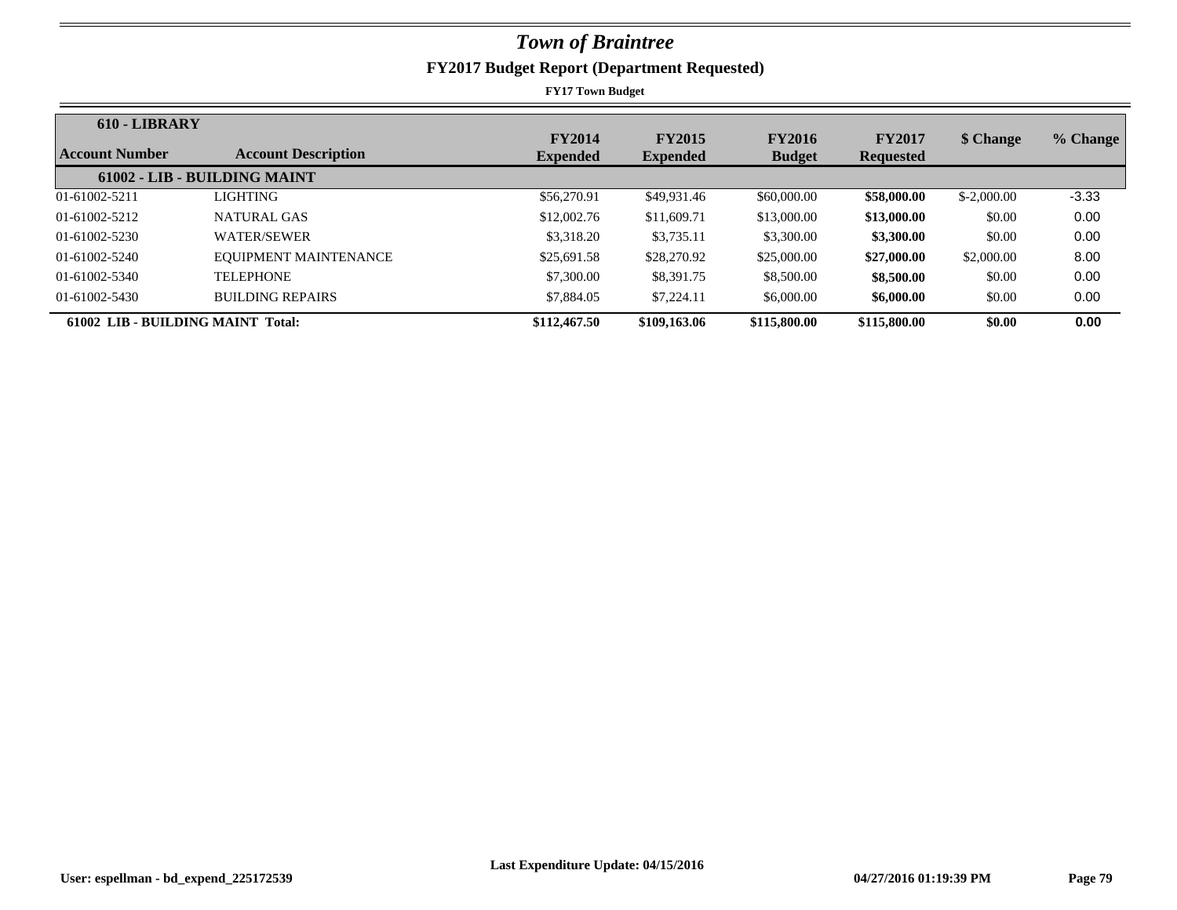# *Town of Braintree*

## FY2017 Budget Report (Department Requested)

**FY17 Town Budget**

| **610 - LIBRARY**<br>**Account Number** | **Account Description** | **FY2014 Expended** | **FY2015 Expended** | **FY2016 Budget** | **FY2017 Requested** | **$ Change** | **% Change** |
|---|---|---|---|---|---|---|---|
| **61002 - LIB - BUILDING MAINT** | | | | | | | |
| 01-61002-5211 | LIGHTING | $56,270.91 | $49,931.46 | $60,000.00 | **$58,000.00** | $-2,000.00 | -3.33 |
| 01-61002-5212 | NATURAL GAS | $12,002.76 | $11,609.71 | $13,000.00 | **$13,000.00** | $0.00 | 0.00 |
| 01-61002-5230 | WATER/SEWER | $3,318.20 | $3,735.11 | $3,300.00 | **$3,300.00** | $0.00 | 0.00 |
| 01-61002-5240 | EQUIPMENT MAINTENANCE | $25,691.58 | $28,270.92 | $25,000.00 | **$27,000.00** | $2,000.00 | 8.00 |
| 01-61002-5340 | TELEPHONE | $7,300.00 | $8,391.75 | $8,500.00 | **$8,500.00** | $0.00 | 0.00 |
| 01-61002-5430 | BUILDING REPAIRS | $7,884.05 | $7,224.11 | $6,000.00 | **$6,000.00** | $0.00 | 0.00 |
| **61002 LIB - BUILDING MAINT Total:** | | **$112,467.50** | **$109,163.06** | **$115,800.00** | **$115,800.00** | **$0.00** | **0.00** |

Last Expenditure Update: 04/15/2016

User: espellman - bd_expend_225172539 04/27/2016 01:19:39 PM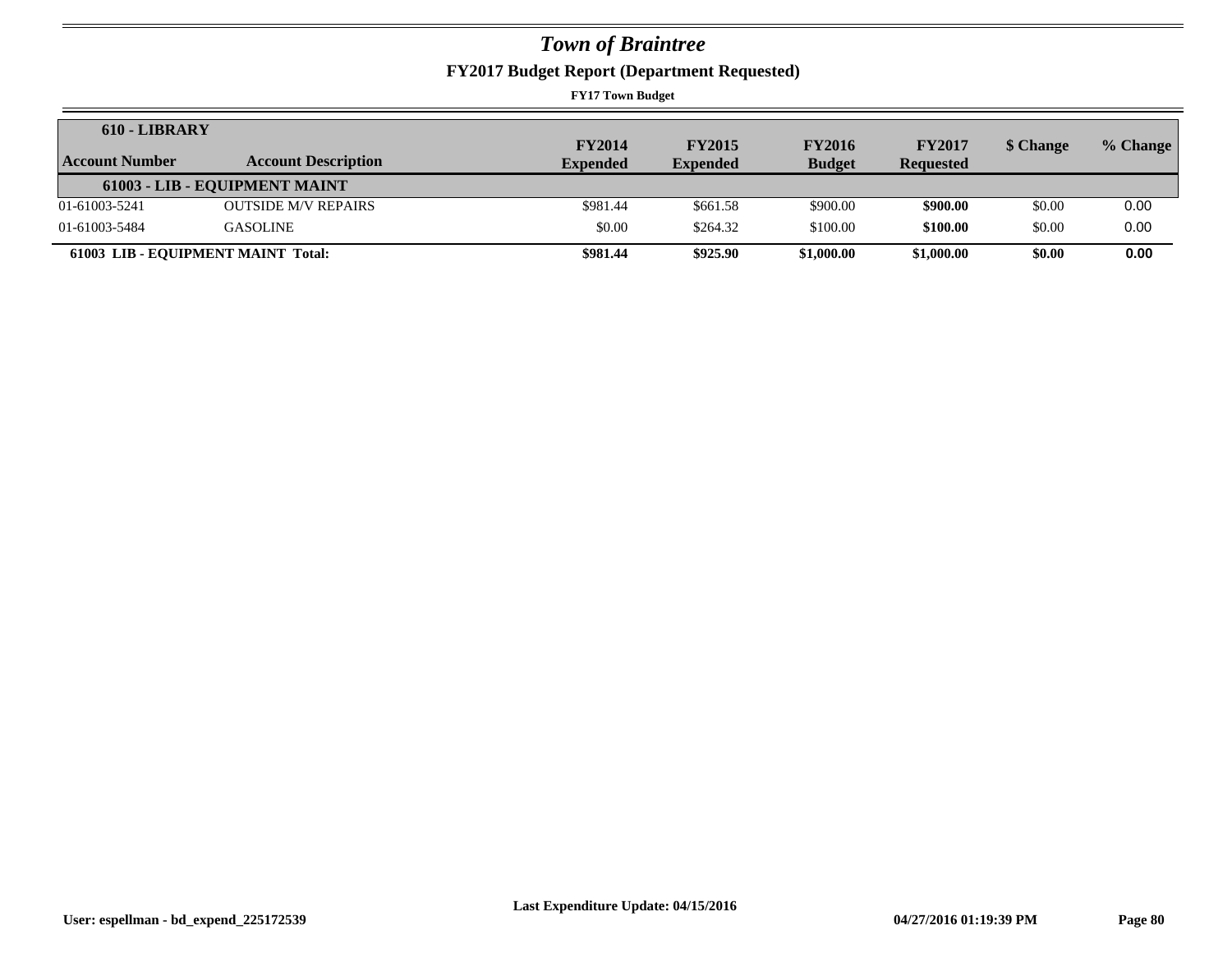# *Town of Braintree*

## FY2017 Budget Report (Department Requested)

**FY17 Town Budget**

| 610 - LIBRARY | | | | | | | |
|---|---|---|---|---|---|---|---|
| **Account Number** | **Account Description** | **FY2014 Expended** | **FY2015 Expended** | **FY2016 Budget** | **FY2017 Requested** | **$ Change** | **% Change** |
| | **61003 - LIB - EQUIPMENT MAINT** | | | | | | |
| 01-61003-5241 | OUTSIDE M/V REPAIRS | $981.44 | $661.58 | $900.00 | **$900.00** | $0.00 | 0.00 |
| 01-61003-5484 | GASOLINE | $0.00 | $264.32 | $100.00 | **$100.00** | $0.00 | 0.00 |
| **61003 LIB - EQUIPMENT MAINT Total:** | | **$981.44** | **$925.90** | **$1,000.00** | **$1,000.00** | **$0.00** | **0.00** |

Last Expenditure Update: 04/15/2016

User: espellman - bd_expend_225172539 04/27/2016 01:19:39 PM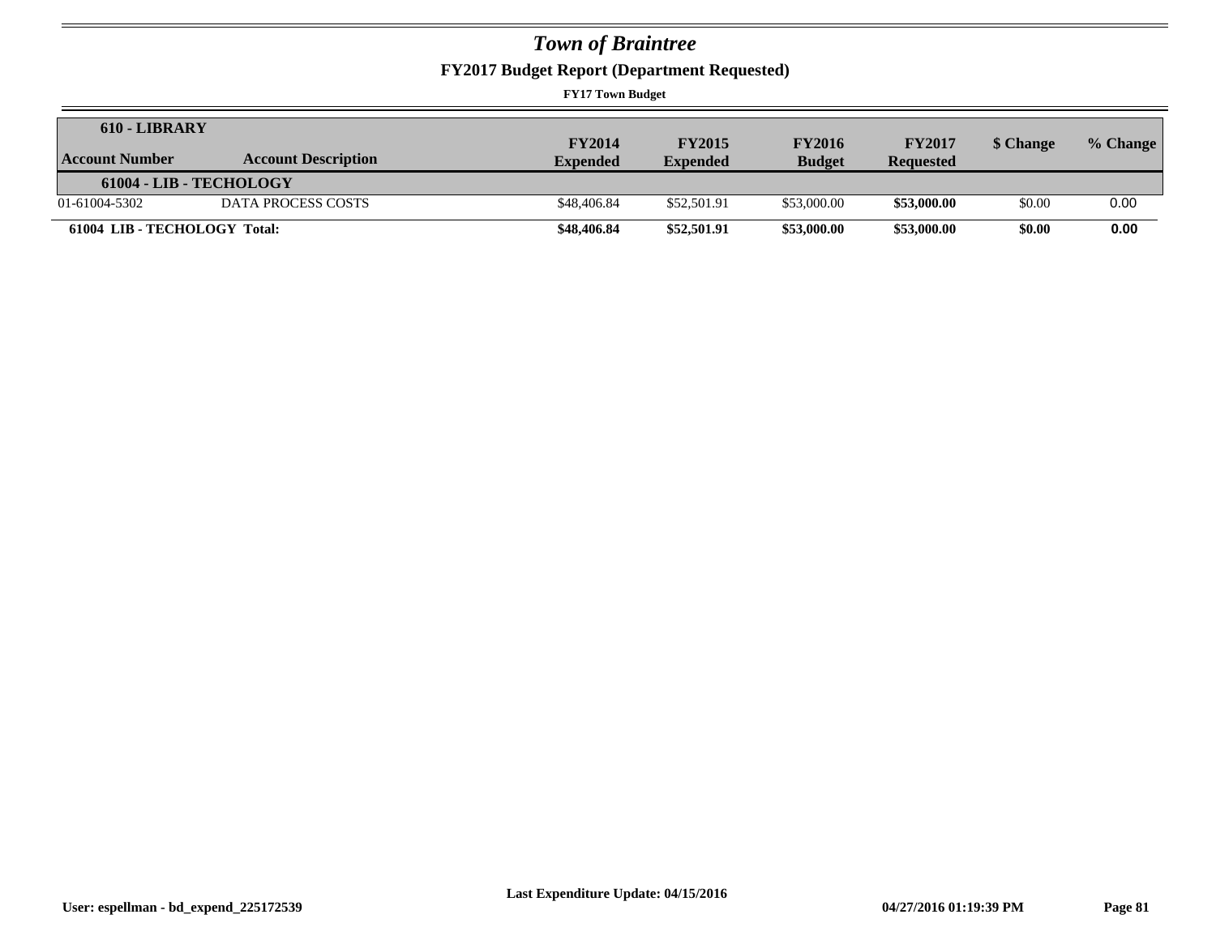# *Town of Braintree*

## FY2017 Budget Report (Department Requested)

**FY17 Town Budget**

| 610 - LIBRARY | | | | | | | |
|---|---|---|---|---|---|---|---|
| **Account Number** | **Account Description** | **FY2014 Expended** | **FY2015 Expended** | **FY2016 Budget** | **FY2017 Requested** | **$ Change** | **% Change** |
| **61004 - LIB - TECHOLOGY** | | | | | | | |
| 01-61004-5302 | DATA PROCESS COSTS | $48,406.84 | $52,501.91 | $53,000.00 | **$53,000.00** | $0.00 | 0.00 |
| **61004 LIB - TECHOLOGY Total:** | | **$48,406.84** | **$52,501.91** | **$53,000.00** | **$53,000.00** | **$0.00** | **0.00** |

**Last Expenditure Update: 04/15/2016**

**User: espellman - bd_expend_225172539** **04/27/2016 01:19:39 PM**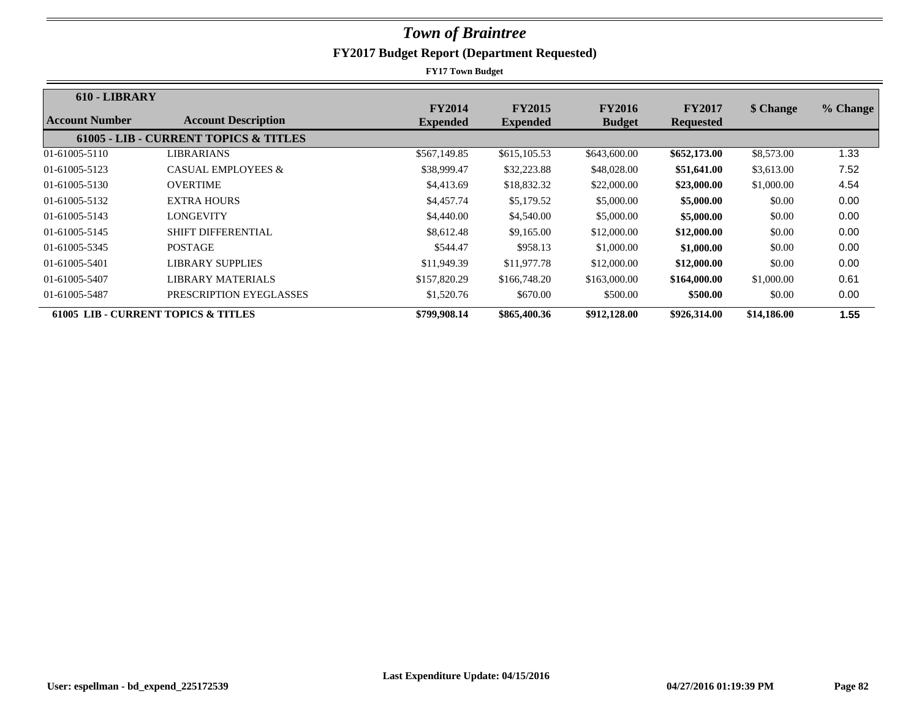# Town of Braintree

## FY2017 Budget Report (Department Requested)

**FY17 Town Budget**

| 610 - LIBRARY | | | | | | | |
|---|---|---|---|---|---|---|---|
| **Account Number** | **Account Description** | **FY2014 Expended** | **FY2015 Expended** | **FY2016 Budget** | **FY2017 Requested** | **$ Change** | **% Change** |
| | **61005 - LIB - CURRENT TOPICS & TITLES** | | | | | | |
| 01-61005-5110 | LIBRARIANS | $567,149.85 | $615,105.53 | $643,600.00 | **$652,173.00** | $8,573.00 | 1.33 |
| 01-61005-5123 | CASUAL EMPLOYEES & | $38,999.47 | $32,223.88 | $48,028.00 | **$51,641.00** | $3,613.00 | 7.52 |
| 01-61005-5130 | OVERTIME | $4,413.69 | $18,832.32 | $22,000.00 | **$23,000.00** | $1,000.00 | 4.54 |
| 01-61005-5132 | EXTRA HOURS | $4,457.74 | $5,179.52 | $5,000.00 | **$5,000.00** | $0.00 | 0.00 |
| 01-61005-5143 | LONGEVITY | $4,440.00 | $4,540.00 | $5,000.00 | **$5,000.00** | $0.00 | 0.00 |
| 01-61005-5145 | SHIFT DIFFERENTIAL | $8,612.48 | $9,165.00 | $12,000.00 | **$12,000.00** | $0.00 | 0.00 |
| 01-61005-5345 | POSTAGE | $544.47 | $958.13 | $1,000.00 | **$1,000.00** | $0.00 | 0.00 |
| 01-61005-5401 | LIBRARY SUPPLIES | $11,949.39 | $11,977.78 | $12,000.00 | **$12,000.00** | $0.00 | 0.00 |
| 01-61005-5407 | LIBRARY MATERIALS | $157,820.29 | $166,748.20 | $163,000.00 | **$164,000.00** | $1,000.00 | 0.61 |
| 01-61005-5487 | PRESCRIPTION EYEGLASSES | $1,520.76 | $670.00 | $500.00 | **$500.00** | $0.00 | 0.00 |
| **61005 LIB - CURRENT TOPICS & TITLES** | | **$799,908.14** | **$865,400.36** | **$912,128.00** | **$926,314.00** | **$14,186.00** | **1.55** |

Last Expenditure Update: 04/15/2016

User: espellman - bd_expend_225172539 — 04/27/2016 01:19:39 PM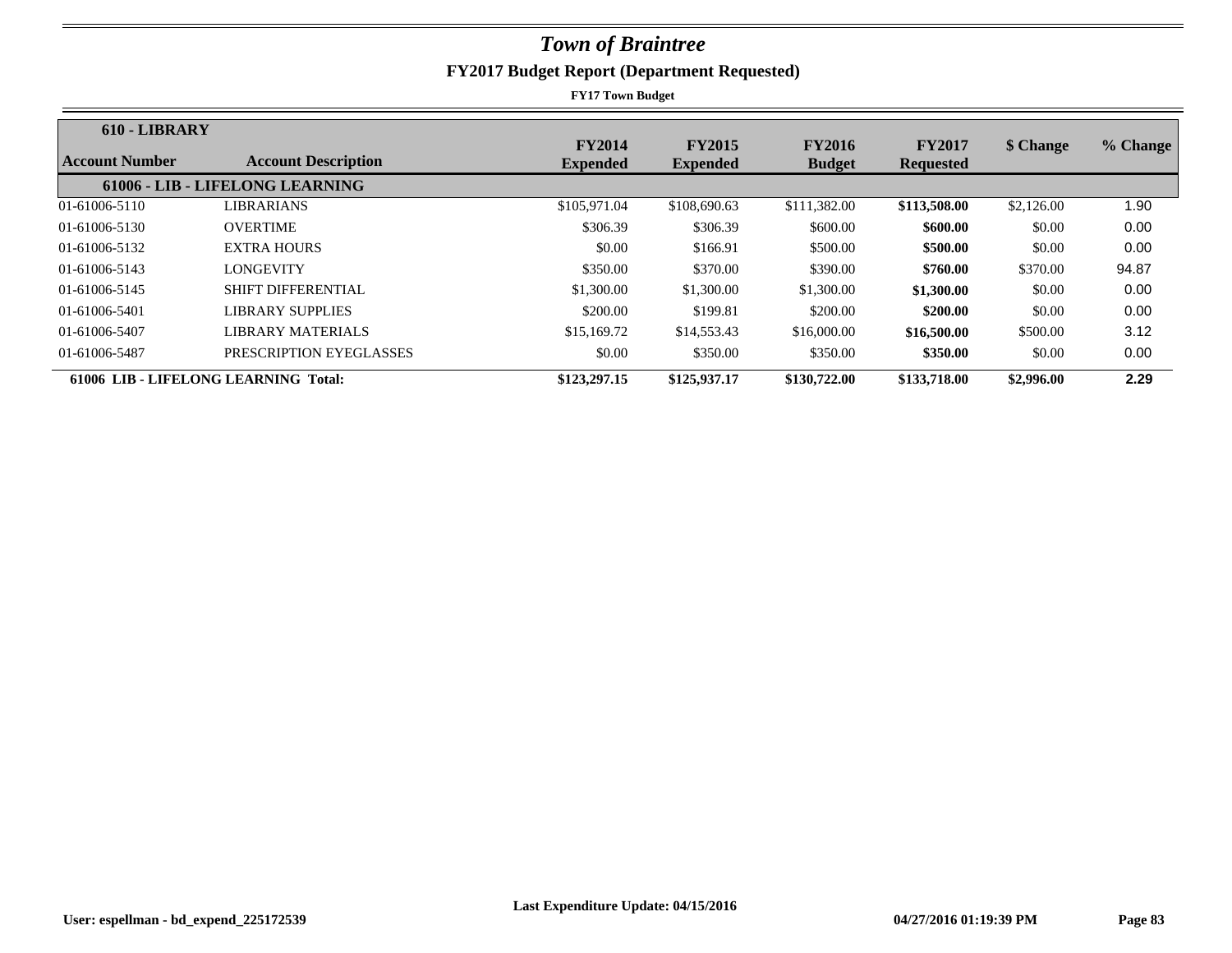# Town of Braintree

## FY2017 Budget Report (Department Requested)

**FY17 Town Budget**

**610 - LIBRARY**

| Account Number | Account Description | FY2014 Expended | FY2015 Expended | FY2016 Budget | FY2017 Requested | $ Change | % Change |
|---|---|---|---|---|---|---|---|
| | **61006 - LIB - LIFELONG LEARNING** | | | | | | |
| 01-61006-5110 | LIBRARIANS | $105,971.04 | $108,690.63 | $111,382.00 | **$113,508.00** | $2,126.00 | 1.90 |
| 01-61006-5130 | OVERTIME | $306.39 | $306.39 | $600.00 | **$600.00** | $0.00 | 0.00 |
| 01-61006-5132 | EXTRA HOURS | $0.00 | $166.91 | $500.00 | **$500.00** | $0.00 | 0.00 |
| 01-61006-5143 | LONGEVITY | $350.00 | $370.00 | $390.00 | **$760.00** | $370.00 | 94.87 |
| 01-61006-5145 | SHIFT DIFFERENTIAL | $1,300.00 | $1,300.00 | $1,300.00 | **$1,300.00** | $0.00 | 0.00 |
| 01-61006-5401 | LIBRARY SUPPLIES | $200.00 | $199.81 | $200.00 | **$200.00** | $0.00 | 0.00 |
| 01-61006-5407 | LIBRARY MATERIALS | $15,169.72 | $14,553.43 | $16,000.00 | **$16,500.00** | $500.00 | 3.12 |
| 01-61006-5487 | PRESCRIPTION EYEGLASSES | $0.00 | $350.00 | $350.00 | **$350.00** | $0.00 | 0.00 |
| **61006 LIB - LIFELONG LEARNING Total:** | | **$123,297.15** | **$125,937.17** | **$130,722.00** | **$133,718.00** | **$2,996.00** | **2.29** |

**Last Expenditure Update: 04/15/2016**

**User: espellman - bd_expend_225172539** **04/27/2016 01:19:39 PM**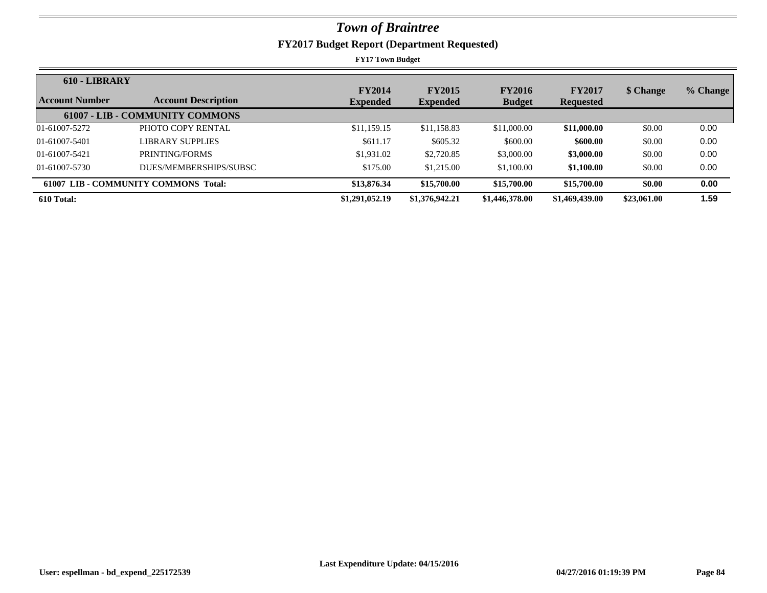# *Town of Braintree*

## FY2017 Budget Report (Department Requested)

**FY17 Town Budget**

| Account Number | Account Description | FY2014 Expended | FY2015 Expended | FY2016 Budget | FY2017 Requested | $ Change | % Change |
|---|---|---|---|---|---|---|---|
| **610 - LIBRARY** | | | | | | | |
| | **61007 - LIB - COMMUNITY COMMONS** | | | | | | |
| 01-61007-5272 | PHOTO COPY RENTAL | $11,159.15 | $11,158.83 | $11,000.00 | **$11,000.00** | $0.00 | 0.00 |
| 01-61007-5401 | LIBRARY SUPPLIES | $611.17 | $605.32 | $600.00 | **$600.00** | $0.00 | 0.00 |
| 01-61007-5421 | PRINTING/FORMS | $1,931.02 | $2,720.85 | $3,000.00 | **$3,000.00** | $0.00 | 0.00 |
| 01-61007-5730 | DUES/MEMBERSHIPS/SUBSC | $175.00 | $1,215.00 | $1,100.00 | **$1,100.00** | $0.00 | 0.00 |
| **61007 LIB - COMMUNITY COMMONS Total:** | | **$13,876.34** | **$15,700.00** | **$15,700.00** | **$15,700.00** | **$0.00** | **0.00** |
| **610 Total:** | | **$1,291,052.19** | **$1,376,942.21** | **$1,446,378.00** | **$1,469,439.00** | **$23,061.00** | **1.59** |

Last Expenditure Update: 04/15/2016

User: espellman - bd_expend_225172539 04/27/2016 01:19:39 PM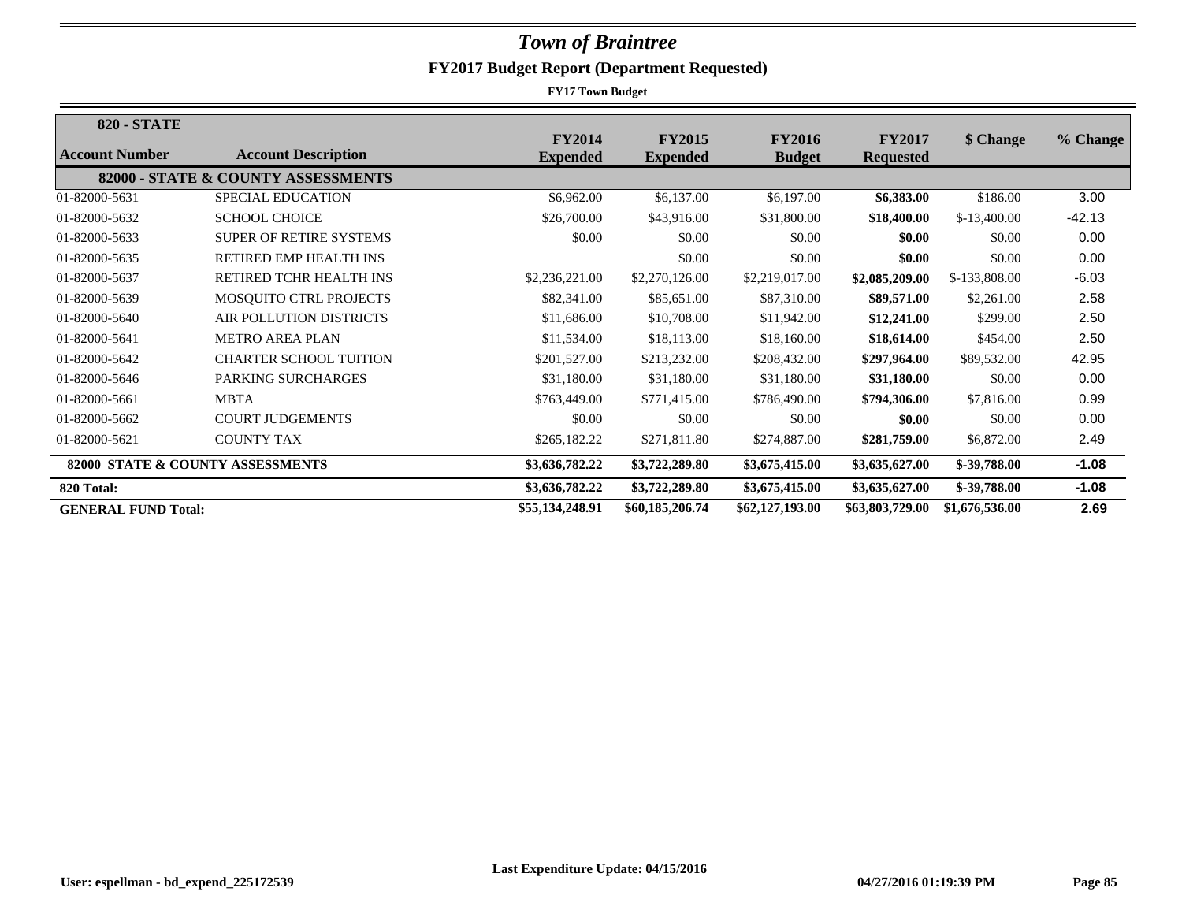# *Town of Braintree*

## FY2017 Budget Report (Department Requested)

**FY17 Town Budget**

| Account Number | Account Description | FY2014 Expended | FY2015 Expended | FY2016 Budget | FY2017 Requested | $ Change | % Change |
|---|---|---|---|---|---|---|---|
| **820 - STATE** | | | | | | | |
| | **82000 - STATE & COUNTY ASSESSMENTS** | | | | | | |
| 01-82000-5631 | SPECIAL EDUCATION | $6,962.00 | $6,137.00 | $6,197.00 | **$6,383.00** | $186.00 | 3.00 |
| 01-82000-5632 | SCHOOL CHOICE | $26,700.00 | $43,916.00 | $31,800.00 | **$18,400.00** | $-13,400.00 | -42.13 |
| 01-82000-5633 | SUPER OF RETIRE SYSTEMS | $0.00 | $0.00 | $0.00 | **$0.00** | $0.00 | 0.00 |
| 01-82000-5635 | RETIRED EMP HEALTH INS | | $0.00 | $0.00 | **$0.00** | $0.00 | 0.00 |
| 01-82000-5637 | RETIRED TCHR HEALTH INS | $2,236,221.00 | $2,270,126.00 | $2,219,017.00 | **$2,085,209.00** | $-133,808.00 | -6.03 |
| 01-82000-5639 | MOSQUITO CTRL PROJECTS | $82,341.00 | $85,651.00 | $87,310.00 | **$89,571.00** | $2,261.00 | 2.58 |
| 01-82000-5640 | AIR POLLUTION DISTRICTS | $11,686.00 | $10,708.00 | $11,942.00 | **$12,241.00** | $299.00 | 2.50 |
| 01-82000-5641 | METRO AREA PLAN | $11,534.00 | $18,113.00 | $18,160.00 | **$18,614.00** | $454.00 | 2.50 |
| 01-82000-5642 | CHARTER SCHOOL TUITION | $201,527.00 | $213,232.00 | $208,432.00 | **$297,964.00** | $89,532.00 | 42.95 |
| 01-82000-5646 | PARKING SURCHARGES | $31,180.00 | $31,180.00 | $31,180.00 | **$31,180.00** | $0.00 | 0.00 |
| 01-82000-5661 | MBTA | $763,449.00 | $771,415.00 | $786,490.00 | **$794,306.00** | $7,816.00 | 0.99 |
| 01-82000-5662 | COURT JUDGEMENTS | $0.00 | $0.00 | $0.00 | **$0.00** | $0.00 | 0.00 |
| 01-82000-5621 | COUNTY TAX | $265,182.22 | $271,811.80 | $274,887.00 | **$281,759.00** | $6,872.00 | 2.49 |
| **82000 STATE & COUNTY ASSESSMENTS** | | **$3,636,782.22** | **$3,722,289.80** | **$3,675,415.00** | **$3,635,627.00** | **$-39,788.00** | **-1.08** |
| **820 Total:** | | **$3,636,782.22** | **$3,722,289.80** | **$3,675,415.00** | **$3,635,627.00** | **$-39,788.00** | **-1.08** |
| **GENERAL FUND Total:** | | **$55,134,248.91** | **$60,185,206.74** | **$62,127,193.00** | **$63,803,729.00** | **$1,676,536.00** | **2.69** |

**Last Expenditure Update: 04/15/2016**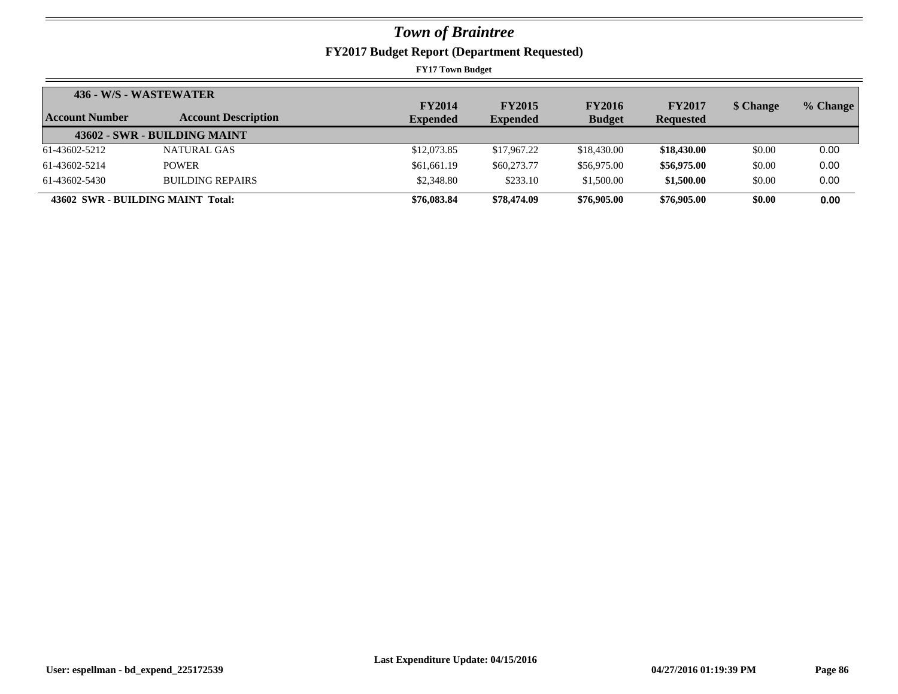# *Town of Braintree*

## FY2017 Budget Report (Department Requested)

**FY17 Town Budget**

| **436 - W/S - WASTEWATER** | | | | | | | |
|---|---|---|---|---|---|---|---|
| **Account Number** | **Account Description** | **FY2014 Expended** | **FY2015 Expended** | **FY2016 Budget** | **FY2017 Requested** | **$ Change** | **% Change** |
| | **43602 - SWR - BUILDING MAINT** | | | | | | |
| 61-43602-5212 | NATURAL GAS | $12,073.85 | $17,967.22 | $18,430.00 | **$18,430.00** | $0.00 | 0.00 |
| 61-43602-5214 | POWER | $61,661.19 | $60,273.77 | $56,975.00 | **$56,975.00** | $0.00 | 0.00 |
| 61-43602-5430 | BUILDING REPAIRS | $2,348.80 | $233.10 | $1,500.00 | **$1,500.00** | $0.00 | 0.00 |
| **43602 SWR - BUILDING MAINT Total:** | | **$76,083.84** | **$78,474.09** | **$76,905.00** | **$76,905.00** | **$0.00** | **0.00** |

**Last Expenditure Update: 04/15/2016**

**User: espellman - bd_expend_225172539** **04/27/2016 01:19:39 PM**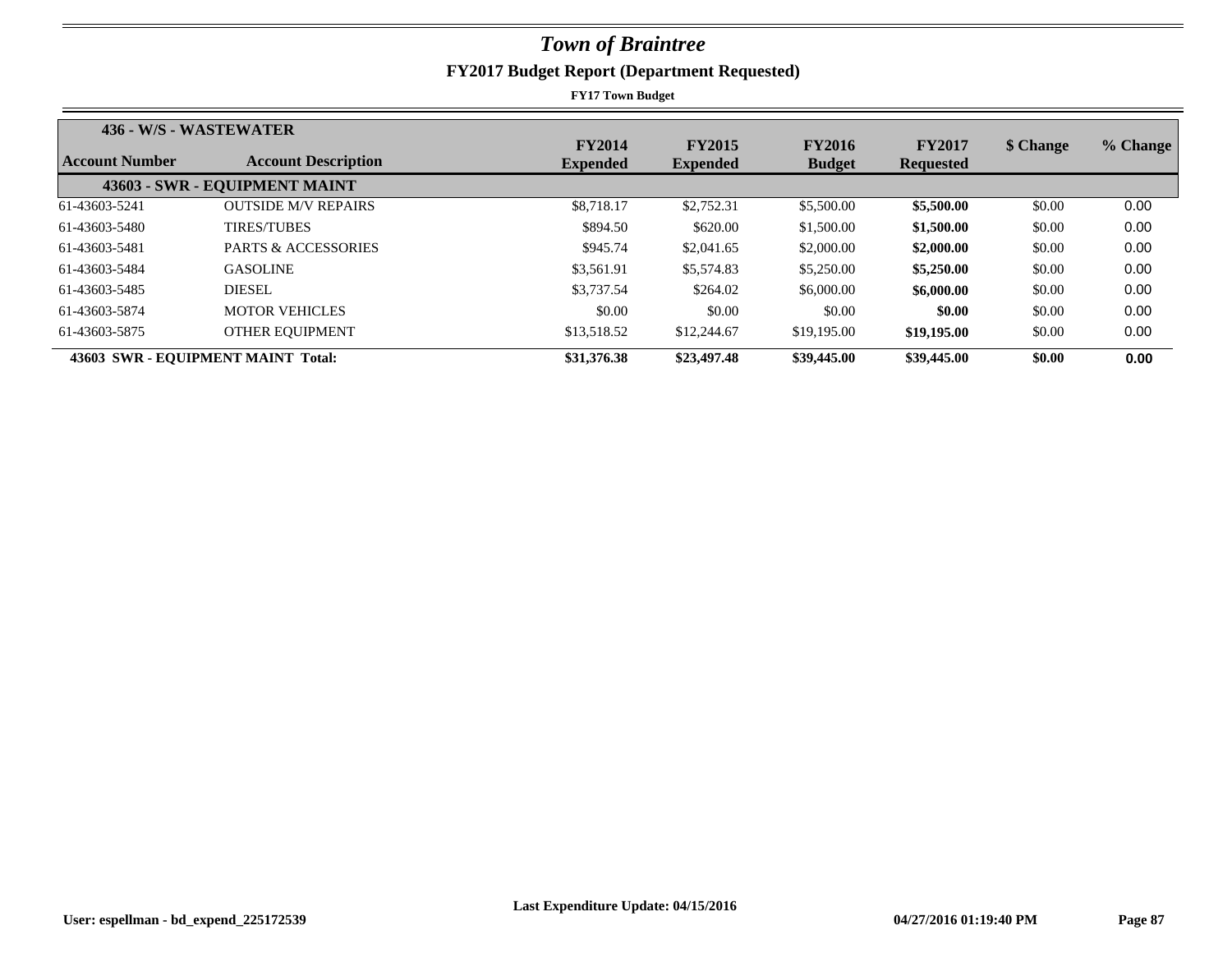# *Town of Braintree*

## FY2017 Budget Report (Department Requested)

**FY17 Town Budget**

| **436 - W/S - WASTEWATER** | | | | | | | |
|---|---|---|---|---|---|---|---|
| **Account Number** | **Account Description** | **FY2014 Expended** | **FY2015 Expended** | **FY2016 Budget** | **FY2017 Requested** | **$ Change** | **% Change** |
| | **43603 - SWR - EQUIPMENT MAINT** | | | | | | |
| 61-43603-5241 | OUTSIDE M/V REPAIRS | $8,718.17 | $2,752.31 | $5,500.00 | **$5,500.00** | $0.00 | 0.00 |
| 61-43603-5480 | TIRES/TUBES | $894.50 | $620.00 | $1,500.00 | **$1,500.00** | $0.00 | 0.00 |
| 61-43603-5481 | PARTS & ACCESSORIES | $945.74 | $2,041.65 | $2,000.00 | **$2,000.00** | $0.00 | 0.00 |
| 61-43603-5484 | GASOLINE | $3,561.91 | $5,574.83 | $5,250.00 | **$5,250.00** | $0.00 | 0.00 |
| 61-43603-5485 | DIESEL | $3,737.54 | $264.02 | $6,000.00 | **$6,000.00** | $0.00 | 0.00 |
| 61-43603-5874 | MOTOR VEHICLES | $0.00 | $0.00 | $0.00 | **$0.00** | $0.00 | 0.00 |
| 61-43603-5875 | OTHER EQUIPMENT | $13,518.52 | $12,244.67 | $19,195.00 | **$19,195.00** | $0.00 | 0.00 |
| **43603 SWR - EQUIPMENT MAINT Total:** | | **$31,376.38** | **$23,497.48** | **$39,445.00** | **$39,445.00** | **$0.00** | **0.00** |

**Last Expenditure Update: 04/15/2016**

**User: espellman - bd_expend_225172539** **04/27/2016 01:19:40 PM**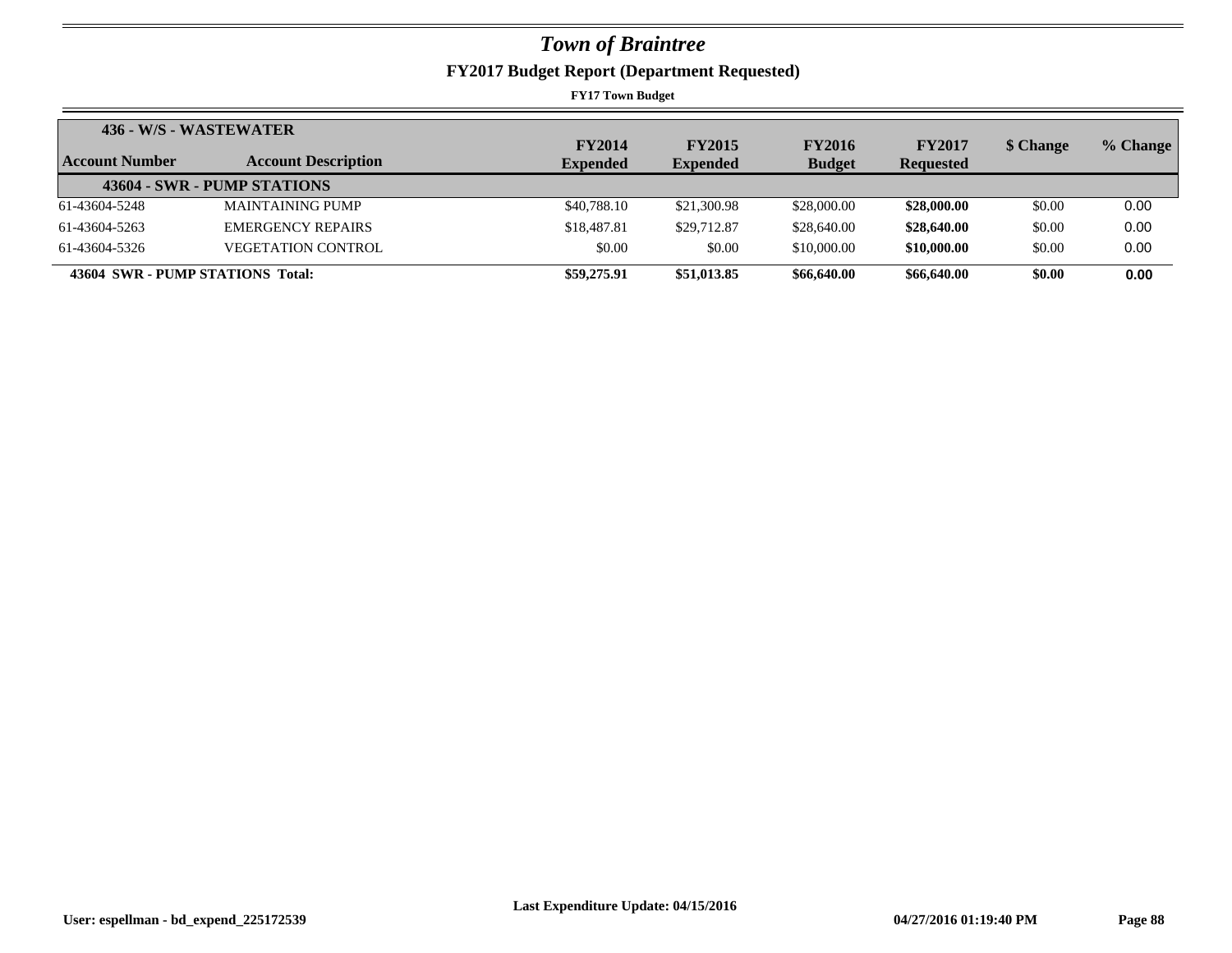# *Town of Braintree*

## FY2017 Budget Report (Department Requested)

**FY17 Town Budget**

| Account Number | Account Description | FY2014 Expended | FY2015 Expended | FY2016 Budget | FY2017 Requested | $ Change | % Change |
|---|---|---|---|---|---|---|---|
| **436 - W/S - WASTEWATER** | | | | | | | |
| **43604 - SWR - PUMP STATIONS** | | | | | | | |
| 61-43604-5248 | MAINTAINING PUMP | $40,788.10 | $21,300.98 | $28,000.00 | **$28,000.00** | $0.00 | 0.00 |
| 61-43604-5263 | EMERGENCY REPAIRS | $18,487.81 | $29,712.87 | $28,640.00 | **$28,640.00** | $0.00 | 0.00 |
| 61-43604-5326 | VEGETATION CONTROL | $0.00 | $0.00 | $10,000.00 | **$10,000.00** | $0.00 | 0.00 |
| **43604 SWR - PUMP STATIONS Total:** | | **$59,275.91** | **$51,013.85** | **$66,640.00** | **$66,640.00** | **$0.00** | **0.00** |

**Last Expenditure Update: 04/15/2016**

**User: espellman - bd_expend_225172539** **04/27/2016 01:19:40 PM**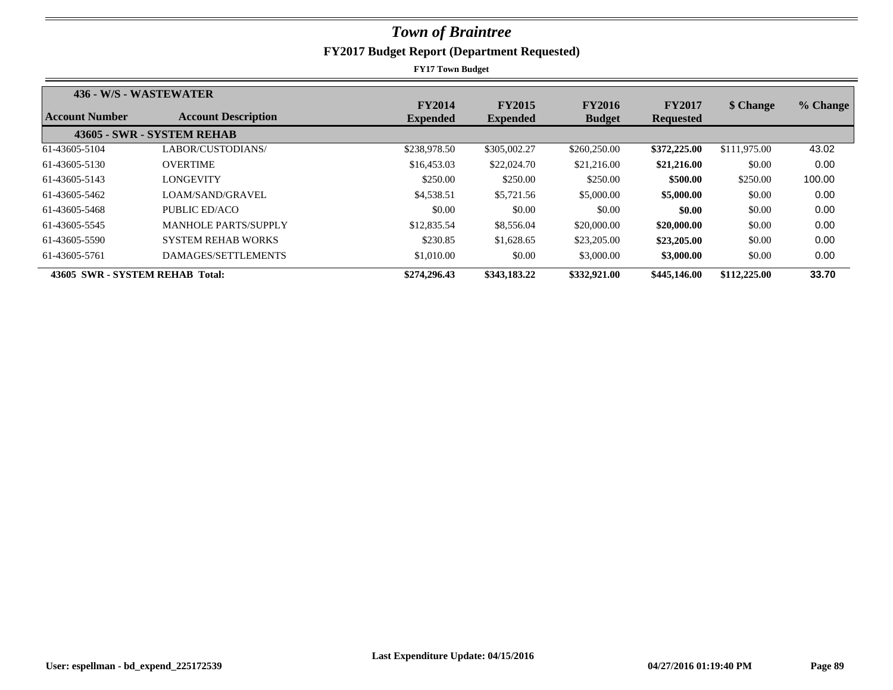# *Town of Braintree*

## FY2017 Budget Report (Department Requested)

**FY17 Town Budget**

| Account Number | Account Description | FY2014 Expended | FY2015 Expended | FY2016 Budget | FY2017 Requested | $ Change | % Change |
|---|---|---|---|---|---|---|---|
| **436 - W/S - WASTEWATER** | | | | | | | |
| **43605 - SWR - SYSTEM REHAB** | | | | | | | |
| 61-43605-5104 | LABOR/CUSTODIANS/ | $238,978.50 | $305,002.27 | $260,250.00 | **$372,225.00** | $111,975.00 | 43.02 |
| 61-43605-5130 | OVERTIME | $16,453.03 | $22,024.70 | $21,216.00 | **$21,216.00** | $0.00 | 0.00 |
| 61-43605-5143 | LONGEVITY | $250.00 | $250.00 | $250.00 | **$500.00** | $250.00 | 100.00 |
| 61-43605-5462 | LOAM/SAND/GRAVEL | $4,538.51 | $5,721.56 | $5,000.00 | **$5,000.00** | $0.00 | 0.00 |
| 61-43605-5468 | PUBLIC ED/ACO | $0.00 | $0.00 | $0.00 | **$0.00** | $0.00 | 0.00 |
| 61-43605-5545 | MANHOLE PARTS/SUPPLY | $12,835.54 | $8,556.04 | $20,000.00 | **$20,000.00** | $0.00 | 0.00 |
| 61-43605-5590 | SYSTEM REHAB WORKS | $230.85 | $1,628.65 | $23,205.00 | **$23,205.00** | $0.00 | 0.00 |
| 61-43605-5761 | DAMAGES/SETTLEMENTS | $1,010.00 | $0.00 | $3,000.00 | **$3,000.00** | $0.00 | 0.00 |
| **43605 SWR - SYSTEM REHAB Total:** | | **$274,296.43** | **$343,183.22** | **$332,921.00** | **$445,146.00** | **$112,225.00** | **33.70** |

Last Expenditure Update: 04/15/2016

User: espellman - bd_expend_225172539 04/27/2016 01:19:40 PM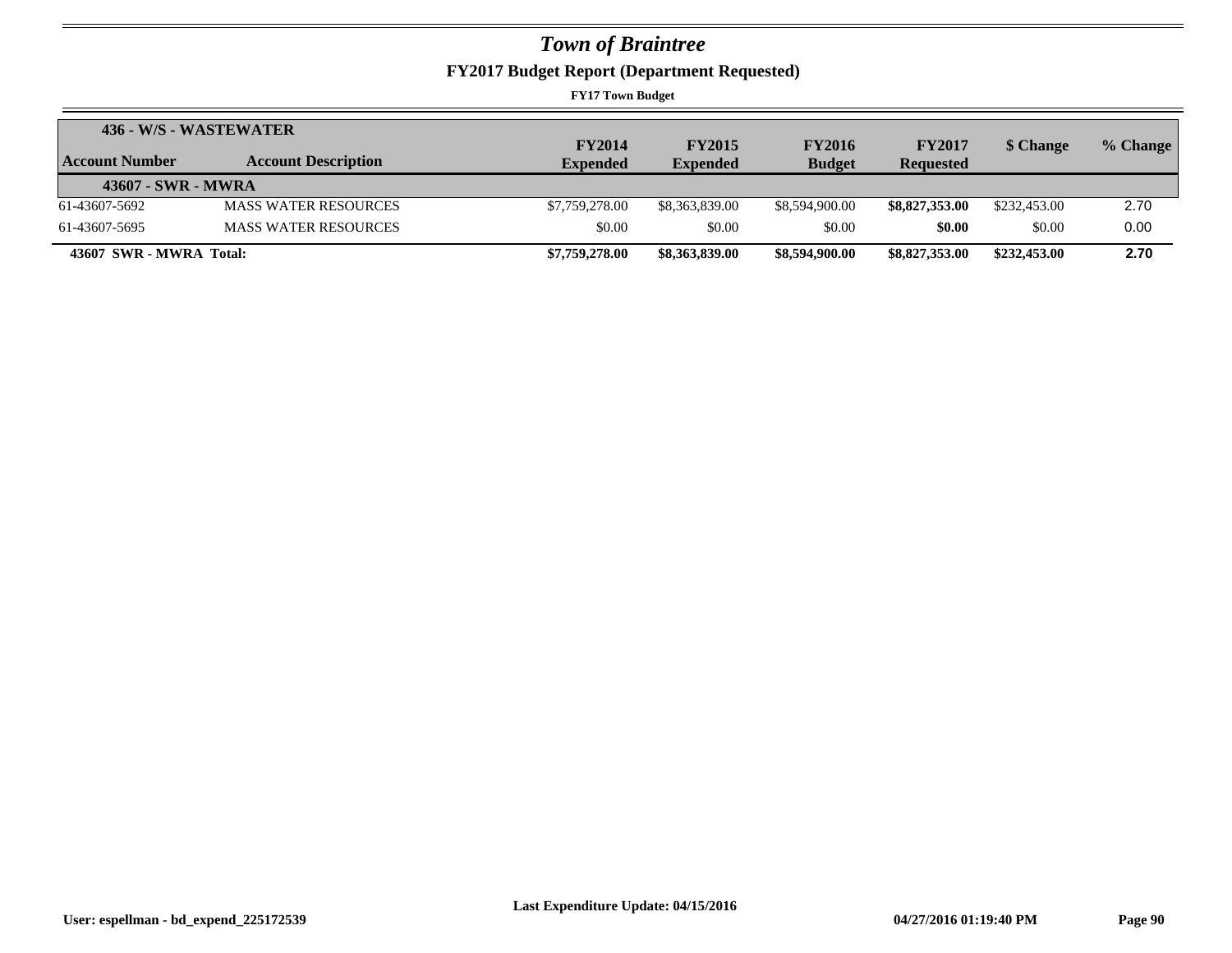# *Town of Braintree*

## FY2017 Budget Report (Department Requested)

**FY17 Town Budget**

| **436 - W/S - WASTEWATER** | | | | | | | |
|---|---|---|---|---|---|---|---|
| **Account Number** | **Account Description** | **FY2014 Expended** | **FY2015 Expended** | **FY2016 Budget** | **FY2017 Requested** | **$ Change** | **% Change** |
| **43607 - SWR - MWRA** | | | | | | | |
| 61-43607-5692 | MASS WATER RESOURCES | $7,759,278.00 | $8,363,839.00 | $8,594,900.00 | **$8,827,353.00** | $232,453.00 | 2.70 |
| 61-43607-5695 | MASS WATER RESOURCES | $0.00 | $0.00 | $0.00 | **$0.00** | $0.00 | 0.00 |
| **43607 SWR - MWRA Total:** | | **$7,759,278.00** | **$8,363,839.00** | **$8,594,900.00** | **$8,827,353.00** | **$232,453.00** | **2.70** |

**Last Expenditure Update: 04/15/2016**

**User: espellman - bd_expend_225172539** **04/27/2016 01:19:40 PM**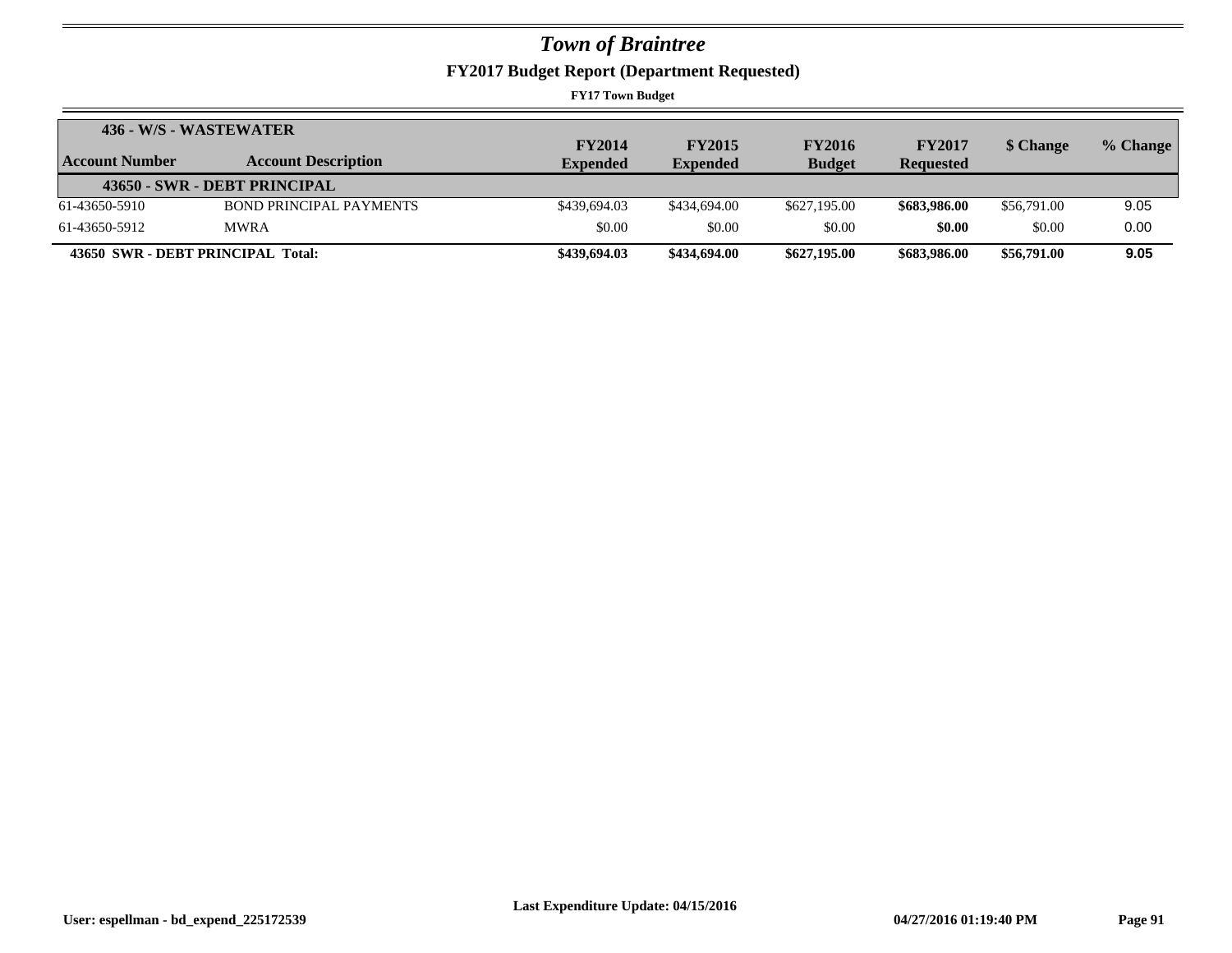# *Town of Braintree*

## FY2017 Budget Report (Department Requested)

**FY17 Town Budget**

| Account Number | Account Description | FY2014 Expended | FY2015 Expended | FY2016 Budget | FY2017 Requested | $ Change | % Change |
|---|---|---|---|---|---|---|---|
| **436 - W/S - WASTEWATER** | | | | | | | |
| **43650 - SWR - DEBT PRINCIPAL** | | | | | | | |
| 61-43650-5910 | BOND PRINCIPAL PAYMENTS | $439,694.03 | $434,694.00 | $627,195.00 | **$683,986.00** | $56,791.00 | 9.05 |
| 61-43650-5912 | MWRA | $0.00 | $0.00 | $0.00 | **$0.00** | $0.00 | 0.00 |
| **43650 SWR - DEBT PRINCIPAL Total:** | | **$439,694.03** | **$434,694.00** | **$627,195.00** | **$683,986.00** | **$56,791.00** | **9.05** |

**Last Expenditure Update: 04/15/2016**

**User: espellman - bd_expend_225172539** **04/27/2016 01:19:40 PM**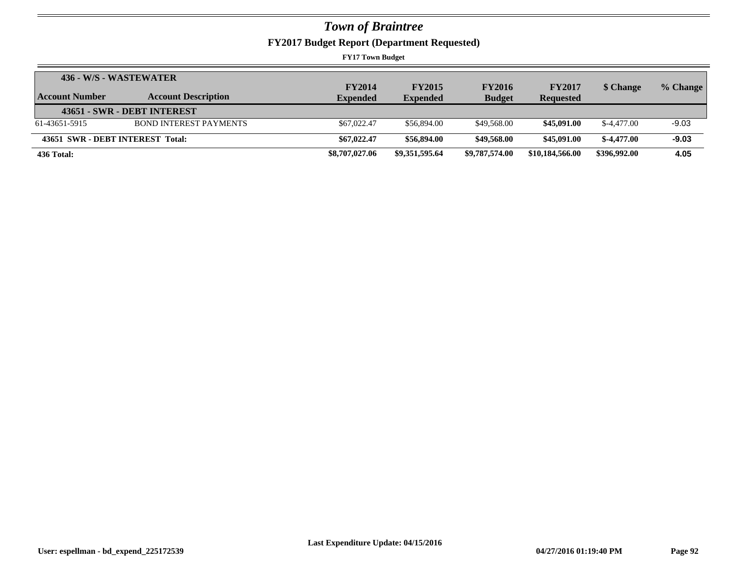# Town of Braintree

## FY2017 Budget Report (Department Requested)

**FY17 Town Budget**

| 436 - W/S - WASTEWATER | | | | | | | |
|---|---|---|---|---|---|---|---|
| **Account Number** | **Account Description** | **FY2014 Expended** | **FY2015 Expended** | **FY2016 Budget** | **FY2017 Requested** | **$ Change** | **% Change** |
| **43651 - SWR - DEBT INTEREST** | | | | | | | |
| 61-43651-5915 | BOND INTEREST PAYMENTS | $67,022.47 | $56,894.00 | $49,568.00 | **$45,091.00** | $-4,477.00 | -9.03 |
| **43651 SWR - DEBT INTEREST Total:** | | **$67,022.47** | **$56,894.00** | **$49,568.00** | **$45,091.00** | **$-4,477.00** | **-9.03** |
| **436 Total:** | | **$8,707,027.06** | **$9,351,595.64** | **$9,787,574.00** | **$10,184,566.00** | **$396,992.00** | **4.05** |

Last Expenditure Update: 04/15/2016

User: espellman - bd_expend_225172539 04/27/2016 01:19:40 PM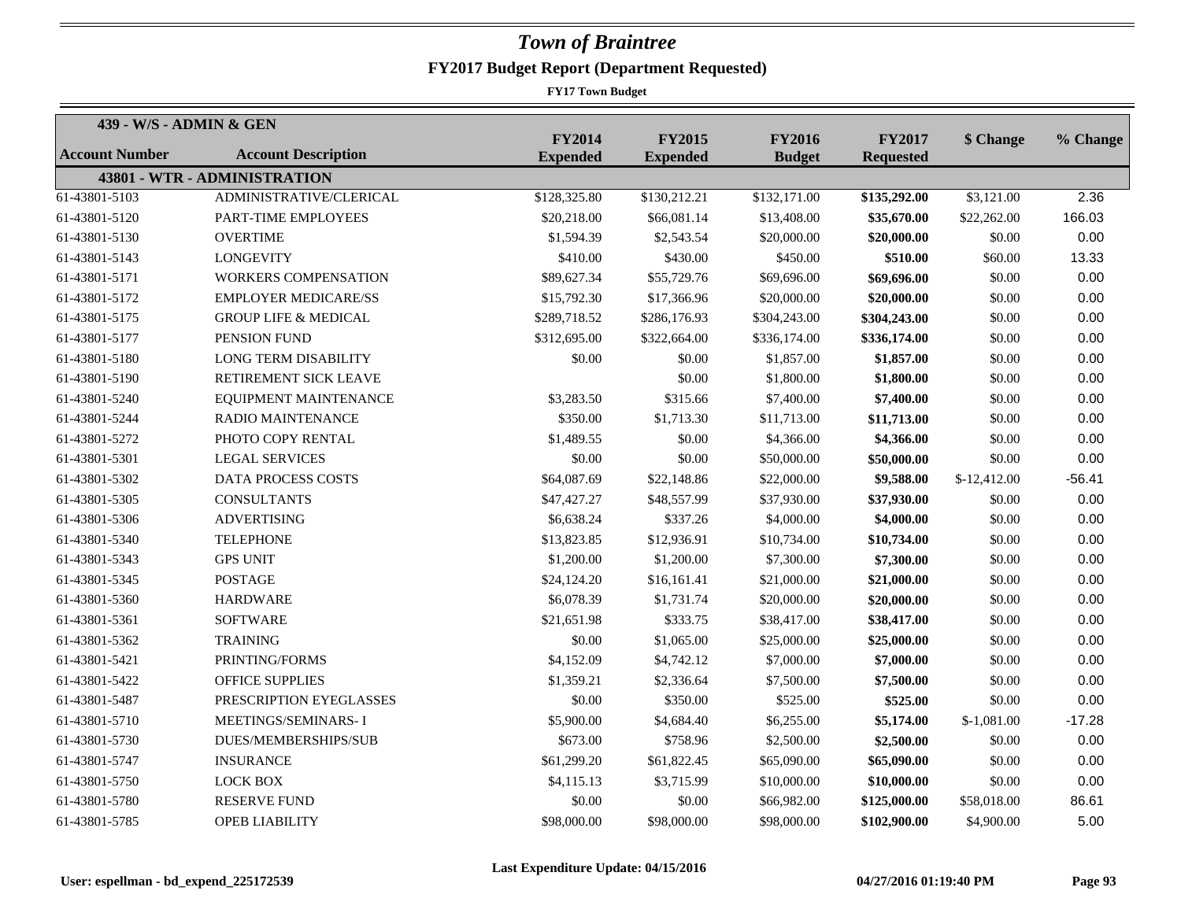# *Town of Braintree*

## FY2017 Budget Report (Department Requested)

**FY17 Town Budget**

| **439 - W/S - ADMIN & GEN** | | | | | | | |
|---|---|---|---|---|---|---|---|
| **Account Number** | **Account Description** | **FY2014 Expended** | **FY2015 Expended** | **FY2016 Budget** | **FY2017 Requested** | **$ Change** | **% Change** |
| | **43801 - WTR - ADMINISTRATION** | | | | | | |
| 61-43801-5103 | ADMINISTRATIVE/CLERICAL | $128,325.80 | $130,212.21 | $132,171.00 | **$135,292.00** | $3,121.00 | 2.36 |
| 61-43801-5120 | PART-TIME EMPLOYEES | $20,218.00 | $66,081.14 | $13,408.00 | **$35,670.00** | $22,262.00 | 166.03 |
| 61-43801-5130 | OVERTIME | $1,594.39 | $2,543.54 | $20,000.00 | **$20,000.00** | $0.00 | 0.00 |
| 61-43801-5143 | LONGEVITY | $410.00 | $430.00 | $450.00 | **$510.00** | $60.00 | 13.33 |
| 61-43801-5171 | WORKERS COMPENSATION | $89,627.34 | $55,729.76 | $69,696.00 | **$69,696.00** | $0.00 | 0.00 |
| 61-43801-5172 | EMPLOYER MEDICARE/SS | $15,792.30 | $17,366.96 | $20,000.00 | **$20,000.00** | $0.00 | 0.00 |
| 61-43801-5175 | GROUP LIFE & MEDICAL | $289,718.52 | $286,176.93 | $304,243.00 | **$304,243.00** | $0.00 | 0.00 |
| 61-43801-5177 | PENSION FUND | $312,695.00 | $322,664.00 | $336,174.00 | **$336,174.00** | $0.00 | 0.00 |
| 61-43801-5180 | LONG TERM DISABILITY | $0.00 | $0.00 | $1,857.00 | **$1,857.00** | $0.00 | 0.00 |
| 61-43801-5190 | RETIREMENT SICK LEAVE | | $0.00 | $1,800.00 | **$1,800.00** | $0.00 | 0.00 |
| 61-43801-5240 | EQUIPMENT MAINTENANCE | $3,283.50 | $315.66 | $7,400.00 | **$7,400.00** | $0.00 | 0.00 |
| 61-43801-5244 | RADIO MAINTENANCE | $350.00 | $1,713.30 | $11,713.00 | **$11,713.00** | $0.00 | 0.00 |
| 61-43801-5272 | PHOTO COPY RENTAL | $1,489.55 | $0.00 | $4,366.00 | **$4,366.00** | $0.00 | 0.00 |
| 61-43801-5301 | LEGAL SERVICES | $0.00 | $0.00 | $50,000.00 | **$50,000.00** | $0.00 | 0.00 |
| 61-43801-5302 | DATA PROCESS COSTS | $64,087.69 | $22,148.86 | $22,000.00 | **$9,588.00** | $-12,412.00 | -56.41 |
| 61-43801-5305 | CONSULTANTS | $47,427.27 | $48,557.99 | $37,930.00 | **$37,930.00** | $0.00 | 0.00 |
| 61-43801-5306 | ADVERTISING | $6,638.24 | $337.26 | $4,000.00 | **$4,000.00** | $0.00 | 0.00 |
| 61-43801-5340 | TELEPHONE | $13,823.85 | $12,936.91 | $10,734.00 | **$10,734.00** | $0.00 | 0.00 |
| 61-43801-5343 | GPS UNIT | $1,200.00 | $1,200.00 | $7,300.00 | **$7,300.00** | $0.00 | 0.00 |
| 61-43801-5345 | POSTAGE | $24,124.20 | $16,161.41 | $21,000.00 | **$21,000.00** | $0.00 | 0.00 |
| 61-43801-5360 | HARDWARE | $6,078.39 | $1,731.74 | $20,000.00 | **$20,000.00** | $0.00 | 0.00 |
| 61-43801-5361 | SOFTWARE | $21,651.98 | $333.75 | $38,417.00 | **$38,417.00** | $0.00 | 0.00 |
| 61-43801-5362 | TRAINING | $0.00 | $1,065.00 | $25,000.00 | **$25,000.00** | $0.00 | 0.00 |
| 61-43801-5421 | PRINTING/FORMS | $4,152.09 | $4,742.12 | $7,000.00 | **$7,000.00** | $0.00 | 0.00 |
| 61-43801-5422 | OFFICE SUPPLIES | $1,359.21 | $2,336.64 | $7,500.00 | **$7,500.00** | $0.00 | 0.00 |
| 61-43801-5487 | PRESCRIPTION EYEGLASSES | $0.00 | $350.00 | $525.00 | **$525.00** | $0.00 | 0.00 |
| 61-43801-5710 | MEETINGS/SEMINARS- I | $5,900.00 | $4,684.40 | $6,255.00 | **$5,174.00** | $-1,081.00 | -17.28 |
| 61-43801-5730 | DUES/MEMBERSHIPS/SUB | $673.00 | $758.96 | $2,500.00 | **$2,500.00** | $0.00 | 0.00 |
| 61-43801-5747 | INSURANCE | $61,299.20 | $61,822.45 | $65,090.00 | **$65,090.00** | $0.00 | 0.00 |
| 61-43801-5750 | LOCK BOX | $4,115.13 | $3,715.99 | $10,000.00 | **$10,000.00** | $0.00 | 0.00 |
| 61-43801-5780 | RESERVE FUND | $0.00 | $0.00 | $66,982.00 | **$125,000.00** | $58,018.00 | 86.61 |
| 61-43801-5785 | OPEB LIABILITY | $98,000.00 | $98,000.00 | $98,000.00 | **$102,900.00** | $4,900.00 | 5.00 |

**Last Expenditure Update: 04/15/2016**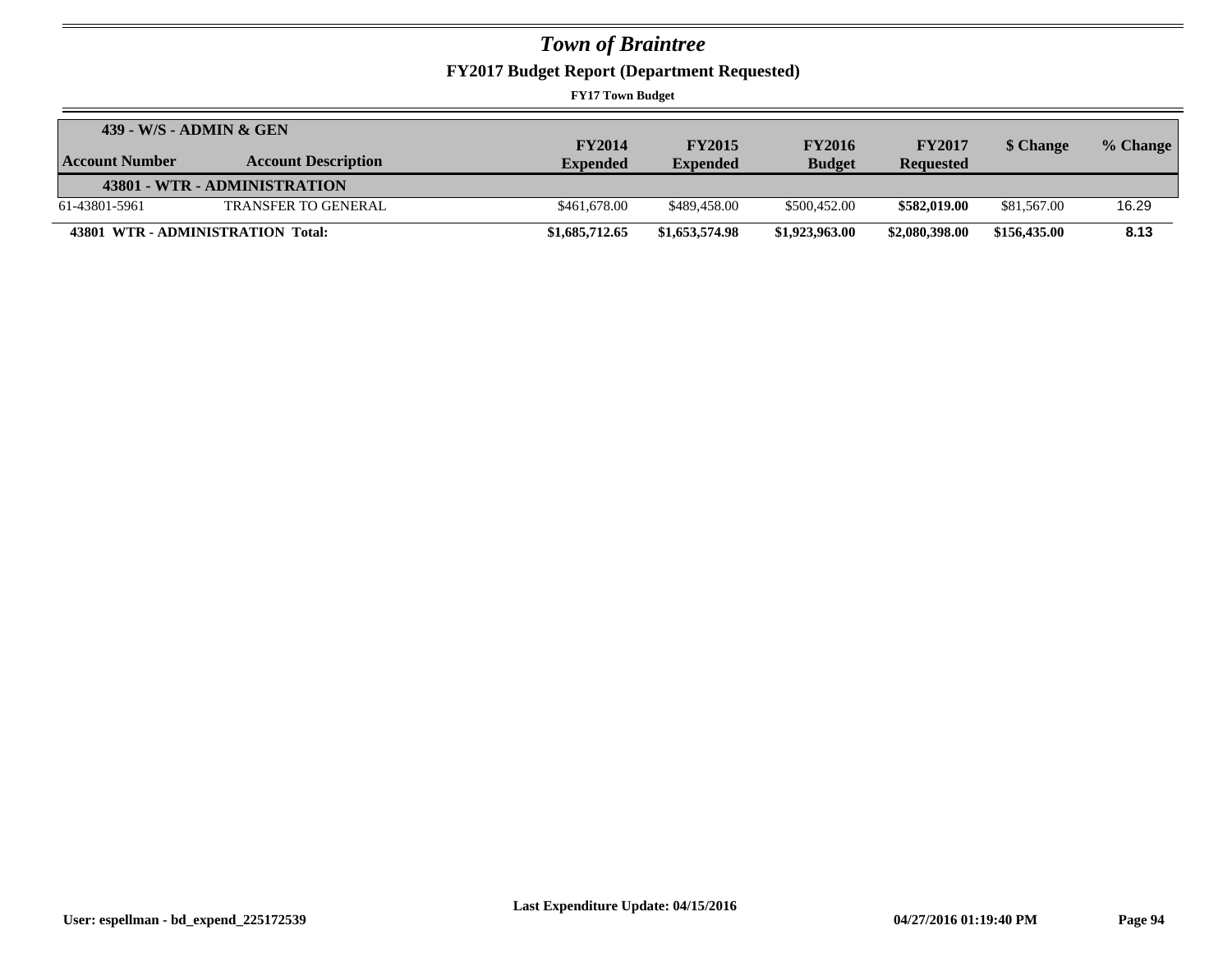# *Town of Braintree*

## FY2017 Budget Report (Department Requested)

**FY17 Town Budget**

| **439 - W/S - ADMIN & GEN** | | | | | | | |
|---|---|---|---|---|---|---|---|
| **Account Number** | **Account Description** | **FY2014 Expended** | **FY2015 Expended** | **FY2016 Budget** | **FY2017 Requested** | **$ Change** | **% Change** |
| | **43801 - WTR - ADMINISTRATION** | | | | | | |
| 61-43801-5961 | TRANSFER TO GENERAL | $461,678.00 | $489,458.00 | $500,452.00 | **$582,019.00** | $81,567.00 | 16.29 |
| **43801 WTR - ADMINISTRATION Total:** | | **$1,685,712.65** | **$1,653,574.98** | **$1,923,963.00** | **$2,080,398.00** | **$156,435.00** | **8.13** |

**Last Expenditure Update: 04/15/2016**

**User: espellman - bd_expend_225172539** **04/27/2016 01:19:40 PM**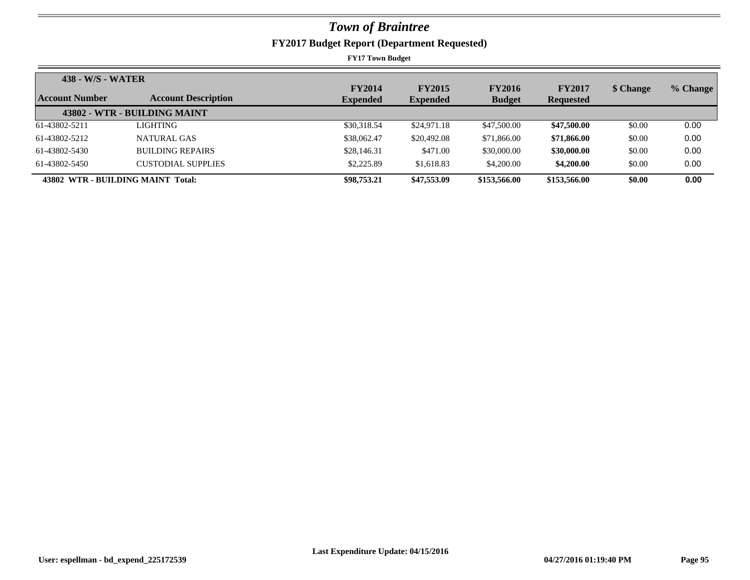# *Town of Braintree*

## FY2017 Budget Report (Department Requested)

**FY17 Town Budget**

**438 - W/S - WATER**

| Account Number | Account Description | FY2014 Expended | FY2015 Expended | FY2016 Budget | FY2017 Requested | $ Change | % Change |
|---|---|---|---|---|---|---|---|
| **43802 - WTR - BUILDING MAINT** | | | | | | | |
| 61-43802-5211 | LIGHTING | $30,318.54 | $24,971.18 | $47,500.00 | **$47,500.00** | $0.00 | 0.00 |
| 61-43802-5212 | NATURAL GAS | $38,062.47 | $20,492.08 | $71,866.00 | **$71,866.00** | $0.00 | 0.00 |
| 61-43802-5430 | BUILDING REPAIRS | $28,146.31 | $471.00 | $30,000.00 | **$30,000.00** | $0.00 | 0.00 |
| 61-43802-5450 | CUSTODIAL SUPPLIES | $2,225.89 | $1,618.83 | $4,200.00 | **$4,200.00** | $0.00 | 0.00 |
| **43802 WTR - BUILDING MAINT Total:** | | **$98,753.21** | **$47,553.09** | **$153,566.00** | **$153,566.00** | **$0.00** | **0.00** |

**Last Expenditure Update: 04/15/2016**

**User: espellman - bd_expend_225172539** **04/27/2016 01:19:40 PM**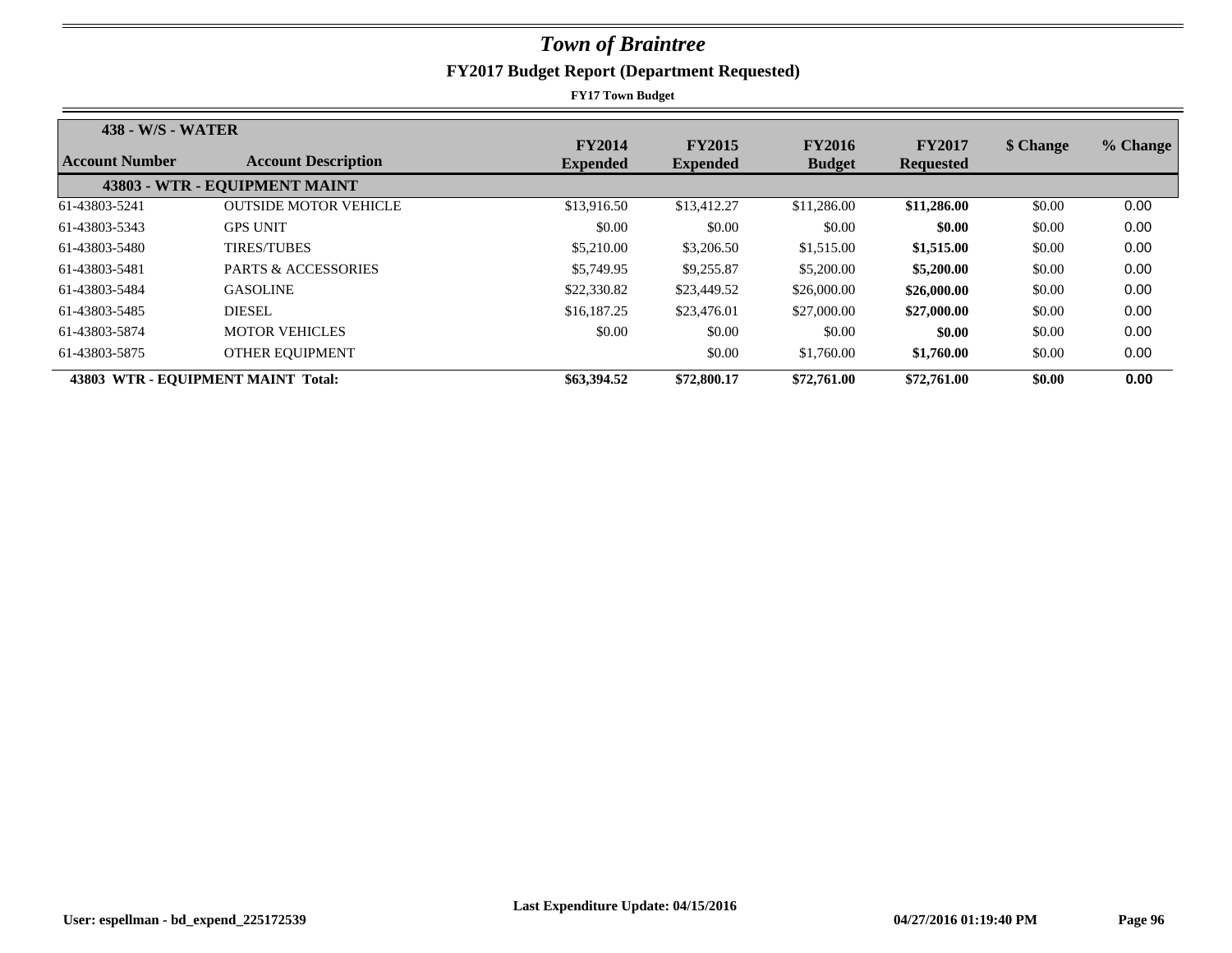# *Town of Braintree*

## FY2017 Budget Report (Department Requested)

**FY17 Town Budget**

| 438 - W/S - WATER | | | | | | | |
|---|---|---|---|---|---|---|---|
| **Account Number** | **Account Description** | **FY2014 Expended** | **FY2015 Expended** | **FY2016 Budget** | **FY2017 Requested** | **$ Change** | **% Change** |
| | **43803 - WTR - EQUIPMENT MAINT** | | | | | | |
| 61-43803-5241 | OUTSIDE MOTOR VEHICLE | $13,916.50 | $13,412.27 | $11,286.00 | **$11,286.00** | $0.00 | 0.00 |
| 61-43803-5343 | GPS UNIT | $0.00 | $0.00 | $0.00 | **$0.00** | $0.00 | 0.00 |
| 61-43803-5480 | TIRES/TUBES | $5,210.00 | $3,206.50 | $1,515.00 | **$1,515.00** | $0.00 | 0.00 |
| 61-43803-5481 | PARTS & ACCESSORIES | $5,749.95 | $9,255.87 | $5,200.00 | **$5,200.00** | $0.00 | 0.00 |
| 61-43803-5484 | GASOLINE | $22,330.82 | $23,449.52 | $26,000.00 | **$26,000.00** | $0.00 | 0.00 |
| 61-43803-5485 | DIESEL | $16,187.25 | $23,476.01 | $27,000.00 | **$27,000.00** | $0.00 | 0.00 |
| 61-43803-5874 | MOTOR VEHICLES | $0.00 | $0.00 | $0.00 | **$0.00** | $0.00 | 0.00 |
| 61-43803-5875 | OTHER EQUIPMENT | | $0.00 | $1,760.00 | **$1,760.00** | $0.00 | 0.00 |
| **43803 WTR - EQUIPMENT MAINT Total:** | | **$63,394.52** | **$72,800.17** | **$72,761.00** | **$72,761.00** | **$0.00** | **0.00** |

**Last Expenditure Update: 04/15/2016**

**User: espellman - bd_expend_225172539** **04/27/2016 01:19:40 PM**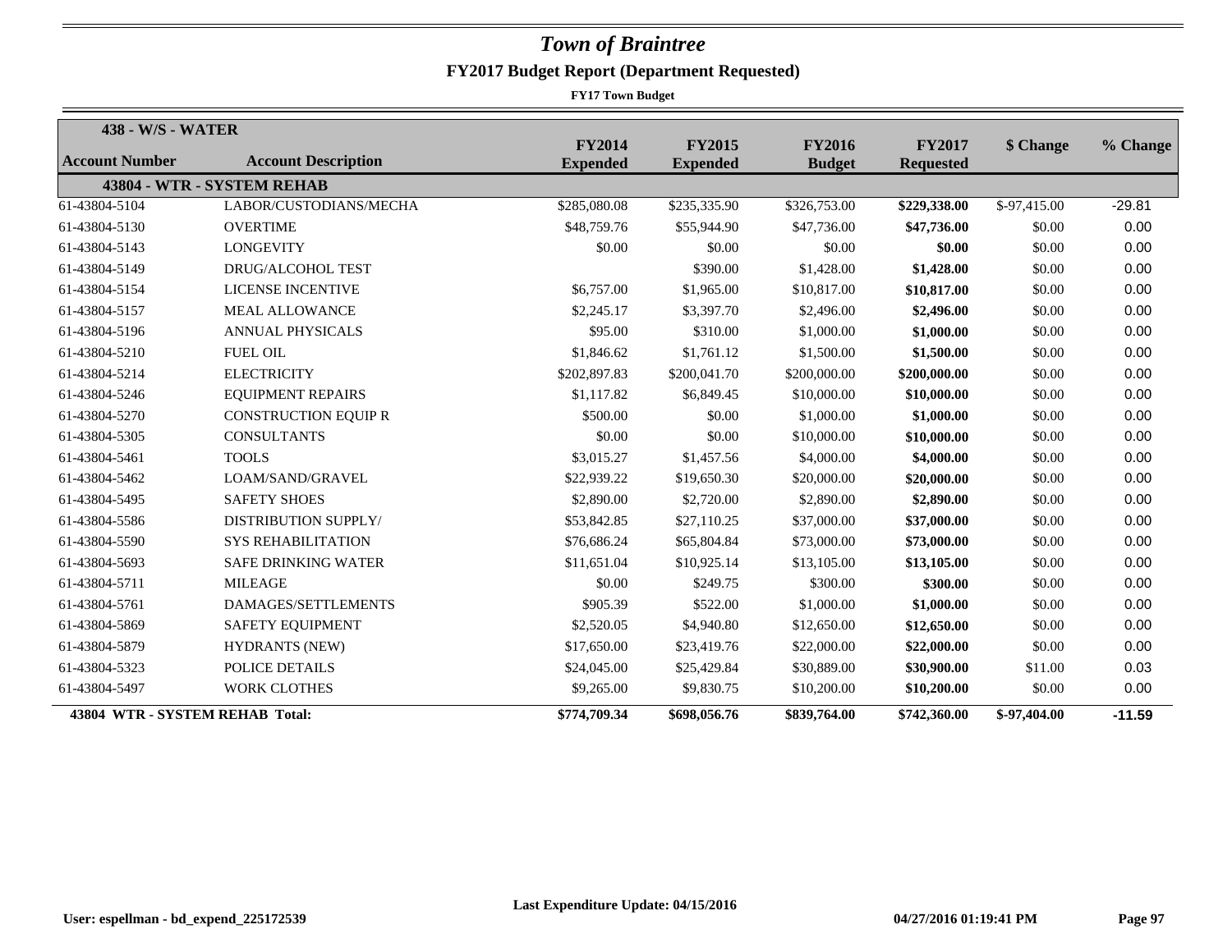# *Town of Braintree*

## FY2017 Budget Report (Department Requested)

**FY17 Town Budget**

| 438 - W/S - WATER | | | | | | | |
|---|---|---|---|---|---|---|---|
| **Account Number** | **Account Description** | **FY2014 Expended** | **FY2015 Expended** | **FY2016 Budget** | **FY2017 Requested** | **$ Change** | **% Change** |
| **43804 - WTR - SYSTEM REHAB** | | | | | | | |
| 61-43804-5104 | LABOR/CUSTODIANS/MECHA | $285,080.08 | $235,335.90 | $326,753.00 | **$229,338.00** | $-97,415.00 | -29.81 |
| 61-43804-5130 | OVERTIME | $48,759.76 | $55,944.90 | $47,736.00 | **$47,736.00** | $0.00 | 0.00 |
| 61-43804-5143 | LONGEVITY | $0.00 | $0.00 | $0.00 | **$0.00** | $0.00 | 0.00 |
| 61-43804-5149 | DRUG/ALCOHOL TEST | | $390.00 | $1,428.00 | **$1,428.00** | $0.00 | 0.00 |
| 61-43804-5154 | LICENSE INCENTIVE | $6,757.00 | $1,965.00 | $10,817.00 | **$10,817.00** | $0.00 | 0.00 |
| 61-43804-5157 | MEAL ALLOWANCE | $2,245.17 | $3,397.70 | $2,496.00 | **$2,496.00** | $0.00 | 0.00 |
| 61-43804-5196 | ANNUAL PHYSICALS | $95.00 | $310.00 | $1,000.00 | **$1,000.00** | $0.00 | 0.00 |
| 61-43804-5210 | FUEL OIL | $1,846.62 | $1,761.12 | $1,500.00 | **$1,500.00** | $0.00 | 0.00 |
| 61-43804-5214 | ELECTRICITY | $202,897.83 | $200,041.70 | $200,000.00 | **$200,000.00** | $0.00 | 0.00 |
| 61-43804-5246 | EQUIPMENT REPAIRS | $1,117.82 | $6,849.45 | $10,000.00 | **$10,000.00** | $0.00 | 0.00 |
| 61-43804-5270 | CONSTRUCTION EQUIP R | $500.00 | $0.00 | $1,000.00 | **$1,000.00** | $0.00 | 0.00 |
| 61-43804-5305 | CONSULTANTS | $0.00 | $0.00 | $10,000.00 | **$10,000.00** | $0.00 | 0.00 |
| 61-43804-5461 | TOOLS | $3,015.27 | $1,457.56 | $4,000.00 | **$4,000.00** | $0.00 | 0.00 |
| 61-43804-5462 | LOAM/SAND/GRAVEL | $22,939.22 | $19,650.30 | $20,000.00 | **$20,000.00** | $0.00 | 0.00 |
| 61-43804-5495 | SAFETY SHOES | $2,890.00 | $2,720.00 | $2,890.00 | **$2,890.00** | $0.00 | 0.00 |
| 61-43804-5586 | DISTRIBUTION SUPPLY/ | $53,842.85 | $27,110.25 | $37,000.00 | **$37,000.00** | $0.00 | 0.00 |
| 61-43804-5590 | SYS REHABILITATION | $76,686.24 | $65,804.84 | $73,000.00 | **$73,000.00** | $0.00 | 0.00 |
| 61-43804-5693 | SAFE DRINKING WATER | $11,651.04 | $10,925.14 | $13,105.00 | **$13,105.00** | $0.00 | 0.00 |
| 61-43804-5711 | MILEAGE | $0.00 | $249.75 | $300.00 | **$300.00** | $0.00 | 0.00 |
| 61-43804-5761 | DAMAGES/SETTLEMENTS | $905.39 | $522.00 | $1,000.00 | **$1,000.00** | $0.00 | 0.00 |
| 61-43804-5869 | SAFETY EQUIPMENT | $2,520.05 | $4,940.80 | $12,650.00 | **$12,650.00** | $0.00 | 0.00 |
| 61-43804-5879 | HYDRANTS (NEW) | $17,650.00 | $23,419.76 | $22,000.00 | **$22,000.00** | $0.00 | 0.00 |
| 61-43804-5323 | POLICE DETAILS | $24,045.00 | $25,429.84 | $30,889.00 | **$30,900.00** | $11.00 | 0.03 |
| 61-43804-5497 | WORK CLOTHES | $9,265.00 | $9,830.75 | $10,200.00 | **$10,200.00** | $0.00 | 0.00 |
| **43804 WTR - SYSTEM REHAB Total:** | | **$774,709.34** | **$698,056.76** | **$839,764.00** | **$742,360.00** | **$-97,404.00** | **-11.59** |

**Last Expenditure Update: 04/15/2016**

**User: espellman - bd_expend_225172539** **04/27/2016 01:19:41 PM**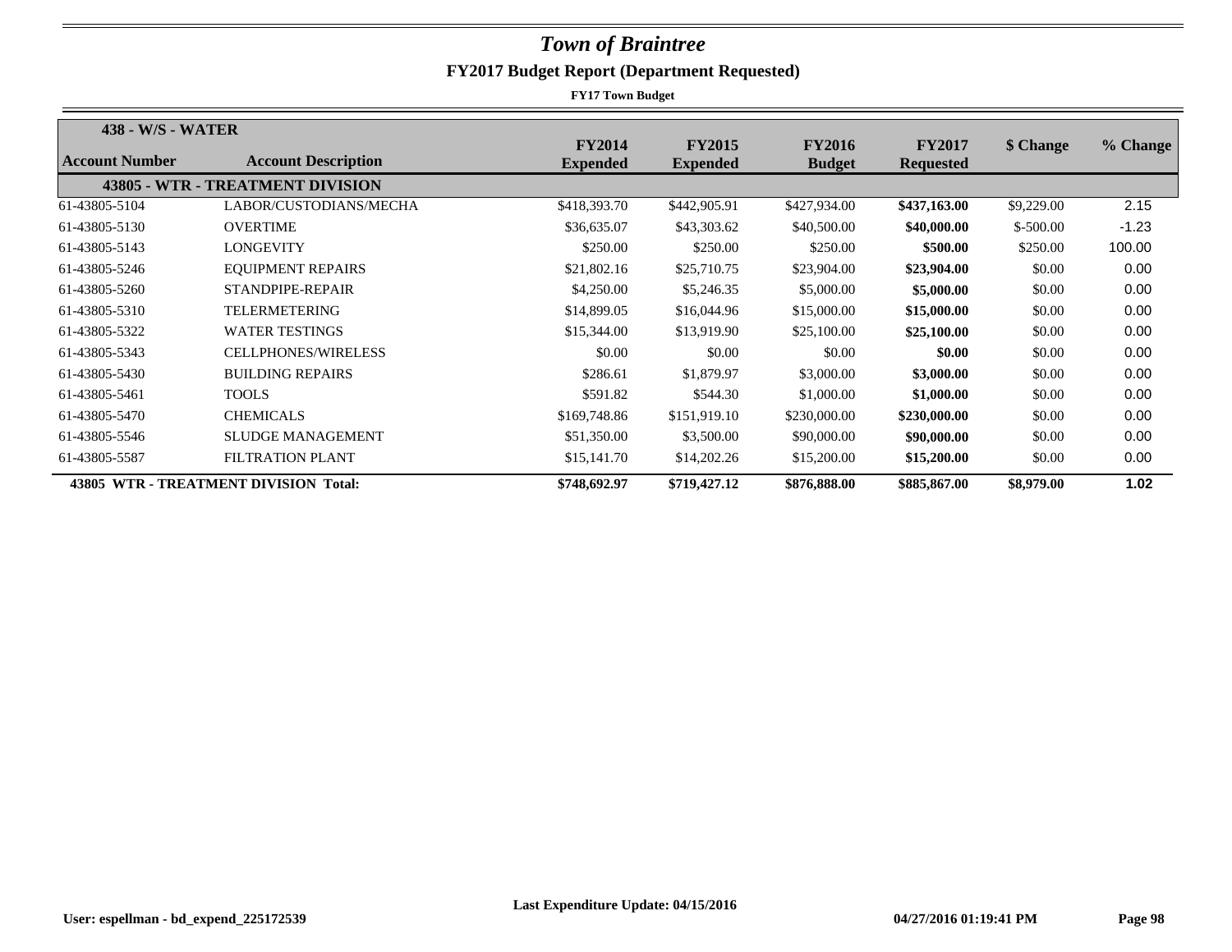# *Town of Braintree*

## FY2017 Budget Report (Department Requested)

**FY17 Town Budget**

| Account Number | Account Description | FY2014 Expended | FY2015 Expended | FY2016 Budget | FY2017 Requested | $ Change | % Change |
|---|---|---|---|---|---|---|---|
| **438 - W/S - WATER** | | | | | | | |
| **43805 - WTR - TREATMENT DIVISION** | | | | | | | |
| 61-43805-5104 | LABOR/CUSTODIANS/MECHA | $418,393.70 | $442,905.91 | $427,934.00 | **$437,163.00** | $9,229.00 | 2.15 |
| 61-43805-5130 | OVERTIME | $36,635.07 | $43,303.62 | $40,500.00 | **$40,000.00** | $-500.00 | -1.23 |
| 61-43805-5143 | LONGEVITY | $250.00 | $250.00 | $250.00 | **$500.00** | $250.00 | 100.00 |
| 61-43805-5246 | EQUIPMENT REPAIRS | $21,802.16 | $25,710.75 | $23,904.00 | **$23,904.00** | $0.00 | 0.00 |
| 61-43805-5260 | STANDPIPE-REPAIR | $4,250.00 | $5,246.35 | $5,000.00 | **$5,000.00** | $0.00 | 0.00 |
| 61-43805-5310 | TELERMETERING | $14,899.05 | $16,044.96 | $15,000.00 | **$15,000.00** | $0.00 | 0.00 |
| 61-43805-5322 | WATER TESTINGS | $15,344.00 | $13,919.90 | $25,100.00 | **$25,100.00** | $0.00 | 0.00 |
| 61-43805-5343 | CELLPHONES/WIRELESS | $0.00 | $0.00 | $0.00 | **$0.00** | $0.00 | 0.00 |
| 61-43805-5430 | BUILDING REPAIRS | $286.61 | $1,879.97 | $3,000.00 | **$3,000.00** | $0.00 | 0.00 |
| 61-43805-5461 | TOOLS | $591.82 | $544.30 | $1,000.00 | **$1,000.00** | $0.00 | 0.00 |
| 61-43805-5470 | CHEMICALS | $169,748.86 | $151,919.10 | $230,000.00 | **$230,000.00** | $0.00 | 0.00 |
| 61-43805-5546 | SLUDGE MANAGEMENT | $51,350.00 | $3,500.00 | $90,000.00 | **$90,000.00** | $0.00 | 0.00 |
| 61-43805-5587 | FILTRATION PLANT | $15,141.70 | $14,202.26 | $15,200.00 | **$15,200.00** | $0.00 | 0.00 |
| **43805 WTR - TREATMENT DIVISION Total:** | | **$748,692.97** | **$719,427.12** | **$876,888.00** | **$885,867.00** | **$8,979.00** | **1.02** |

**Last Expenditure Update: 04/15/2016**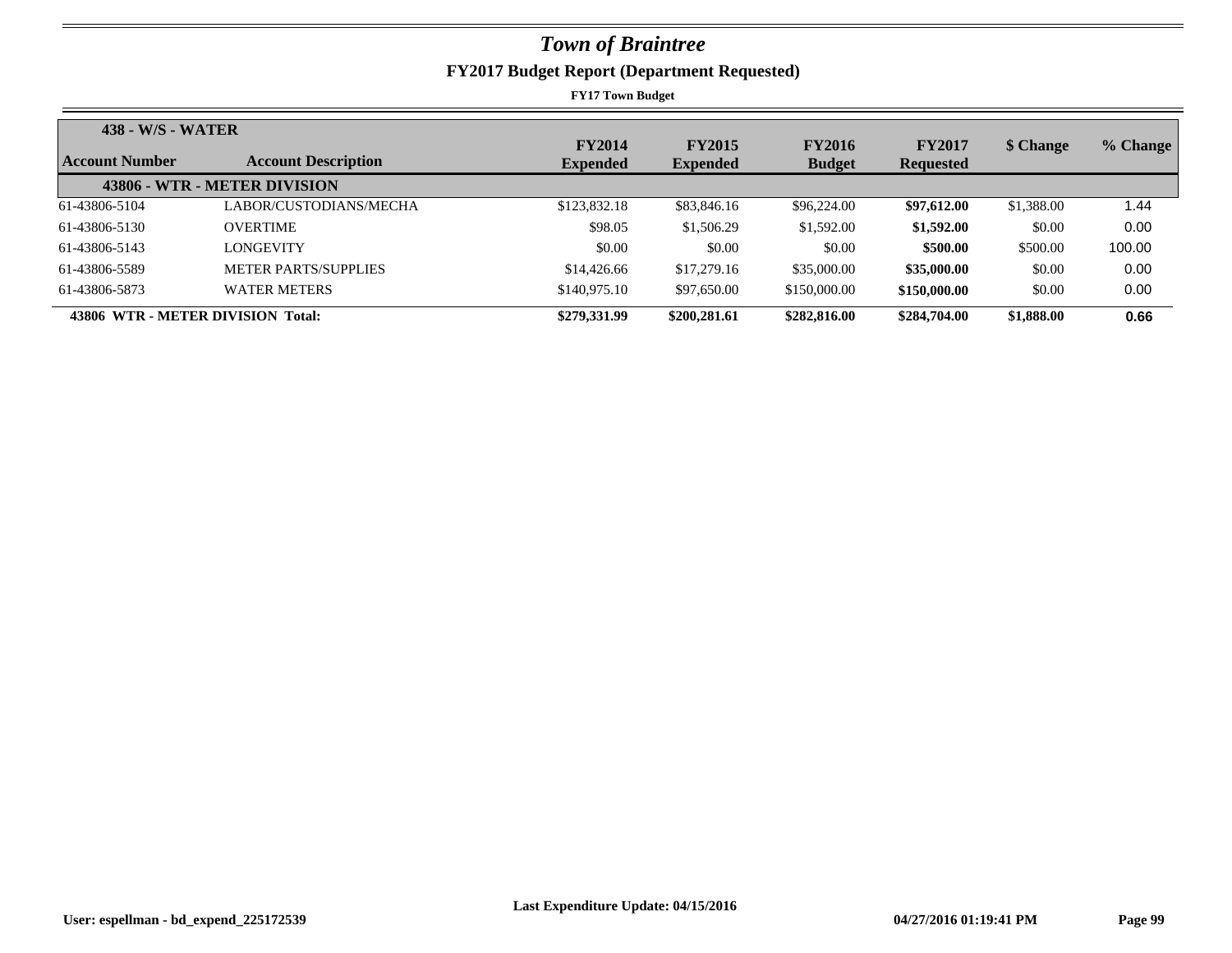# Town of Braintree

## FY2017 Budget Report (Department Requested)

**FY17 Town Budget**

| 438 - W/S - WATER | | | | | | | |
|---|---|---|---|---|---|---|---|
| **Account Number** | **Account Description** | **FY2014 Expended** | **FY2015 Expended** | **FY2016 Budget** | **FY2017 Requested** | **$ Change** | **% Change** |
| **43806 - WTR - METER DIVISION** | | | | | | | |
| 61-43806-5104 | LABOR/CUSTODIANS/MECHA | $123,832.18 | $83,846.16 | $96,224.00 | **$97,612.00** | $1,388.00 | 1.44 |
| 61-43806-5130 | OVERTIME | $98.05 | $1,506.29 | $1,592.00 | **$1,592.00** | $0.00 | 0.00 |
| 61-43806-5143 | LONGEVITY | $0.00 | $0.00 | $0.00 | **$500.00** | $500.00 | 100.00 |
| 61-43806-5589 | METER PARTS/SUPPLIES | $14,426.66 | $17,279.16 | $35,000.00 | **$35,000.00** | $0.00 | 0.00 |
| 61-43806-5873 | WATER METERS | $140,975.10 | $97,650.00 | $150,000.00 | **$150,000.00** | $0.00 | 0.00 |
| **43806 WTR - METER DIVISION Total:** | | **$279,331.99** | **$200,281.61** | **$282,816.00** | **$284,704.00** | **$1,888.00** | **0.66** |

**Last Expenditure Update: 04/15/2016**

**User: espellman - bd_expend_225172539** **04/27/2016 01:19:41 PM**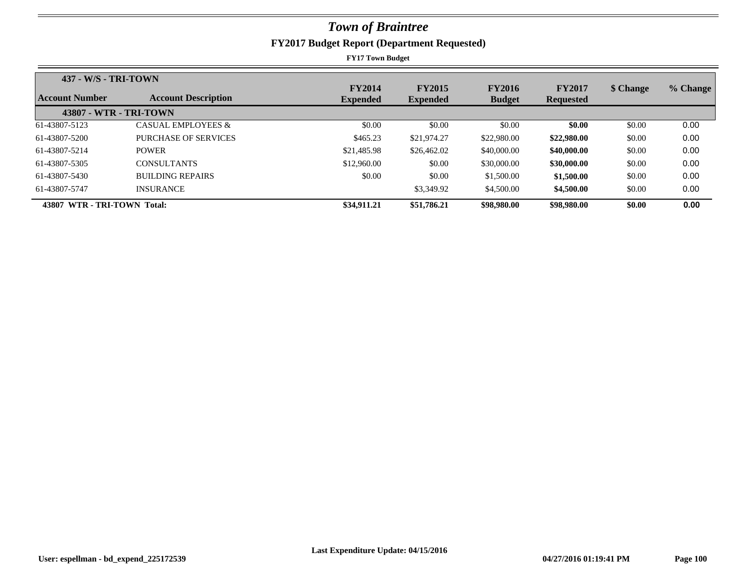# *Town of Braintree*

## FY2017 Budget Report (Department Requested)

**FY17 Town Budget**

**437 - W/S - TRI-TOWN**

| Account Number | Account Description | FY2014 Expended | FY2015 Expended | FY2016 Budget | FY2017 Requested | $ Change | % Change |
|---|---|---|---|---|---|---|---|
| **43807 - WTR - TRI-TOWN** | | | | | | | |
| 61-43807-5123 | CASUAL EMPLOYEES & | $0.00 | $0.00 | $0.00 | **$0.00** | $0.00 | 0.00 |
| 61-43807-5200 | PURCHASE OF SERVICES | $465.23 | $21,974.27 | $22,980.00 | **$22,980.00** | $0.00 | 0.00 |
| 61-43807-5214 | POWER | $21,485.98 | $26,462.02 | $40,000.00 | **$40,000.00** | $0.00 | 0.00 |
| 61-43807-5305 | CONSULTANTS | $12,960.00 | $0.00 | $30,000.00 | **$30,000.00** | $0.00 | 0.00 |
| 61-43807-5430 | BUILDING REPAIRS | $0.00 | $0.00 | $1,500.00 | **$1,500.00** | $0.00 | 0.00 |
| 61-43807-5747 | INSURANCE | | $3,349.92 | $4,500.00 | **$4,500.00** | $0.00 | 0.00 |
| **43807 WTR - TRI-TOWN Total:** | | **$34,911.21** | **$51,786.21** | **$98,980.00** | **$98,980.00** | **$0.00** | **0.00** |

**Last Expenditure Update: 04/15/2016**

**User: espellman - bd_expend_225172539** **04/27/2016 01:19:41 PM**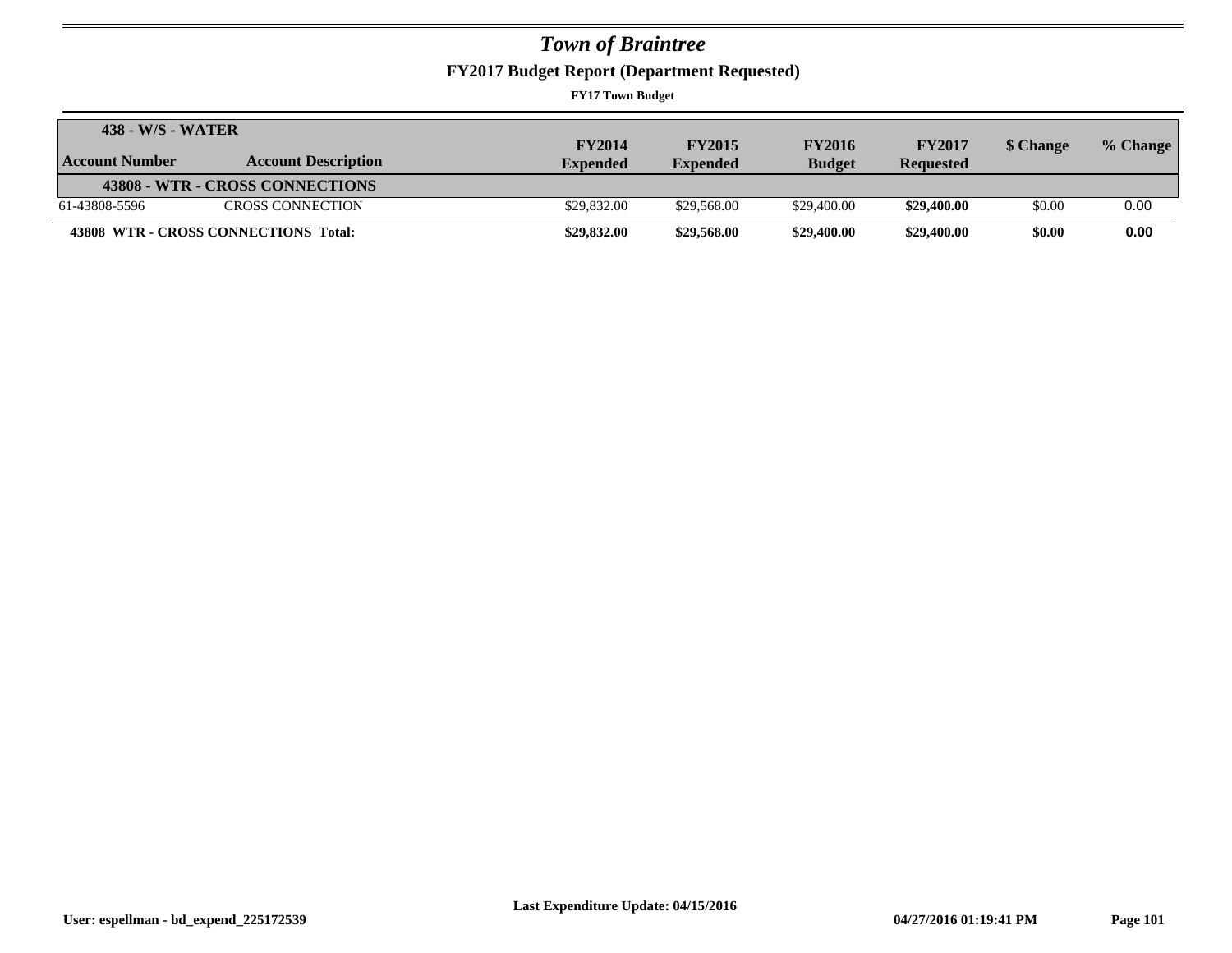# *Town of Braintree*

## FY2017 Budget Report (Department Requested)

**FY17 Town Budget**

| 438 - W/S - WATER | | | | | | | |
|---|---|---|---|---|---|---|---|
| **Account Number** | **Account Description** | **FY2014 Expended** | **FY2015 Expended** | **FY2016 Budget** | **FY2017 Requested** | **$ Change** | **% Change** |
| | **43808 - WTR - CROSS CONNECTIONS** | | | | | | |
| 61-43808-5596 | CROSS CONNECTION | $29,832.00 | $29,568.00 | $29,400.00 | **$29,400.00** | $0.00 | 0.00 |
| **43808 WTR - CROSS CONNECTIONS Total:** | | **$29,832.00** | **$29,568.00** | **$29,400.00** | **$29,400.00** | **$0.00** | **0.00** |

**Last Expenditure Update: 04/15/2016**

**User: espellman - bd_expend_225172539** **04/27/2016 01:19:41 PM**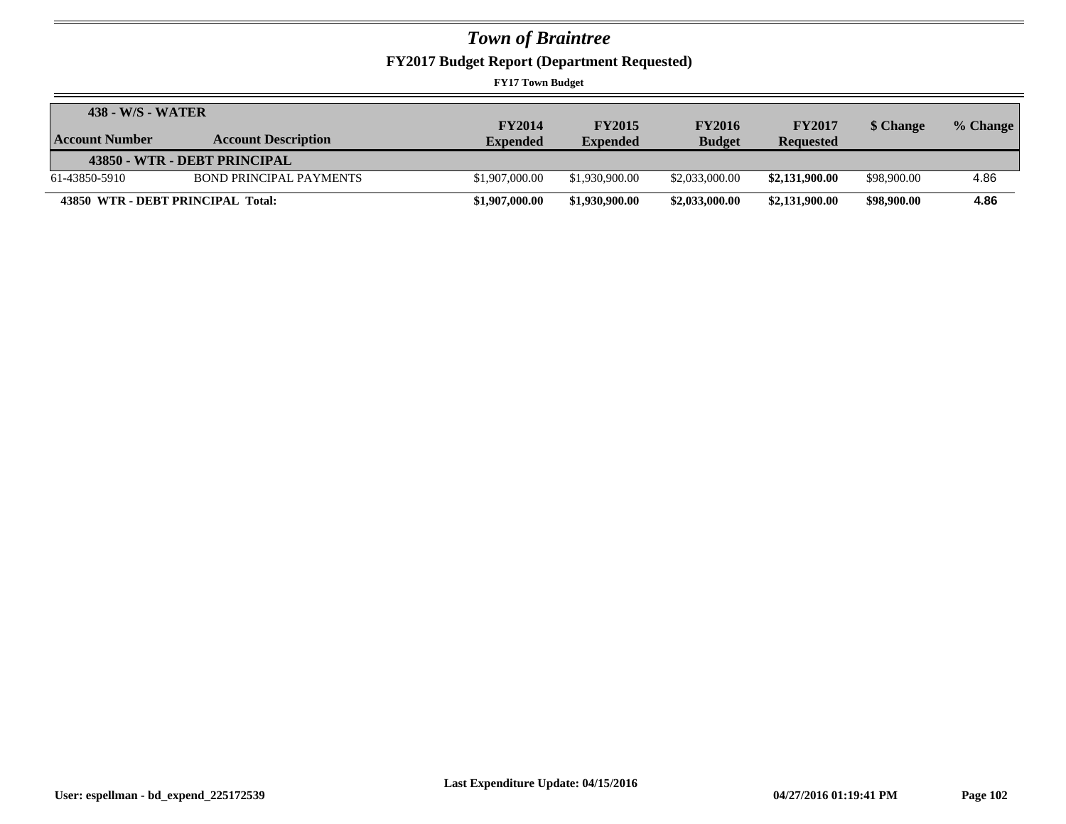# Town of Braintree

## FY2017 Budget Report (Department Requested)

**FY17 Town Budget**

| 438 - W/S - WATER | | | | | | | |
|---|---|---|---|---|---|---|---|
| **Account Number** | **Account Description** | **FY2014 Expended** | **FY2015 Expended** | **FY2016 Budget** | **FY2017 Requested** | **$ Change** | **% Change** |
| **43850 - WTR - DEBT PRINCIPAL** | | | | | | | |
| 61-43850-5910 | BOND PRINCIPAL PAYMENTS | $1,907,000.00 | $1,930,900.00 | $2,033,000.00 | **$2,131,900.00** | $98,900.00 | 4.86 |
| **43850 WTR - DEBT PRINCIPAL Total:** | | **$1,907,000.00** | **$1,930,900.00** | **$2,033,000.00** | **$2,131,900.00** | **$98,900.00** | **4.86** |

**Last Expenditure Update: 04/15/2016**

**User: espellman - bd_expend_225172539** **04/27/2016 01:19:41 PM**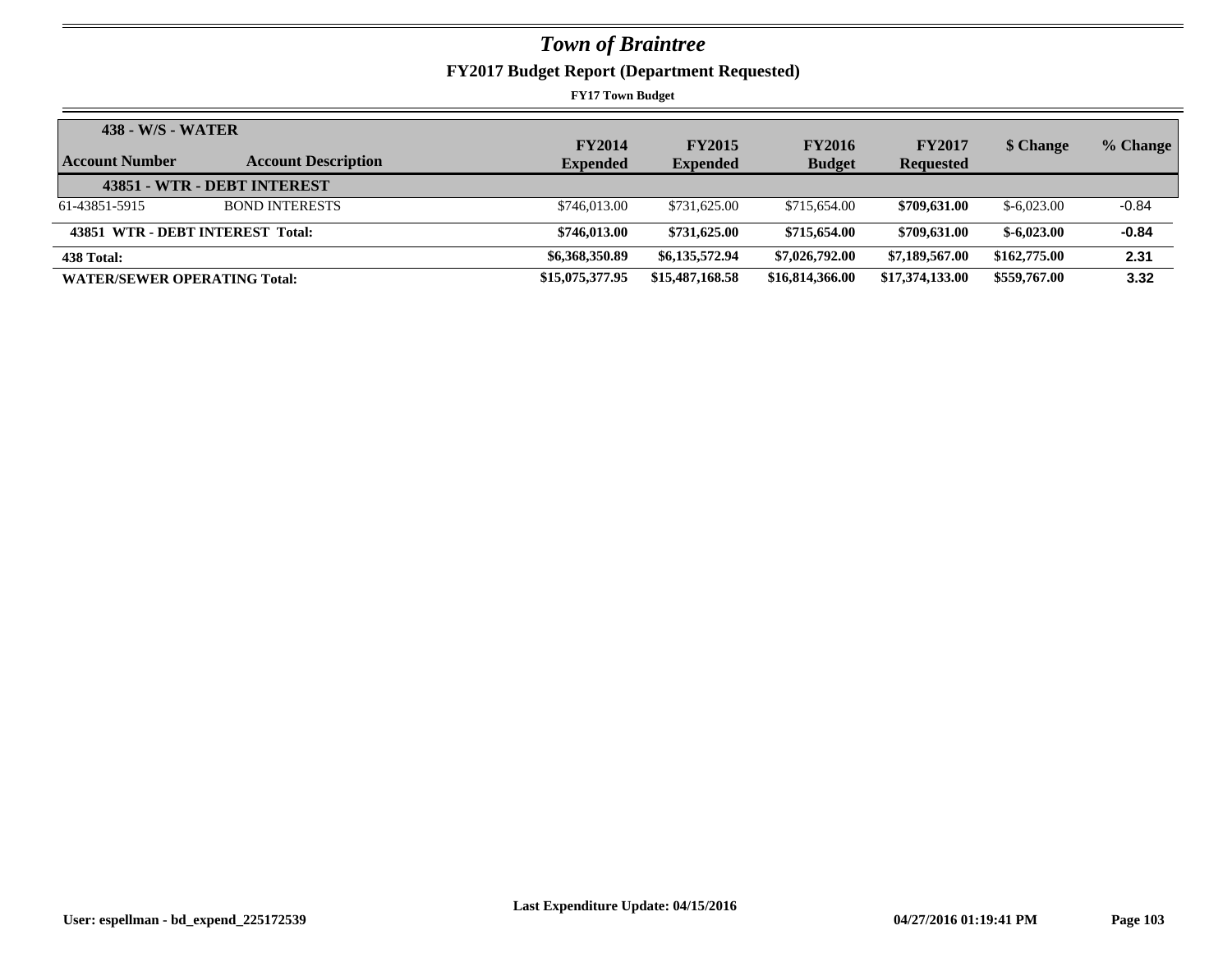# *Town of Braintree*

## FY2017 Budget Report (Department Requested)

**FY17 Town Budget**

| Account Number | Account Description | FY2014 Expended | FY2015 Expended | FY2016 Budget | FY2017 Requested | $ Change | % Change |
|---|---|---|---|---|---|---|---|
| **438 - W/S - WATER** | | | | | | | |
| **43851 - WTR - DEBT INTEREST** | | | | | | | |
| 61-43851-5915 | BOND INTERESTS | $746,013.00 | $731,625.00 | $715,654.00 | **$709,631.00** | $-6,023.00 | -0.84 |
| **43851 WTR - DEBT INTEREST Total:** | | **$746,013.00** | **$731,625.00** | **$715,654.00** | **$709,631.00** | **$-6,023.00** | **-0.84** |
| **438 Total:** | | **$6,368,350.89** | **$6,135,572.94** | **$7,026,792.00** | **$7,189,567.00** | **$162,775.00** | **2.31** |
| **WATER/SEWER OPERATING Total:** | | **$15,075,377.95** | **$15,487,168.58** | **$16,814,366.00** | **$17,374,133.00** | **$559,767.00** | **3.32** |

**Last Expenditure Update: 04/15/2016**

**User: espellman - bd_expend_225172539** **04/27/2016 01:19:41 PM**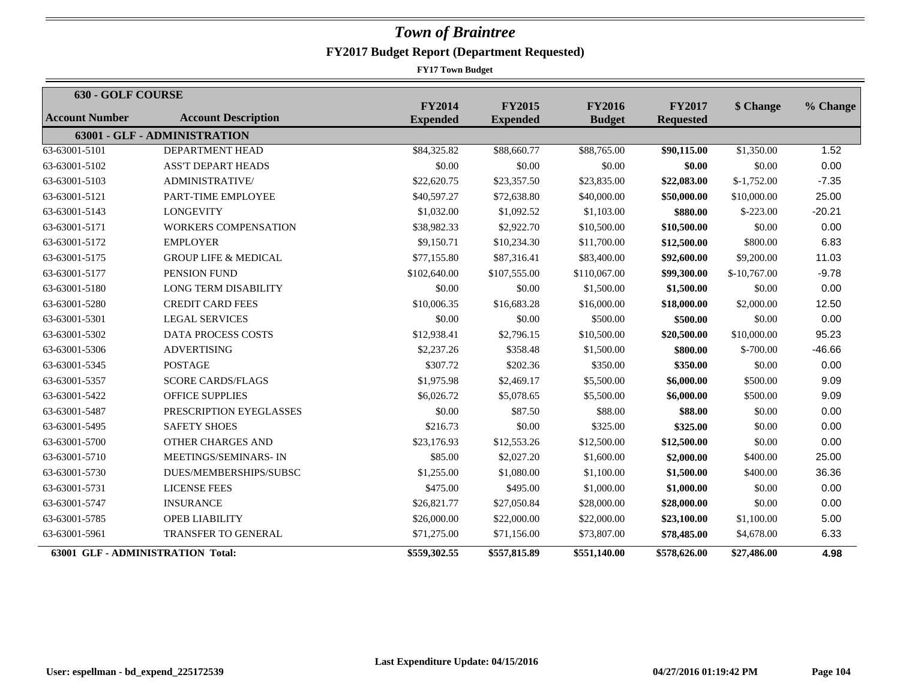# *Town of Braintree*

## FY2017 Budget Report (Department Requested)

**FY17 Town Budget**

| **630 - GOLF COURSE** | | | | | | | |
|---|---|---|---|---|---|---|---|
| **Account Number** | **Account Description** | **FY2014 Expended** | **FY2015 Expended** | **FY2016 Budget** | **FY2017 Requested** | **$ Change** | **% Change** |
| | **63001 - GLF - ADMINISTRATION** | | | | | | |
| 63-63001-5101 | DEPARTMENT HEAD | $84,325.82 | $88,660.77 | $88,765.00 | **$90,115.00** | $1,350.00 | 1.52 |
| 63-63001-5102 | ASS'T DEPART HEADS | $0.00 | $0.00 | $0.00 | **$0.00** | $0.00 | 0.00 |
| 63-63001-5103 | ADMINISTRATIVE/ | $22,620.75 | $23,357.50 | $23,835.00 | **$22,083.00** | $-1,752.00 | -7.35 |
| 63-63001-5121 | PART-TIME EMPLOYEE | $40,597.27 | $72,638.80 | $40,000.00 | **$50,000.00** | $10,000.00 | 25.00 |
| 63-63001-5143 | LONGEVITY | $1,032.00 | $1,092.52 | $1,103.00 | **$880.00** | $-223.00 | -20.21 |
| 63-63001-5171 | WORKERS COMPENSATION | $38,982.33 | $2,922.70 | $10,500.00 | **$10,500.00** | $0.00 | 0.00 |
| 63-63001-5172 | EMPLOYER | $9,150.71 | $10,234.30 | $11,700.00 | **$12,500.00** | $800.00 | 6.83 |
| 63-63001-5175 | GROUP LIFE & MEDICAL | $77,155.80 | $87,316.41 | $83,400.00 | **$92,600.00** | $9,200.00 | 11.03 |
| 63-63001-5177 | PENSION FUND | $102,640.00 | $107,555.00 | $110,067.00 | **$99,300.00** | $-10,767.00 | -9.78 |
| 63-63001-5180 | LONG TERM DISABILITY | $0.00 | $0.00 | $1,500.00 | **$1,500.00** | $0.00 | 0.00 |
| 63-63001-5280 | CREDIT CARD FEES | $10,006.35 | $16,683.28 | $16,000.00 | **$18,000.00** | $2,000.00 | 12.50 |
| 63-63001-5301 | LEGAL SERVICES | $0.00 | $0.00 | $500.00 | **$500.00** | $0.00 | 0.00 |
| 63-63001-5302 | DATA PROCESS COSTS | $12,938.41 | $2,796.15 | $10,500.00 | **$20,500.00** | $10,000.00 | 95.23 |
| 63-63001-5306 | ADVERTISING | $2,237.26 | $358.48 | $1,500.00 | **$800.00** | $-700.00 | -46.66 |
| 63-63001-5345 | POSTAGE | $307.72 | $202.36 | $350.00 | **$350.00** | $0.00 | 0.00 |
| 63-63001-5357 | SCORE CARDS/FLAGS | $1,975.98 | $2,469.17 | $5,500.00 | **$6,000.00** | $500.00 | 9.09 |
| 63-63001-5422 | OFFICE SUPPLIES | $6,026.72 | $5,078.65 | $5,500.00 | **$6,000.00** | $500.00 | 9.09 |
| 63-63001-5487 | PRESCRIPTION EYEGLASSES | $0.00 | $87.50 | $88.00 | **$88.00** | $0.00 | 0.00 |
| 63-63001-5495 | SAFETY SHOES | $216.73 | $0.00 | $325.00 | **$325.00** | $0.00 | 0.00 |
| 63-63001-5700 | OTHER CHARGES AND | $23,176.93 | $12,553.26 | $12,500.00 | **$12,500.00** | $0.00 | 0.00 |
| 63-63001-5710 | MEETINGS/SEMINARS- IN | $85.00 | $2,027.20 | $1,600.00 | **$2,000.00** | $400.00 | 25.00 |
| 63-63001-5730 | DUES/MEMBERSHIPS/SUBSC | $1,255.00 | $1,080.00 | $1,100.00 | **$1,500.00** | $400.00 | 36.36 |
| 63-63001-5731 | LICENSE FEES | $475.00 | $495.00 | $1,000.00 | **$1,000.00** | $0.00 | 0.00 |
| 63-63001-5747 | INSURANCE | $26,821.77 | $27,050.84 | $28,000.00 | **$28,000.00** | $0.00 | 0.00 |
| 63-63001-5785 | OPEB LIABILITY | $26,000.00 | $22,000.00 | $22,000.00 | **$23,100.00** | $1,100.00 | 5.00 |
| 63-63001-5961 | TRANSFER TO GENERAL | $71,275.00 | $71,156.00 | $73,807.00 | **$78,485.00** | $4,678.00 | 6.33 |
| **63001 GLF - ADMINISTRATION Total:** | | **$559,302.55** | **$557,815.89** | **$551,140.00** | **$578,626.00** | **$27,486.00** | **4.98** |

Last Expenditure Update: 04/15/2016

User: espellman - bd_expend_225172539 | 04/27/2016 01:19:42 PM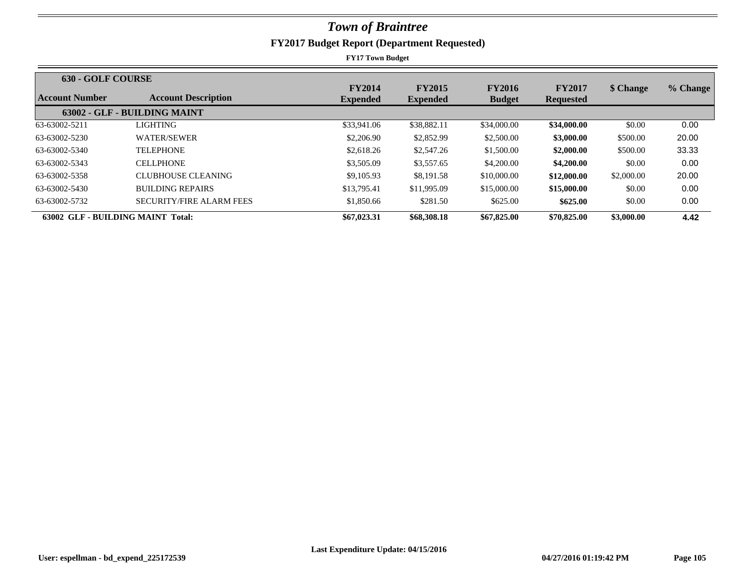# Town of Braintree

## FY2017 Budget Report (Department Requested)

**FY17 Town Budget**

| Account Number | Account Description | FY2014 Expended | FY2015 Expended | FY2016 Budget | FY2017 Requested | $ Change | % Change |
|---|---|---|---|---|---|---|---|
| **630 - GOLF COURSE** | | | | | | | |
| | **63002 - GLF - BUILDING MAINT** | | | | | | |
| 63-63002-5211 | LIGHTING | $33,941.06 | $38,882.11 | $34,000.00 | **$34,000.00** | $0.00 | 0.00 |
| 63-63002-5230 | WATER/SEWER | $2,206.90 | $2,852.99 | $2,500.00 | **$3,000.00** | $500.00 | 20.00 |
| 63-63002-5340 | TELEPHONE | $2,618.26 | $2,547.26 | $1,500.00 | **$2,000.00** | $500.00 | 33.33 |
| 63-63002-5343 | CELLPHONE | $3,505.09 | $3,557.65 | $4,200.00 | **$4,200.00** | $0.00 | 0.00 |
| 63-63002-5358 | CLUBHOUSE CLEANING | $9,105.93 | $8,191.58 | $10,000.00 | **$12,000.00** | $2,000.00 | 20.00 |
| 63-63002-5430 | BUILDING REPAIRS | $13,795.41 | $11,995.09 | $15,000.00 | **$15,000.00** | $0.00 | 0.00 |
| 63-63002-5732 | SECURITY/FIRE ALARM FEES | $1,850.66 | $281.50 | $625.00 | **$625.00** | $0.00 | 0.00 |
| **63002 GLF - BUILDING MAINT Total:** | | **$67,023.31** | **$68,308.18** | **$67,825.00** | **$70,825.00** | **$3,000.00** | **4.42** |

**Last Expenditure Update: 04/15/2016**

**User: espellman - bd_expend_225172539** **04/27/2016 01:19:42 PM**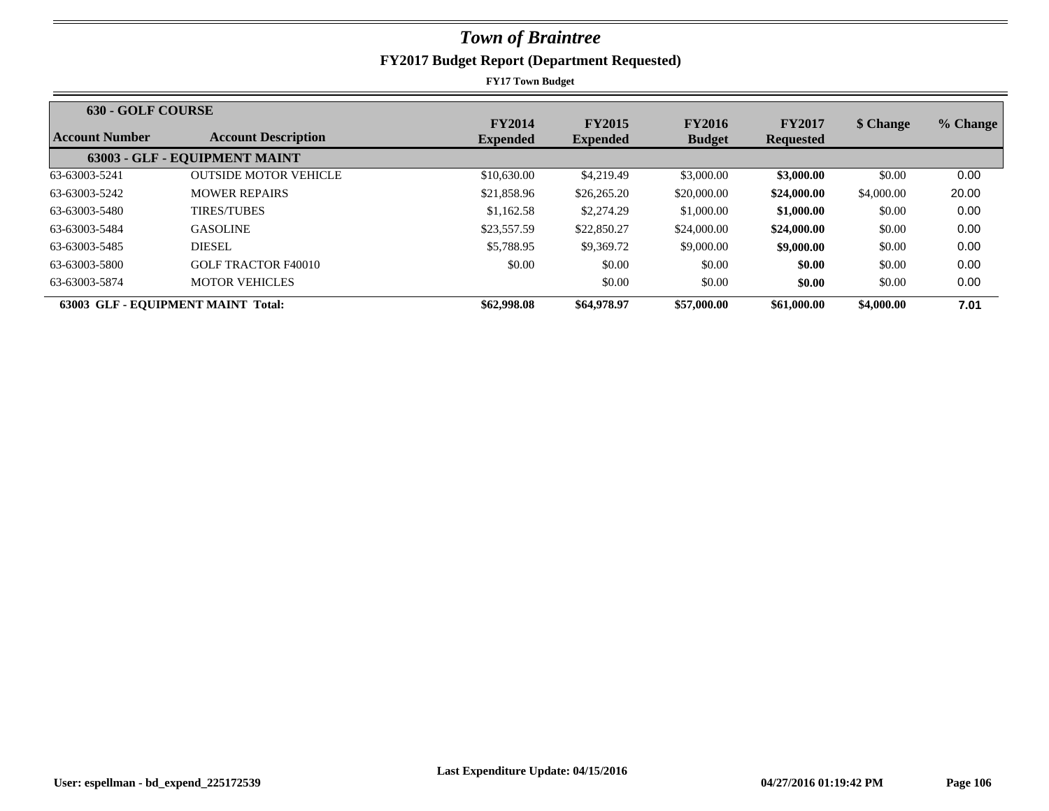# *Town of Braintree*

## FY2017 Budget Report (Department Requested)

**FY17 Town Budget**

| 630 - GOLF COURSE | | | | | | | |
|---|---|---|---|---|---|---|---|
| **Account Number** | **Account Description** | **FY2014 Expended** | **FY2015 Expended** | **FY2016 Budget** | **FY2017 Requested** | **$ Change** | **% Change** |
| | **63003 - GLF - EQUIPMENT MAINT** | | | | | | |
| 63-63003-5241 | OUTSIDE MOTOR VEHICLE | $10,630.00 | $4,219.49 | $3,000.00 | **$3,000.00** | $0.00 | 0.00 |
| 63-63003-5242 | MOWER REPAIRS | $21,858.96 | $26,265.20 | $20,000.00 | **$24,000.00** | $4,000.00 | 20.00 |
| 63-63003-5480 | TIRES/TUBES | $1,162.58 | $2,274.29 | $1,000.00 | **$1,000.00** | $0.00 | 0.00 |
| 63-63003-5484 | GASOLINE | $23,557.59 | $22,850.27 | $24,000.00 | **$24,000.00** | $0.00 | 0.00 |
| 63-63003-5485 | DIESEL | $5,788.95 | $9,369.72 | $9,000.00 | **$9,000.00** | $0.00 | 0.00 |
| 63-63003-5800 | GOLF TRACTOR F40010 | $0.00 | $0.00 | $0.00 | **$0.00** | $0.00 | 0.00 |
| 63-63003-5874 | MOTOR VEHICLES | | $0.00 | $0.00 | **$0.00** | $0.00 | 0.00 |
| **63003 GLF - EQUIPMENT MAINT Total:** | | **$62,998.08** | **$64,978.97** | **$57,000.00** | **$61,000.00** | **$4,000.00** | **7.01** |

**Last Expenditure Update: 04/15/2016**

**User: espellman - bd_expend_225172539** **04/27/2016 01:19:42 PM**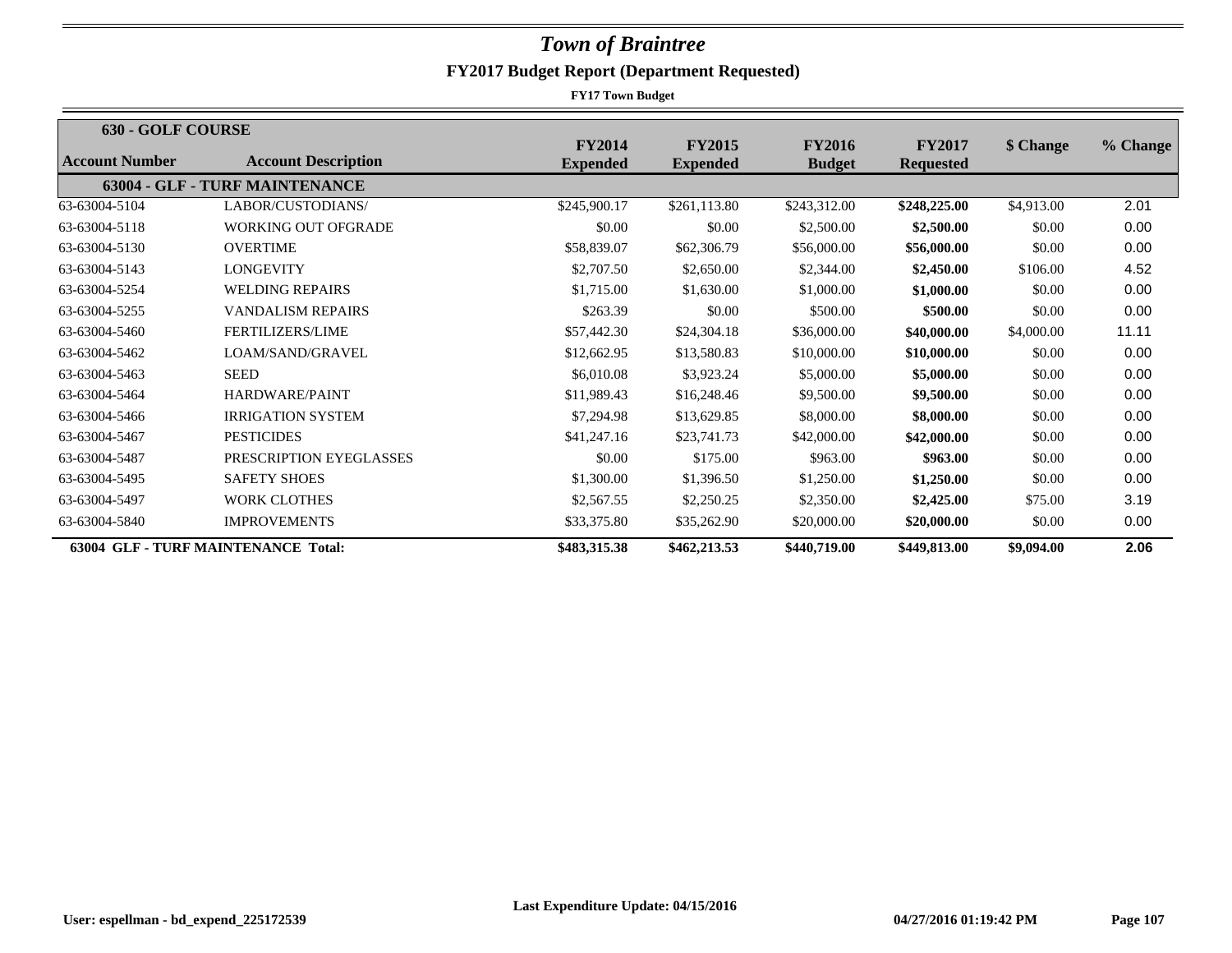# *Town of Braintree*

## FY2017 Budget Report (Department Requested)

**FY17 Town Budget**

| Account Number | Account Description | FY2014 Expended | FY2015 Expended | FY2016 Budget | FY2017 Requested | $ Change | % Change |
|---|---|---|---|---|---|---|---|
| **630 - GOLF COURSE** | | | | | | | |
| **63004 - GLF - TURF MAINTENANCE** | | | | | | | |
| 63-63004-5104 | LABOR/CUSTODIANS/ | $245,900.17 | $261,113.80 | $243,312.00 | **$248,225.00** | $4,913.00 | 2.01 |
| 63-63004-5118 | WORKING OUT OFGRADE | $0.00 | $0.00 | $2,500.00 | **$2,500.00** | $0.00 | 0.00 |
| 63-63004-5130 | OVERTIME | $58,839.07 | $62,306.79 | $56,000.00 | **$56,000.00** | $0.00 | 0.00 |
| 63-63004-5143 | LONGEVITY | $2,707.50 | $2,650.00 | $2,344.00 | **$2,450.00** | $106.00 | 4.52 |
| 63-63004-5254 | WELDING REPAIRS | $1,715.00 | $1,630.00 | $1,000.00 | **$1,000.00** | $0.00 | 0.00 |
| 63-63004-5255 | VANDALISM REPAIRS | $263.39 | $0.00 | $500.00 | **$500.00** | $0.00 | 0.00 |
| 63-63004-5460 | FERTILIZERS/LIME | $57,442.30 | $24,304.18 | $36,000.00 | **$40,000.00** | $4,000.00 | 11.11 |
| 63-63004-5462 | LOAM/SAND/GRAVEL | $12,662.95 | $13,580.83 | $10,000.00 | **$10,000.00** | $0.00 | 0.00 |
| 63-63004-5463 | SEED | $6,010.08 | $3,923.24 | $5,000.00 | **$5,000.00** | $0.00 | 0.00 |
| 63-63004-5464 | HARDWARE/PAINT | $11,989.43 | $16,248.46 | $9,500.00 | **$9,500.00** | $0.00 | 0.00 |
| 63-63004-5466 | IRRIGATION SYSTEM | $7,294.98 | $13,629.85 | $8,000.00 | **$8,000.00** | $0.00 | 0.00 |
| 63-63004-5467 | PESTICIDES | $41,247.16 | $23,741.73 | $42,000.00 | **$42,000.00** | $0.00 | 0.00 |
| 63-63004-5487 | PRESCRIPTION EYEGLASSES | $0.00 | $175.00 | $963.00 | **$963.00** | $0.00 | 0.00 |
| 63-63004-5495 | SAFETY SHOES | $1,300.00 | $1,396.50 | $1,250.00 | **$1,250.00** | $0.00 | 0.00 |
| 63-63004-5497 | WORK CLOTHES | $2,567.55 | $2,250.25 | $2,350.00 | **$2,425.00** | $75.00 | 3.19 |
| 63-63004-5840 | IMPROVEMENTS | $33,375.80 | $35,262.90 | $20,000.00 | **$20,000.00** | $0.00 | 0.00 |
| **63004 GLF - TURF MAINTENANCE Total:** | | **$483,315.38** | **$462,213.53** | **$440,719.00** | **$449,813.00** | **$9,094.00** | **2.06** |

Last Expenditure Update: 04/15/2016

User: espellman - bd_expend_225172539 04/27/2016 01:19:42 PM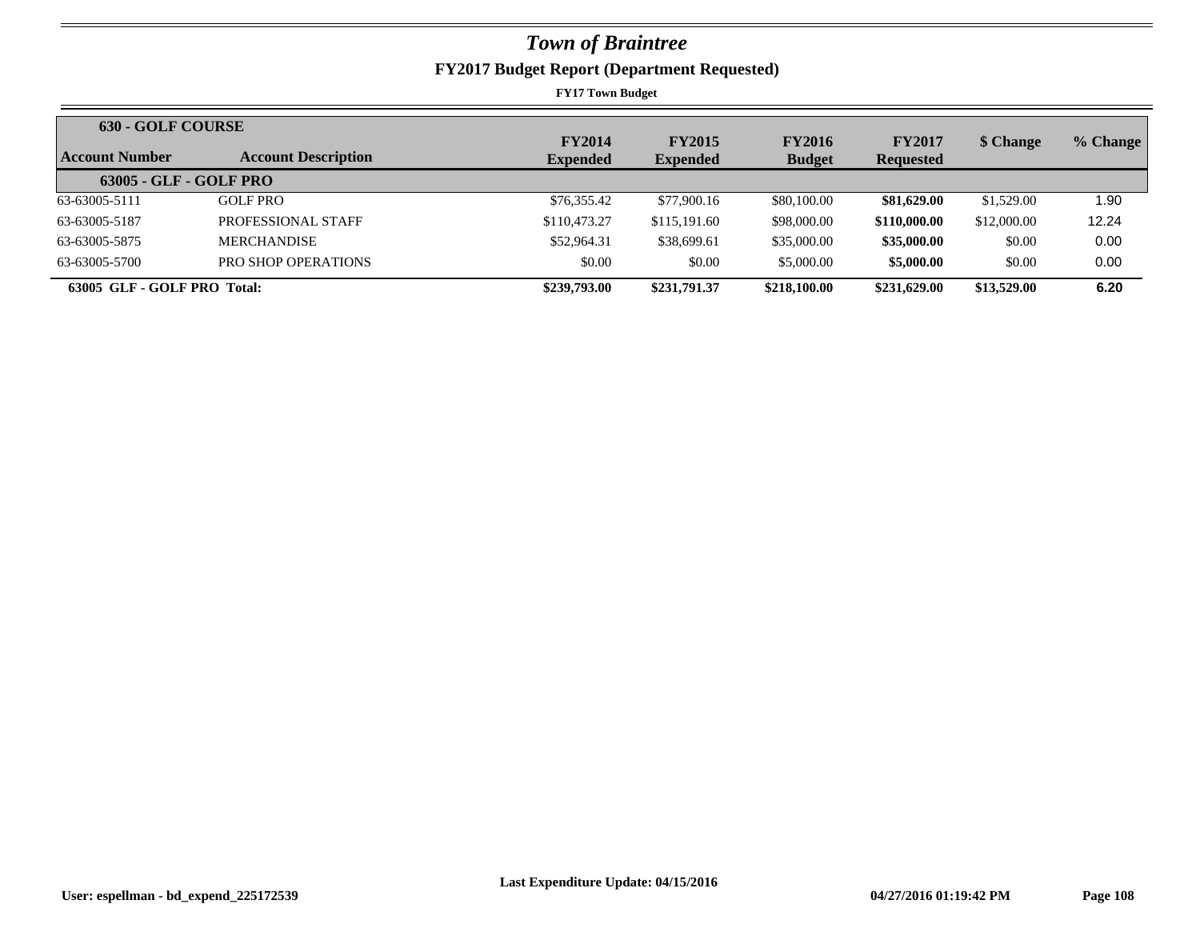# *Town of Braintree*

## FY2017 Budget Report (Department Requested)

**FY17 Town Budget**

| **630 - GOLF COURSE** | | | | | | | |
|---|---|---|---|---|---|---|---|
| **Account Number** | **Account Description** | **FY2014 Expended** | **FY2015 Expended** | **FY2016 Budget** | **FY2017 Requested** | **$ Change** | **% Change** |
| **63005 - GLF - GOLF PRO** | | | | | | | |
| 63-63005-5111 | GOLF PRO | $76,355.42 | $77,900.16 | $80,100.00 | **$81,629.00** | $1,529.00 | 1.90 |
| 63-63005-5187 | PROFESSIONAL STAFF | $110,473.27 | $115,191.60 | $98,000.00 | **$110,000.00** | $12,000.00 | 12.24 |
| 63-63005-5875 | MERCHANDISE | $52,964.31 | $38,699.61 | $35,000.00 | **$35,000.00** | $0.00 | 0.00 |
| 63-63005-5700 | PRO SHOP OPERATIONS | $0.00 | $0.00 | $5,000.00 | **$5,000.00** | $0.00 | 0.00 |
| **63005 GLF - GOLF PRO Total:** | | **$239,793.00** | **$231,791.37** | **$218,100.00** | **$231,629.00** | **$13,529.00** | **6.20** |

**Last Expenditure Update: 04/15/2016**

**User: espellman - bd_expend_225172539** **04/27/2016 01:19:42 PM**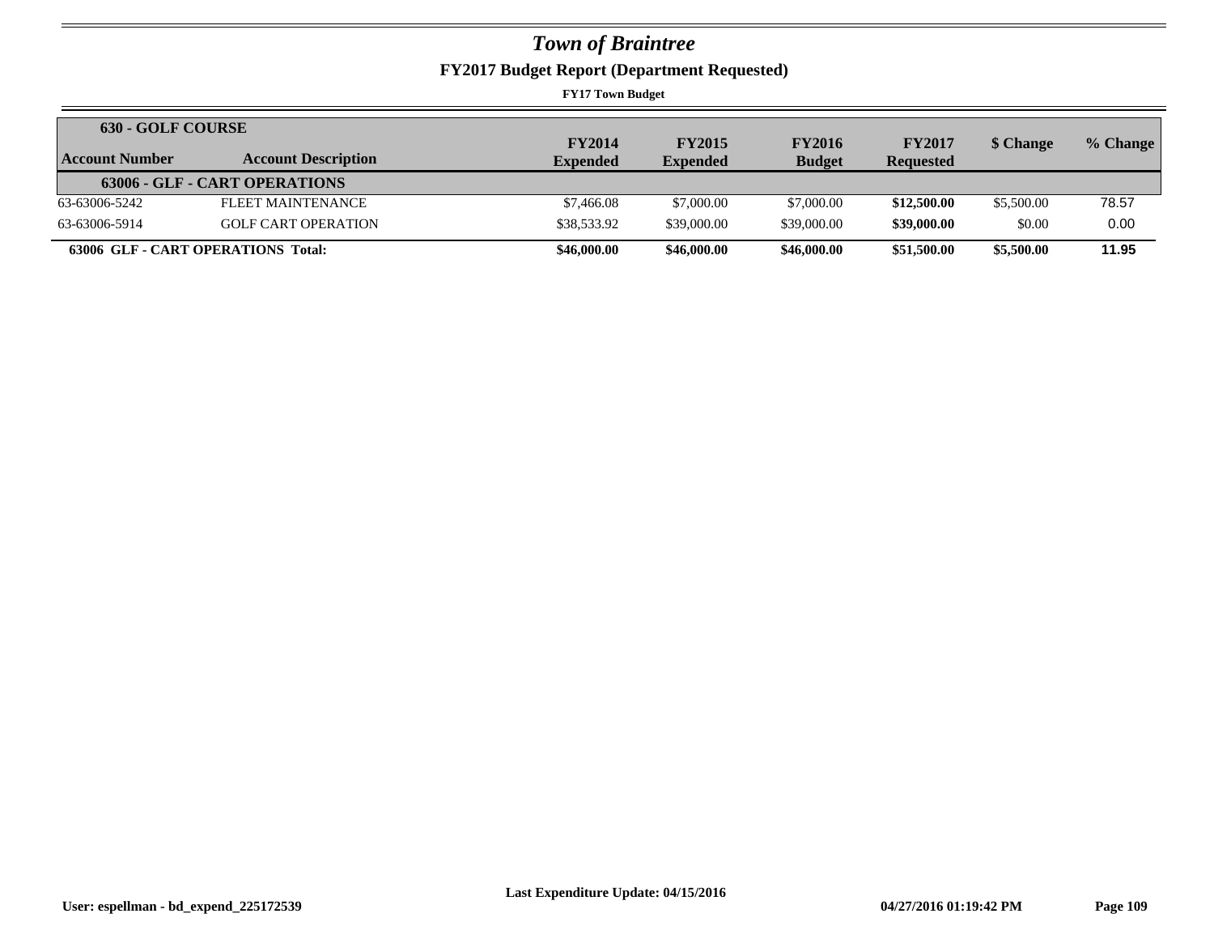# *Town of Braintree*

## FY2017 Budget Report (Department Requested)

**FY17 Town Budget**

| **630 - GOLF COURSE** | | | | | | | |
|---|---|---|---|---|---|---|---|
| **Account Number** | **Account Description** | **FY2014 Expended** | **FY2015 Expended** | **FY2016 Budget** | **FY2017 Requested** | **$ Change** | **% Change** |
| | **63006 - GLF - CART OPERATIONS** | | | | | | |
| 63-63006-5242 | FLEET MAINTENANCE | $7,466.08 | $7,000.00 | $7,000.00 | **$12,500.00** | $5,500.00 | 78.57 |
| 63-63006-5914 | GOLF CART OPERATION | $38,533.92 | $39,000.00 | $39,000.00 | **$39,000.00** | $0.00 | 0.00 |
| **63006 GLF - CART OPERATIONS Total:** | | **$46,000.00** | **$46,000.00** | **$46,000.00** | **$51,500.00** | **$5,500.00** | **11.95** |

**Last Expenditure Update: 04/15/2016**

**User: espellman - bd_expend_225172539** **04/27/2016 01:19:42 PM**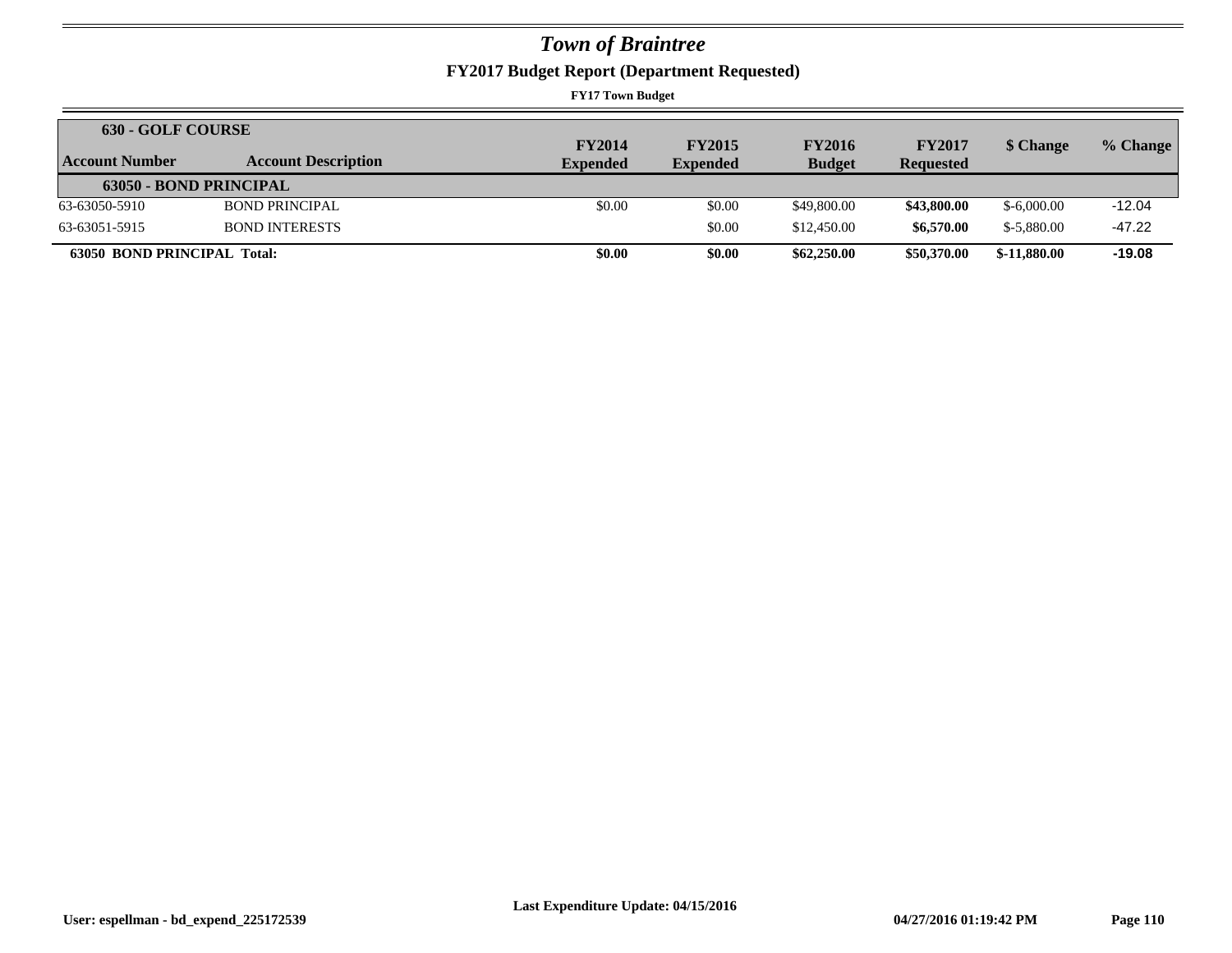# *Town of Braintree*

## FY2017 Budget Report (Department Requested)

**FY17 Town Budget**

| Account Number | Account Description | FY2014 Expended | FY2015 Expended | FY2016 Budget | FY2017 Requested | $ Change | % Change |
|---|---|---|---|---|---|---|---|
| **630 - GOLF COURSE** | | | | | | | |
| **63050 - BOND PRINCIPAL** | | | | | | | |
| 63-63050-5910 | BOND PRINCIPAL | $0.00 | $0.00 | $49,800.00 | **$43,800.00** | $-6,000.00 | -12.04 |
| 63-63051-5915 | BOND INTERESTS | | $0.00 | $12,450.00 | **$6,570.00** | $-5,880.00 | -47.22 |
| **63050 BOND PRINCIPAL Total:** | | **$0.00** | **$0.00** | **$62,250.00** | **$50,370.00** | **$-11,880.00** | **-19.08** |

**Last Expenditure Update: 04/15/2016**

**User: espellman - bd_expend_225172539** **04/27/2016 01:19:42 PM**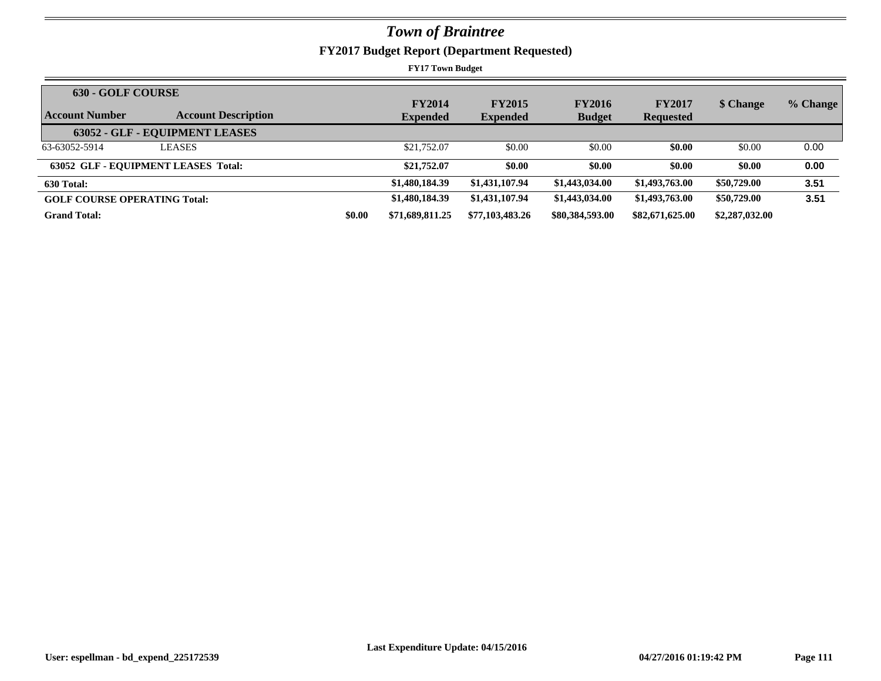# *Town of Braintree*

## FY2017 Budget Report (Department Requested)

**FY17 Town Budget**

| Account Number | Account Description | | FY2014 Expended | FY2015 Expended | FY2016 Budget | FY2017 Requested | $ Change | % Change |
|---|---|---|---|---|---|---|---|---|
| **630 - GOLF COURSE** | | | | | | | | |
| **63052 - GLF - EQUIPMENT LEASES** | | | | | | | | |
| 63-63052-5914 | LEASES | | $21,752.07 | $0.00 | $0.00 | **$0.00** | $0.00 | 0.00 |
| **63052 GLF - EQUIPMENT LEASES Total:** | | | **$21,752.07** | **$0.00** | **$0.00** | **$0.00** | **$0.00** | **0.00** |
| **630 Total:** | | | **$1,480,184.39** | **$1,431,107.94** | **$1,443,034.00** | **$1,493,763.00** | **$50,729.00** | **3.51** |
| **GOLF COURSE OPERATING Total:** | | | **$1,480,184.39** | **$1,431,107.94** | **$1,443,034.00** | **$1,493,763.00** | **$50,729.00** | **3.51** |
| **Grand Total:** | | **$0.00** | **$71,689,811.25** | **$77,103,483.26** | **$80,384,593.00** | **$82,671,625.00** | **$2,287,032.00** | |

**Last Expenditure Update: 04/15/2016**

**User: espellman - bd_expend_225172539** **04/27/2016 01:19:42 PM**